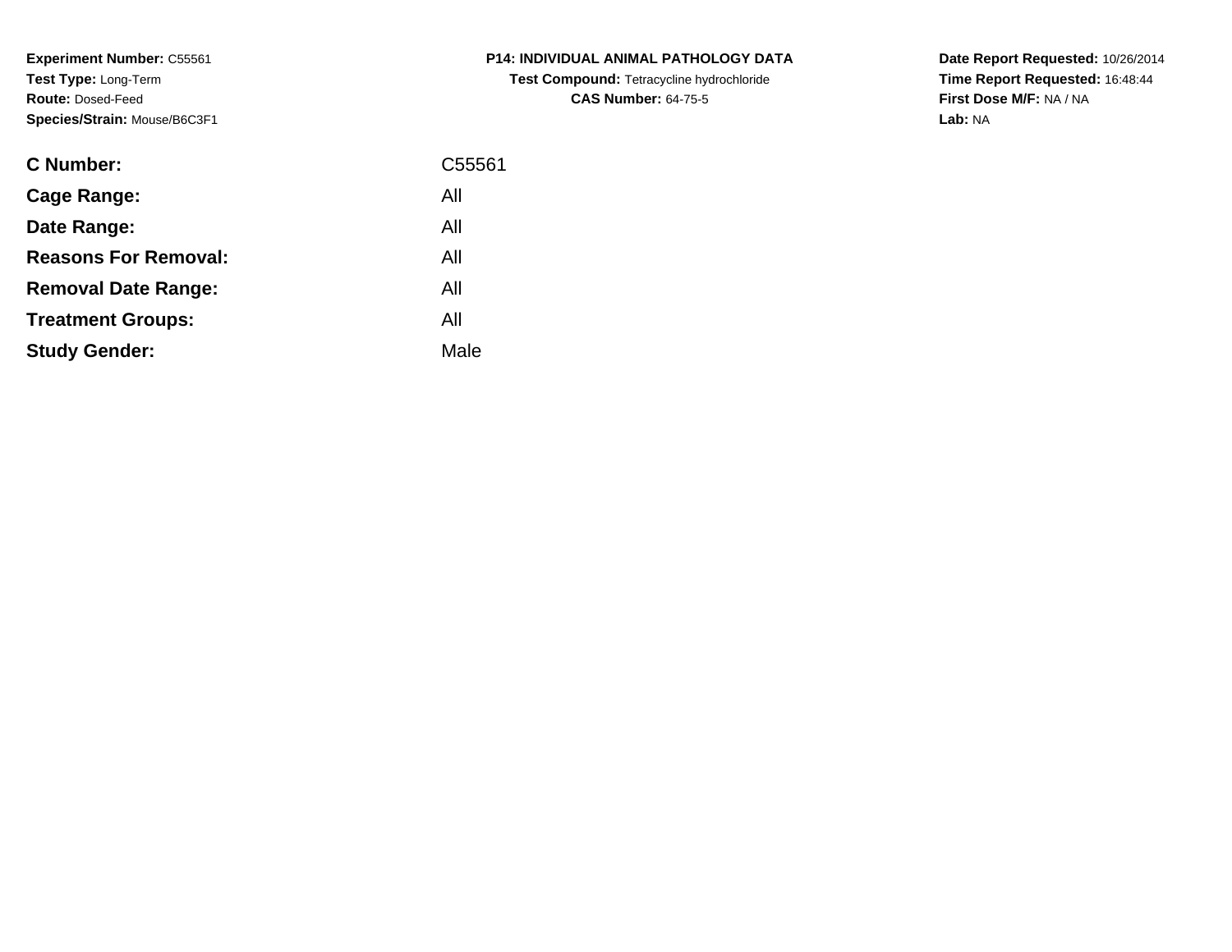**Experiment Number:** C55561
**Test Type:** Long-Term
**Route:** Dosed-Feed
**Species/Strain:** Mouse/B6C3F1

**P14: INDIVIDUAL ANIMAL PATHOLOGY DATA**
**Test Compound:** Tetracycline hydrochloride
**CAS Number:** 64-75-5

**Date Report Requested:** 10/26/2014
**Time Report Requested:** 16:48:44
**First Dose M/F:** NA / NA
**Lab:** NA

| | |
|---|---|
| **C Number:** | C55561 |
| **Cage Range:** | All |
| **Date Range:** | All |
| **Reasons For Removal:** | All |
| **Removal Date Range:** | All |
| **Treatment Groups:** | All |
| **Study Gender:** | Male |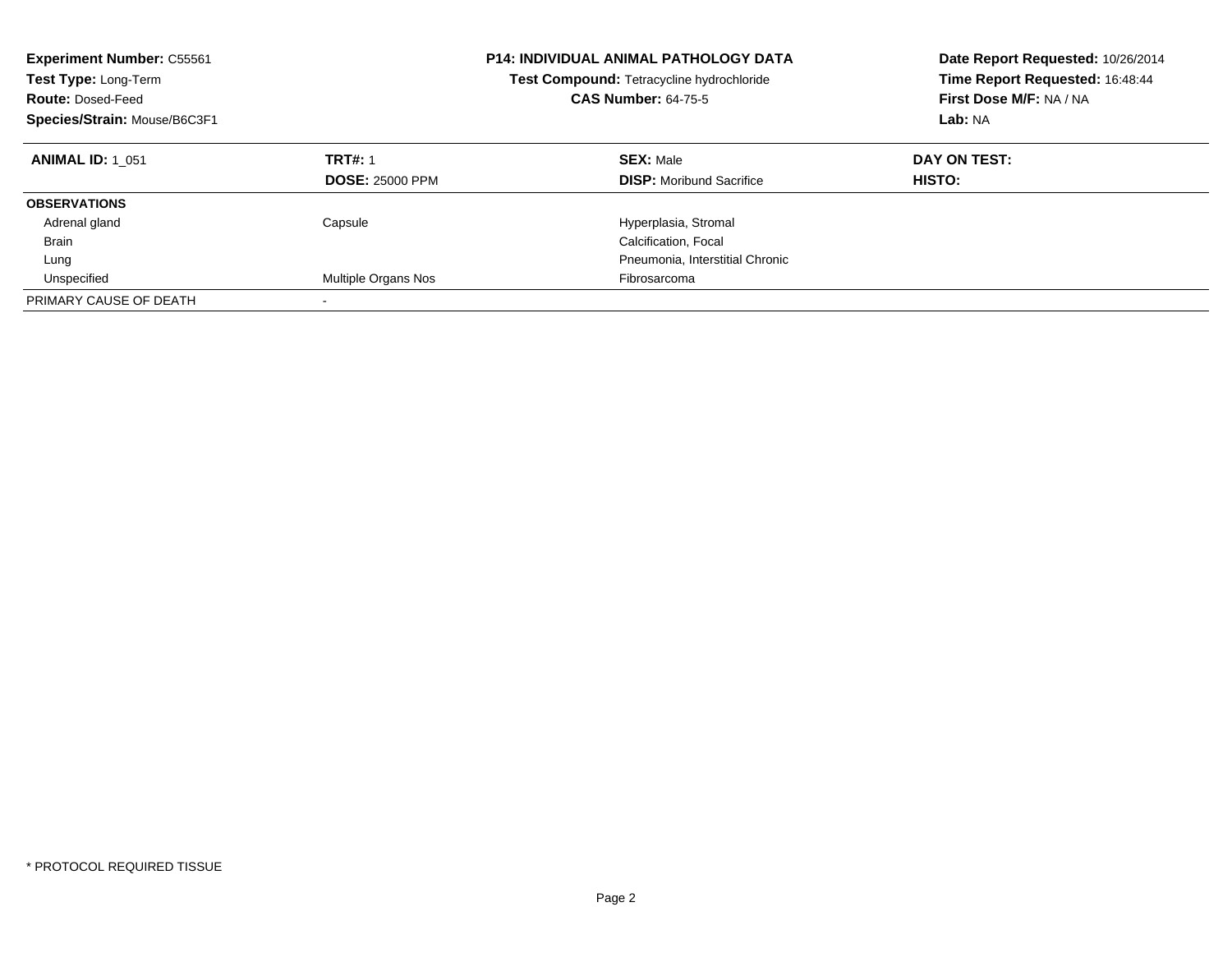**Experiment Number:** C55561
**Test Type:** Long-Term
**Route:** Dosed-Feed
**Species/Strain:** Mouse/B6C3F1

**P14: INDIVIDUAL ANIMAL PATHOLOGY DATA**
**Test Compound:** Tetracycline hydrochloride
**CAS Number:** 64-75-5

**Date Report Requested:** 10/26/2014
**Time Report Requested:** 16:48:44
**First Dose M/F:** NA / NA
**Lab:** NA

| **ANIMAL ID:** 1_051 | **TRT#:** 1 | **SEX:** Male | **DAY ON TEST:** |
|---|---|---|---|
| | **DOSE:** 25000 PPM | **DISP:** Moribund Sacrifice | **HISTO:** |
| **OBSERVATIONS** | | | |
| Adrenal gland | Capsule | Hyperplasia, Stromal | |
| Brain | | Calcification, Focal | |
| Lung | | Pneumonia, Interstitial Chronic | |
| Unspecified | Multiple Organs Nos | Fibrosarcoma | |
| PRIMARY CAUSE OF DEATH | - | | |

* PROTOCOL REQUIRED TISSUE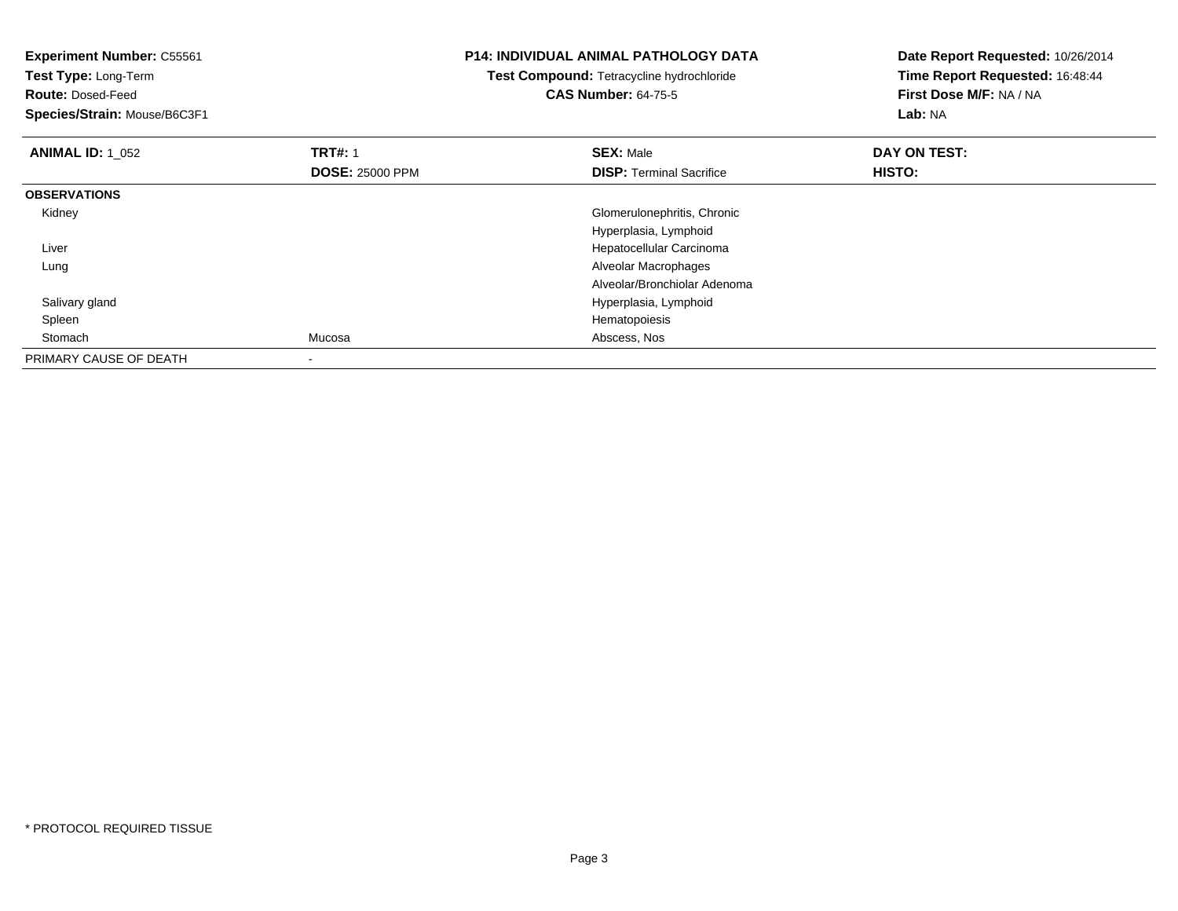**Experiment Number:** C55561
**Test Type:** Long-Term
**Route:** Dosed-Feed
**Species/Strain:** Mouse/B6C3F1

**P14: INDIVIDUAL ANIMAL PATHOLOGY DATA**
**Test Compound:** Tetracycline hydrochloride
**CAS Number:** 64-75-5

**Date Report Requested:** 10/26/2014
**Time Report Requested:** 16:48:44
**First Dose M/F:** NA / NA
**Lab:** NA

| **ANIMAL ID:** 1_052 | **TRT#:** 1 | **SEX:** Male | **DAY ON TEST:** |
|---|---|---|---|
| | **DOSE:** 25000 PPM | **DISP:** Terminal Sacrifice | **HISTO:** |
| **OBSERVATIONS** | | | |
| Kidney | | Glomerulonephritis, Chronic | |
| | | Hyperplasia, Lymphoid | |
| Liver | | Hepatocellular Carcinoma | |
| Lung | | Alveolar Macrophages | |
| | | Alveolar/Bronchiolar Adenoma | |
| Salivary gland | | Hyperplasia, Lymphoid | |
| Spleen | | Hematopoiesis | |
| Stomach | Mucosa | Abscess, Nos | |
| PRIMARY CAUSE OF DEATH | - | | |

* PROTOCOL REQUIRED TISSUE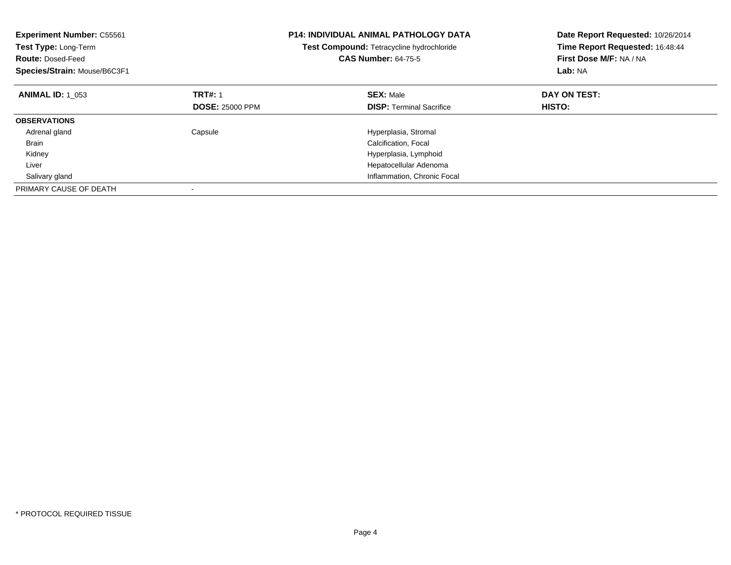**Experiment Number:** C55561
**Test Type:** Long-Term
**Route:** Dosed-Feed
**Species/Strain:** Mouse/B6C3F1

**P14: INDIVIDUAL ANIMAL PATHOLOGY DATA**
**Test Compound:** Tetracycline hydrochloride
**CAS Number:** 64-75-5

**Date Report Requested:** 10/26/2014
**Time Report Requested:** 16:48:44
**First Dose M/F:** NA / NA
**Lab:** NA

| **ANIMAL ID:** 1_053 | **TRT#:** 1 | **SEX:** Male | **DAY ON TEST:** |
|---|---|---|---|
| | **DOSE:** 25000 PPM | **DISP:** Terminal Sacrifice | **HISTO:** |
| **OBSERVATIONS** | | | |
| Adrenal gland | Capsule | Hyperplasia, Stromal | |
| Brain | | Calcification, Focal | |
| Kidney | | Hyperplasia, Lymphoid | |
| Liver | | Hepatocellular Adenoma | |
| Salivary gland | | Inflammation, Chronic Focal | |
| PRIMARY CAUSE OF DEATH | - | | |

* PROTOCOL REQUIRED TISSUE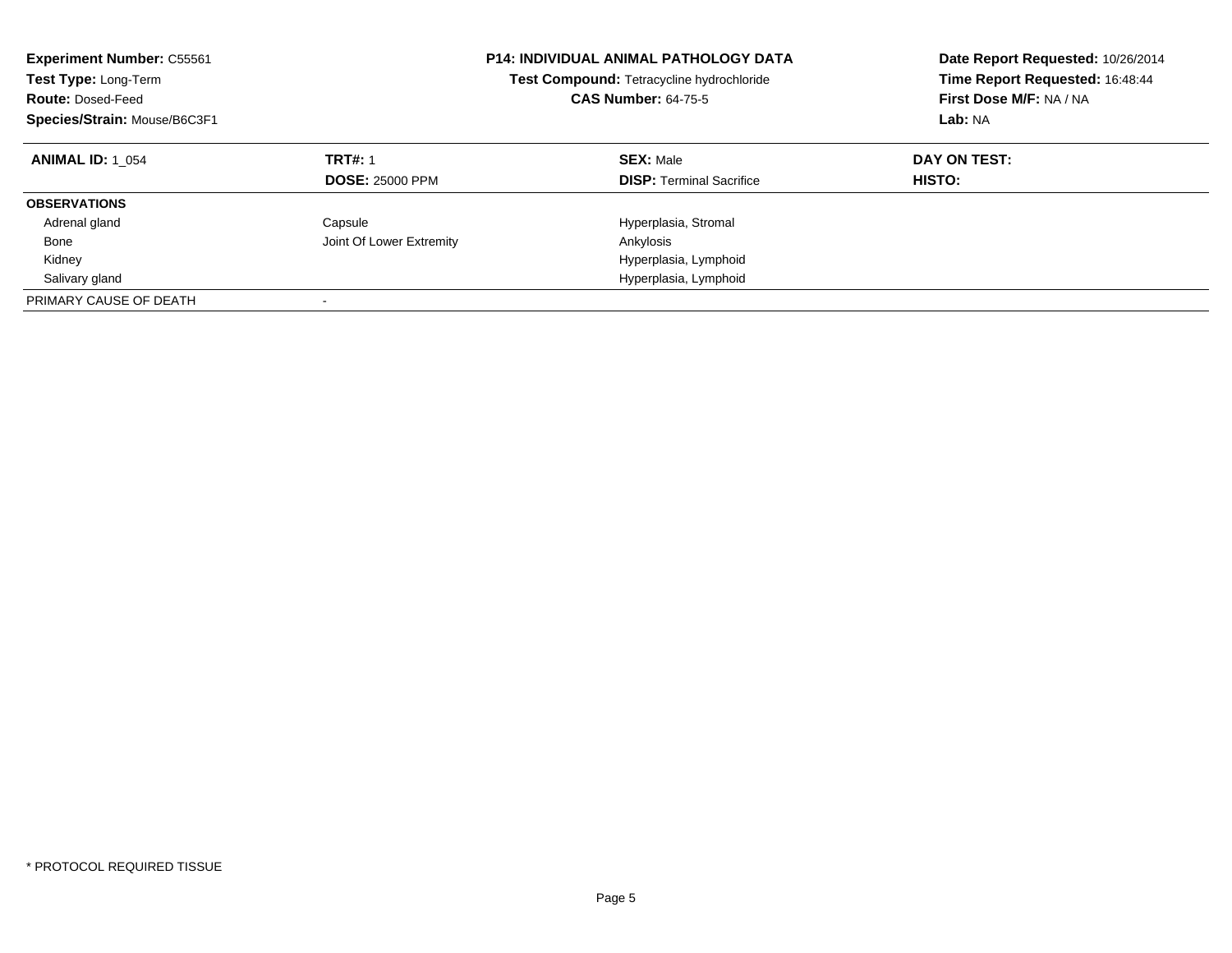**Experiment Number:** C55561
**Test Type:** Long-Term
**Route:** Dosed-Feed
**Species/Strain:** Mouse/B6C3F1

**P14: INDIVIDUAL ANIMAL PATHOLOGY DATA**
**Test Compound:** Tetracycline hydrochloride
**CAS Number:** 64-75-5

**Date Report Requested:** 10/26/2014
**Time Report Requested:** 16:48:44
**First Dose M/F:** NA / NA
**Lab:** NA

| **ANIMAL ID:** 1_054 | **TRT#:** 1 | **SEX:** Male | **DAY ON TEST:** |
|---|---|---|---|
| | **DOSE:** 25000 PPM | **DISP:** Terminal Sacrifice | **HISTO:** |
| **OBSERVATIONS** | | | |
| Adrenal gland | Capsule | Hyperplasia, Stromal | |
| Bone | Joint Of Lower Extremity | Ankylosis | |
| Kidney | | Hyperplasia, Lymphoid | |
| Salivary gland | | Hyperplasia, Lymphoid | |
| PRIMARY CAUSE OF DEATH | - | | |

* PROTOCOL REQUIRED TISSUE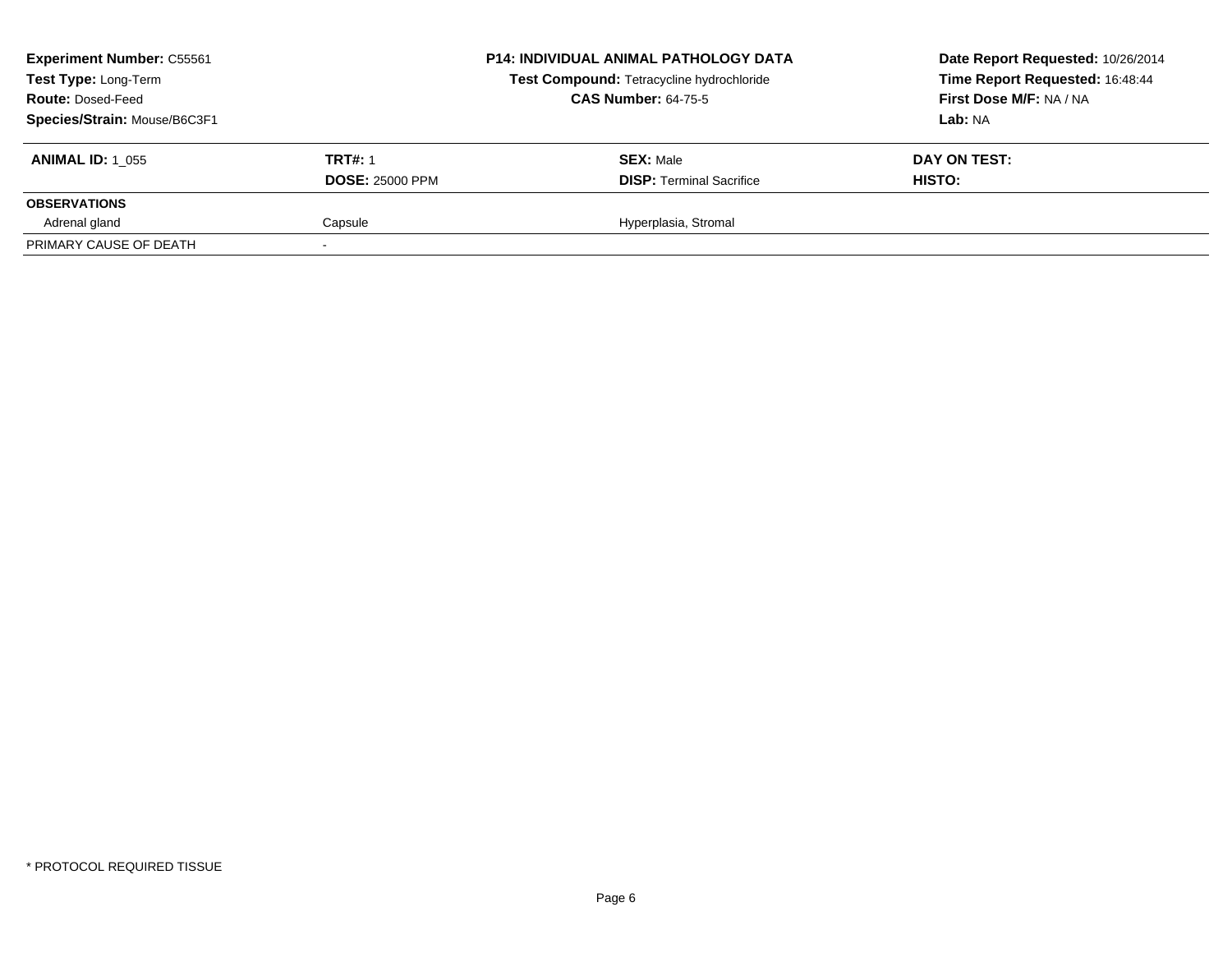**Experiment Number:** C55561
**Test Type:** Long-Term
**Route:** Dosed-Feed
**Species/Strain:** Mouse/B6C3F1

**P14: INDIVIDUAL ANIMAL PATHOLOGY DATA**
**Test Compound:** Tetracycline hydrochloride
**CAS Number:** 64-75-5

**Date Report Requested:** 10/26/2014
**Time Report Requested:** 16:48:44
**First Dose M/F:** NA / NA
**Lab:** NA

| **ANIMAL ID:** 1_055 | **TRT#:** 1 | **SEX:** Male | **DAY ON TEST:** |
|---|---|---|---|
| | **DOSE:** 25000 PPM | **DISP:** Terminal Sacrifice | **HISTO:** |
| **OBSERVATIONS** | | | |
| Adrenal gland | Capsule | Hyperplasia, Stromal | |
| PRIMARY CAUSE OF DEATH | - | | |

* PROTOCOL REQUIRED TISSUE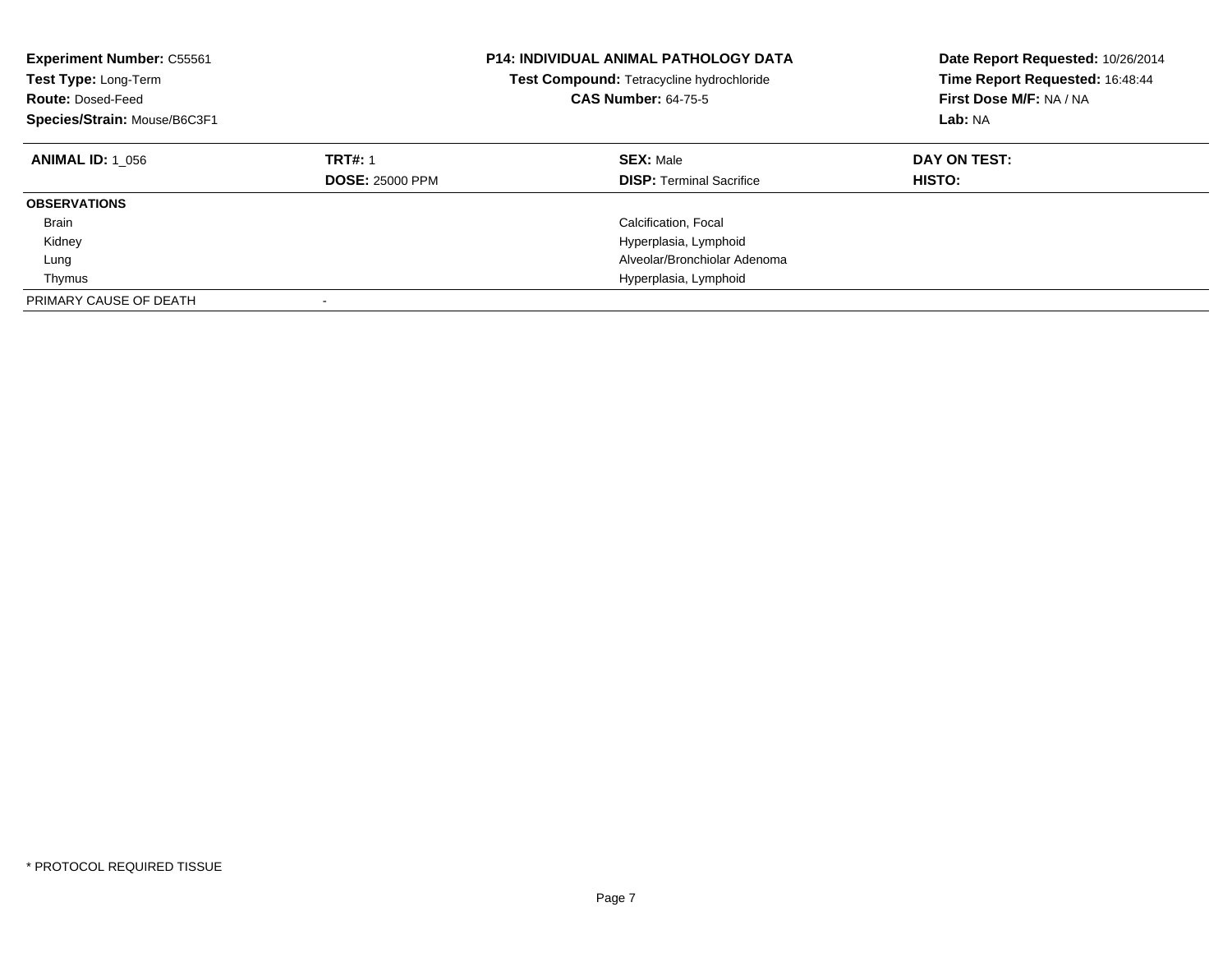**Experiment Number:** C55561
**Test Type:** Long-Term
**Route:** Dosed-Feed
**Species/Strain:** Mouse/B6C3F1

**P14: INDIVIDUAL ANIMAL PATHOLOGY DATA**
**Test Compound:** Tetracycline hydrochloride
**CAS Number:** 64-75-5

**Date Report Requested:** 10/26/2014
**Time Report Requested:** 16:48:44
**First Dose M/F:** NA / NA
**Lab:** NA

| **ANIMAL ID:** 1_056 | **TRT#:** 1 | **SEX:** Male | **DAY ON TEST:** |
|---|---|---|---|
| | **DOSE:** 25000 PPM | **DISP:** Terminal Sacrifice | **HISTO:** |
| **OBSERVATIONS** | | | |
| Brain | | Calcification, Focal | |
| Kidney | | Hyperplasia, Lymphoid | |
| Lung | | Alveolar/Bronchiolar Adenoma | |
| Thymus | | Hyperplasia, Lymphoid | |
| PRIMARY CAUSE OF DEATH | - | | |

* PROTOCOL REQUIRED TISSUE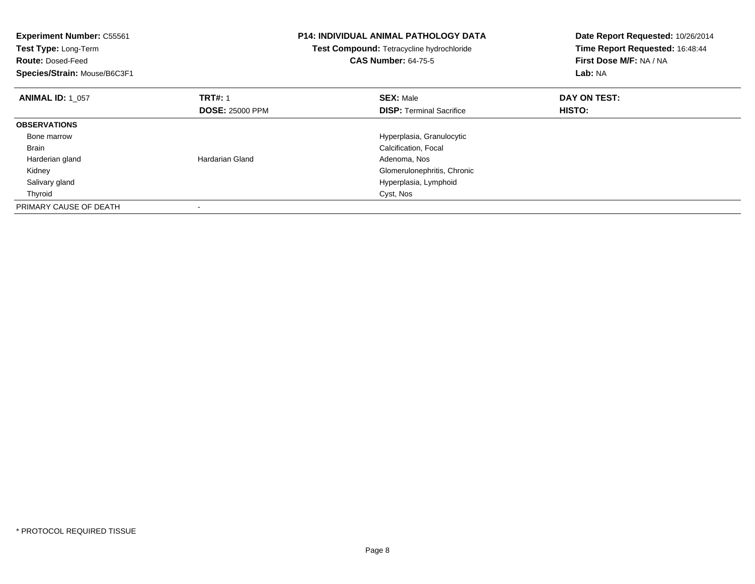**Experiment Number:** C55561
**Test Type:** Long-Term
**Route:** Dosed-Feed
**Species/Strain:** Mouse/B6C3F1

**P14: INDIVIDUAL ANIMAL PATHOLOGY DATA**
**Test Compound:** Tetracycline hydrochloride
**CAS Number:** 64-75-5

**Date Report Requested:** 10/26/2014
**Time Report Requested:** 16:48:44
**First Dose M/F:** NA / NA
**Lab:** NA

| **ANIMAL ID:** 1_057 | **TRT#:** 1 | **SEX:** Male | **DAY ON TEST:** |
|---|---|---|---|
| | **DOSE:** 25000 PPM | **DISP:** Terminal Sacrifice | **HISTO:** |
| **OBSERVATIONS** | | | |
| Bone marrow | | Hyperplasia, Granulocytic | |
| Brain | | Calcification, Focal | |
| Harderian gland | Hardarian Gland | Adenoma, Nos | |
| Kidney | | Glomerulonephritis, Chronic | |
| Salivary gland | | Hyperplasia, Lymphoid | |
| Thyroid | | Cyst, Nos | |
| PRIMARY CAUSE OF DEATH | - | | |

* PROTOCOL REQUIRED TISSUE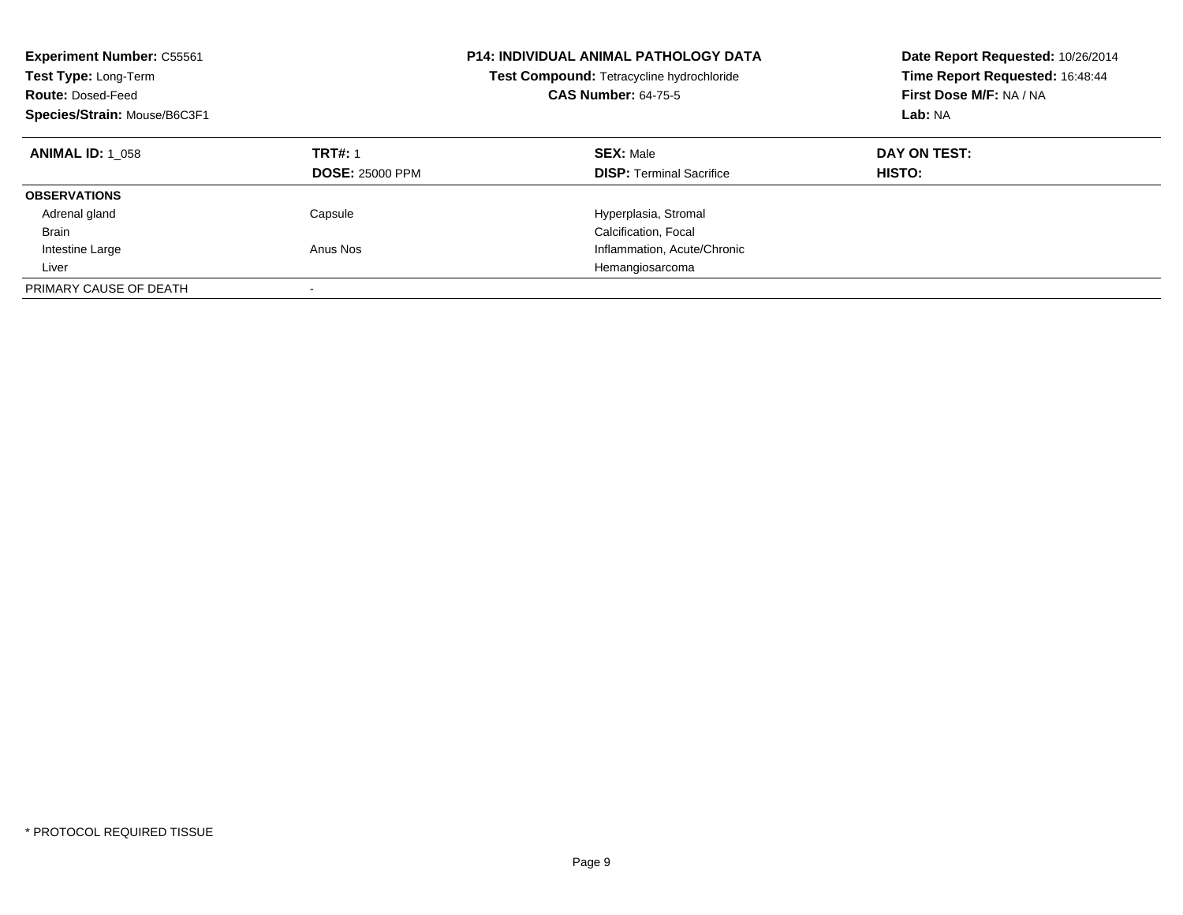**Experiment Number:** C55561
**Test Type:** Long-Term
**Route:** Dosed-Feed
**Species/Strain:** Mouse/B6C3F1

**P14: INDIVIDUAL ANIMAL PATHOLOGY DATA**
**Test Compound:** Tetracycline hydrochloride
**CAS Number:** 64-75-5

**Date Report Requested:** 10/26/2014
**Time Report Requested:** 16:48:44
**First Dose M/F:** NA / NA
**Lab:** NA

| **ANIMAL ID:** 1_058 | **TRT#:** 1 | **SEX:** Male | **DAY ON TEST:** |
|---|---|---|---|
| | **DOSE:** 25000 PPM | **DISP:** Terminal Sacrifice | **HISTO:** |
| **OBSERVATIONS** | | | |
| Adrenal gland | Capsule | Hyperplasia, Stromal | |
| Brain | | Calcification, Focal | |
| Intestine Large | Anus Nos | Inflammation, Acute/Chronic | |
| Liver | | Hemangiosarcoma | |
| PRIMARY CAUSE OF DEATH | - | | |

* PROTOCOL REQUIRED TISSUE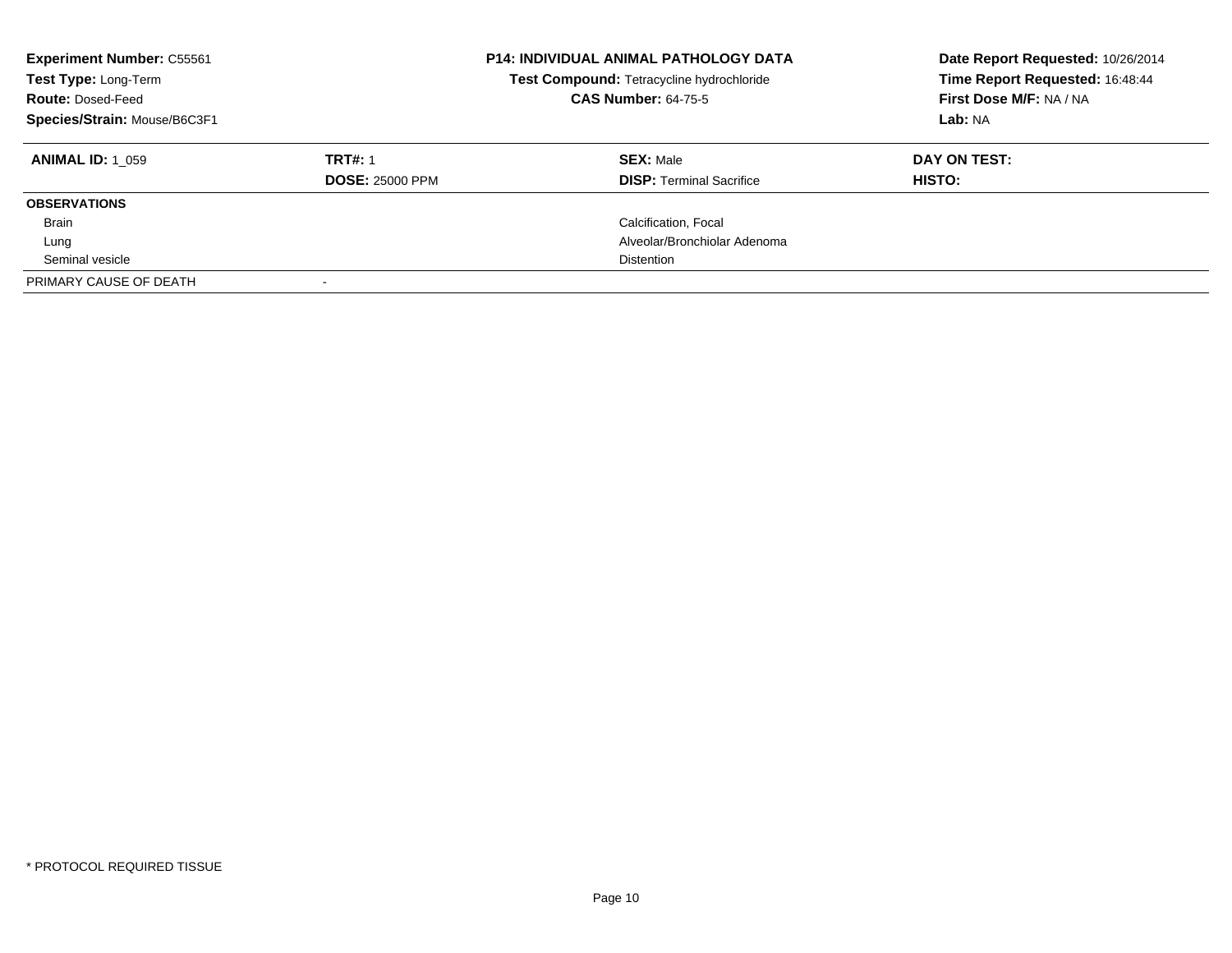**Experiment Number:** C55561
**Test Type:** Long-Term
**Route:** Dosed-Feed
**Species/Strain:** Mouse/B6C3F1

**P14: INDIVIDUAL ANIMAL PATHOLOGY DATA**
**Test Compound:** Tetracycline hydrochloride
**CAS Number:** 64-75-5

**Date Report Requested:** 10/26/2014
**Time Report Requested:** 16:48:44
**First Dose M/F:** NA / NA
**Lab:** NA

| **ANIMAL ID:** 1_059 | **TRT#:** 1 | **SEX:** Male | **DAY ON TEST:** |
|---|---|---|---|
| | **DOSE:** 25000 PPM | **DISP:** Terminal Sacrifice | **HISTO:** |
| **OBSERVATIONS** | | | |
| Brain | | Calcification, Focal | |
| Lung | | Alveolar/Bronchiolar Adenoma | |
| Seminal vesicle | | Distention | |
| PRIMARY CAUSE OF DEATH | - | | |

* PROTOCOL REQUIRED TISSUE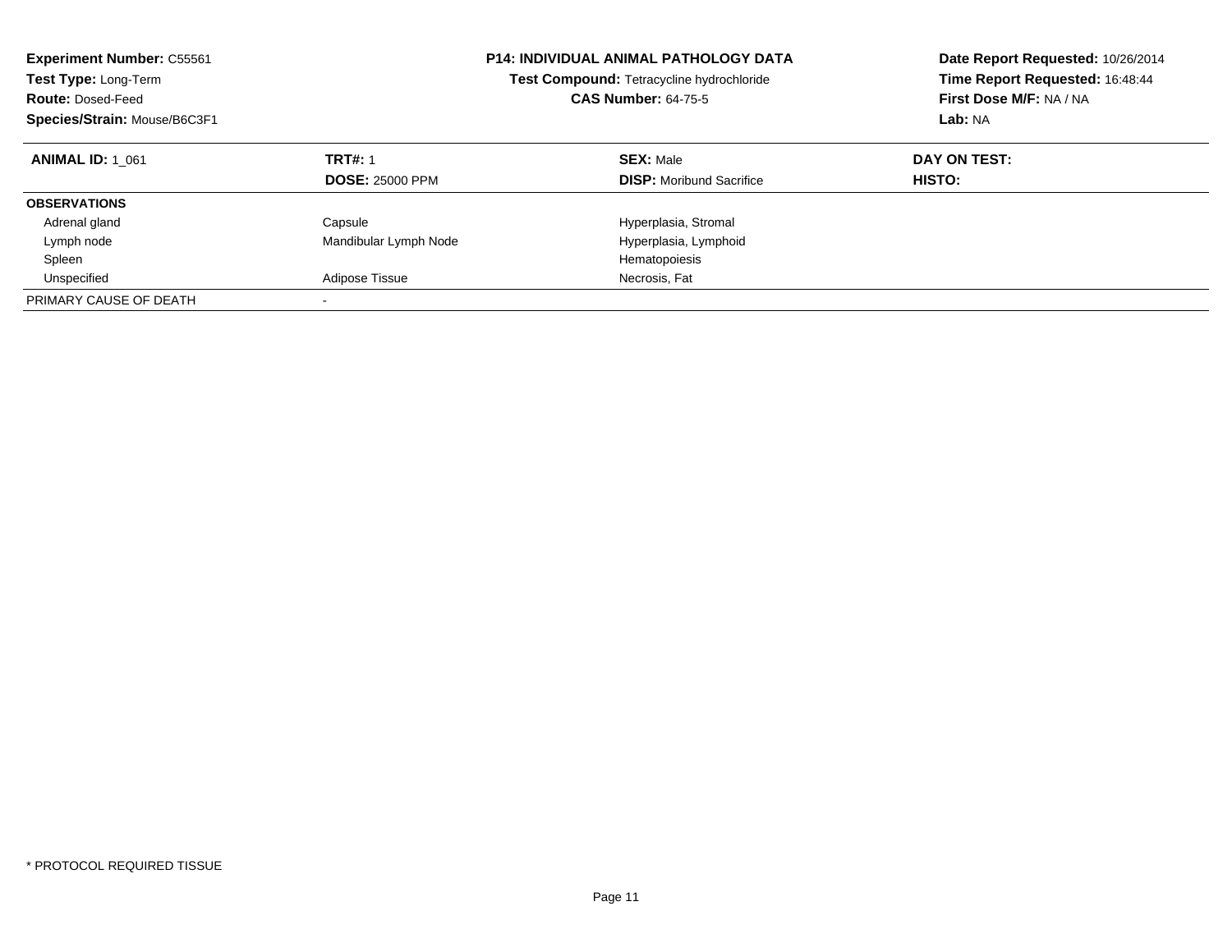**Experiment Number:** C55561
**Test Type:** Long-Term
**Route:** Dosed-Feed
**Species/Strain:** Mouse/B6C3F1

**P14: INDIVIDUAL ANIMAL PATHOLOGY DATA**
**Test Compound:** Tetracycline hydrochloride
**CAS Number:** 64-75-5

**Date Report Requested:** 10/26/2014
**Time Report Requested:** 16:48:44
**First Dose M/F:** NA / NA
**Lab:** NA

| **ANIMAL ID:** 1_061 | **TRT#:** 1<br>**DOSE:** 25000 PPM | **SEX:** Male<br>**DISP:** Moribund Sacrifice | **DAY ON TEST:**<br>**HISTO:** |
|---|---|---|---|
| **OBSERVATIONS** | | | |
| Adrenal gland | Capsule | Hyperplasia, Stromal | |
| Lymph node | Mandibular Lymph Node | Hyperplasia, Lymphoid | |
| Spleen | | Hematopoiesis | |
| Unspecified | Adipose Tissue | Necrosis, Fat | |
| PRIMARY CAUSE OF DEATH | - | | |

* PROTOCOL REQUIRED TISSUE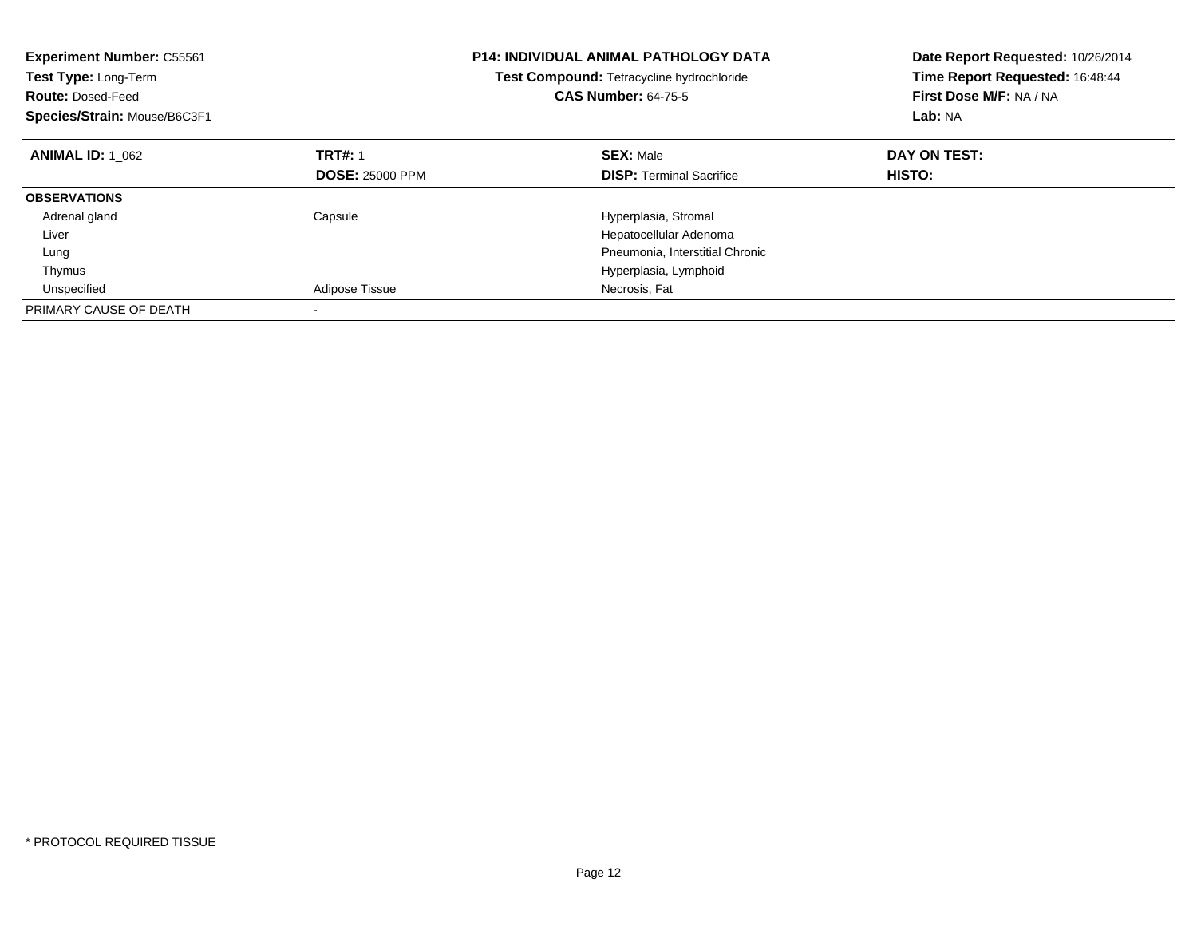**Experiment Number:** C55561
**Test Type:** Long-Term
**Route:** Dosed-Feed
**Species/Strain:** Mouse/B6C3F1

**P14: INDIVIDUAL ANIMAL PATHOLOGY DATA**
**Test Compound:** Tetracycline hydrochloride
**CAS Number:** 64-75-5

**Date Report Requested:** 10/26/2014
**Time Report Requested:** 16:48:44
**First Dose M/F:** NA / NA
**Lab:** NA

| **ANIMAL ID:** 1_062 | **TRT#:** 1 | **SEX:** Male | **DAY ON TEST:** |
|---|---|---|---|
| | **DOSE:** 25000 PPM | **DISP:** Terminal Sacrifice | **HISTO:** |
| **OBSERVATIONS** | | | |
| Adrenal gland | Capsule | Hyperplasia, Stromal | |
| Liver | | Hepatocellular Adenoma | |
| Lung | | Pneumonia, Interstitial Chronic | |
| Thymus | | Hyperplasia, Lymphoid | |
| Unspecified | Adipose Tissue | Necrosis, Fat | |
| PRIMARY CAUSE OF DEATH | - | | |

* PROTOCOL REQUIRED TISSUE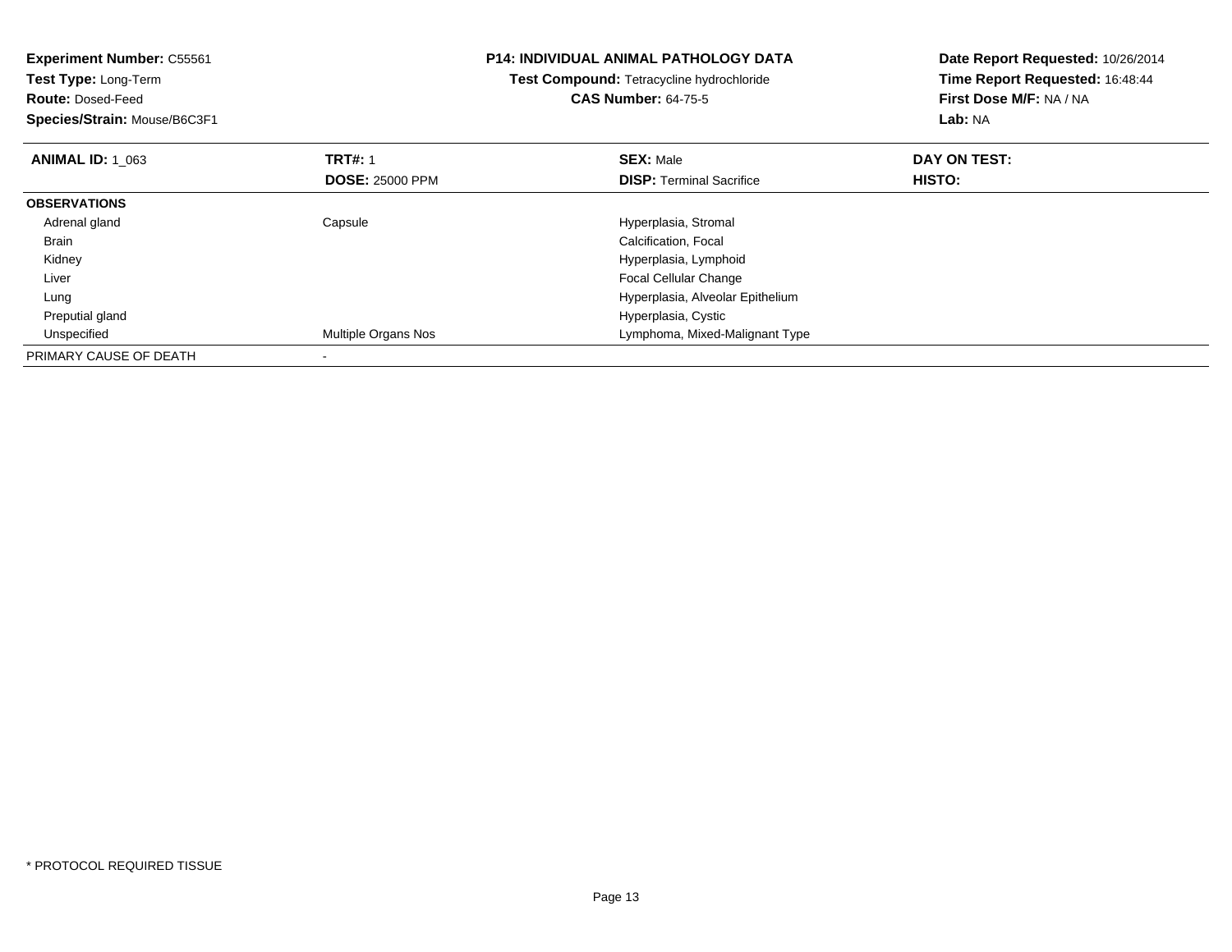**Experiment Number:** C55561
**Test Type:** Long-Term
**Route:** Dosed-Feed
**Species/Strain:** Mouse/B6C3F1

## P14: INDIVIDUAL ANIMAL PATHOLOGY DATA

**Test Compound:** Tetracycline hydrochloride
**CAS Number:** 64-75-5

**Date Report Requested:** 10/26/2014
**Time Report Requested:** 16:48:44
**First Dose M/F:** NA / NA
**Lab:** NA

| **ANIMAL ID:** 1_063 | **TRT#:** 1<br>**DOSE:** 25000 PPM | **SEX:** Male<br>**DISP:** Terminal Sacrifice | **DAY ON TEST:**<br>**HISTO:** |
|---|---|---|---|
| **OBSERVATIONS** | | | |
| Adrenal gland | Capsule | Hyperplasia, Stromal | |
| Brain | | Calcification, Focal | |
| Kidney | | Hyperplasia, Lymphoid | |
| Liver | | Focal Cellular Change | |
| Lung | | Hyperplasia, Alveolar Epithelium | |
| Preputial gland | | Hyperplasia, Cystic | |
| Unspecified | Multiple Organs Nos | Lymphoma, Mixed-Malignant Type | |
| PRIMARY CAUSE OF DEATH | - | | |

* PROTOCOL REQUIRED TISSUE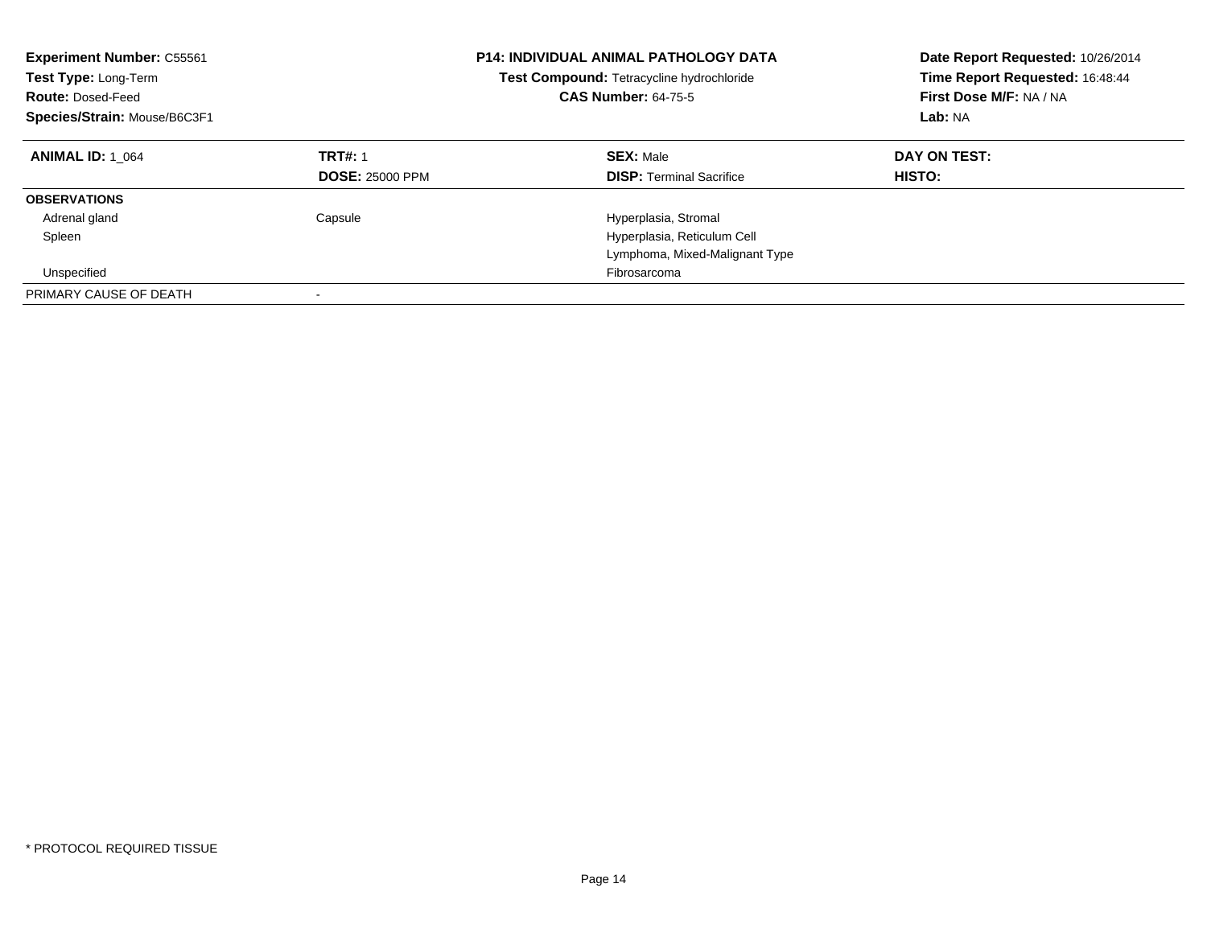**Experiment Number:** C55561
**Test Type:** Long-Term
**Route:** Dosed-Feed
**Species/Strain:** Mouse/B6C3F1

**P14: INDIVIDUAL ANIMAL PATHOLOGY DATA**
**Test Compound:** Tetracycline hydrochloride
**CAS Number:** 64-75-5

**Date Report Requested:** 10/26/2014
**Time Report Requested:** 16:48:44
**First Dose M/F:** NA / NA
**Lab:** NA

| **ANIMAL ID:** 1_064 | **TRT#:** 1 | **SEX:** Male | **DAY ON TEST:** |
|---|---|---|---|
| | **DOSE:** 25000 PPM | **DISP:** Terminal Sacrifice | **HISTO:** |
| **OBSERVATIONS** | | | |
| Adrenal gland | Capsule | Hyperplasia, Stromal | |
| Spleen | | Hyperplasia, Reticulum Cell | |
| | | Lymphoma, Mixed-Malignant Type | |
| Unspecified | | Fibrosarcoma | |
| PRIMARY CAUSE OF DEATH | - | | |

* PROTOCOL REQUIRED TISSUE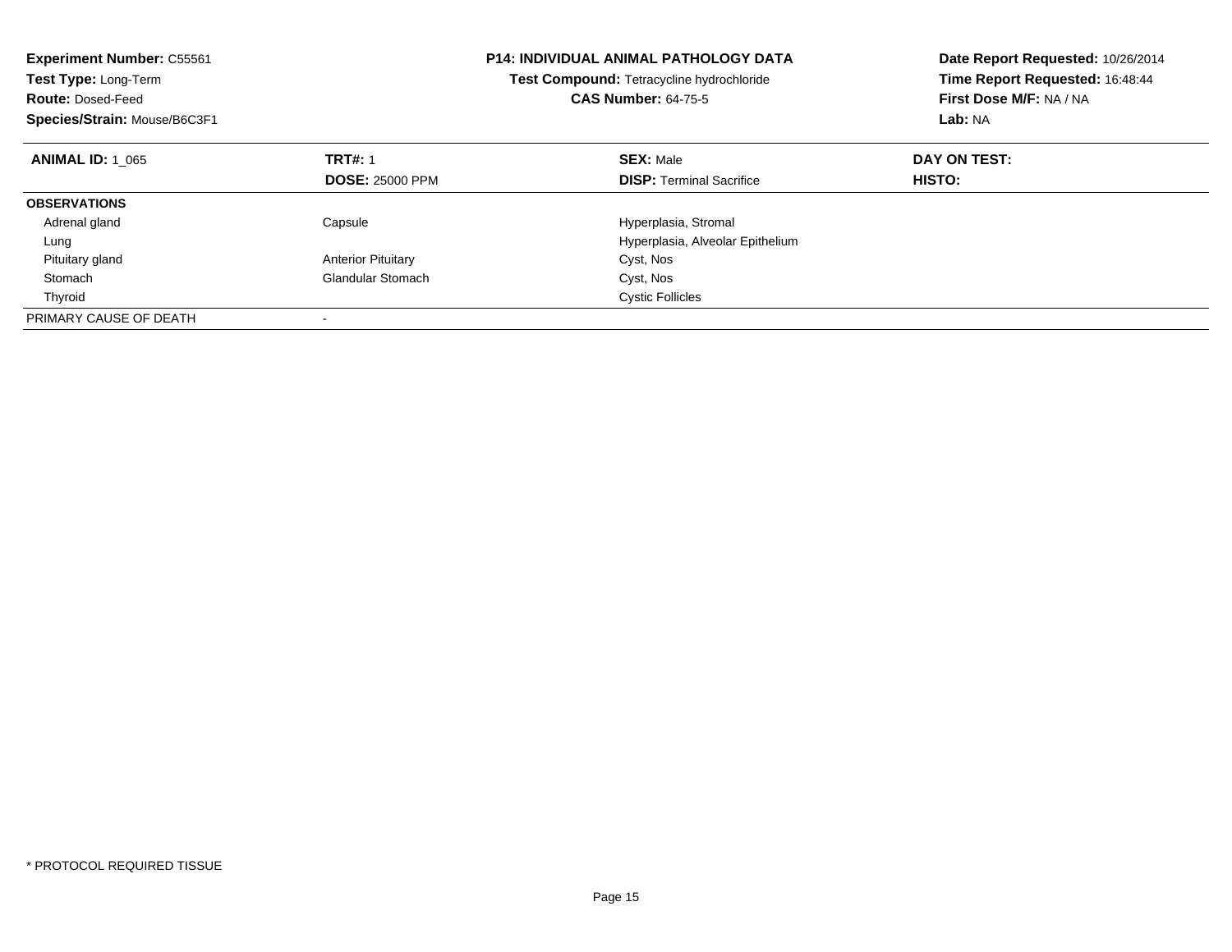**Experiment Number:** C55561
**Test Type:** Long-Term
**Route:** Dosed-Feed
**Species/Strain:** Mouse/B6C3F1

**P14: INDIVIDUAL ANIMAL PATHOLOGY DATA**
**Test Compound:** Tetracycline hydrochloride
**CAS Number:** 64-75-5

**Date Report Requested:** 10/26/2014
**Time Report Requested:** 16:48:44
**First Dose M/F:** NA / NA
**Lab:** NA

| **ANIMAL ID:** 1_065 | **TRT#:** 1 | **SEX:** Male | **DAY ON TEST:** |
|---|---|---|---|
| | **DOSE:** 25000 PPM | **DISP:** Terminal Sacrifice | **HISTO:** |
| **OBSERVATIONS** | | | |
| Adrenal gland | Capsule | Hyperplasia, Stromal | |
| Lung | | Hyperplasia, Alveolar Epithelium | |
| Pituitary gland | Anterior Pituitary | Cyst, Nos | |
| Stomach | Glandular Stomach | Cyst, Nos | |
| Thyroid | | Cystic Follicles | |
| PRIMARY CAUSE OF DEATH | - | | |

\* PROTOCOL REQUIRED TISSUE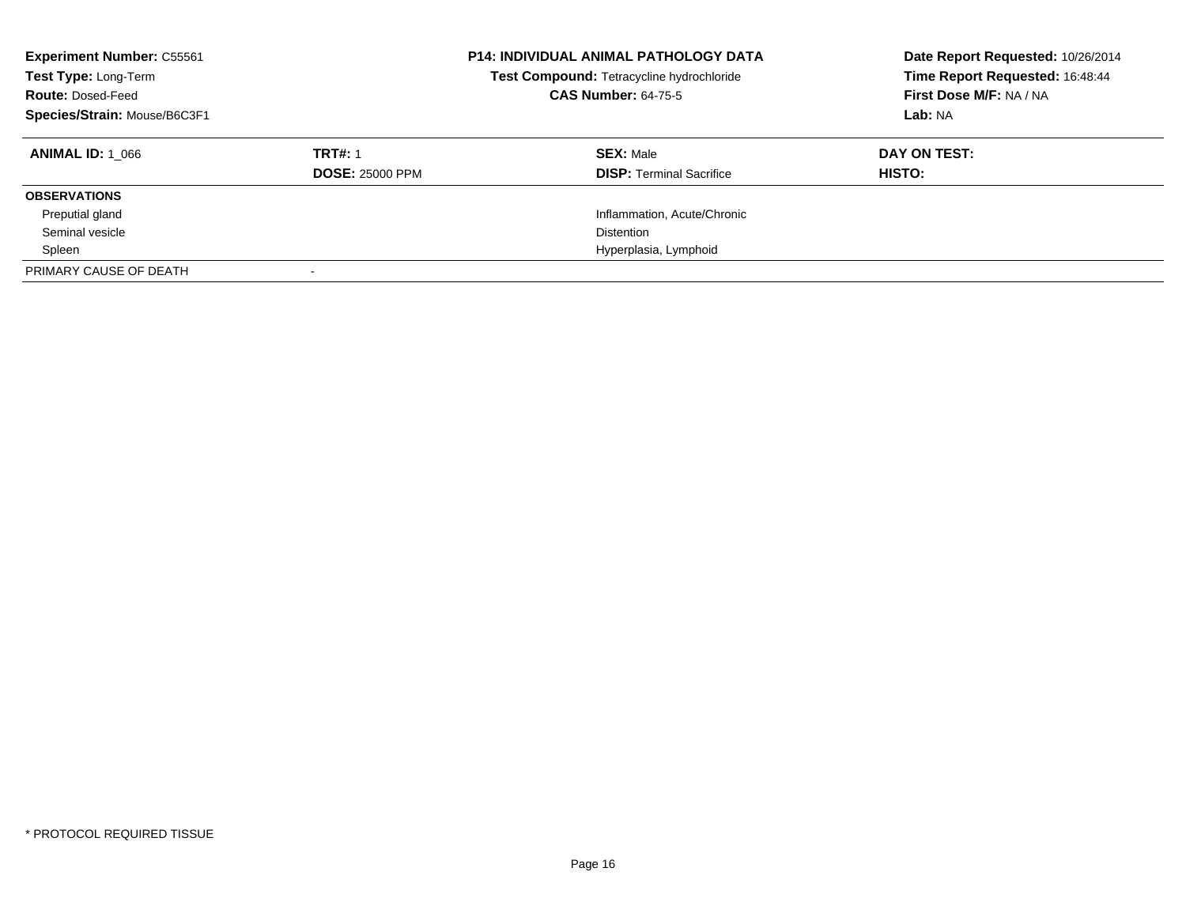| **Experiment Number:** C55561 | **P14: INDIVIDUAL ANIMAL PATHOLOGY DATA** | **Date Report Requested:** 10/26/2014 |
|---|---|---|
| **Test Type:** Long-Term | **Test Compound:** Tetracycline hydrochloride | **Time Report Requested:** 16:48:44 |
| **Route:** Dosed-Feed | **CAS Number:** 64-75-5 | **First Dose M/F:** NA / NA |
| **Species/Strain:** Mouse/B6C3F1 | | **Lab:** NA |

| **ANIMAL ID:** 1_066 | **TRT#:** 1 | **SEX:** Male | **DAY ON TEST:** |
|---|---|---|---|
| | **DOSE:** 25000 PPM | **DISP:** Terminal Sacrifice | **HISTO:** |
| **OBSERVATIONS** | | | |
| Preputial gland | | Inflammation, Acute/Chronic | |
| Seminal vesicle | | Distention | |
| Spleen | | Hyperplasia, Lymphoid | |
| PRIMARY CAUSE OF DEATH | - | | |

* PROTOCOL REQUIRED TISSUE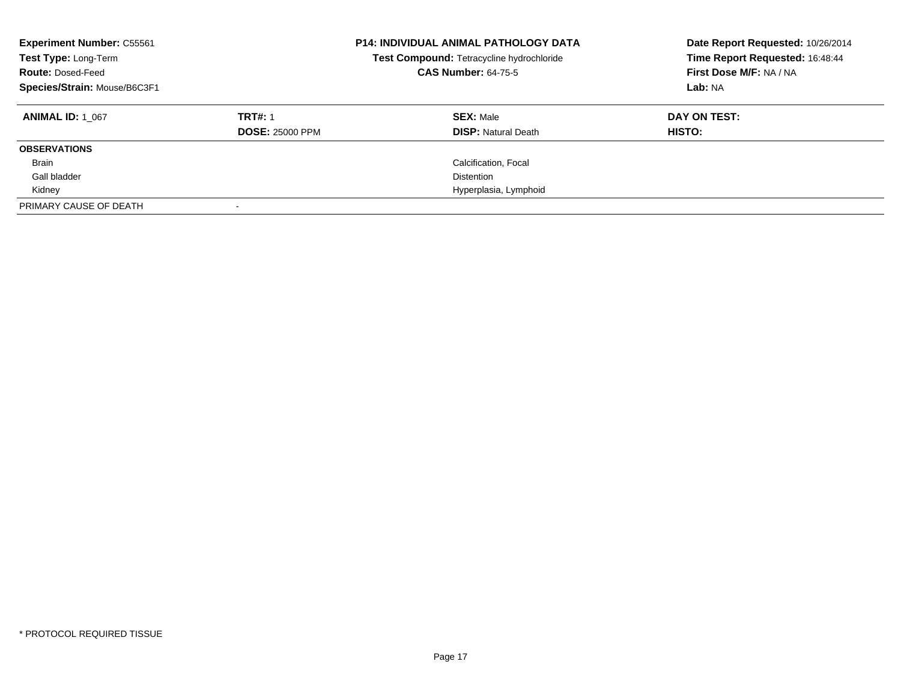**Experiment Number:** C55561
**Test Type:** Long-Term
**Route:** Dosed-Feed
**Species/Strain:** Mouse/B6C3F1

**P14: INDIVIDUAL ANIMAL PATHOLOGY DATA**
**Test Compound:** Tetracycline hydrochloride
**CAS Number:** 64-75-5

**Date Report Requested:** 10/26/2014
**Time Report Requested:** 16:48:44
**First Dose M/F:** NA / NA
**Lab:** NA

| **ANIMAL ID:** 1_067 | **TRT#:** 1 | **SEX:** Male | **DAY ON TEST:** |
|---|---|---|---|
| | **DOSE:** 25000 PPM | **DISP:** Natural Death | **HISTO:** |
| **OBSERVATIONS** | | | |
| Brain | | Calcification, Focal | |
| Gall bladder | | Distention | |
| Kidney | | Hyperplasia, Lymphoid | |
| PRIMARY CAUSE OF DEATH | - | | |

* PROTOCOL REQUIRED TISSUE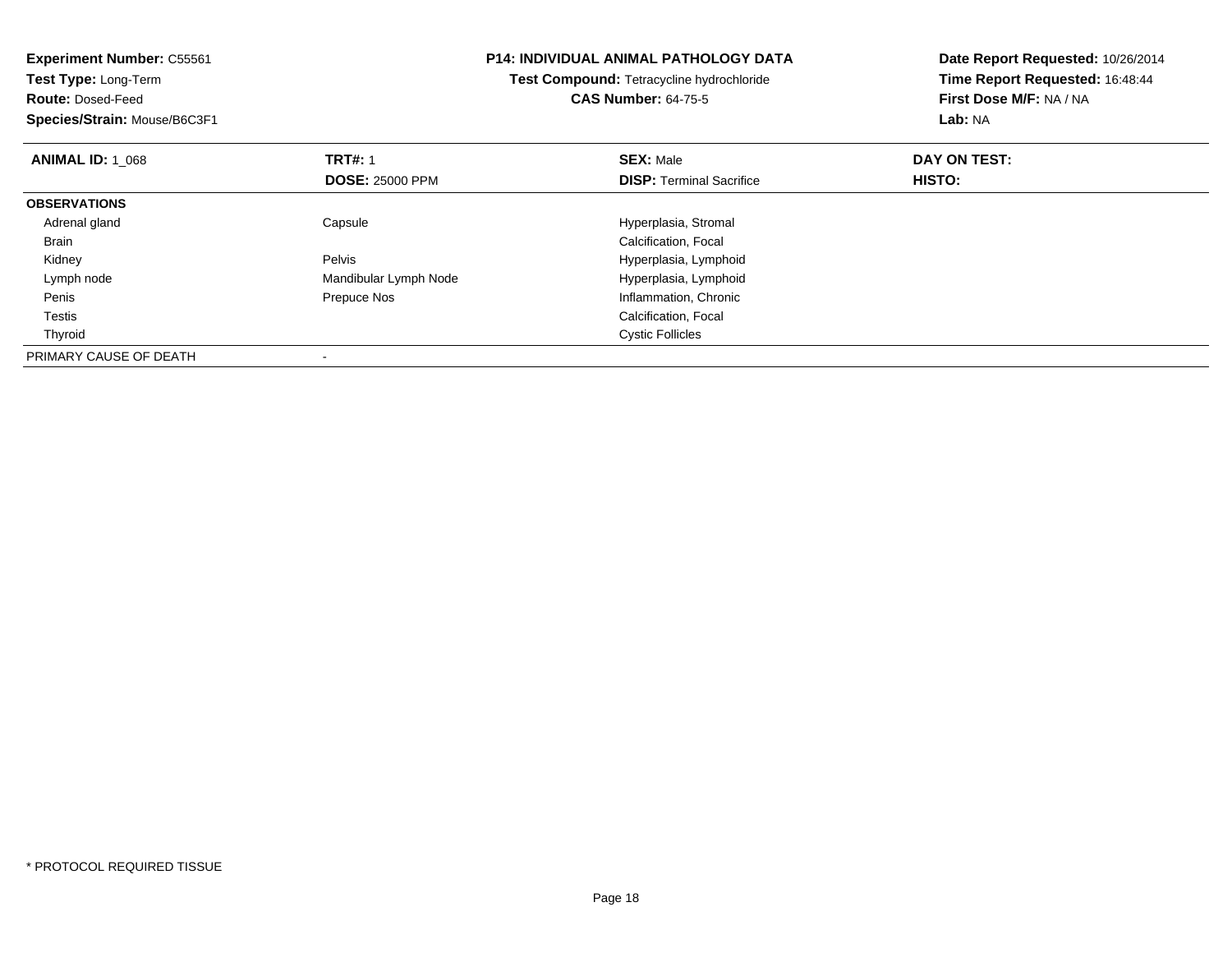**Experiment Number:** C55561
**Test Type:** Long-Term
**Route:** Dosed-Feed
**Species/Strain:** Mouse/B6C3F1

**P14: INDIVIDUAL ANIMAL PATHOLOGY DATA**
**Test Compound:** Tetracycline hydrochloride
**CAS Number:** 64-75-5

**Date Report Requested:** 10/26/2014
**Time Report Requested:** 16:48:44
**First Dose M/F:** NA / NA
**Lab:** NA

| **ANIMAL ID:** 1_068 | **TRT#:** 1 | **SEX:** Male | **DAY ON TEST:** |
|---|---|---|---|
| | **DOSE:** 25000 PPM | **DISP:** Terminal Sacrifice | **HISTO:** |
| **OBSERVATIONS** | | | |
| Adrenal gland | Capsule | Hyperplasia, Stromal | |
| Brain | | Calcification, Focal | |
| Kidney | Pelvis | Hyperplasia, Lymphoid | |
| Lymph node | Mandibular Lymph Node | Hyperplasia, Lymphoid | |
| Penis | Prepuce Nos | Inflammation, Chronic | |
| Testis | | Calcification, Focal | |
| Thyroid | | Cystic Follicles | |
| PRIMARY CAUSE OF DEATH | - | | |

* PROTOCOL REQUIRED TISSUE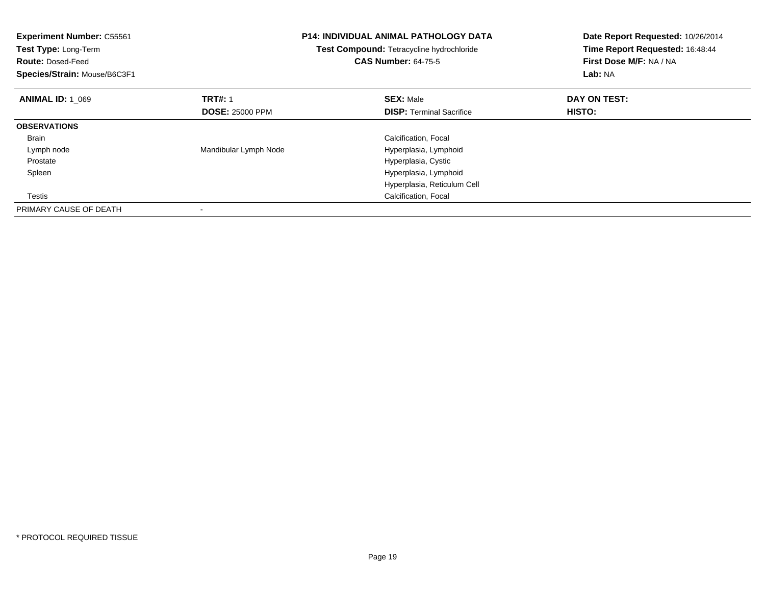**Experiment Number:** C55561
**Test Type:** Long-Term
**Route:** Dosed-Feed
**Species/Strain:** Mouse/B6C3F1

**P14: INDIVIDUAL ANIMAL PATHOLOGY DATA**
**Test Compound:** Tetracycline hydrochloride
**CAS Number:** 64-75-5

**Date Report Requested:** 10/26/2014
**Time Report Requested:** 16:48:44
**First Dose M/F:** NA / NA
**Lab:** NA

| **ANIMAL ID:** 1_069 | **TRT#:** 1 | **SEX:** Male | **DAY ON TEST:** |
|---|---|---|---|
| | **DOSE:** 25000 PPM | **DISP:** Terminal Sacrifice | **HISTO:** |
| **OBSERVATIONS** | | | |
| Brain | | Calcification, Focal | |
| Lymph node | Mandibular Lymph Node | Hyperplasia, Lymphoid | |
| Prostate | | Hyperplasia, Cystic | |
| Spleen | | Hyperplasia, Lymphoid | |
| | | Hyperplasia, Reticulum Cell | |
| Testis | | Calcification, Focal | |
| PRIMARY CAUSE OF DEATH | - | | |

* PROTOCOL REQUIRED TISSUE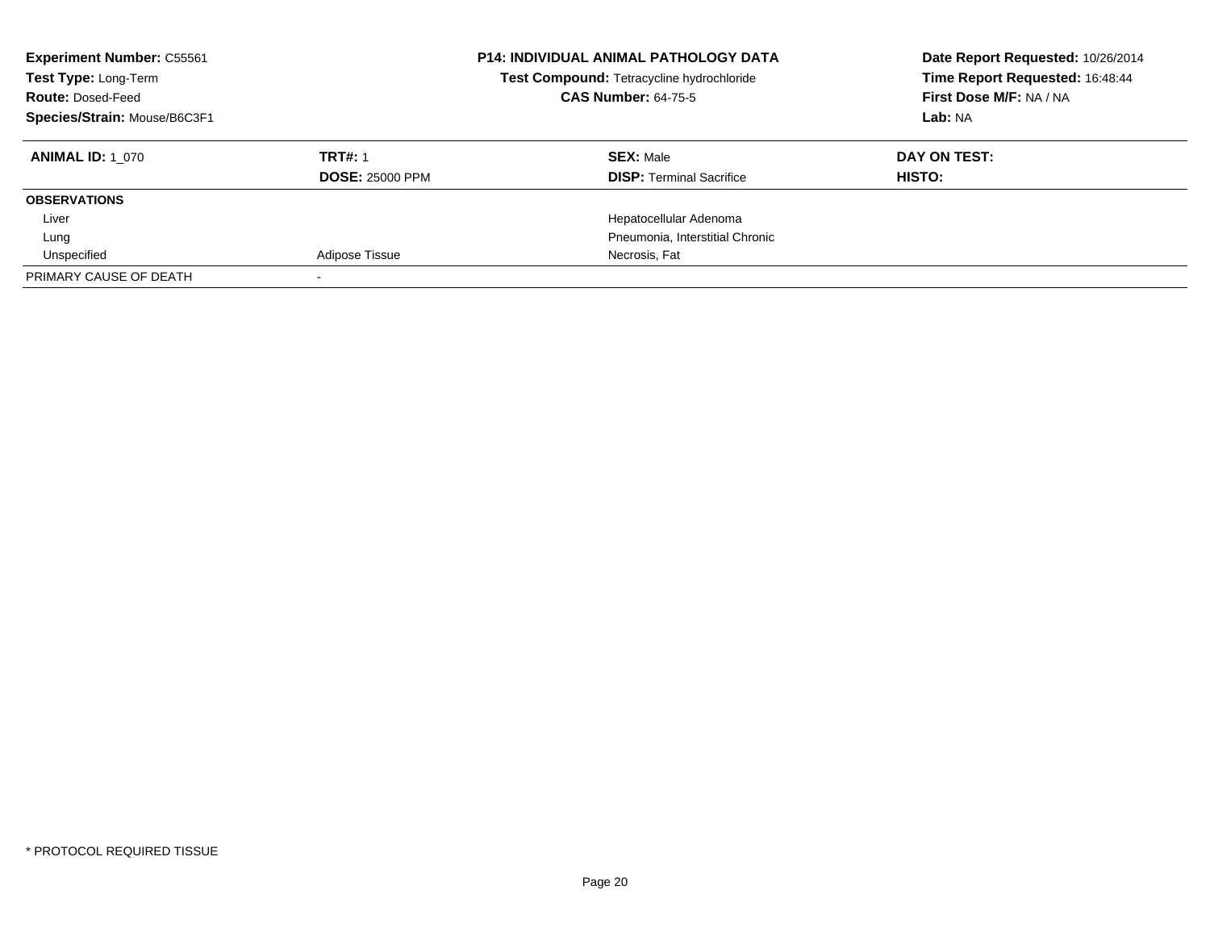**Experiment Number:** C55561
**Test Type:** Long-Term
**Route:** Dosed-Feed
**Species/Strain:** Mouse/B6C3F1

**P14: INDIVIDUAL ANIMAL PATHOLOGY DATA**
**Test Compound:** Tetracycline hydrochloride
**CAS Number:** 64-75-5

**Date Report Requested:** 10/26/2014
**Time Report Requested:** 16:48:44
**First Dose M/F:** NA / NA
**Lab:** NA

| **ANIMAL ID:** 1_070 | **TRT#:** 1 | **SEX:** Male | **DAY ON TEST:** |
|---|---|---|---|
| | **DOSE:** 25000 PPM | **DISP:** Terminal Sacrifice | **HISTO:** |
| **OBSERVATIONS** | | | |
| Liver | | Hepatocellular Adenoma | |
| Lung | | Pneumonia, Interstitial Chronic | |
| Unspecified | Adipose Tissue | Necrosis, Fat | |
| PRIMARY CAUSE OF DEATH | - | | |

* PROTOCOL REQUIRED TISSUE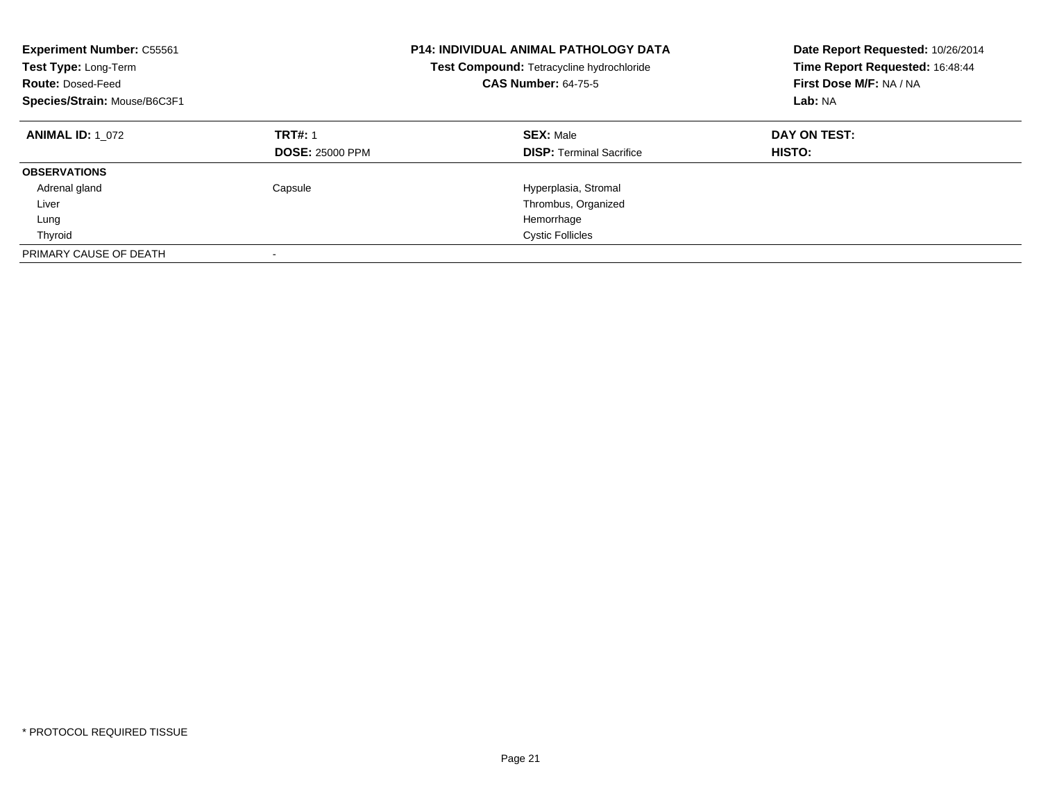**Experiment Number:** C55561
**Test Type:** Long-Term
**Route:** Dosed-Feed
**Species/Strain:** Mouse/B6C3F1

**P14: INDIVIDUAL ANIMAL PATHOLOGY DATA**
**Test Compound:** Tetracycline hydrochloride
**CAS Number:** 64-75-5

**Date Report Requested:** 10/26/2014
**Time Report Requested:** 16:48:44
**First Dose M/F:** NA / NA
**Lab:** NA

| **ANIMAL ID:** 1_072 | **TRT#:** 1 | **SEX:** Male | **DAY ON TEST:** |
|---|---|---|---|
| | **DOSE:** 25000 PPM | **DISP:** Terminal Sacrifice | **HISTO:** |
| **OBSERVATIONS** | | | |
| Adrenal gland | Capsule | Hyperplasia, Stromal | |
| Liver | | Thrombus, Organized | |
| Lung | | Hemorrhage | |
| Thyroid | | Cystic Follicles | |
| PRIMARY CAUSE OF DEATH | - | | |

* PROTOCOL REQUIRED TISSUE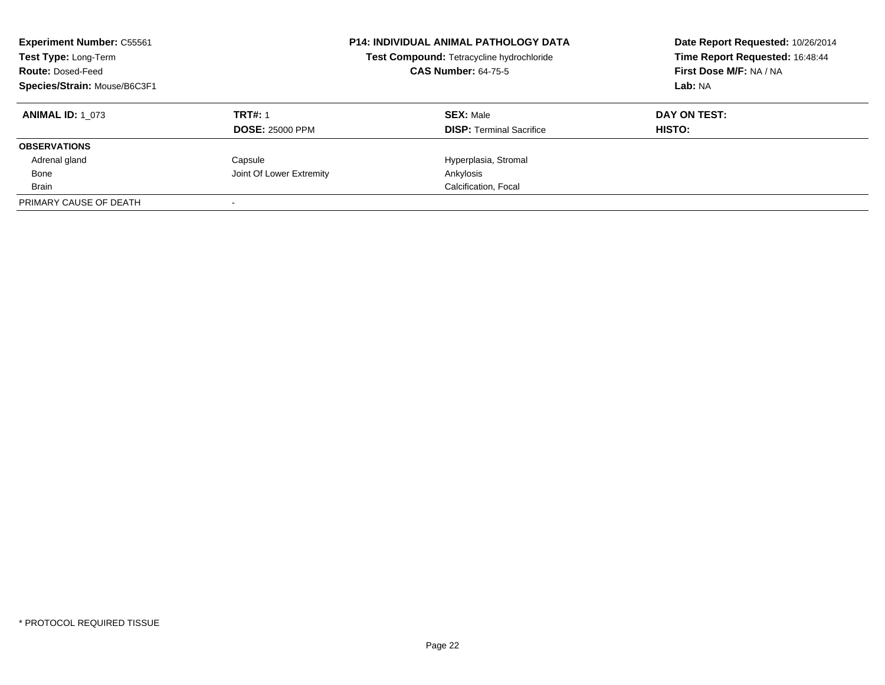**Experiment Number:** C55561
**Test Type:** Long-Term
**Route:** Dosed-Feed
**Species/Strain:** Mouse/B6C3F1

**P14: INDIVIDUAL ANIMAL PATHOLOGY DATA**
**Test Compound:** Tetracycline hydrochloride
**CAS Number:** 64-75-5

**Date Report Requested:** 10/26/2014
**Time Report Requested:** 16:48:44
**First Dose M/F:** NA / NA
**Lab:** NA

| **ANIMAL ID:** 1_073 | **TRT#:** 1 | **SEX:** Male | **DAY ON TEST:** |
|---|---|---|---|
| | **DOSE:** 25000 PPM | **DISP:** Terminal Sacrifice | **HISTO:** |
| **OBSERVATIONS** | | | |
| Adrenal gland | Capsule | Hyperplasia, Stromal | |
| Bone | Joint Of Lower Extremity | Ankylosis | |
| Brain | | Calcification, Focal | |
| PRIMARY CAUSE OF DEATH | - | | |

* PROTOCOL REQUIRED TISSUE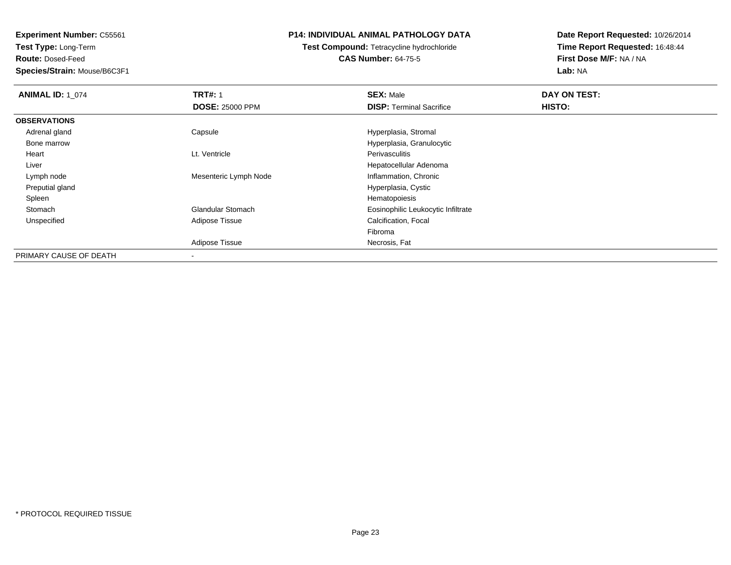**Experiment Number:** C55561
**Test Type:** Long-Term
**Route:** Dosed-Feed
**Species/Strain:** Mouse/B6C3F1

**P14: INDIVIDUAL ANIMAL PATHOLOGY DATA**
**Test Compound:** Tetracycline hydrochloride
**CAS Number:** 64-75-5

**Date Report Requested:** 10/26/2014
**Time Report Requested:** 16:48:44
**First Dose M/F:** NA / NA
**Lab:** NA

| **ANIMAL ID:** 1_074 | **TRT#:** 1 | **SEX:** Male | **DAY ON TEST:** |
|---|---|---|---|
| | **DOSE:** 25000 PPM | **DISP:** Terminal Sacrifice | **HISTO:** |
| **OBSERVATIONS** | | | |
| Adrenal gland | Capsule | Hyperplasia, Stromal | |
| Bone marrow | | Hyperplasia, Granulocytic | |
| Heart | Lt. Ventricle | Perivasculitis | |
| Liver | | Hepatocellular Adenoma | |
| Lymph node | Mesenteric Lymph Node | Inflammation, Chronic | |
| Preputial gland | | Hyperplasia, Cystic | |
| Spleen | | Hematopoiesis | |
| Stomach | Glandular Stomach | Eosinophilic Leukocytic Infiltrate | |
| Unspecified | Adipose Tissue | Calcification, Focal | |
| | | Fibroma | |
| | Adipose Tissue | Necrosis, Fat | |
| PRIMARY CAUSE OF DEATH | - | | |

* PROTOCOL REQUIRED TISSUE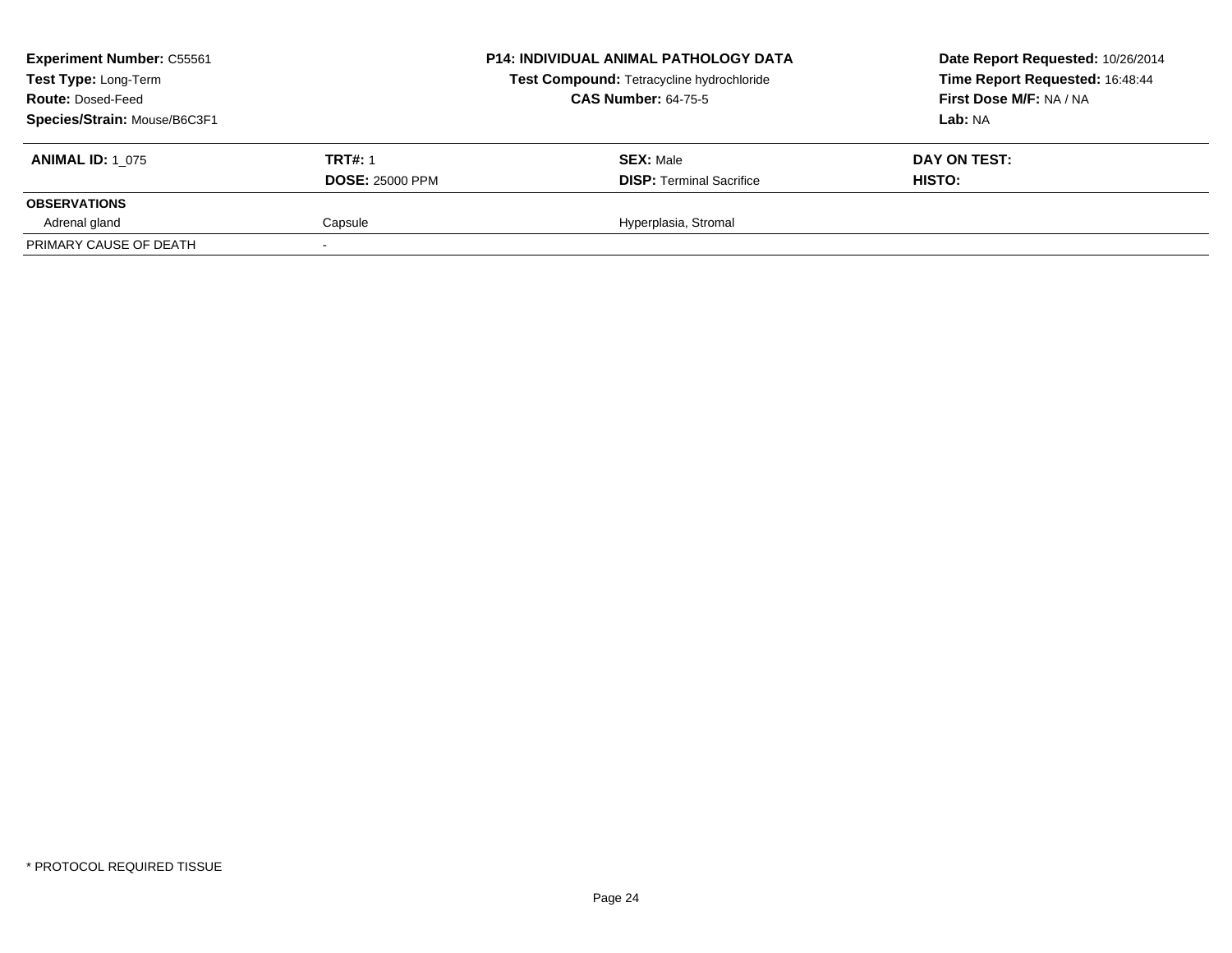| **Experiment Number:** C55561 | **P14: INDIVIDUAL ANIMAL PATHOLOGY DATA** | **Date Report Requested:** 10/26/2014 |
|---|---|---|
| **Test Type:** Long-Term | **Test Compound:** Tetracycline hydrochloride | **Time Report Requested:** 16:48:44 |
| **Route:** Dosed-Feed | **CAS Number:** 64-75-5 | **First Dose M/F:** NA / NA |
| **Species/Strain:** Mouse/B6C3F1 | | **Lab:** NA |

| **ANIMAL ID:** 1_075 | **TRT#:** 1 | **SEX:** Male | **DAY ON TEST:** |
|---|---|---|---|
| | **DOSE:** 25000 PPM | **DISP:** Terminal Sacrifice | **HISTO:** |
| **OBSERVATIONS** | | | |
| Adrenal gland | Capsule | Hyperplasia, Stromal | |
| PRIMARY CAUSE OF DEATH | - | | |

* PROTOCOL REQUIRED TISSUE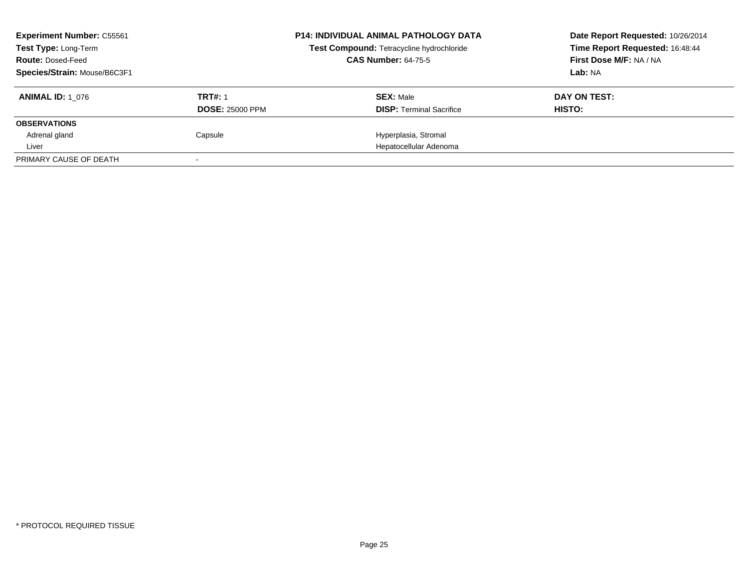**Experiment Number:** C55561
**Test Type:** Long-Term
**Route:** Dosed-Feed
**Species/Strain:** Mouse/B6C3F1

**P14: INDIVIDUAL ANIMAL PATHOLOGY DATA**
**Test Compound:** Tetracycline hydrochloride
**CAS Number:** 64-75-5

**Date Report Requested:** 10/26/2014
**Time Report Requested:** 16:48:44
**First Dose M/F:** NA / NA
**Lab:** NA

| **ANIMAL ID:** 1_076 | **TRT#:** 1 | **SEX:** Male | **DAY ON TEST:** |
|---|---|---|---|
| | **DOSE:** 25000 PPM | **DISP:** Terminal Sacrifice | **HISTO:** |
| **OBSERVATIONS** | | | |
| Adrenal gland | Capsule | Hyperplasia, Stromal | |
| Liver | | Hepatocellular Adenoma | |
| PRIMARY CAUSE OF DEATH | - | | |

\* PROTOCOL REQUIRED TISSUE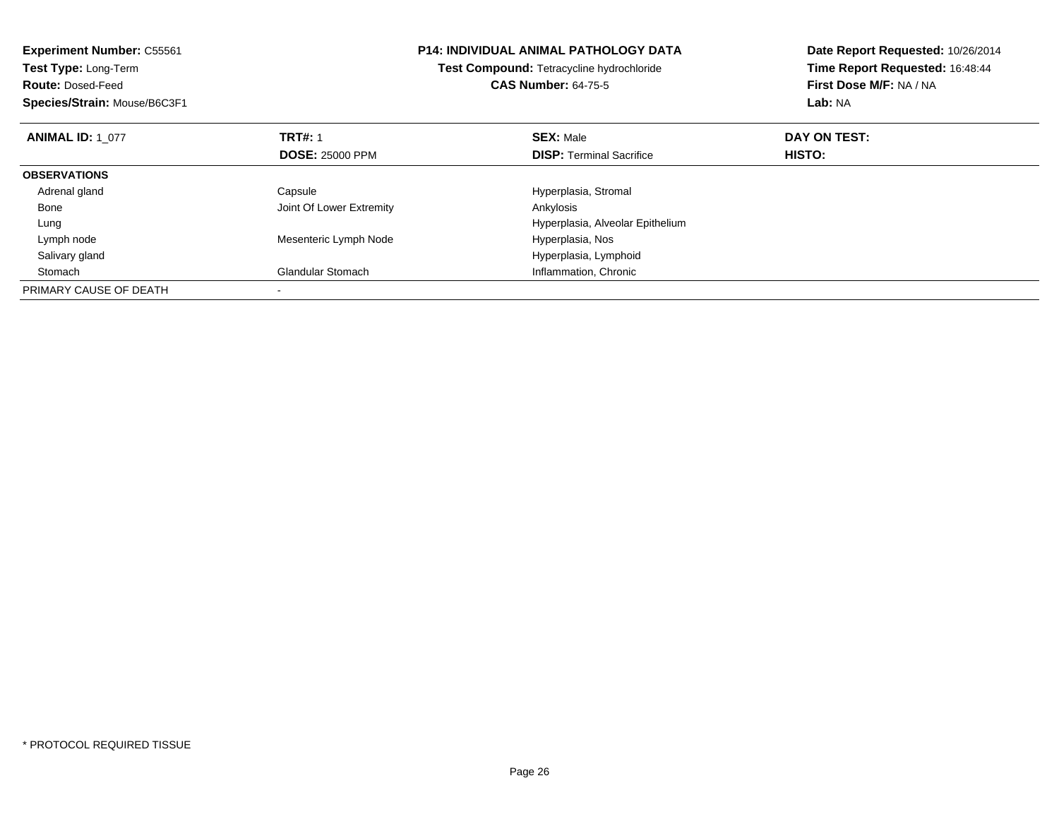**Experiment Number:** C55561
**Test Type:** Long-Term
**Route:** Dosed-Feed
**Species/Strain:** Mouse/B6C3F1

**P14: INDIVIDUAL ANIMAL PATHOLOGY DATA**
**Test Compound:** Tetracycline hydrochloride
**CAS Number:** 64-75-5

**Date Report Requested:** 10/26/2014
**Time Report Requested:** 16:48:44
**First Dose M/F:** NA / NA
**Lab:** NA

| **ANIMAL ID:** 1_077 | **TRT#:** 1 | **SEX:** Male | **DAY ON TEST:** |
|---|---|---|---|
| | **DOSE:** 25000 PPM | **DISP:** Terminal Sacrifice | **HISTO:** |
| **OBSERVATIONS** | | | |
| Adrenal gland | Capsule | Hyperplasia, Stromal | |
| Bone | Joint Of Lower Extremity | Ankylosis | |
| Lung | | Hyperplasia, Alveolar Epithelium | |
| Lymph node | Mesenteric Lymph Node | Hyperplasia, Nos | |
| Salivary gland | | Hyperplasia, Lymphoid | |
| Stomach | Glandular Stomach | Inflammation, Chronic | |
| PRIMARY CAUSE OF DEATH | - | | |

* PROTOCOL REQUIRED TISSUE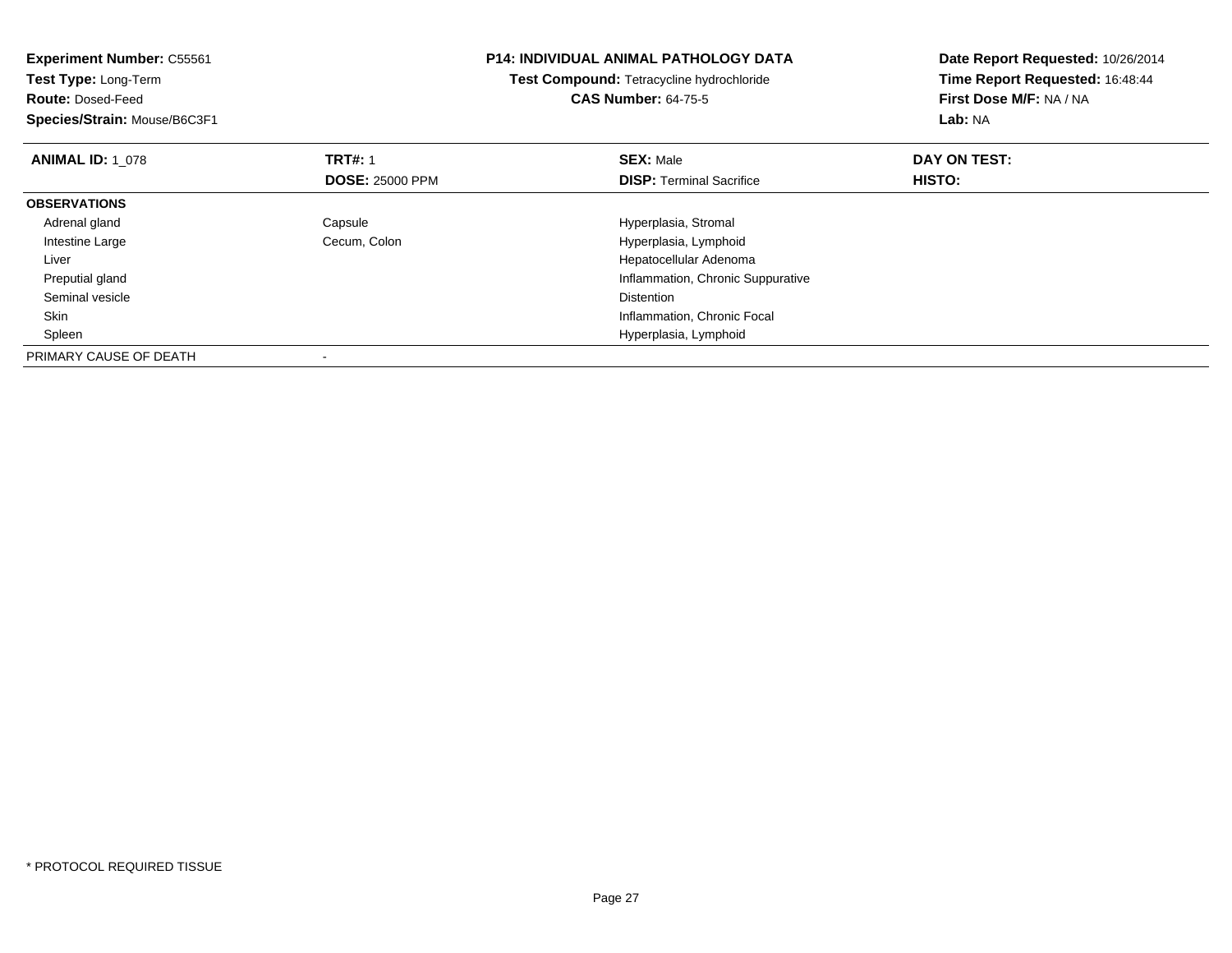**Experiment Number:** C55561
**Test Type:** Long-Term
**Route:** Dosed-Feed
**Species/Strain:** Mouse/B6C3F1

**P14: INDIVIDUAL ANIMAL PATHOLOGY DATA**
**Test Compound:** Tetracycline hydrochloride
**CAS Number:** 64-75-5

**Date Report Requested:** 10/26/2014
**Time Report Requested:** 16:48:44
**First Dose M/F:** NA / NA
**Lab:** NA

| **ANIMAL ID:** 1_078 | **TRT#:** 1<br>**DOSE:** 25000 PPM | **SEX:** Male<br>**DISP:** Terminal Sacrifice | **DAY ON TEST:**<br>**HISTO:** |
|---|---|---|---|
| **OBSERVATIONS** | | | |
| Adrenal gland | Capsule | Hyperplasia, Stromal | |
| Intestine Large | Cecum, Colon | Hyperplasia, Lymphoid | |
| Liver | | Hepatocellular Adenoma | |
| Preputial gland | | Inflammation, Chronic Suppurative | |
| Seminal vesicle | | Distention | |
| Skin | | Inflammation, Chronic Focal | |
| Spleen | | Hyperplasia, Lymphoid | |
| PRIMARY CAUSE OF DEATH | - | | |

* PROTOCOL REQUIRED TISSUE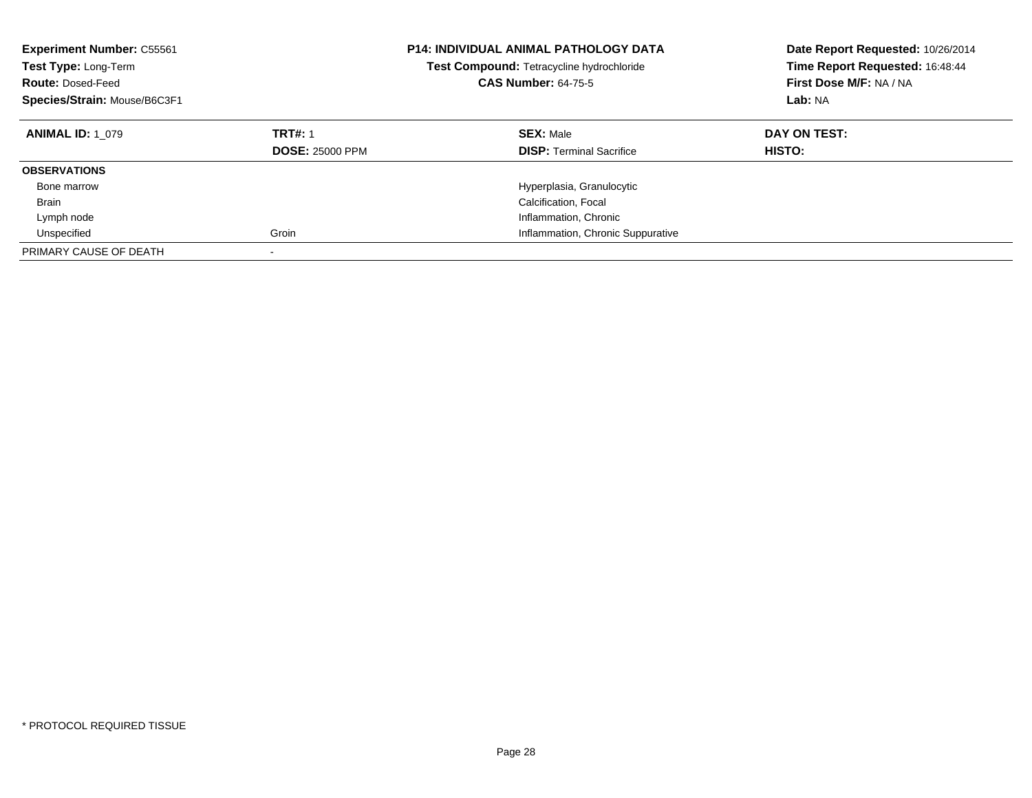**Experiment Number:** C55561
**Test Type:** Long-Term
**Route:** Dosed-Feed
**Species/Strain:** Mouse/B6C3F1

**P14: INDIVIDUAL ANIMAL PATHOLOGY DATA**
**Test Compound:** Tetracycline hydrochloride
**CAS Number:** 64-75-5

**Date Report Requested:** 10/26/2014
**Time Report Requested:** 16:48:44
**First Dose M/F:** NA / NA
**Lab:** NA

| **ANIMAL ID:** 1_079 | **TRT#:** 1 | **SEX:** Male | **DAY ON TEST:** |
|---|---|---|---|
| | **DOSE:** 25000 PPM | **DISP:** Terminal Sacrifice | **HISTO:** |
| **OBSERVATIONS** | | | |
| Bone marrow | | Hyperplasia, Granulocytic | |
| Brain | | Calcification, Focal | |
| Lymph node | | Inflammation, Chronic | |
| Unspecified | Groin | Inflammation, Chronic Suppurative | |
| PRIMARY CAUSE OF DEATH | - | | |

* PROTOCOL REQUIRED TISSUE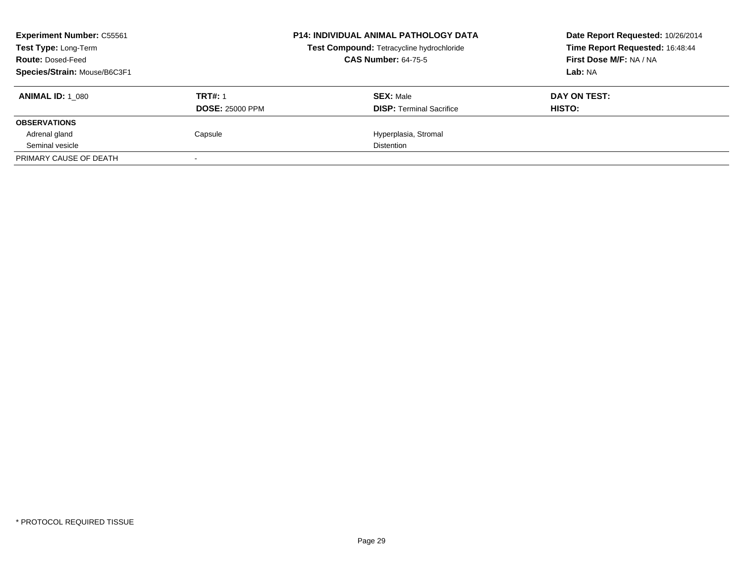**Experiment Number:** C55561
**Test Type:** Long-Term
**Route:** Dosed-Feed
**Species/Strain:** Mouse/B6C3F1

**P14: INDIVIDUAL ANIMAL PATHOLOGY DATA**
**Test Compound:** Tetracycline hydrochloride
**CAS Number:** 64-75-5

**Date Report Requested:** 10/26/2014
**Time Report Requested:** 16:48:44
**First Dose M/F:** NA / NA
**Lab:** NA

| **ANIMAL ID:** 1_080 | **TRT#:** 1 | **SEX:** Male | **DAY ON TEST:** |
|---|---|---|---|
| | **DOSE:** 25000 PPM | **DISP:** Terminal Sacrifice | **HISTO:** |
| **OBSERVATIONS** | | | |
| Adrenal gland | Capsule | Hyperplasia, Stromal | |
| Seminal vesicle | | Distention | |
| PRIMARY CAUSE OF DEATH | - | | |

\* PROTOCOL REQUIRED TISSUE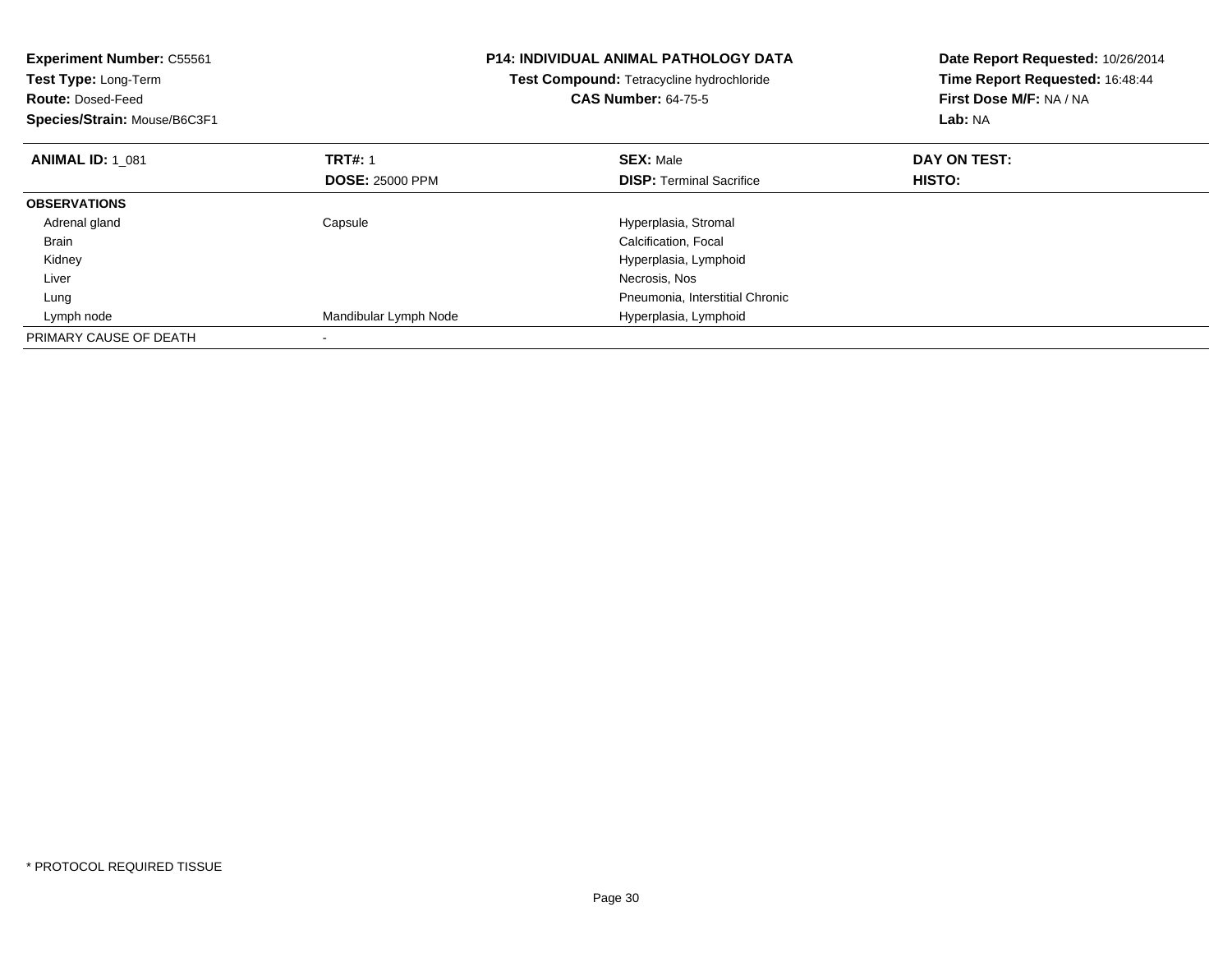**Experiment Number:** C55561
**Test Type:** Long-Term
**Route:** Dosed-Feed
**Species/Strain:** Mouse/B6C3F1

**P14: INDIVIDUAL ANIMAL PATHOLOGY DATA**
**Test Compound:** Tetracycline hydrochloride
**CAS Number:** 64-75-5

**Date Report Requested:** 10/26/2014
**Time Report Requested:** 16:48:44
**First Dose M/F:** NA / NA
**Lab:** NA

| **ANIMAL ID:** 1_081 | **TRT#:** 1 | **SEX:** Male | **DAY ON TEST:** |
|---|---|---|---|
| | **DOSE:** 25000 PPM | **DISP:** Terminal Sacrifice | **HISTO:** |
| **OBSERVATIONS** | | | |
| Adrenal gland | Capsule | Hyperplasia, Stromal | |
| Brain | | Calcification, Focal | |
| Kidney | | Hyperplasia, Lymphoid | |
| Liver | | Necrosis, Nos | |
| Lung | | Pneumonia, Interstitial Chronic | |
| Lymph node | Mandibular Lymph Node | Hyperplasia, Lymphoid | |
| PRIMARY CAUSE OF DEATH | - | | |

* PROTOCOL REQUIRED TISSUE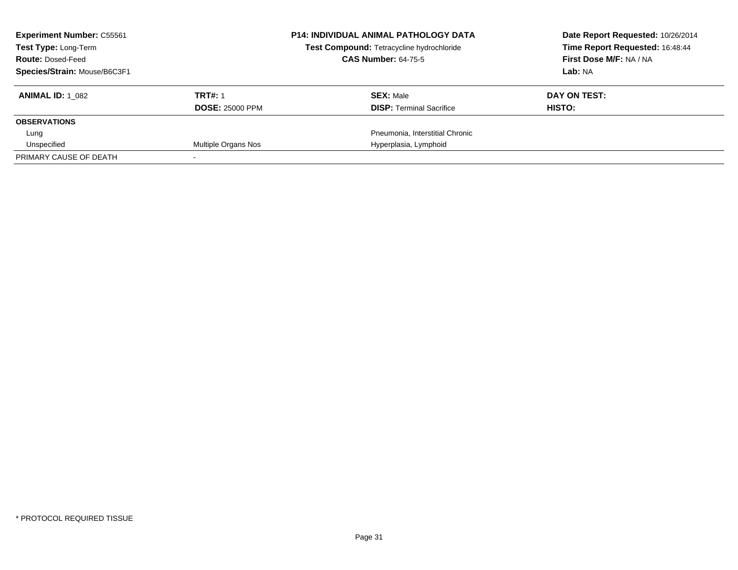**Experiment Number:** C55561
**Test Type:** Long-Term
**Route:** Dosed-Feed
**Species/Strain:** Mouse/B6C3F1

**P14: INDIVIDUAL ANIMAL PATHOLOGY DATA**
**Test Compound:** Tetracycline hydrochloride
**CAS Number:** 64-75-5

**Date Report Requested:** 10/26/2014
**Time Report Requested:** 16:48:44
**First Dose M/F:** NA / NA
**Lab:** NA

| **ANIMAL ID:** 1_082 | **TRT#:** 1 | **SEX:** Male | **DAY ON TEST:** |
|---|---|---|---|
| | **DOSE:** 25000 PPM | **DISP:** Terminal Sacrifice | **HISTO:** |
| **OBSERVATIONS** | | | |
| Lung | | Pneumonia, Interstitial Chronic | |
| Unspecified | Multiple Organs Nos | Hyperplasia, Lymphoid | |
| PRIMARY CAUSE OF DEATH | - | | |

* PROTOCOL REQUIRED TISSUE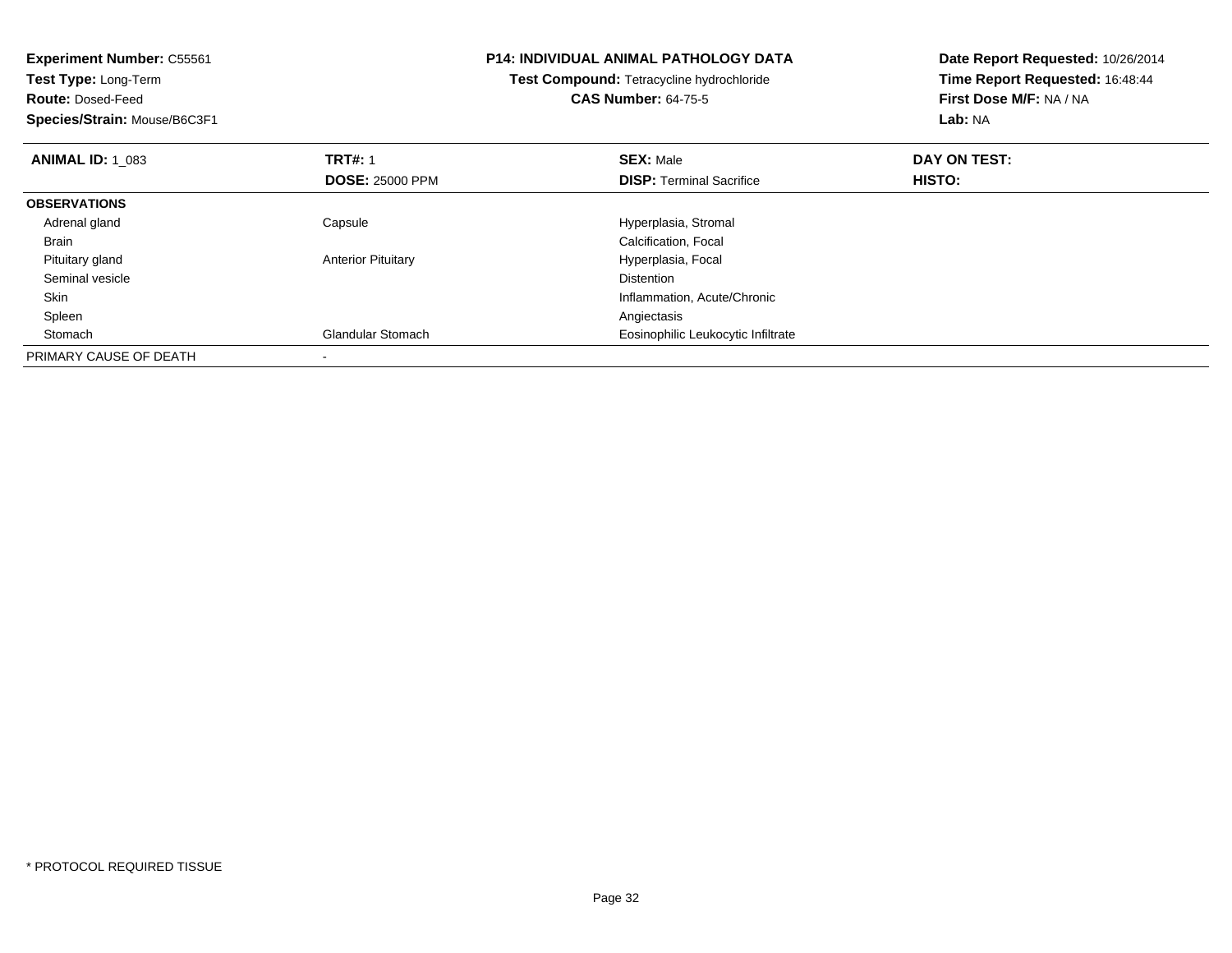**Experiment Number:** C55561
**Test Type:** Long-Term
**Route:** Dosed-Feed
**Species/Strain:** Mouse/B6C3F1

**P14: INDIVIDUAL ANIMAL PATHOLOGY DATA**
**Test Compound:** Tetracycline hydrochloride
**CAS Number:** 64-75-5

**Date Report Requested:** 10/26/2014
**Time Report Requested:** 16:48:44
**First Dose M/F:** NA / NA
**Lab:** NA

| **ANIMAL ID:** 1_083 | **TRT#:** 1<br>**DOSE:** 25000 PPM | **SEX:** Male<br>**DISP:** Terminal Sacrifice | **DAY ON TEST:**<br>**HISTO:** |
|---|---|---|---|
| **OBSERVATIONS** | | | |
| Adrenal gland | Capsule | Hyperplasia, Stromal | |
| Brain | | Calcification, Focal | |
| Pituitary gland | Anterior Pituitary | Hyperplasia, Focal | |
| Seminal vesicle | | Distention | |
| Skin | | Inflammation, Acute/Chronic | |
| Spleen | | Angiectasis | |
| Stomach | Glandular Stomach | Eosinophilic Leukocytic Infiltrate | |
| PRIMARY CAUSE OF DEATH | - | | |

\* PROTOCOL REQUIRED TISSUE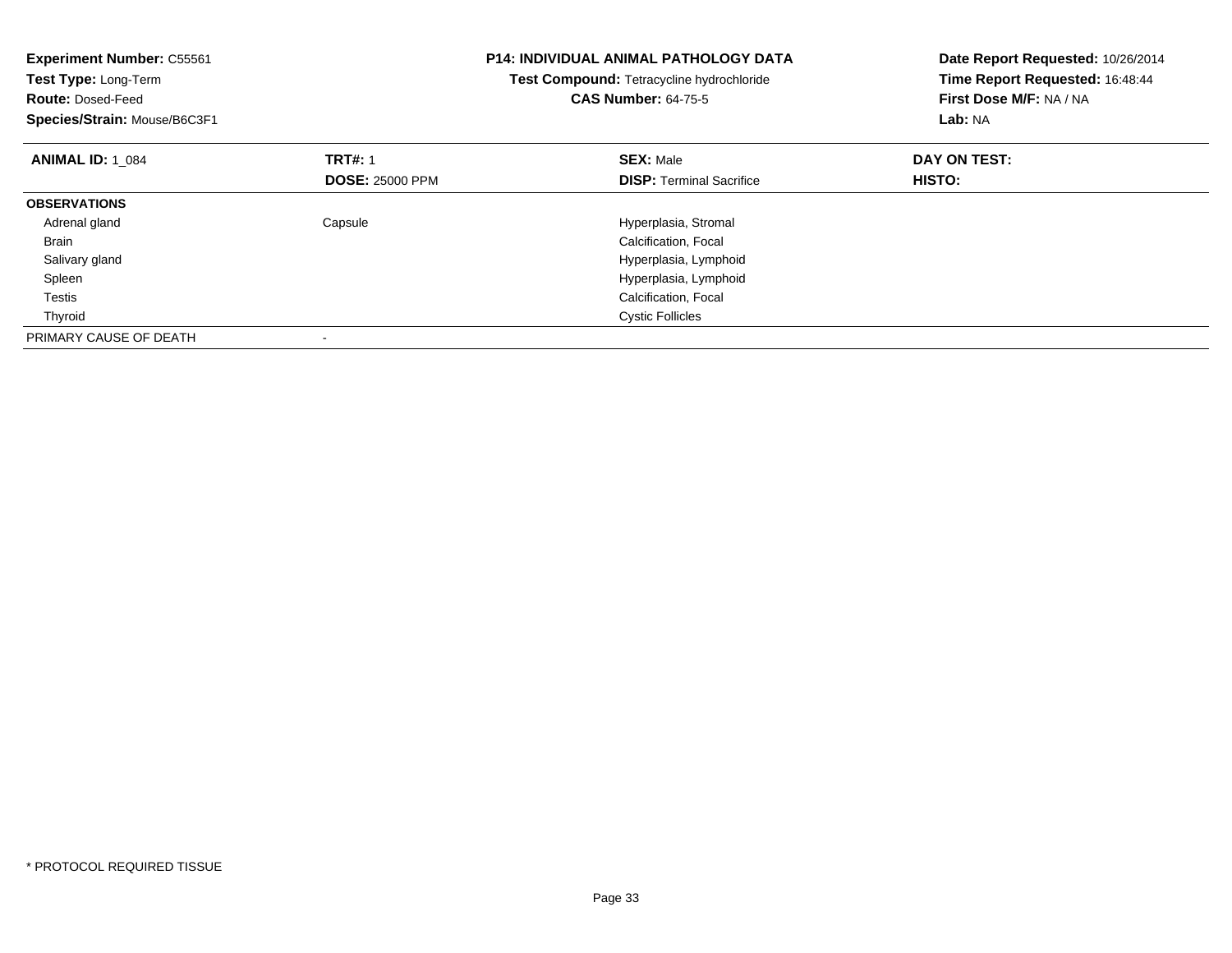**Experiment Number:** C55561
**Test Type:** Long-Term
**Route:** Dosed-Feed
**Species/Strain:** Mouse/B6C3F1

**P14: INDIVIDUAL ANIMAL PATHOLOGY DATA**
**Test Compound:** Tetracycline hydrochloride
**CAS Number:** 64-75-5

**Date Report Requested:** 10/26/2014
**Time Report Requested:** 16:48:44
**First Dose M/F:** NA / NA
**Lab:** NA

| **ANIMAL ID:** 1_084 | **TRT#:** 1 | **SEX:** Male | **DAY ON TEST:** |
|---|---|---|---|
| | **DOSE:** 25000 PPM | **DISP:** Terminal Sacrifice | **HISTO:** |
| **OBSERVATIONS** | | | |
| Adrenal gland | Capsule | Hyperplasia, Stromal | |
| Brain | | Calcification, Focal | |
| Salivary gland | | Hyperplasia, Lymphoid | |
| Spleen | | Hyperplasia, Lymphoid | |
| Testis | | Calcification, Focal | |
| Thyroid | | Cystic Follicles | |
| PRIMARY CAUSE OF DEATH | - | | |

* PROTOCOL REQUIRED TISSUE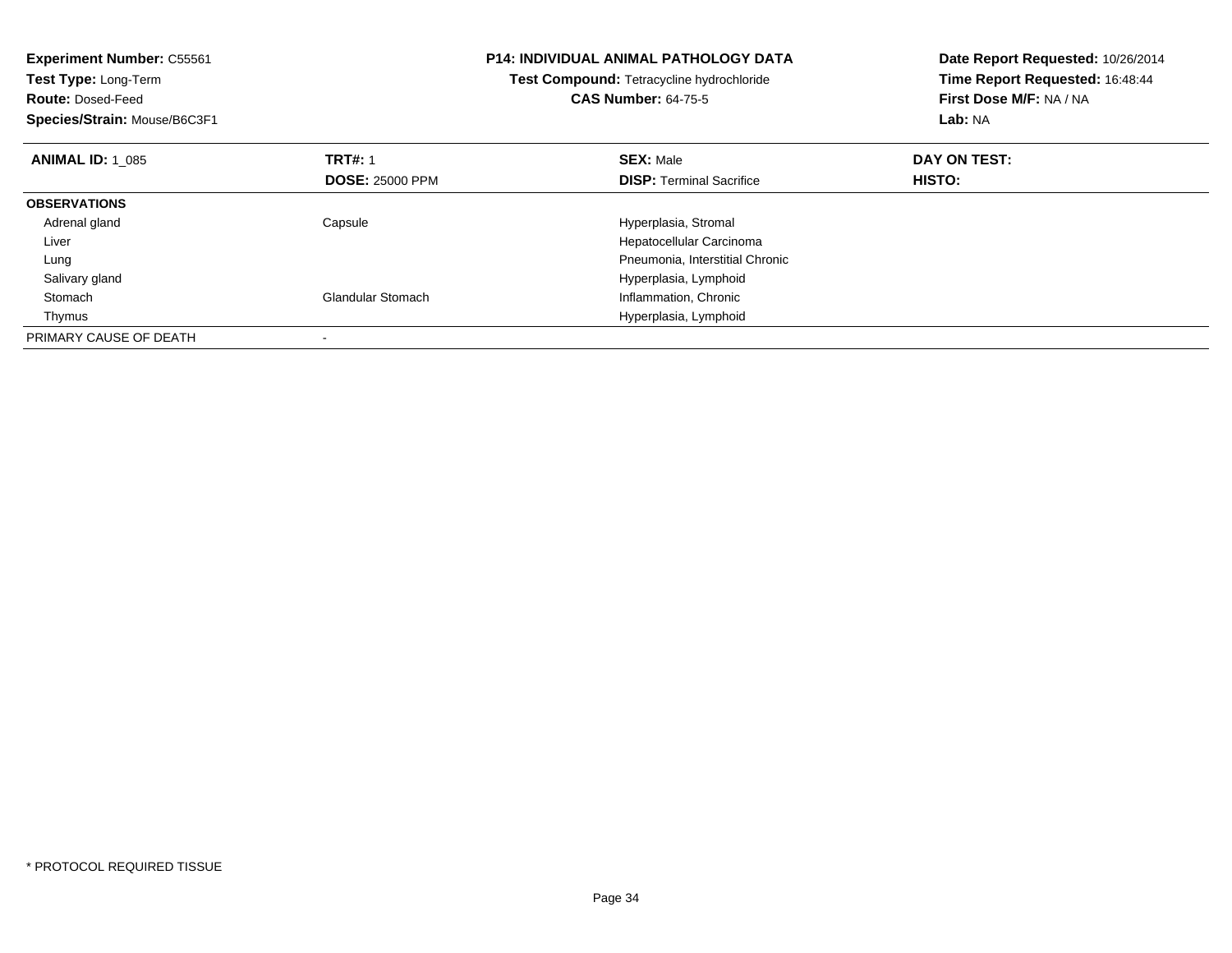**Experiment Number:** C55561
**Test Type:** Long-Term
**Route:** Dosed-Feed
**Species/Strain:** Mouse/B6C3F1

**P14: INDIVIDUAL ANIMAL PATHOLOGY DATA**
**Test Compound:** Tetracycline hydrochloride
**CAS Number:** 64-75-5

**Date Report Requested:** 10/26/2014
**Time Report Requested:** 16:48:44
**First Dose M/F:** NA / NA
**Lab:** NA

| **ANIMAL ID:** 1_085 | **TRT#:** 1 | **SEX:** Male | **DAY ON TEST:** |
|---|---|---|---|
| | **DOSE:** 25000 PPM | **DISP:** Terminal Sacrifice | **HISTO:** |
| **OBSERVATIONS** | | | |
| Adrenal gland | Capsule | Hyperplasia, Stromal | |
| Liver | | Hepatocellular Carcinoma | |
| Lung | | Pneumonia, Interstitial Chronic | |
| Salivary gland | | Hyperplasia, Lymphoid | |
| Stomach | Glandular Stomach | Inflammation, Chronic | |
| Thymus | | Hyperplasia, Lymphoid | |
| PRIMARY CAUSE OF DEATH | - | | |

* PROTOCOL REQUIRED TISSUE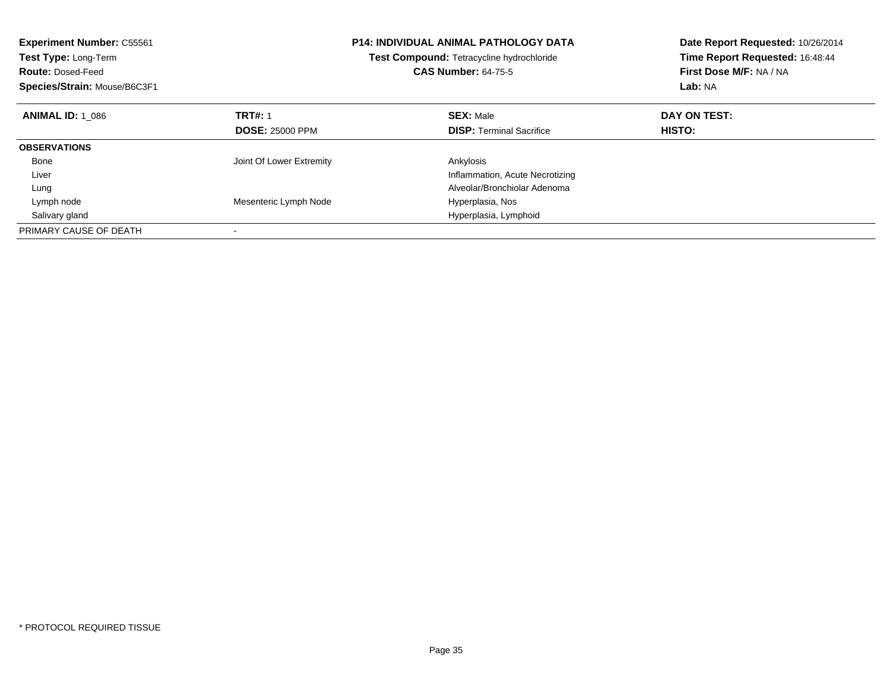**Experiment Number:** C55561
**Test Type:** Long-Term
**Route:** Dosed-Feed
**Species/Strain:** Mouse/B6C3F1

**P14: INDIVIDUAL ANIMAL PATHOLOGY DATA**
**Test Compound:** Tetracycline hydrochloride
**CAS Number:** 64-75-5

**Date Report Requested:** 10/26/2014
**Time Report Requested:** 16:48:44
**First Dose M/F:** NA / NA
**Lab:** NA

| **ANIMAL ID:** 1_086 | **TRT#:** 1 | **SEX:** Male | **DAY ON TEST:** |
|---|---|---|---|
| | **DOSE:** 25000 PPM | **DISP:** Terminal Sacrifice | **HISTO:** |
| **OBSERVATIONS** | | | |
| Bone | Joint Of Lower Extremity | Ankylosis | |
| Liver | | Inflammation, Acute Necrotizing | |
| Lung | | Alveolar/Bronchiolar Adenoma | |
| Lymph node | Mesenteric Lymph Node | Hyperplasia, Nos | |
| Salivary gland | | Hyperplasia, Lymphoid | |
| PRIMARY CAUSE OF DEATH | - | | |

* PROTOCOL REQUIRED TISSUE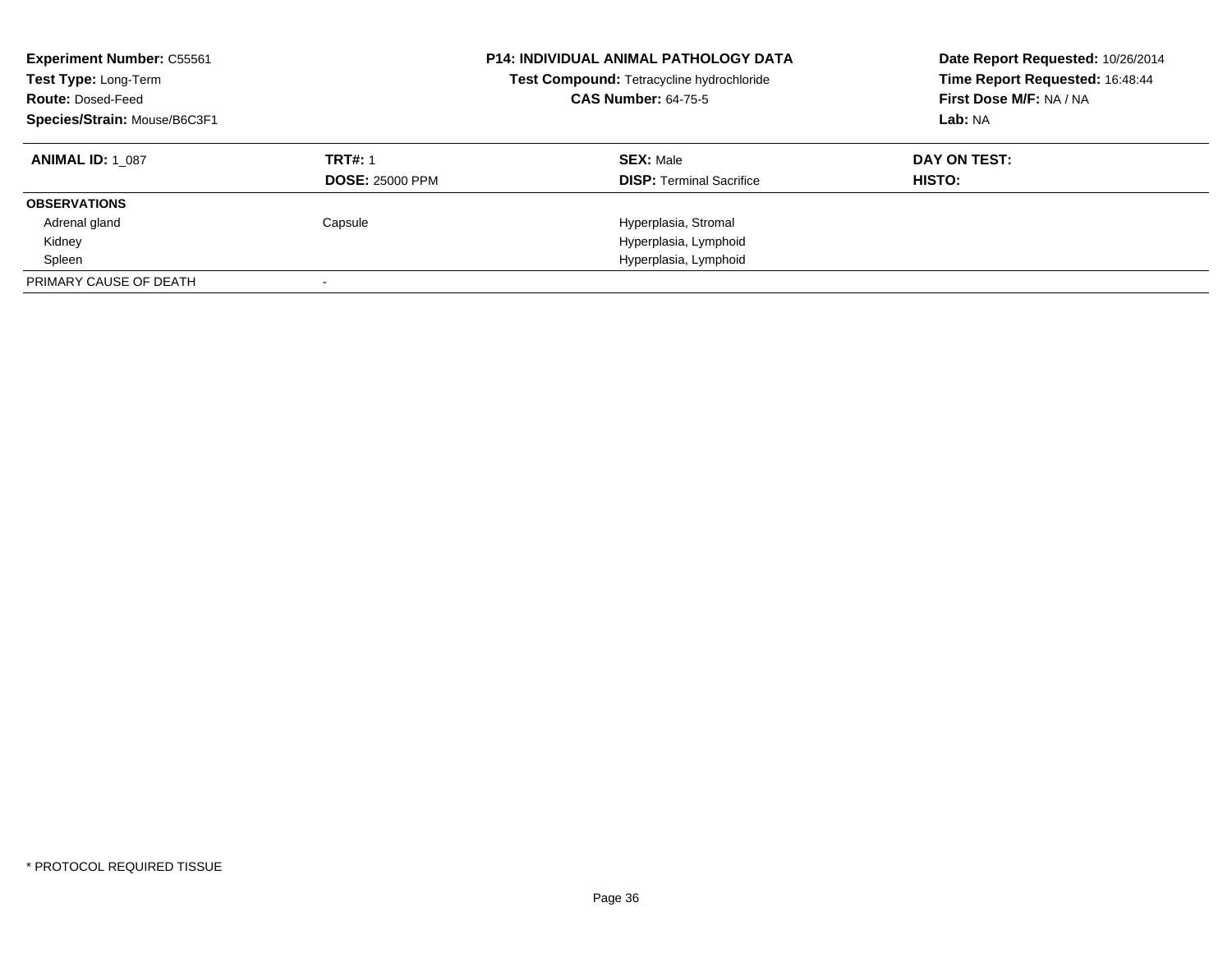**Experiment Number:** C55561
**Test Type:** Long-Term
**Route:** Dosed-Feed
**Species/Strain:** Mouse/B6C3F1

**P14: INDIVIDUAL ANIMAL PATHOLOGY DATA**
**Test Compound:** Tetracycline hydrochloride
**CAS Number:** 64-75-5

**Date Report Requested:** 10/26/2014
**Time Report Requested:** 16:48:44
**First Dose M/F:** NA / NA
**Lab:** NA

| **ANIMAL ID:** 1_087 | **TRT#:** 1 | **SEX:** Male | **DAY ON TEST:** |
|---|---|---|---|
| | **DOSE:** 25000 PPM | **DISP:** Terminal Sacrifice | **HISTO:** |
| **OBSERVATIONS** | | | |
| Adrenal gland | Capsule | Hyperplasia, Stromal | |
| Kidney | | Hyperplasia, Lymphoid | |
| Spleen | | Hyperplasia, Lymphoid | |
| PRIMARY CAUSE OF DEATH | - | | |

* PROTOCOL REQUIRED TISSUE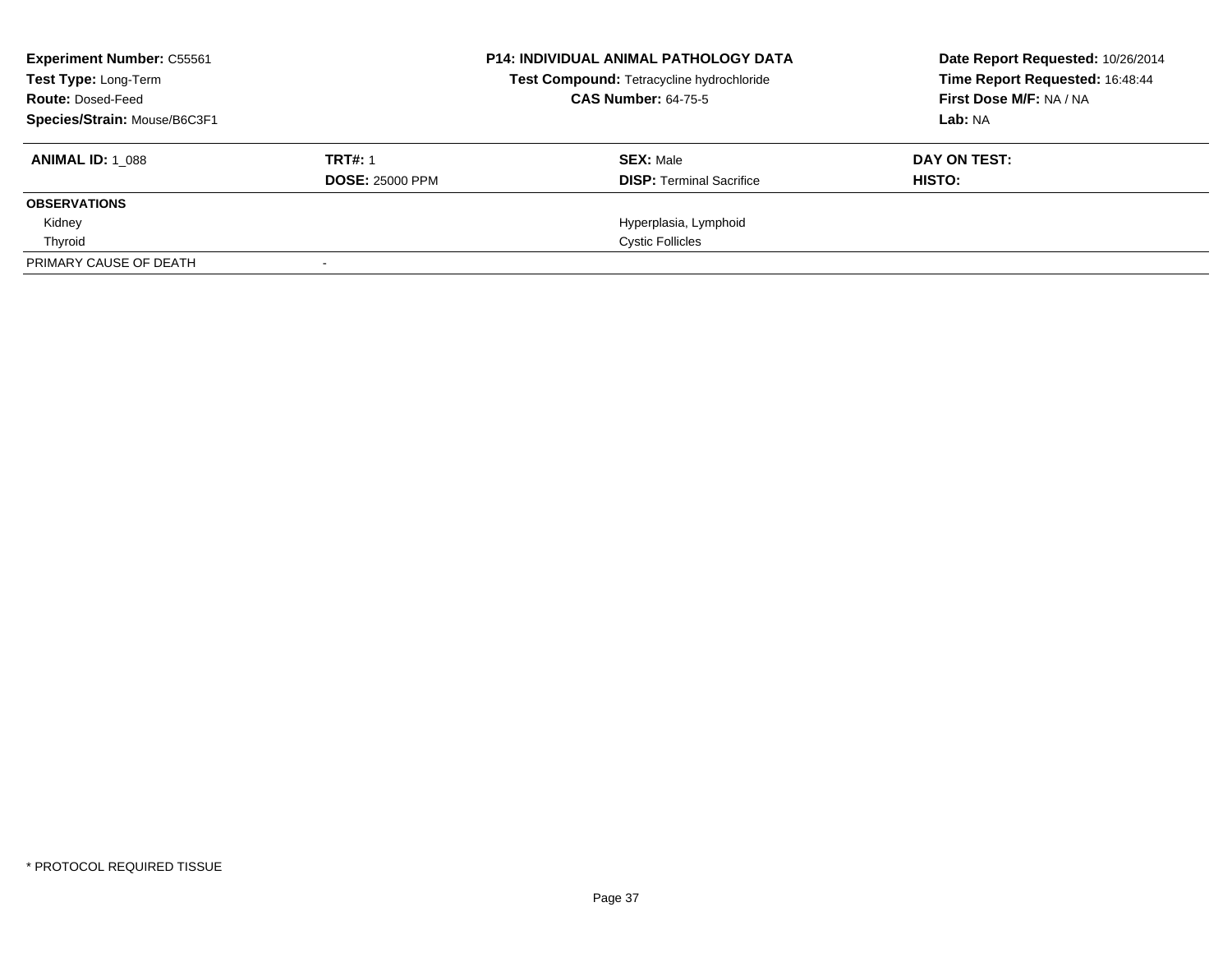**Experiment Number:** C55561
**Test Type:** Long-Term
**Route:** Dosed-Feed
**Species/Strain:** Mouse/B6C3F1

**P14: INDIVIDUAL ANIMAL PATHOLOGY DATA**
**Test Compound:** Tetracycline hydrochloride
**CAS Number:** 64-75-5

**Date Report Requested:** 10/26/2014
**Time Report Requested:** 16:48:44
**First Dose M/F:** NA / NA
**Lab:** NA

| **ANIMAL ID:** 1_088 | **TRT#:** 1 | **SEX:** Male | **DAY ON TEST:** |
|---|---|---|---|
| | **DOSE:** 25000 PPM | **DISP:** Terminal Sacrifice | **HISTO:** |
| **OBSERVATIONS** | | | |
| Kidney | | Hyperplasia, Lymphoid | |
| Thyroid | | Cystic Follicles | |
| PRIMARY CAUSE OF DEATH | - | | |

* PROTOCOL REQUIRED TISSUE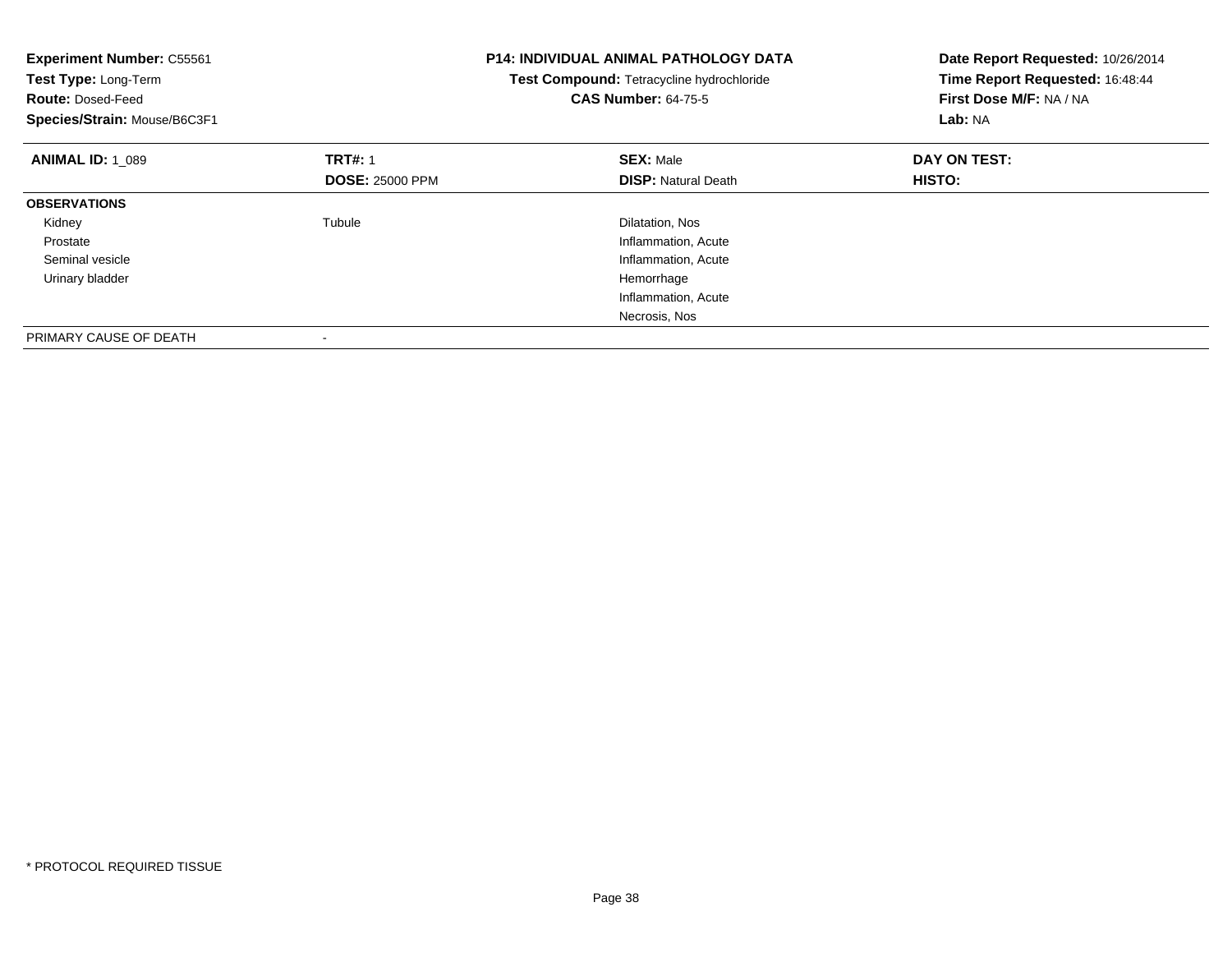**Experiment Number:** C55561
**Test Type:** Long-Term
**Route:** Dosed-Feed
**Species/Strain:** Mouse/B6C3F1

**P14: INDIVIDUAL ANIMAL PATHOLOGY DATA**
**Test Compound:** Tetracycline hydrochloride
**CAS Number:** 64-75-5

**Date Report Requested:** 10/26/2014
**Time Report Requested:** 16:48:44
**First Dose M/F:** NA / NA
**Lab:** NA

| **ANIMAL ID:** 1_089 | **TRT#:** 1 | **SEX:** Male | **DAY ON TEST:** |
|---|---|---|---|
| | **DOSE:** 25000 PPM | **DISP:** Natural Death | **HISTO:** |
| **OBSERVATIONS** | | | |
| Kidney | Tubule | Dilatation, Nos | |
| Prostate | | Inflammation, Acute | |
| Seminal vesicle | | Inflammation, Acute | |
| Urinary bladder | | Hemorrhage | |
| | | Inflammation, Acute | |
| | | Necrosis, Nos | |
| PRIMARY CAUSE OF DEATH | - | | |

\* PROTOCOL REQUIRED TISSUE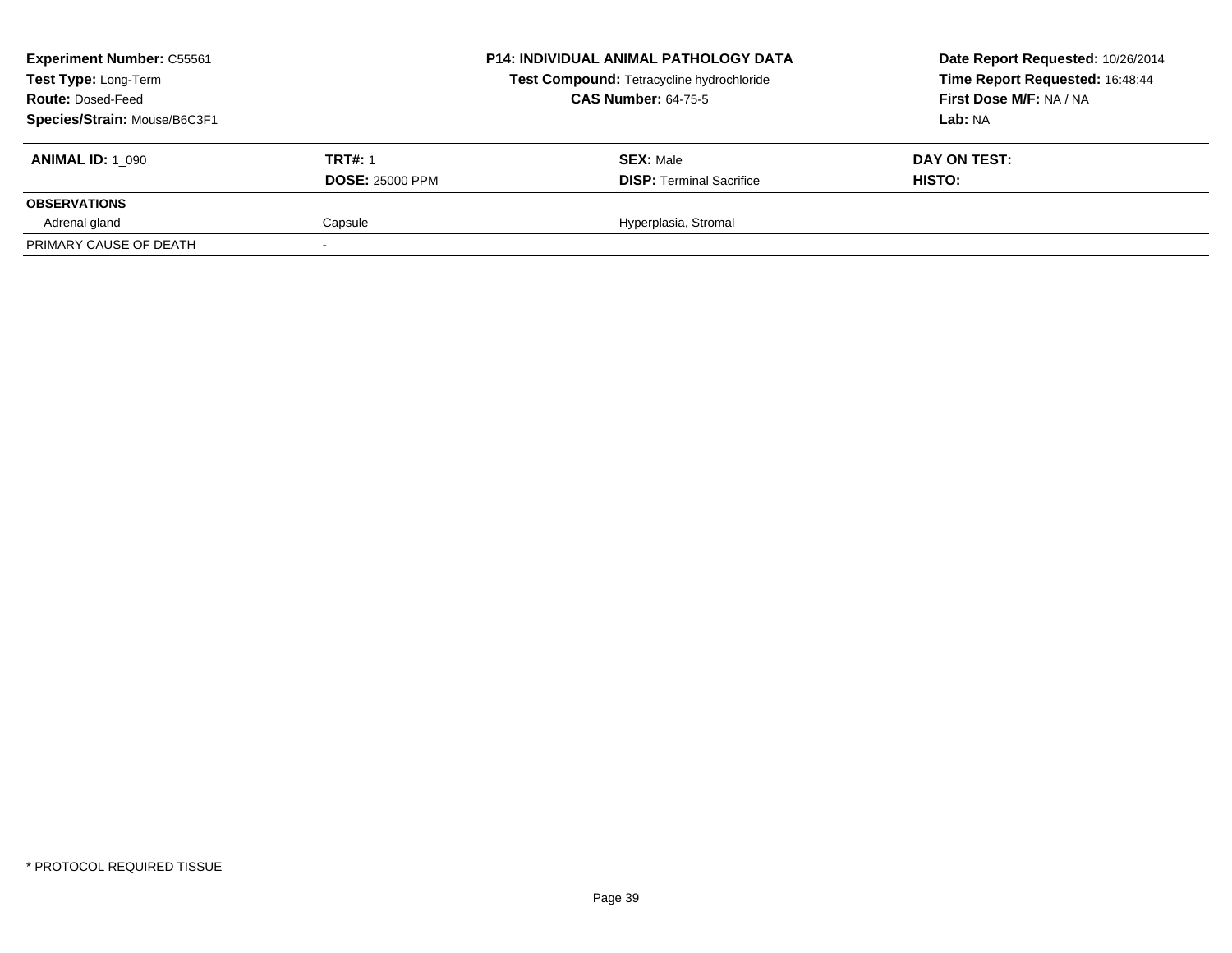**Experiment Number:** C55561
**Test Type:** Long-Term
**Route:** Dosed-Feed
**Species/Strain:** Mouse/B6C3F1

**P14: INDIVIDUAL ANIMAL PATHOLOGY DATA**
**Test Compound:** Tetracycline hydrochloride
**CAS Number:** 64-75-5

**Date Report Requested:** 10/26/2014
**Time Report Requested:** 16:48:44
**First Dose M/F:** NA / NA
**Lab:** NA

| **ANIMAL ID:** 1_090 | **TRT#:** 1 | **SEX:** Male | **DAY ON TEST:** |
|---|---|---|---|
| | **DOSE:** 25000 PPM | **DISP:** Terminal Sacrifice | **HISTO:** |
| **OBSERVATIONS** | | | |
| Adrenal gland | Capsule | Hyperplasia, Stromal | |
| PRIMARY CAUSE OF DEATH | - | | |

* PROTOCOL REQUIRED TISSUE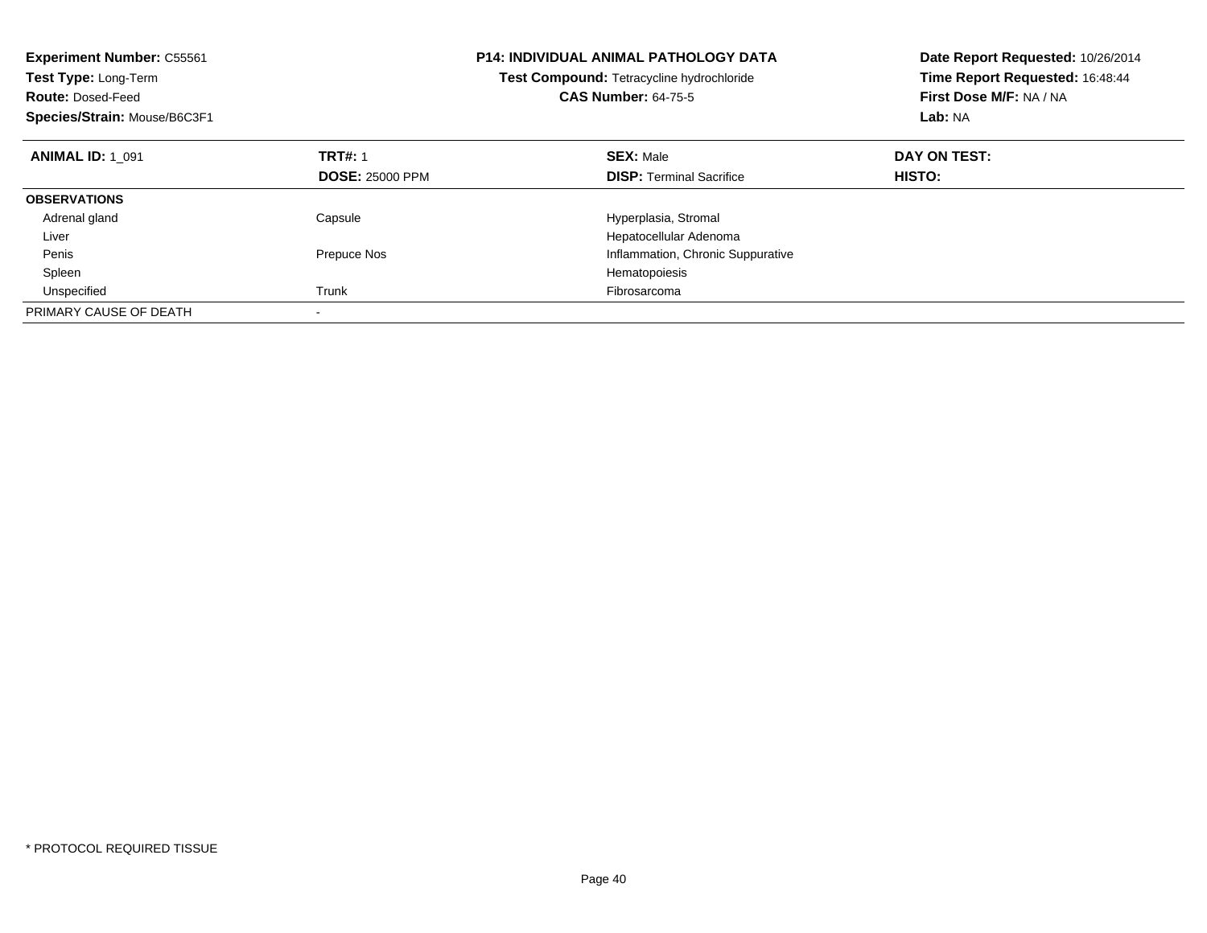**Experiment Number:** C55561
**Test Type:** Long-Term
**Route:** Dosed-Feed
**Species/Strain:** Mouse/B6C3F1

**P14: INDIVIDUAL ANIMAL PATHOLOGY DATA**
**Test Compound:** Tetracycline hydrochloride
**CAS Number:** 64-75-5

**Date Report Requested:** 10/26/2014
**Time Report Requested:** 16:48:44
**First Dose M/F:** NA / NA
**Lab:** NA

| **ANIMAL ID:** 1_091 | **TRT#:** 1 | **SEX:** Male | **DAY ON TEST:** |
|---|---|---|---|
| | **DOSE:** 25000 PPM | **DISP:** Terminal Sacrifice | **HISTO:** |
| **OBSERVATIONS** | | | |
| Adrenal gland | Capsule | Hyperplasia, Stromal | |
| Liver | | Hepatocellular Adenoma | |
| Penis | Prepuce Nos | Inflammation, Chronic Suppurative | |
| Spleen | | Hematopoiesis | |
| Unspecified | Trunk | Fibrosarcoma | |
| PRIMARY CAUSE OF DEATH | - | | |

* PROTOCOL REQUIRED TISSUE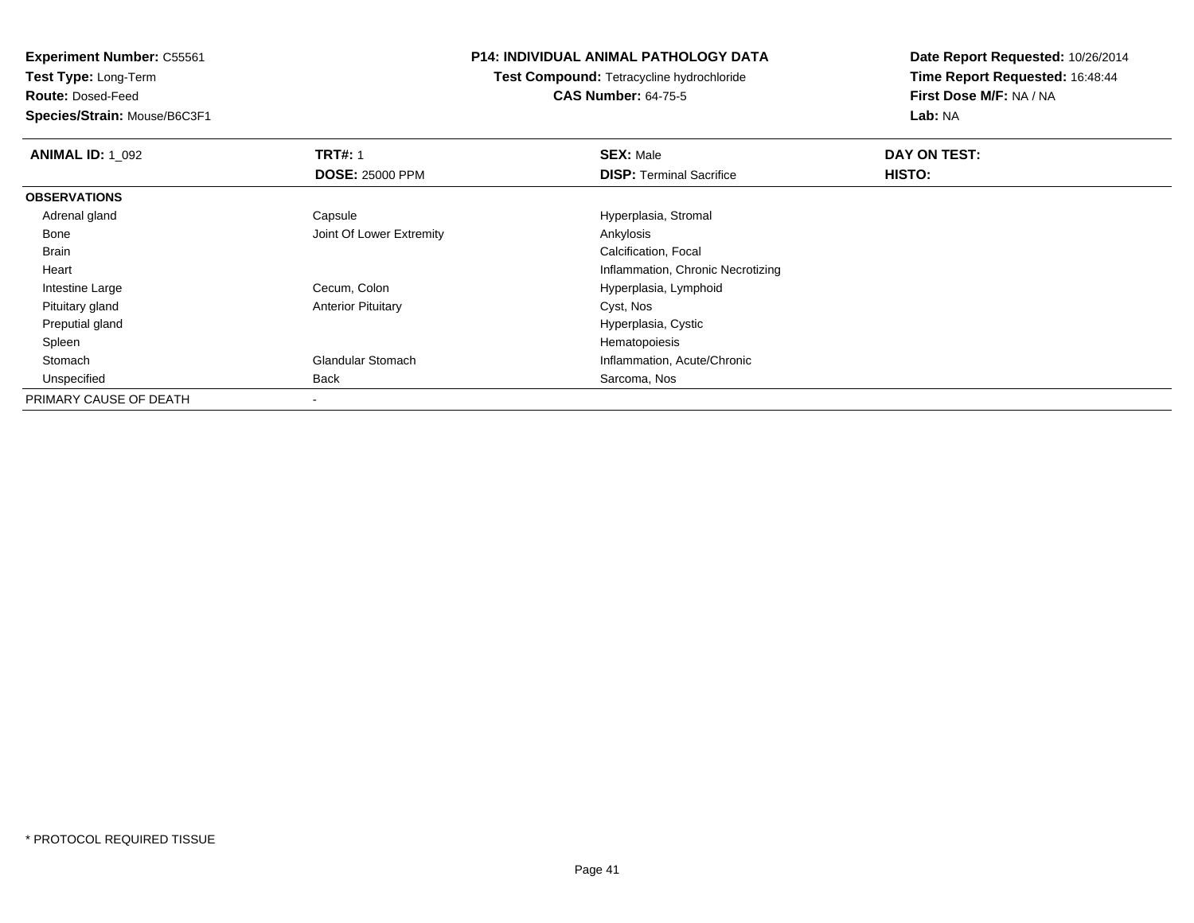**Experiment Number:** C55561
**Test Type:** Long-Term
**Route:** Dosed-Feed
**Species/Strain:** Mouse/B6C3F1

**P14: INDIVIDUAL ANIMAL PATHOLOGY DATA**
**Test Compound:** Tetracycline hydrochloride
**CAS Number:** 64-75-5

**Date Report Requested:** 10/26/2014
**Time Report Requested:** 16:48:44
**First Dose M/F:** NA / NA
**Lab:** NA

| **ANIMAL ID:** 1_092 | **TRT#:** 1 | **SEX:** Male | **DAY ON TEST:** |
|---|---|---|---|
| | **DOSE:** 25000 PPM | **DISP:** Terminal Sacrifice | **HISTO:** |
| **OBSERVATIONS** | | | |
| Adrenal gland | Capsule | Hyperplasia, Stromal | |
| Bone | Joint Of Lower Extremity | Ankylosis | |
| Brain | | Calcification, Focal | |
| Heart | | Inflammation, Chronic Necrotizing | |
| Intestine Large | Cecum, Colon | Hyperplasia, Lymphoid | |
| Pituitary gland | Anterior Pituitary | Cyst, Nos | |
| Preputial gland | | Hyperplasia, Cystic | |
| Spleen | | Hematopoiesis | |
| Stomach | Glandular Stomach | Inflammation, Acute/Chronic | |
| Unspecified | Back | Sarcoma, Nos | |
| PRIMARY CAUSE OF DEATH | - | | |

* PROTOCOL REQUIRED TISSUE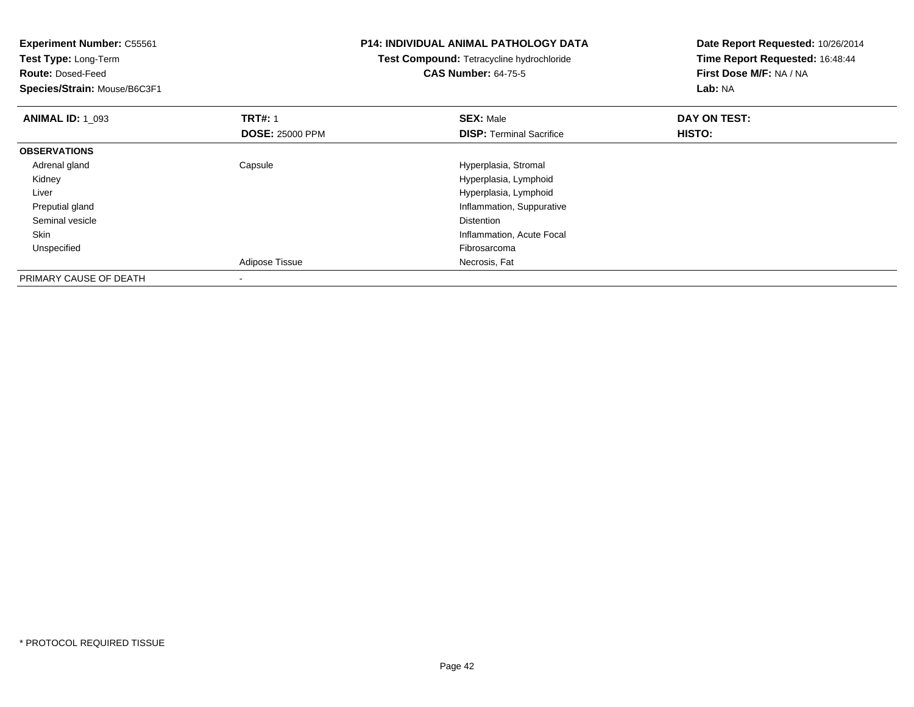**Experiment Number:** C55561
**Test Type:** Long-Term
**Route:** Dosed-Feed
**Species/Strain:** Mouse/B6C3F1

**P14: INDIVIDUAL ANIMAL PATHOLOGY DATA**
**Test Compound:** Tetracycline hydrochloride
**CAS Number:** 64-75-5

**Date Report Requested:** 10/26/2014
**Time Report Requested:** 16:48:44
**First Dose M/F:** NA / NA
**Lab:** NA

| **ANIMAL ID:** 1_093 | **TRT#:** 1<br>**DOSE:** 25000 PPM | **SEX:** Male<br>**DISP:** Terminal Sacrifice | **DAY ON TEST:**<br>**HISTO:** |
|---|---|---|---|
| **OBSERVATIONS** | | | |
| Adrenal gland | Capsule | Hyperplasia, Stromal | |
| Kidney | | Hyperplasia, Lymphoid | |
| Liver | | Hyperplasia, Lymphoid | |
| Preputial gland | | Inflammation, Suppurative | |
| Seminal vesicle | | Distention | |
| Skin | | Inflammation, Acute Focal | |
| Unspecified | | Fibrosarcoma | |
| | Adipose Tissue | Necrosis, Fat | |
| PRIMARY CAUSE OF DEATH | - | | |

* PROTOCOL REQUIRED TISSUE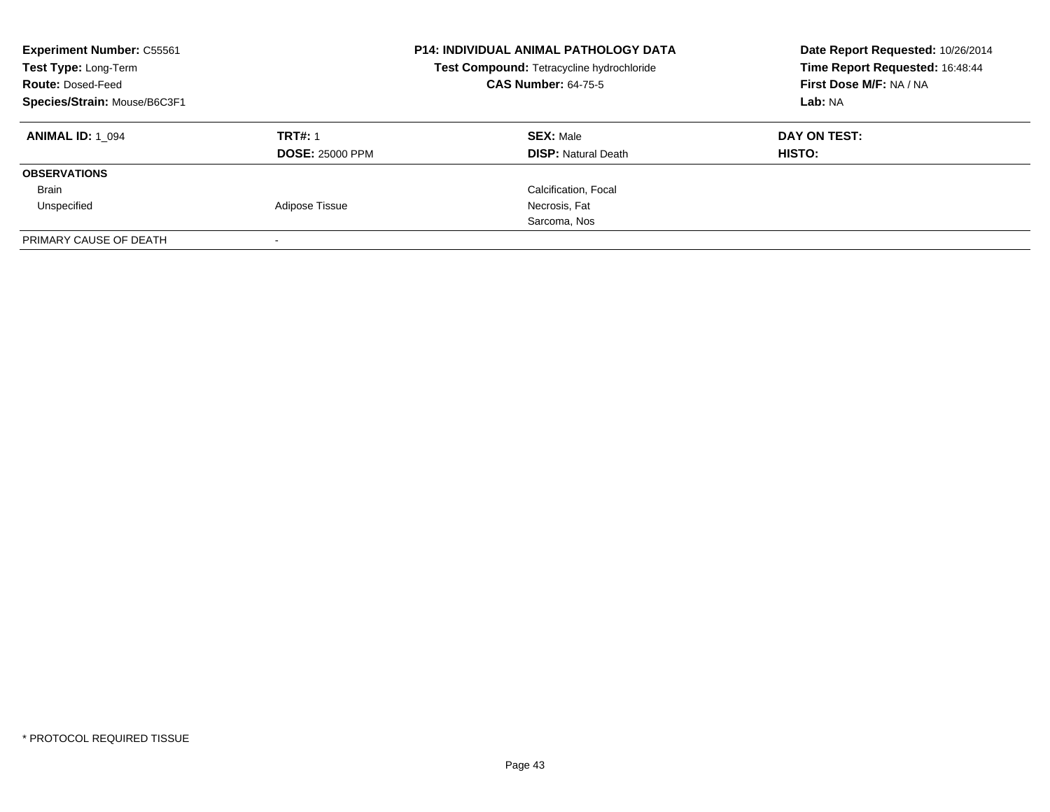**Experiment Number:** C55561
**Test Type:** Long-Term
**Route:** Dosed-Feed
**Species/Strain:** Mouse/B6C3F1

**P14: INDIVIDUAL ANIMAL PATHOLOGY DATA**
**Test Compound:** Tetracycline hydrochloride
**CAS Number:** 64-75-5

**Date Report Requested:** 10/26/2014
**Time Report Requested:** 16:48:44
**First Dose M/F:** NA / NA
**Lab:** NA

| **ANIMAL ID:** 1_094 | **TRT#:** 1 | **SEX:** Male | **DAY ON TEST:** |
|---|---|---|---|
| | **DOSE:** 25000 PPM | **DISP:** Natural Death | **HISTO:** |
| **OBSERVATIONS** | | | |
| Brain | | Calcification, Focal | |
| Unspecified | Adipose Tissue | Necrosis, Fat | |
| | | Sarcoma, Nos | |
| PRIMARY CAUSE OF DEATH | - | | |

* PROTOCOL REQUIRED TISSUE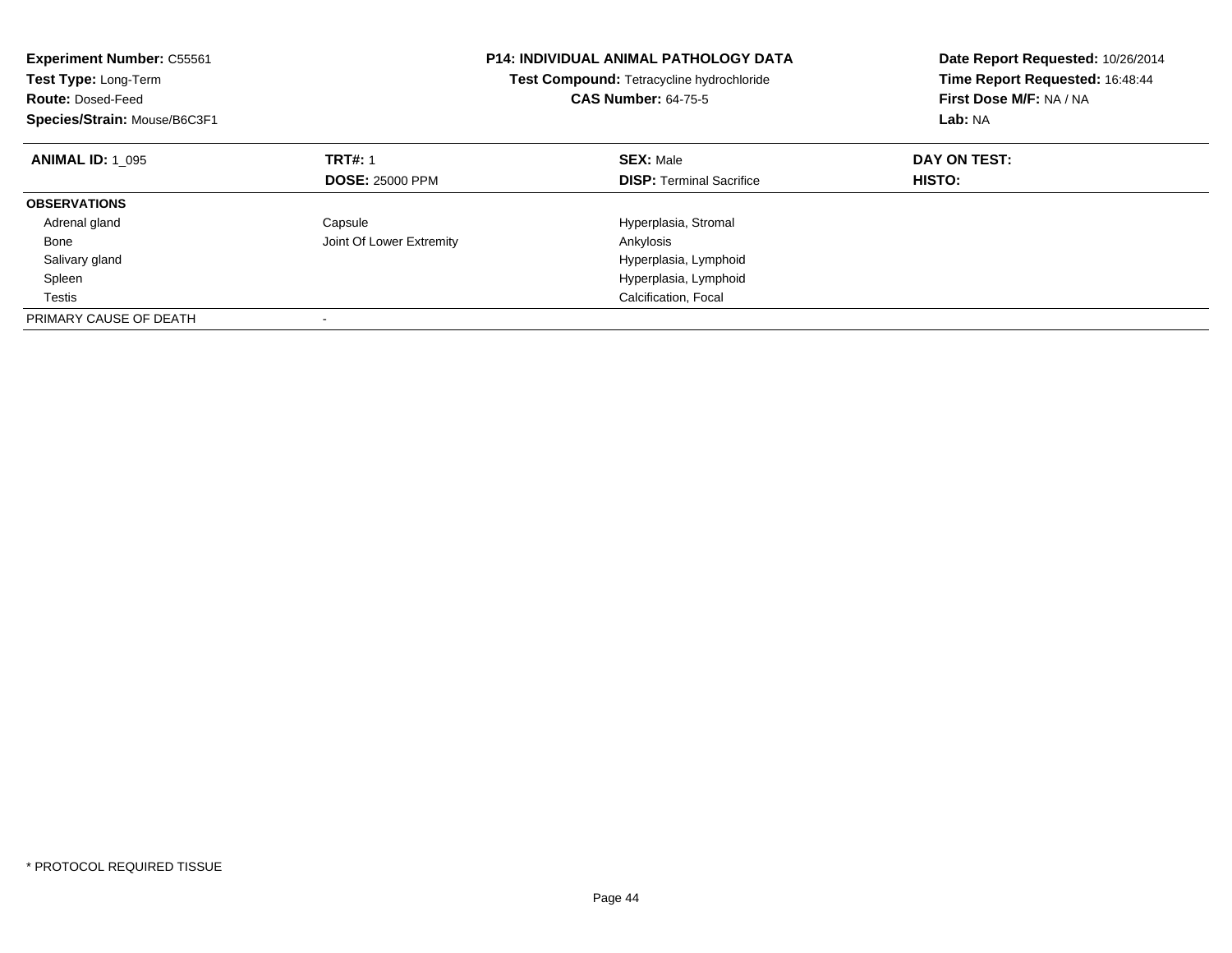**Experiment Number:** C55561
**Test Type:** Long-Term
**Route:** Dosed-Feed
**Species/Strain:** Mouse/B6C3F1

**P14: INDIVIDUAL ANIMAL PATHOLOGY DATA**
**Test Compound:** Tetracycline hydrochloride
**CAS Number:** 64-75-5

**Date Report Requested:** 10/26/2014
**Time Report Requested:** 16:48:44
**First Dose M/F:** NA / NA
**Lab:** NA

| **ANIMAL ID:** 1_095 | **TRT#:** 1 | **SEX:** Male | **DAY ON TEST:** |
|---|---|---|---|
| | **DOSE:** 25000 PPM | **DISP:** Terminal Sacrifice | **HISTO:** |
| **OBSERVATIONS** | | | |
| Adrenal gland | Capsule | Hyperplasia, Stromal | |
| Bone | Joint Of Lower Extremity | Ankylosis | |
| Salivary gland | | Hyperplasia, Lymphoid | |
| Spleen | | Hyperplasia, Lymphoid | |
| Testis | | Calcification, Focal | |
| PRIMARY CAUSE OF DEATH | - | | |

\* PROTOCOL REQUIRED TISSUE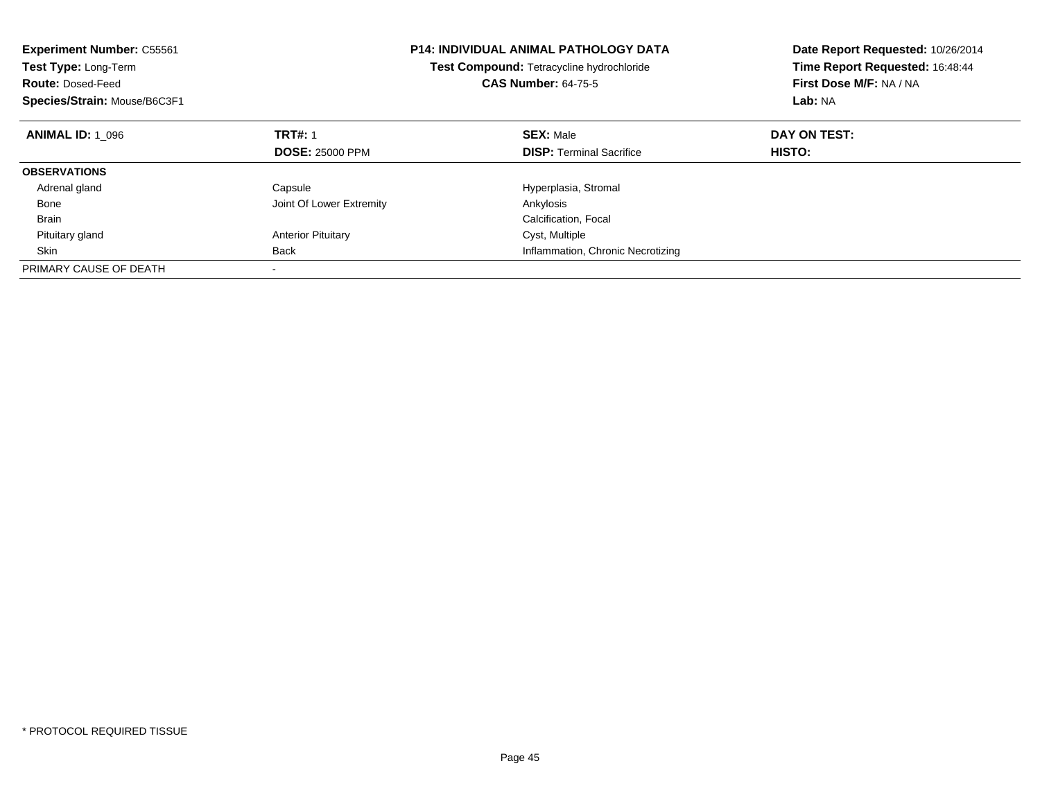**Experiment Number:** C55561
**Test Type:** Long-Term
**Route:** Dosed-Feed
**Species/Strain:** Mouse/B6C3F1

**P14: INDIVIDUAL ANIMAL PATHOLOGY DATA**
**Test Compound:** Tetracycline hydrochloride
**CAS Number:** 64-75-5

**Date Report Requested:** 10/26/2014
**Time Report Requested:** 16:48:44
**First Dose M/F:** NA / NA
**Lab:** NA

| **ANIMAL ID:** 1_096 | **TRT#:** 1 | **SEX:** Male | **DAY ON TEST:** |
|---|---|---|---|
| | **DOSE:** 25000 PPM | **DISP:** Terminal Sacrifice | **HISTO:** |
| **OBSERVATIONS** | | | |
| Adrenal gland | Capsule | Hyperplasia, Stromal | |
| Bone | Joint Of Lower Extremity | Ankylosis | |
| Brain | | Calcification, Focal | |
| Pituitary gland | Anterior Pituitary | Cyst, Multiple | |
| Skin | Back | Inflammation, Chronic Necrotizing | |
| PRIMARY CAUSE OF DEATH | - | | |

* PROTOCOL REQUIRED TISSUE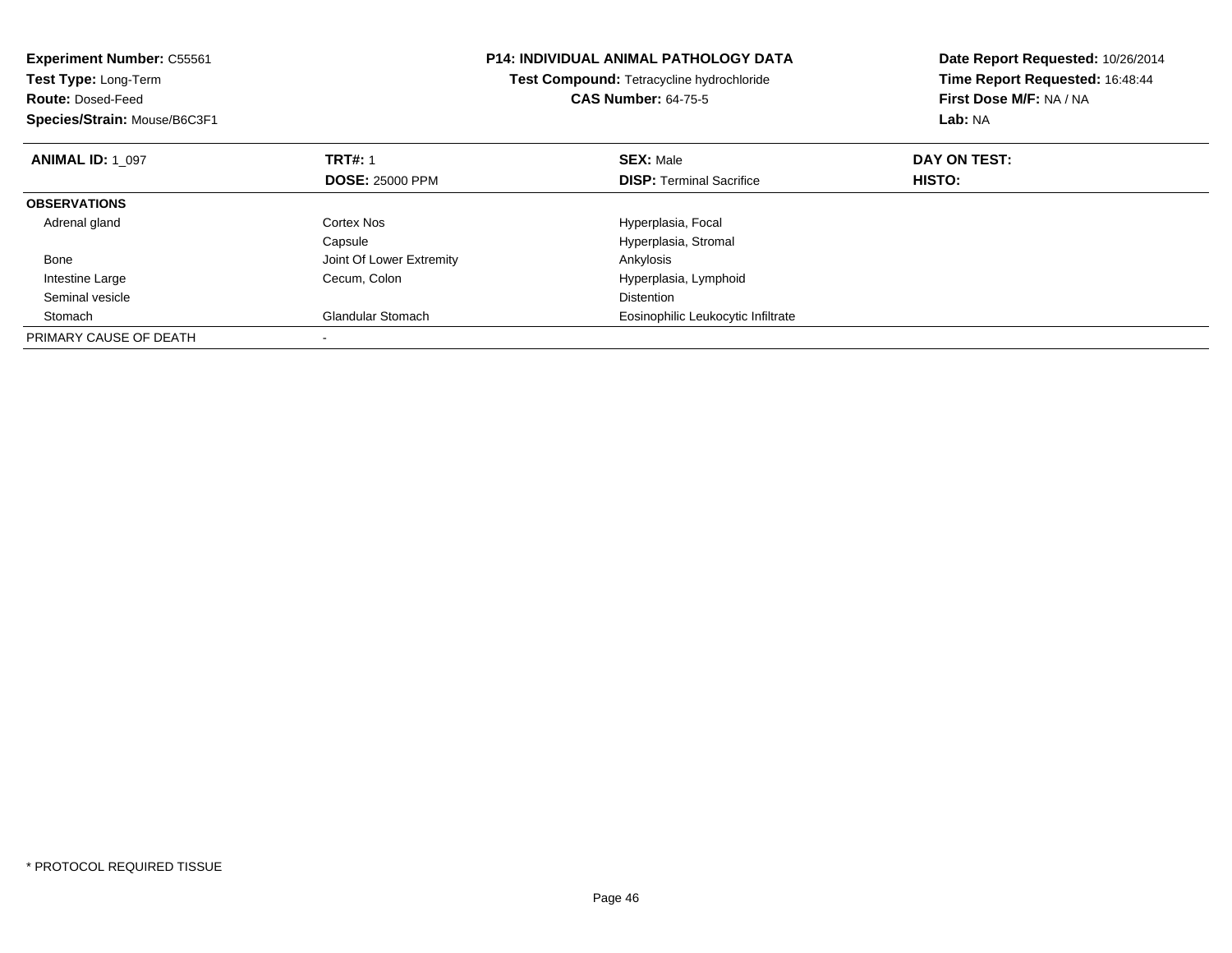**Experiment Number:** C55561
**Test Type:** Long-Term
**Route:** Dosed-Feed
**Species/Strain:** Mouse/B6C3F1

**P14: INDIVIDUAL ANIMAL PATHOLOGY DATA**
**Test Compound:** Tetracycline hydrochloride
**CAS Number:** 64-75-5

**Date Report Requested:** 10/26/2014
**Time Report Requested:** 16:48:44
**First Dose M/F:** NA / NA
**Lab:** NA

| **ANIMAL ID:** 1_097 | **TRT#:** 1<br>**DOSE:** 25000 PPM | **SEX:** Male<br>**DISP:** Terminal Sacrifice | **DAY ON TEST:**<br>**HISTO:** |
|---|---|---|---|
| **OBSERVATIONS** | | | |
| Adrenal gland | Cortex Nos | Hyperplasia, Focal | |
| | Capsule | Hyperplasia, Stromal | |
| Bone | Joint Of Lower Extremity | Ankylosis | |
| Intestine Large | Cecum, Colon | Hyperplasia, Lymphoid | |
| Seminal vesicle | | Distention | |
| Stomach | Glandular Stomach | Eosinophilic Leukocytic Infiltrate | |
| PRIMARY CAUSE OF DEATH | - | | |

\* PROTOCOL REQUIRED TISSUE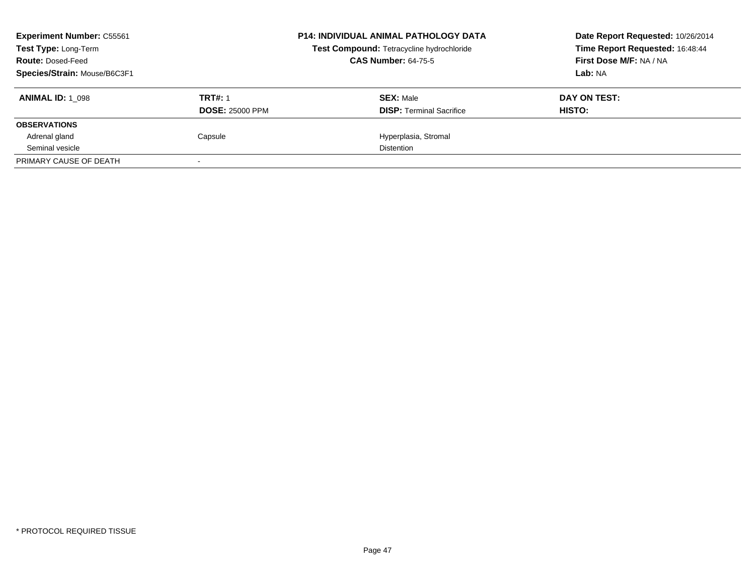**Experiment Number:** C55561
**Test Type:** Long-Term
**Route:** Dosed-Feed
**Species/Strain:** Mouse/B6C3F1

**P14: INDIVIDUAL ANIMAL PATHOLOGY DATA**
**Test Compound:** Tetracycline hydrochloride
**CAS Number:** 64-75-5

**Date Report Requested:** 10/26/2014
**Time Report Requested:** 16:48:44
**First Dose M/F:** NA / NA
**Lab:** NA

| **ANIMAL ID:** 1_098 | **TRT#:** 1 | **SEX:** Male | **DAY ON TEST:** |
|---|---|---|---|
| | **DOSE:** 25000 PPM | **DISP:** Terminal Sacrifice | **HISTO:** |
| **OBSERVATIONS** | | | |
| Adrenal gland | Capsule | Hyperplasia, Stromal | |
| Seminal vesicle | | Distention | |
| PRIMARY CAUSE OF DEATH | - | | |

* PROTOCOL REQUIRED TISSUE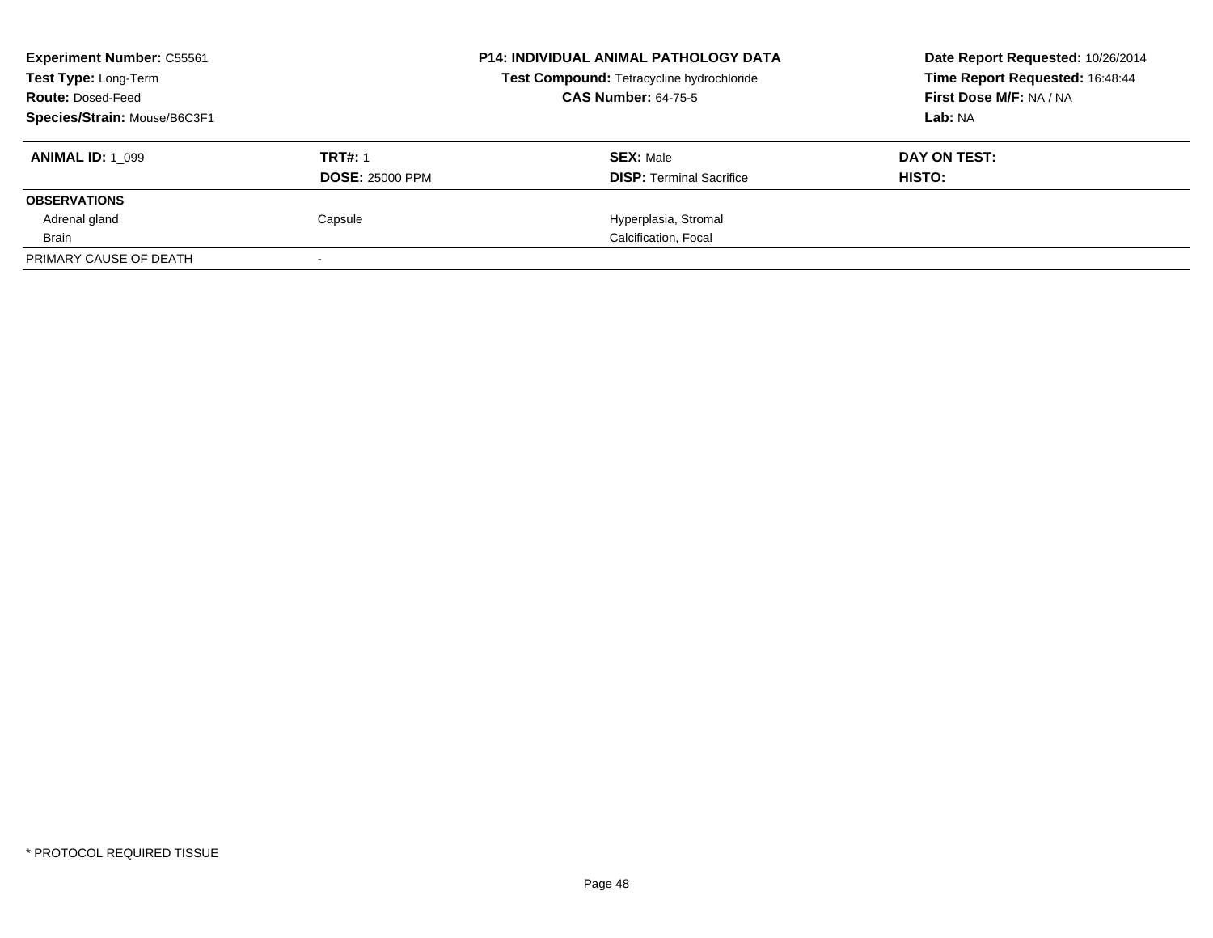**Experiment Number:** C55561
**Test Type:** Long-Term
**Route:** Dosed-Feed
**Species/Strain:** Mouse/B6C3F1

**P14: INDIVIDUAL ANIMAL PATHOLOGY DATA**
**Test Compound:** Tetracycline hydrochloride
**CAS Number:** 64-75-5

**Date Report Requested:** 10/26/2014
**Time Report Requested:** 16:48:44
**First Dose M/F:** NA / NA
**Lab:** NA

| **ANIMAL ID:** 1_099 | **TRT#:** 1 | **SEX:** Male | **DAY ON TEST:** |
|---|---|---|---|
| | **DOSE:** 25000 PPM | **DISP:** Terminal Sacrifice | **HISTO:** |
| **OBSERVATIONS** | | | |
| Adrenal gland | Capsule | Hyperplasia, Stromal | |
| Brain | | Calcification, Focal | |
| PRIMARY CAUSE OF DEATH | - | | |

* PROTOCOL REQUIRED TISSUE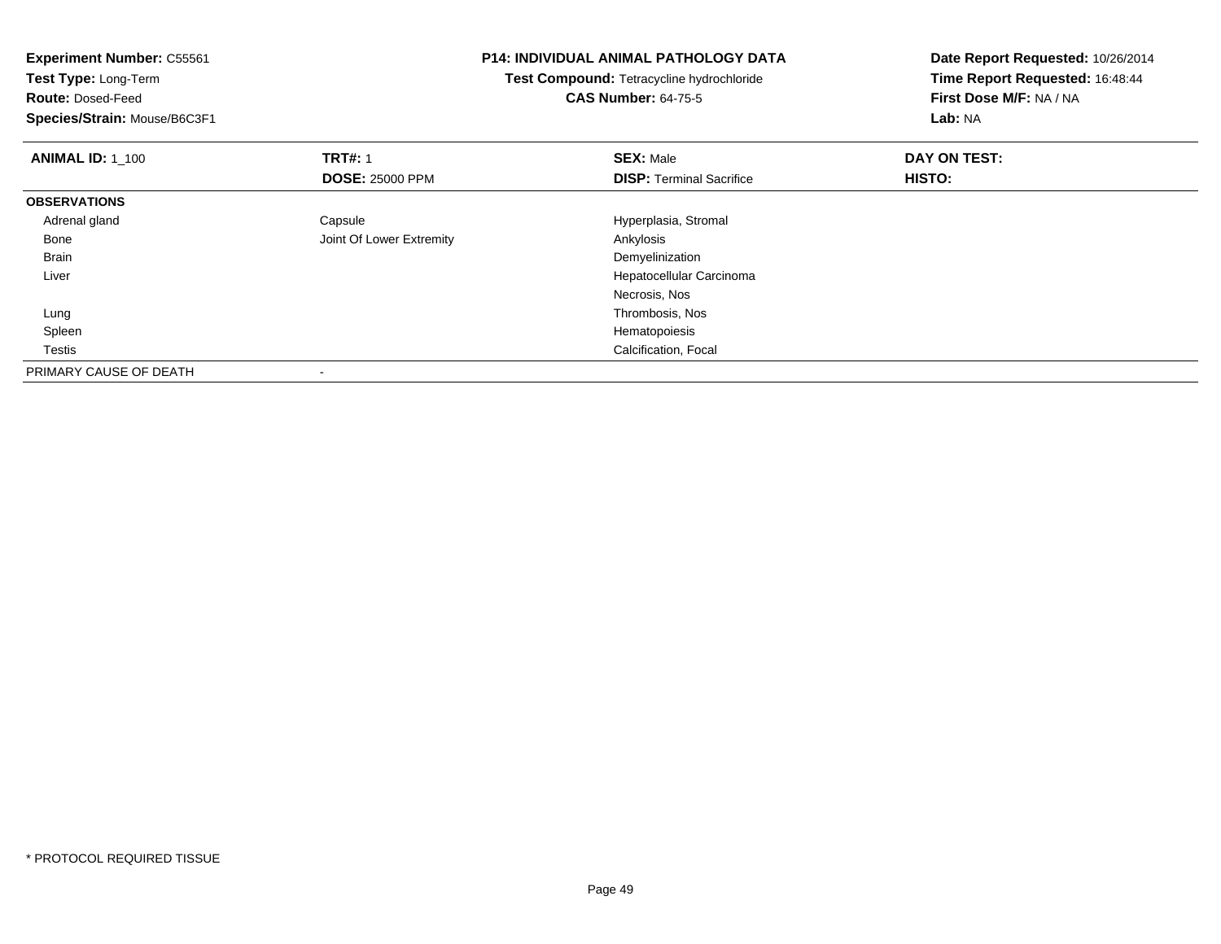**Experiment Number:** C55561
**Test Type:** Long-Term
**Route:** Dosed-Feed
**Species/Strain:** Mouse/B6C3F1

**P14: INDIVIDUAL ANIMAL PATHOLOGY DATA**
**Test Compound:** Tetracycline hydrochloride
**CAS Number:** 64-75-5

**Date Report Requested:** 10/26/2014
**Time Report Requested:** 16:48:44
**First Dose M/F:** NA / NA
**Lab:** NA

| **ANIMAL ID:** 1_100 | **TRT#:** 1 | **SEX:** Male | **DAY ON TEST:** |
|---|---|---|---|
| | **DOSE:** 25000 PPM | **DISP:** Terminal Sacrifice | **HISTO:** |
| **OBSERVATIONS** | | | |
| Adrenal gland | Capsule | Hyperplasia, Stromal | |
| Bone | Joint Of Lower Extremity | Ankylosis | |
| Brain | | Demyelinization | |
| Liver | | Hepatocellular Carcinoma | |
| | | Necrosis, Nos | |
| Lung | | Thrombosis, Nos | |
| Spleen | | Hematopoiesis | |
| Testis | | Calcification, Focal | |
| PRIMARY CAUSE OF DEATH | - | | |

* PROTOCOL REQUIRED TISSUE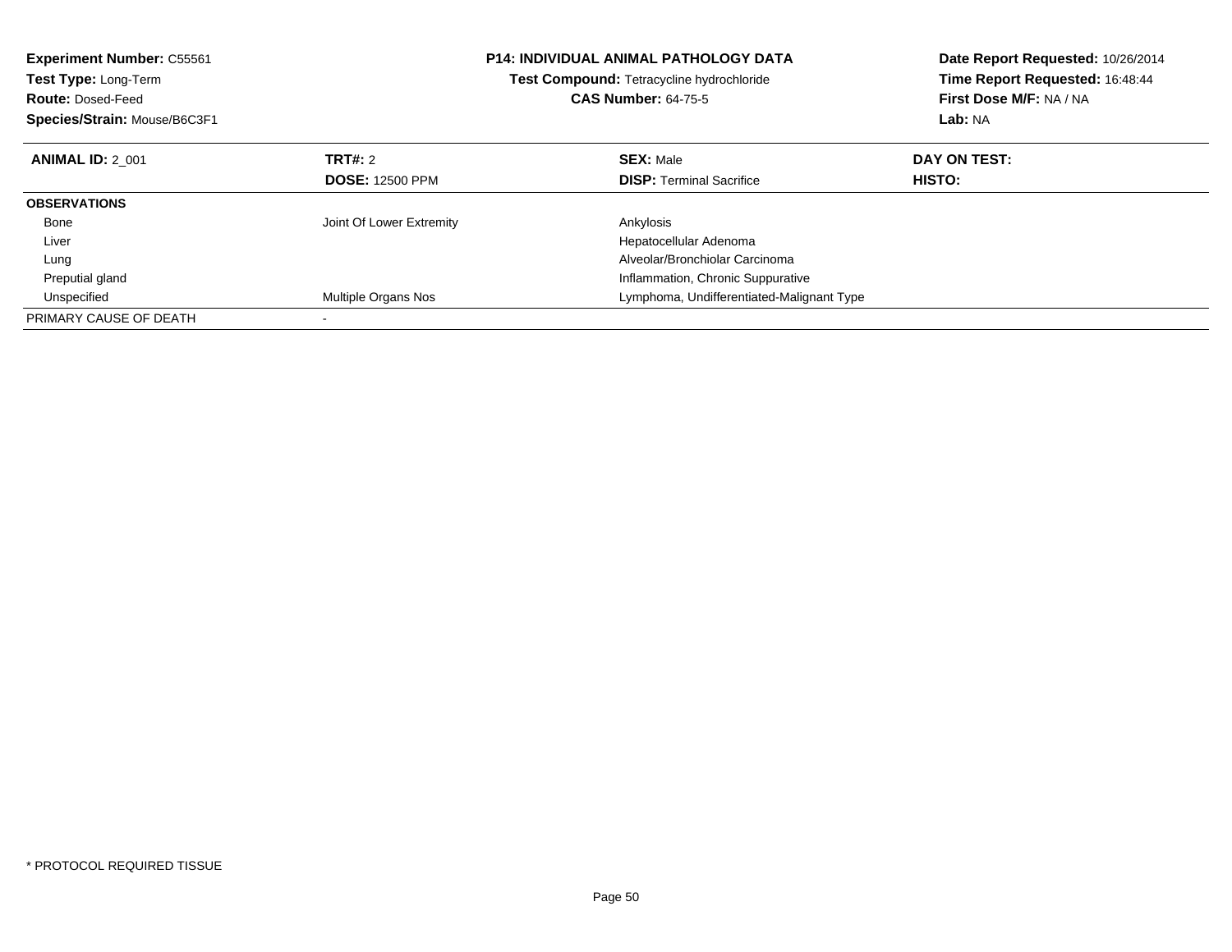**Experiment Number:** C55561
**Test Type:** Long-Term
**Route:** Dosed-Feed
**Species/Strain:** Mouse/B6C3F1

**P14: INDIVIDUAL ANIMAL PATHOLOGY DATA**
**Test Compound:** Tetracycline hydrochloride
**CAS Number:** 64-75-5

**Date Report Requested:** 10/26/2014
**Time Report Requested:** 16:48:44
**First Dose M/F:** NA / NA
**Lab:** NA

| **ANIMAL ID:** 2_001 | **TRT#:** 2 | **SEX:** Male | **DAY ON TEST:** |
|---|---|---|---|
| | **DOSE:** 12500 PPM | **DISP:** Terminal Sacrifice | **HISTO:** |
| **OBSERVATIONS** | | | |
| Bone | Joint Of Lower Extremity | Ankylosis | |
| Liver | | Hepatocellular Adenoma | |
| Lung | | Alveolar/Bronchiolar Carcinoma | |
| Preputial gland | | Inflammation, Chronic Suppurative | |
| Unspecified | Multiple Organs Nos | Lymphoma, Undifferentiated-Malignant Type | |
| PRIMARY CAUSE OF DEATH | - | | |

* PROTOCOL REQUIRED TISSUE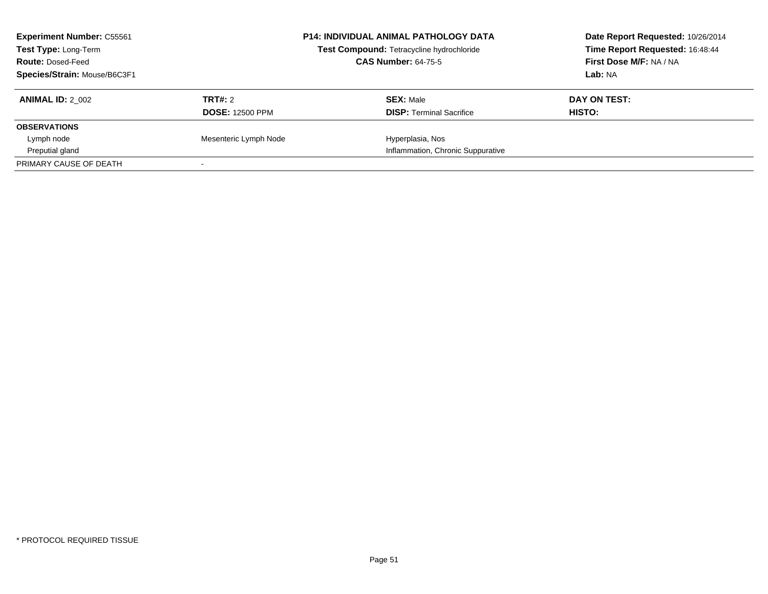**Experiment Number:** C55561
**Test Type:** Long-Term
**Route:** Dosed-Feed
**Species/Strain:** Mouse/B6C3F1

**P14: INDIVIDUAL ANIMAL PATHOLOGY DATA**
**Test Compound:** Tetracycline hydrochloride
**CAS Number:** 64-75-5

**Date Report Requested:** 10/26/2014
**Time Report Requested:** 16:48:44
**First Dose M/F:** NA / NA
**Lab:** NA

| **ANIMAL ID:** 2_002 | **TRT#:** 2 | **SEX:** Male | **DAY ON TEST:** |
|---|---|---|---|
| | **DOSE:** 12500 PPM | **DISP:** Terminal Sacrifice | **HISTO:** |
| **OBSERVATIONS** | | | |
| Lymph node | Mesenteric Lymph Node | Hyperplasia, Nos | |
| Preputial gland | | Inflammation, Chronic Suppurative | |
| PRIMARY CAUSE OF DEATH | - | | |

* PROTOCOL REQUIRED TISSUE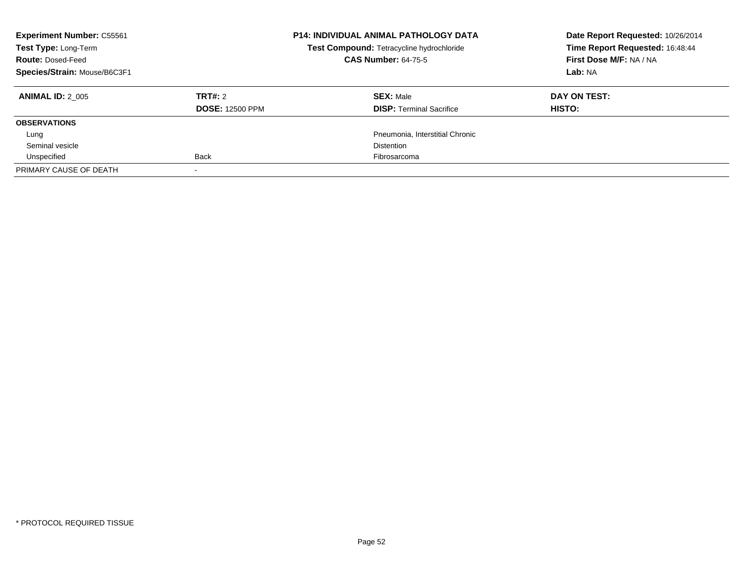**Experiment Number:** C55561
**Test Type:** Long-Term
**Route:** Dosed-Feed
**Species/Strain:** Mouse/B6C3F1

**P14: INDIVIDUAL ANIMAL PATHOLOGY DATA**
**Test Compound:** Tetracycline hydrochloride
**CAS Number:** 64-75-5

**Date Report Requested:** 10/26/2014
**Time Report Requested:** 16:48:44
**First Dose M/F:** NA / NA
**Lab:** NA

| **ANIMAL ID:** 2_005 | **TRT#:** 2 | **SEX:** Male | **DAY ON TEST:** |
|---|---|---|---|
| | **DOSE:** 12500 PPM | **DISP:** Terminal Sacrifice | **HISTO:** |
| **OBSERVATIONS** | | | |
| Lung | | Pneumonia, Interstitial Chronic | |
| Seminal vesicle | | Distention | |
| Unspecified | Back | Fibrosarcoma | |
| PRIMARY CAUSE OF DEATH | - | | |

* PROTOCOL REQUIRED TISSUE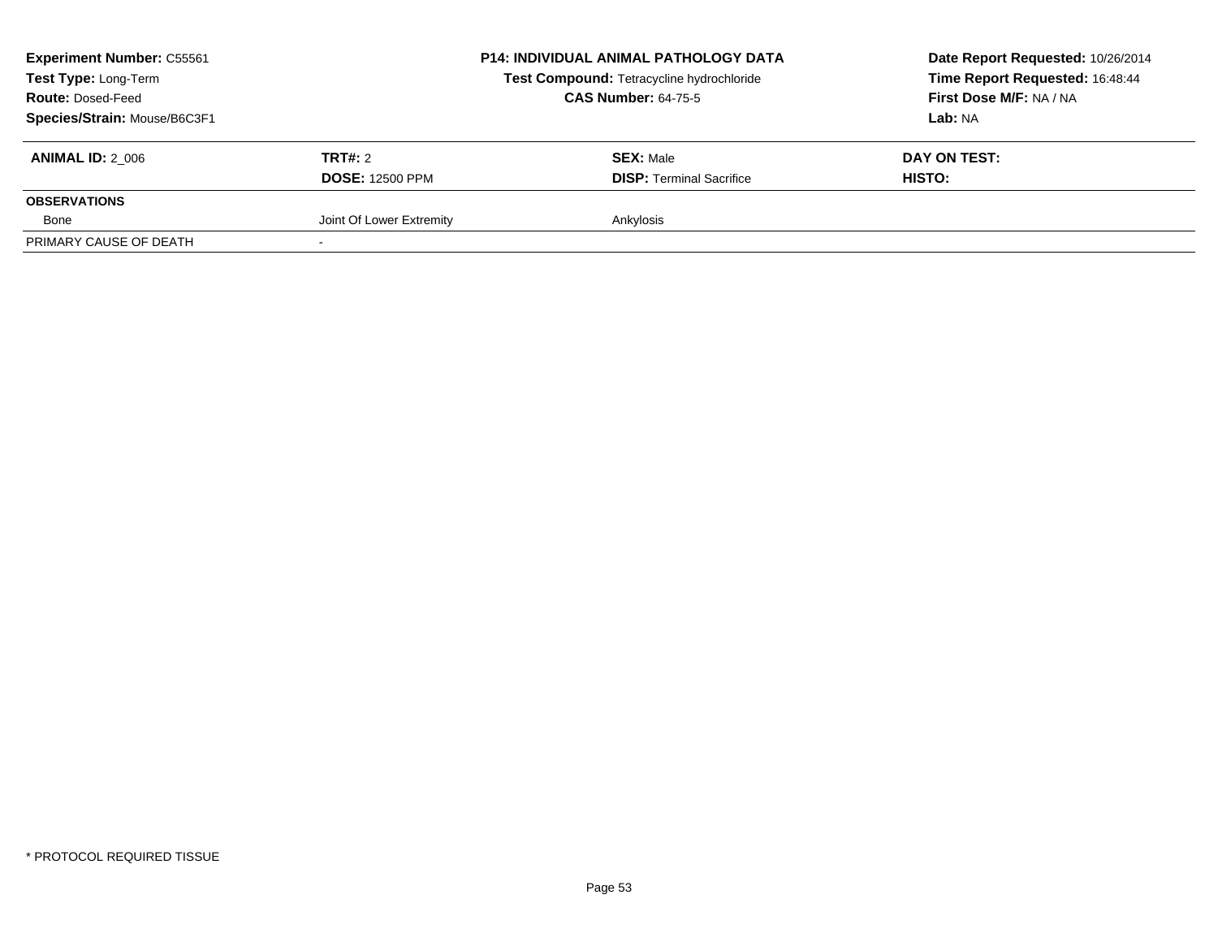**Experiment Number:** C55561
**Test Type:** Long-Term
**Route:** Dosed-Feed
**Species/Strain:** Mouse/B6C3F1

**P14: INDIVIDUAL ANIMAL PATHOLOGY DATA**
**Test Compound:** Tetracycline hydrochloride
**CAS Number:** 64-75-5

**Date Report Requested:** 10/26/2014
**Time Report Requested:** 16:48:44
**First Dose M/F:** NA / NA
**Lab:** NA

| **ANIMAL ID:** 2_006 | **TRT#:** 2 | **SEX:** Male | **DAY ON TEST:** |
|---|---|---|---|
| | **DOSE:** 12500 PPM | **DISP:** Terminal Sacrifice | **HISTO:** |
| **OBSERVATIONS** | | | |
| Bone | Joint Of Lower Extremity | Ankylosis | |
| PRIMARY CAUSE OF DEATH | - | | |

\* PROTOCOL REQUIRED TISSUE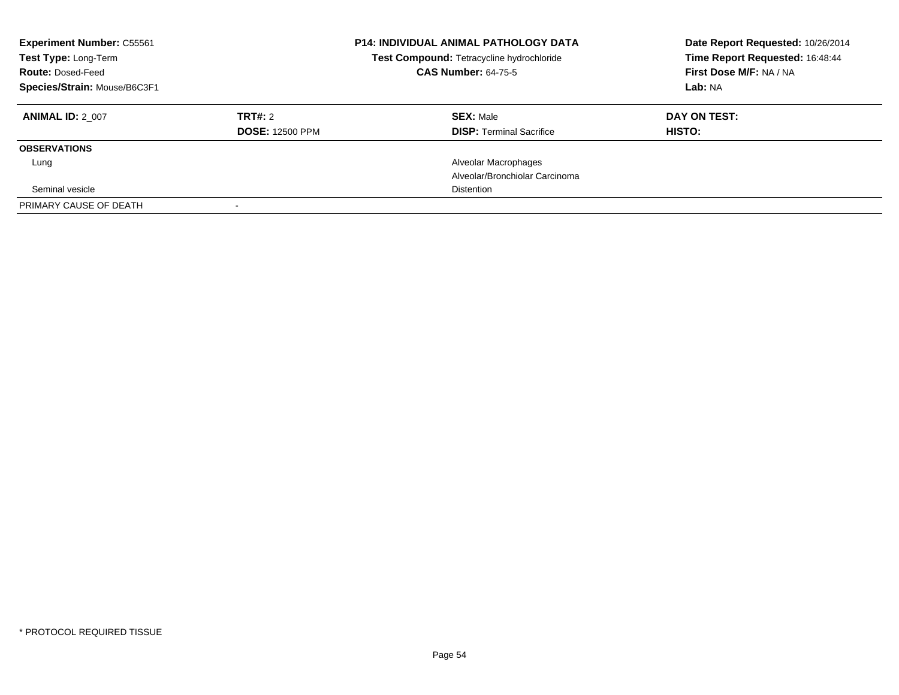**Experiment Number:** C55561
**Test Type:** Long-Term
**Route:** Dosed-Feed
**Species/Strain:** Mouse/B6C3F1

**P14: INDIVIDUAL ANIMAL PATHOLOGY DATA**
**Test Compound:** Tetracycline hydrochloride
**CAS Number:** 64-75-5

**Date Report Requested:** 10/26/2014
**Time Report Requested:** 16:48:44
**First Dose M/F:** NA / NA
**Lab:** NA

| **ANIMAL ID:** 2_007 | **TRT#:** 2 | **SEX:** Male | **DAY ON TEST:** |
|---|---|---|---|
| | **DOSE:** 12500 PPM | **DISP:** Terminal Sacrifice | **HISTO:** |
| **OBSERVATIONS** | | | |
| Lung | | Alveolar Macrophages | |
| | | Alveolar/Bronchiolar Carcinoma | |
| Seminal vesicle | | Distention | |
| PRIMARY CAUSE OF DEATH | - | | |

* PROTOCOL REQUIRED TISSUE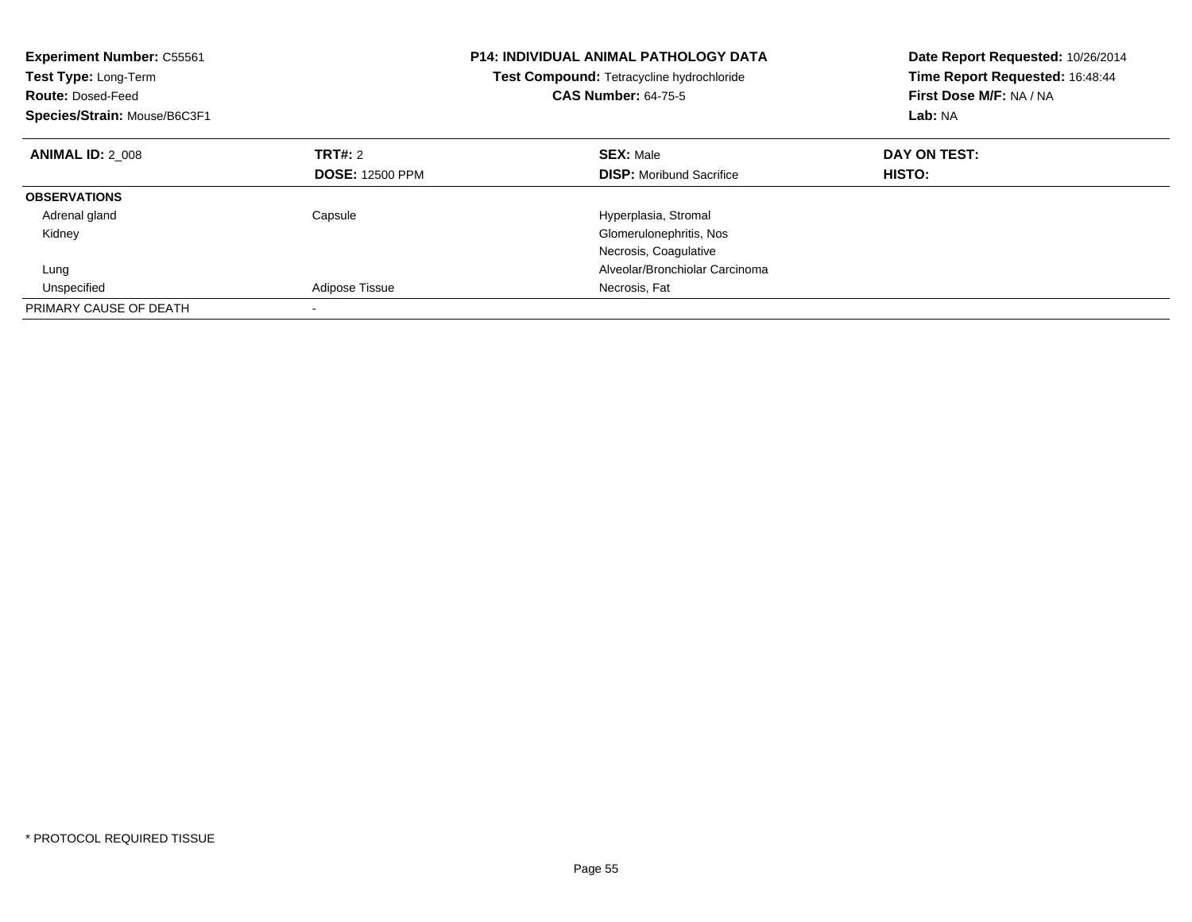**Experiment Number:** C55561
**Test Type:** Long-Term
**Route:** Dosed-Feed
**Species/Strain:** Mouse/B6C3F1

**P14: INDIVIDUAL ANIMAL PATHOLOGY DATA**
**Test Compound:** Tetracycline hydrochloride
**CAS Number:** 64-75-5

**Date Report Requested:** 10/26/2014
**Time Report Requested:** 16:48:44
**First Dose M/F:** NA / NA
**Lab:** NA

| **ANIMAL ID:** 2_008 | **TRT#:** 2 | **SEX:** Male | **DAY ON TEST:** |
|---|---|---|---|
| | **DOSE:** 12500 PPM | **DISP:** Moribund Sacrifice | **HISTO:** |
| **OBSERVATIONS** | | | |
| Adrenal gland | Capsule | Hyperplasia, Stromal | |
| Kidney | | Glomerulonephritis, Nos | |
| | | Necrosis, Coagulative | |
| Lung | | Alveolar/Bronchiolar Carcinoma | |
| Unspecified | Adipose Tissue | Necrosis, Fat | |
| PRIMARY CAUSE OF DEATH | - | | |

* PROTOCOL REQUIRED TISSUE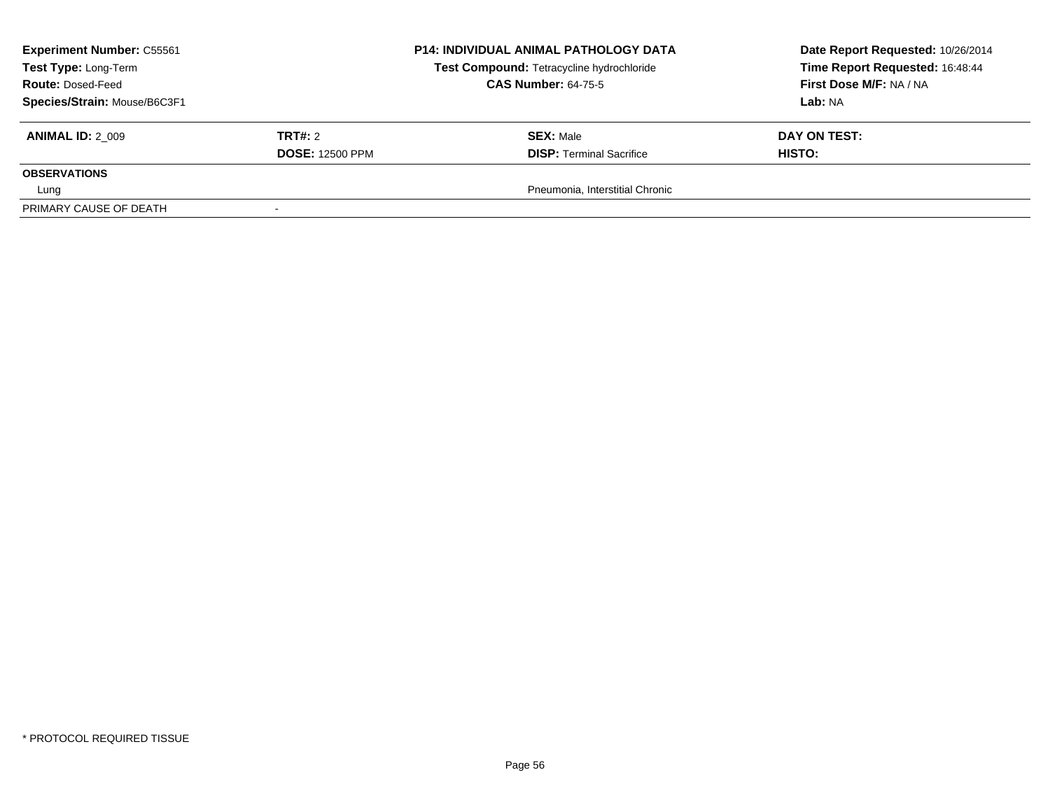| **Experiment Number:** C55561 | **P14: INDIVIDUAL ANIMAL PATHOLOGY DATA** | **Date Report Requested:** 10/26/2014 |
|---|---|---|
| **Test Type:** Long-Term | **Test Compound:** Tetracycline hydrochloride | **Time Report Requested:** 16:48:44 |
| **Route:** Dosed-Feed | **CAS Number:** 64-75-5 | **First Dose M/F:** NA / NA |
| **Species/Strain:** Mouse/B6C3F1 | | **Lab:** NA |

| **ANIMAL ID:** 2_009 | **TRT#:** 2 | **SEX:** Male | **DAY ON TEST:** |
|---|---|---|---|
| | **DOSE:** 12500 PPM | **DISP:** Terminal Sacrifice | **HISTO:** |
| **OBSERVATIONS** | | | |
| Lung | | Pneumonia, Interstitial Chronic | |
| PRIMARY CAUSE OF DEATH | - | | |

* PROTOCOL REQUIRED TISSUE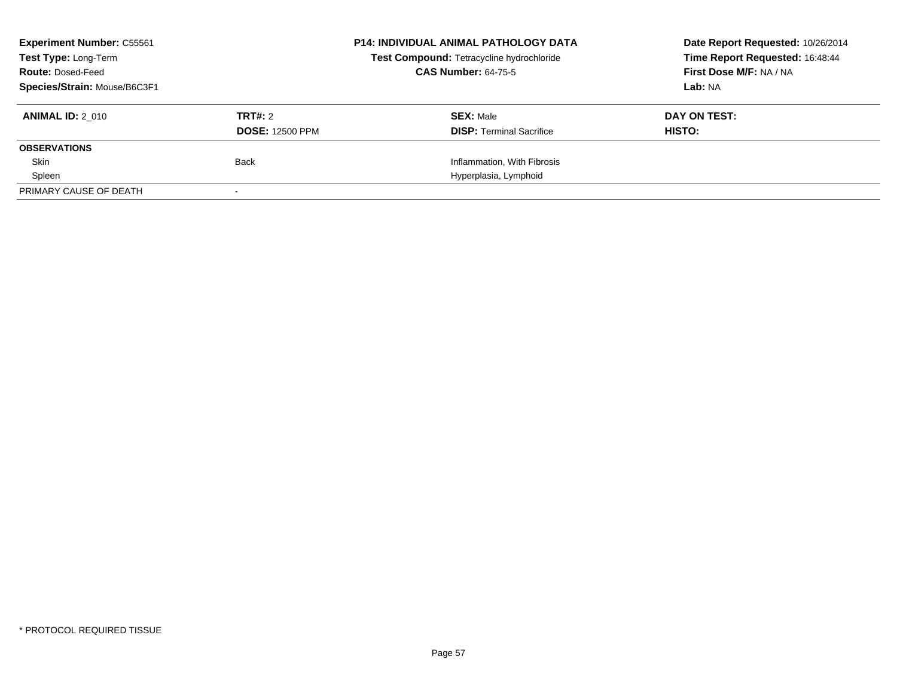**Experiment Number:** C55561
**Test Type:** Long-Term
**Route:** Dosed-Feed
**Species/Strain:** Mouse/B6C3F1

**P14: INDIVIDUAL ANIMAL PATHOLOGY DATA**
**Test Compound:** Tetracycline hydrochloride
**CAS Number:** 64-75-5

**Date Report Requested:** 10/26/2014
**Time Report Requested:** 16:48:44
**First Dose M/F:** NA / NA
**Lab:** NA

| **ANIMAL ID:** 2_010 | **TRT#:** 2 | **SEX:** Male | **DAY ON TEST:** |
|---|---|---|---|
| | **DOSE:** 12500 PPM | **DISP:** Terminal Sacrifice | **HISTO:** |
| **OBSERVATIONS** | | | |
| Skin | Back | Inflammation, With Fibrosis | |
| Spleen | | Hyperplasia, Lymphoid | |
| PRIMARY CAUSE OF DEATH | - | | |

* PROTOCOL REQUIRED TISSUE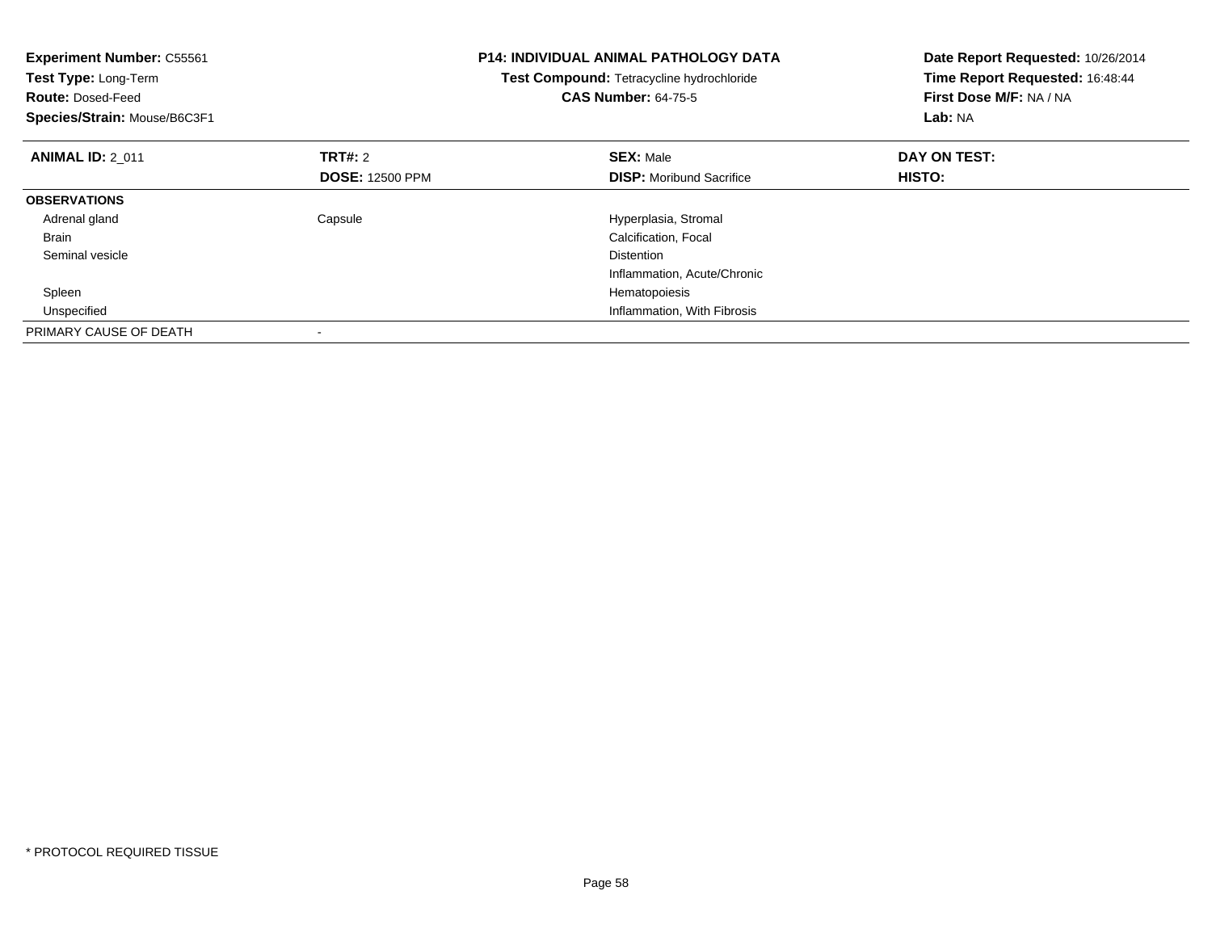**Experiment Number:** C55561
**Test Type:** Long-Term
**Route:** Dosed-Feed
**Species/Strain:** Mouse/B6C3F1

**P14: INDIVIDUAL ANIMAL PATHOLOGY DATA**
**Test Compound:** Tetracycline hydrochloride
**CAS Number:** 64-75-5

**Date Report Requested:** 10/26/2014
**Time Report Requested:** 16:48:44
**First Dose M/F:** NA / NA
**Lab:** NA

| **ANIMAL ID:** 2_011 | **TRT#:** 2 | **SEX:** Male | **DAY ON TEST:** |
|---|---|---|---|
| | **DOSE:** 12500 PPM | **DISP:** Moribund Sacrifice | **HISTO:** |
| **OBSERVATIONS** | | | |
| Adrenal gland | Capsule | Hyperplasia, Stromal | |
| Brain | | Calcification, Focal | |
| Seminal vesicle | | Distention | |
| | | Inflammation, Acute/Chronic | |
| Spleen | | Hematopoiesis | |
| Unspecified | | Inflammation, With Fibrosis | |
| PRIMARY CAUSE OF DEATH | - | | |

* PROTOCOL REQUIRED TISSUE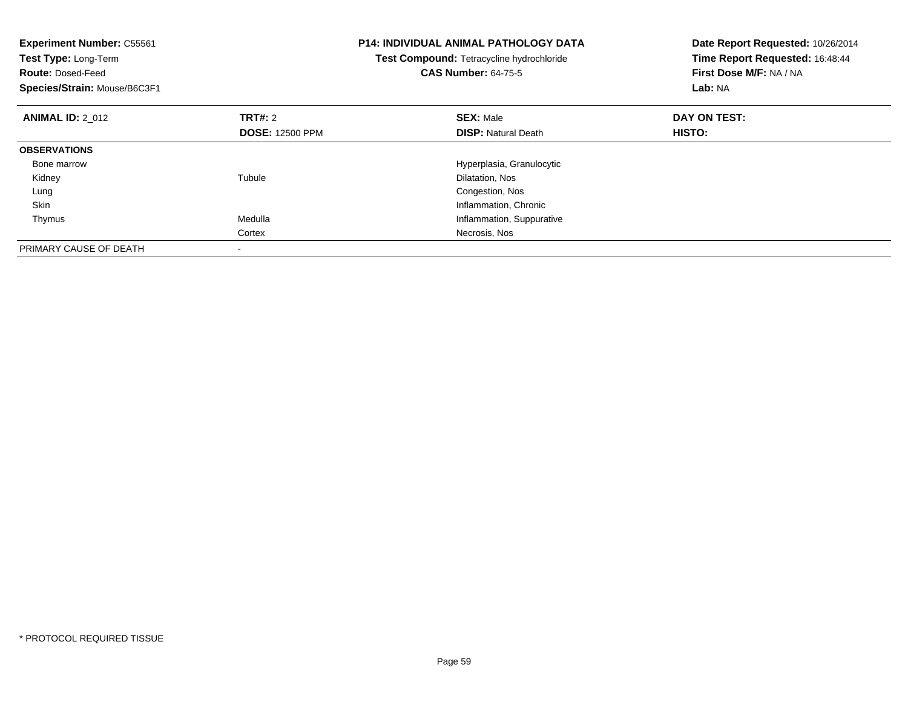**Experiment Number:** C55561
**Test Type:** Long-Term
**Route:** Dosed-Feed
**Species/Strain:** Mouse/B6C3F1

**P14: INDIVIDUAL ANIMAL PATHOLOGY DATA**
**Test Compound:** Tetracycline hydrochloride
**CAS Number:** 64-75-5

**Date Report Requested:** 10/26/2014
**Time Report Requested:** 16:48:44
**First Dose M/F:** NA / NA
**Lab:** NA

| **ANIMAL ID:** 2_012 | **TRT#:** 2 | **SEX:** Male | **DAY ON TEST:** |
|---|---|---|---|
| | **DOSE:** 12500 PPM | **DISP:** Natural Death | **HISTO:** |
| **OBSERVATIONS** | | | |
| Bone marrow | | Hyperplasia, Granulocytic | |
| Kidney | Tubule | Dilatation, Nos | |
| Lung | | Congestion, Nos | |
| Skin | | Inflammation, Chronic | |
| Thymus | Medulla | Inflammation, Suppurative | |
| | Cortex | Necrosis, Nos | |
| PRIMARY CAUSE OF DEATH | - | | |

* PROTOCOL REQUIRED TISSUE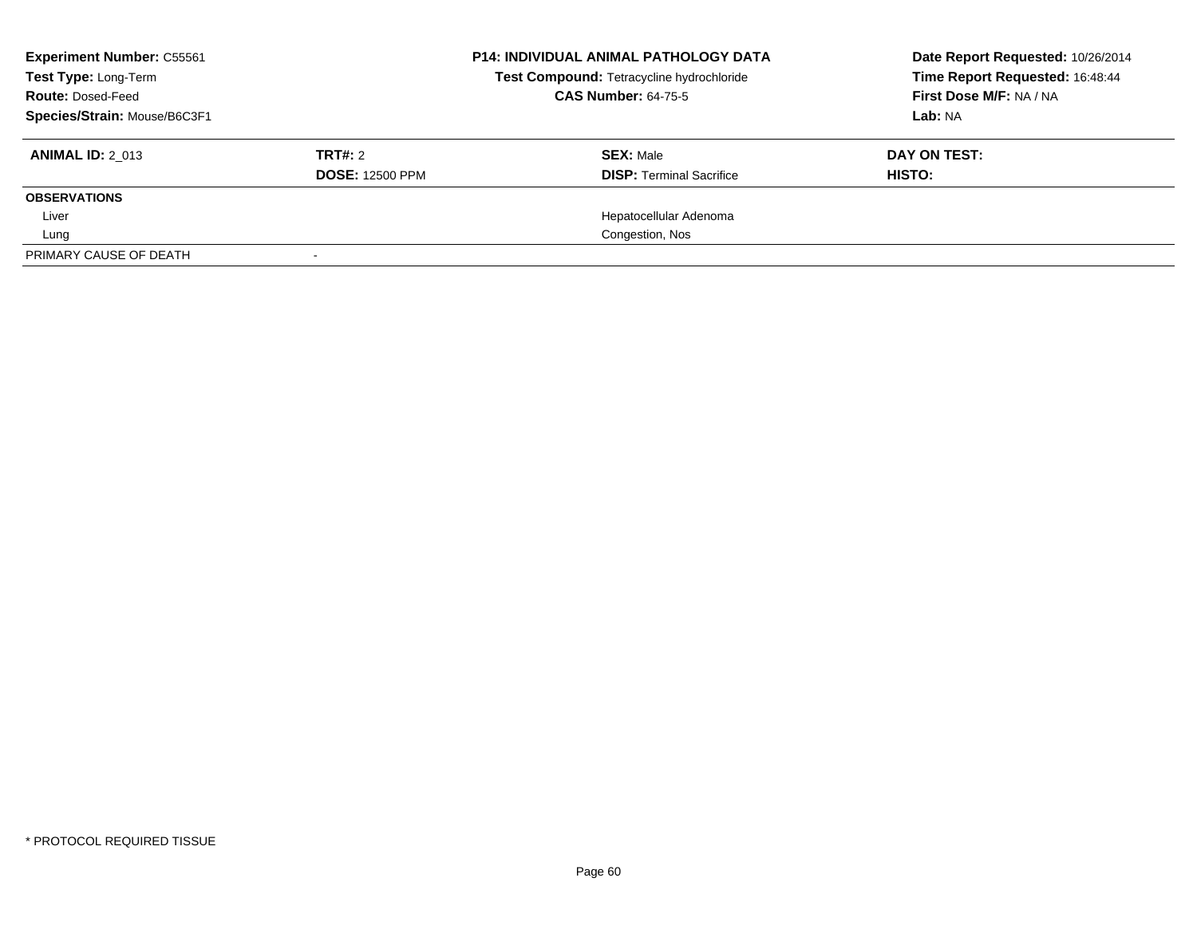**Experiment Number:** C55561
**Test Type:** Long-Term
**Route:** Dosed-Feed
**Species/Strain:** Mouse/B6C3F1

**P14: INDIVIDUAL ANIMAL PATHOLOGY DATA**
**Test Compound:** Tetracycline hydrochloride
**CAS Number:** 64-75-5

**Date Report Requested:** 10/26/2014
**Time Report Requested:** 16:48:44
**First Dose M/F:** NA / NA
**Lab:** NA

| **ANIMAL ID:** 2_013 | **TRT#:** 2 | **SEX:** Male | **DAY ON TEST:** |
|---|---|---|---|
| | **DOSE:** 12500 PPM | **DISP:** Terminal Sacrifice | **HISTO:** |
| **OBSERVATIONS** | | | |
| Liver | | Hepatocellular Adenoma | |
| Lung | | Congestion, Nos | |
| PRIMARY CAUSE OF DEATH | - | | |

* PROTOCOL REQUIRED TISSUE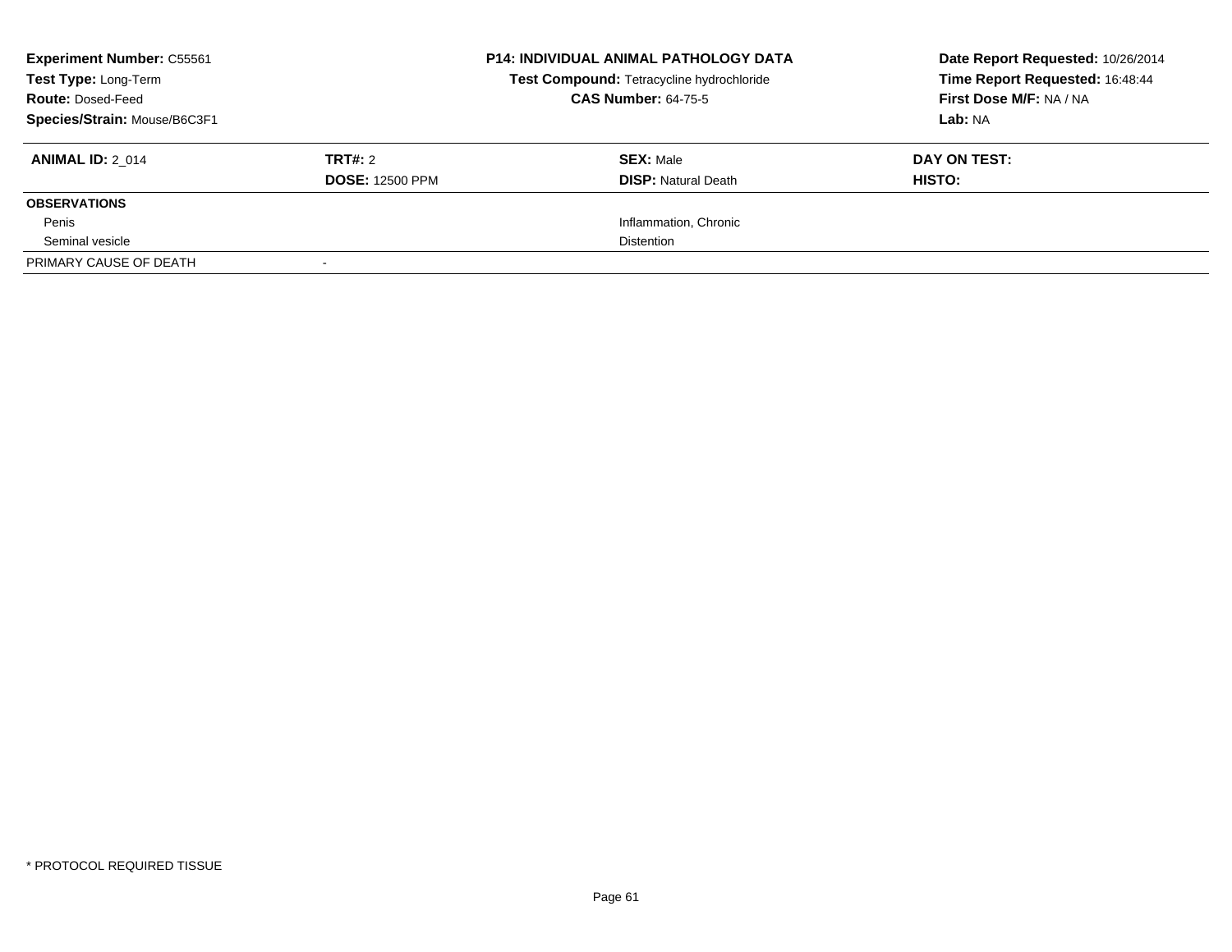**Experiment Number:** C55561
**Test Type:** Long-Term
**Route:** Dosed-Feed
**Species/Strain:** Mouse/B6C3F1

**P14: INDIVIDUAL ANIMAL PATHOLOGY DATA**
**Test Compound:** Tetracycline hydrochloride
**CAS Number:** 64-75-5

**Date Report Requested:** 10/26/2014
**Time Report Requested:** 16:48:44
**First Dose M/F:** NA / NA
**Lab:** NA

| **ANIMAL ID:** 2_014 | **TRT#:** 2 | **SEX:** Male | **DAY ON TEST:** |
|---|---|---|---|
| | **DOSE:** 12500 PPM | **DISP:** Natural Death | **HISTO:** |
| **OBSERVATIONS** | | | |
| Penis | | Inflammation, Chronic | |
| Seminal vesicle | | Distention | |
| PRIMARY CAUSE OF DEATH | - | | |

* PROTOCOL REQUIRED TISSUE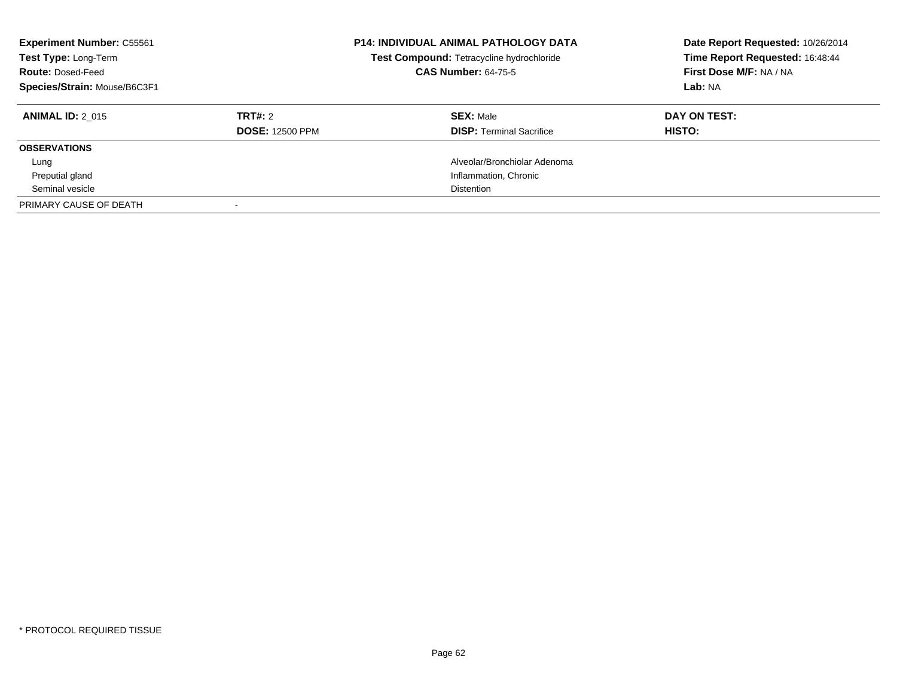**Experiment Number:** C55561
**Test Type:** Long-Term
**Route:** Dosed-Feed
**Species/Strain:** Mouse/B6C3F1

**P14: INDIVIDUAL ANIMAL PATHOLOGY DATA**
**Test Compound:** Tetracycline hydrochloride
**CAS Number:** 64-75-5

**Date Report Requested:** 10/26/2014
**Time Report Requested:** 16:48:44
**First Dose M/F:** NA / NA
**Lab:** NA

| **ANIMAL ID:** 2_015 | **TRT#:** 2 | **SEX:** Male | **DAY ON TEST:** |
|---|---|---|---|
| | **DOSE:** 12500 PPM | **DISP:** Terminal Sacrifice | **HISTO:** |
| **OBSERVATIONS** | | | |
| Lung | | Alveolar/Bronchiolar Adenoma | |
| Preputial gland | | Inflammation, Chronic | |
| Seminal vesicle | | Distention | |
| PRIMARY CAUSE OF DEATH | - | | |

* PROTOCOL REQUIRED TISSUE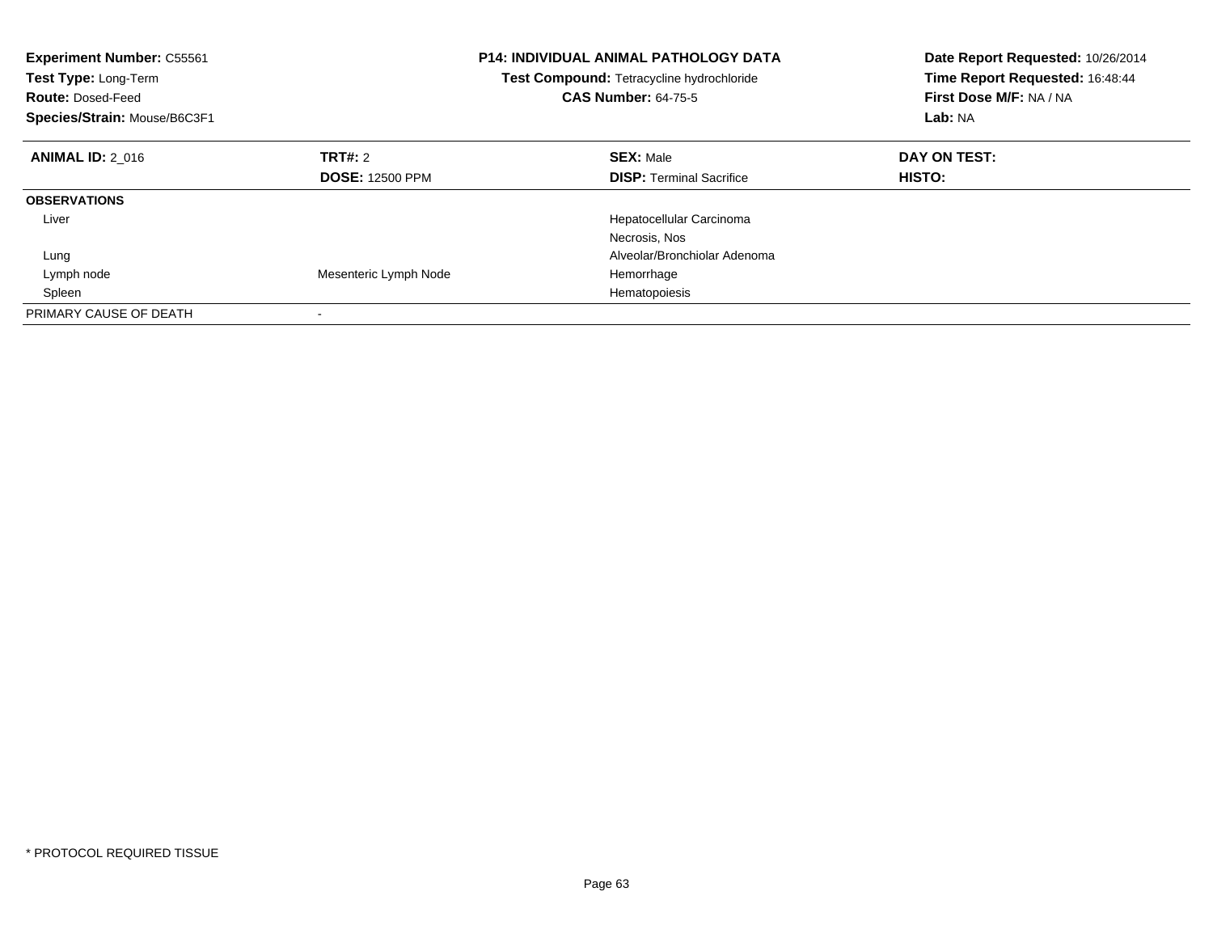**Experiment Number:** C55561
**Test Type:** Long-Term
**Route:** Dosed-Feed
**Species/Strain:** Mouse/B6C3F1

**P14: INDIVIDUAL ANIMAL PATHOLOGY DATA**
**Test Compound:** Tetracycline hydrochloride
**CAS Number:** 64-75-5

**Date Report Requested:** 10/26/2014
**Time Report Requested:** 16:48:44
**First Dose M/F:** NA / NA
**Lab:** NA

| **ANIMAL ID:** 2_016 | **TRT#:** 2 | **SEX:** Male | **DAY ON TEST:** |
|---|---|---|---|
| | **DOSE:** 12500 PPM | **DISP:** Terminal Sacrifice | **HISTO:** |
| **OBSERVATIONS** | | | |
| Liver | | Hepatocellular Carcinoma | |
| | | Necrosis, Nos | |
| Lung | | Alveolar/Bronchiolar Adenoma | |
| Lymph node | Mesenteric Lymph Node | Hemorrhage | |
| Spleen | | Hematopoiesis | |
| PRIMARY CAUSE OF DEATH | - | | |

* PROTOCOL REQUIRED TISSUE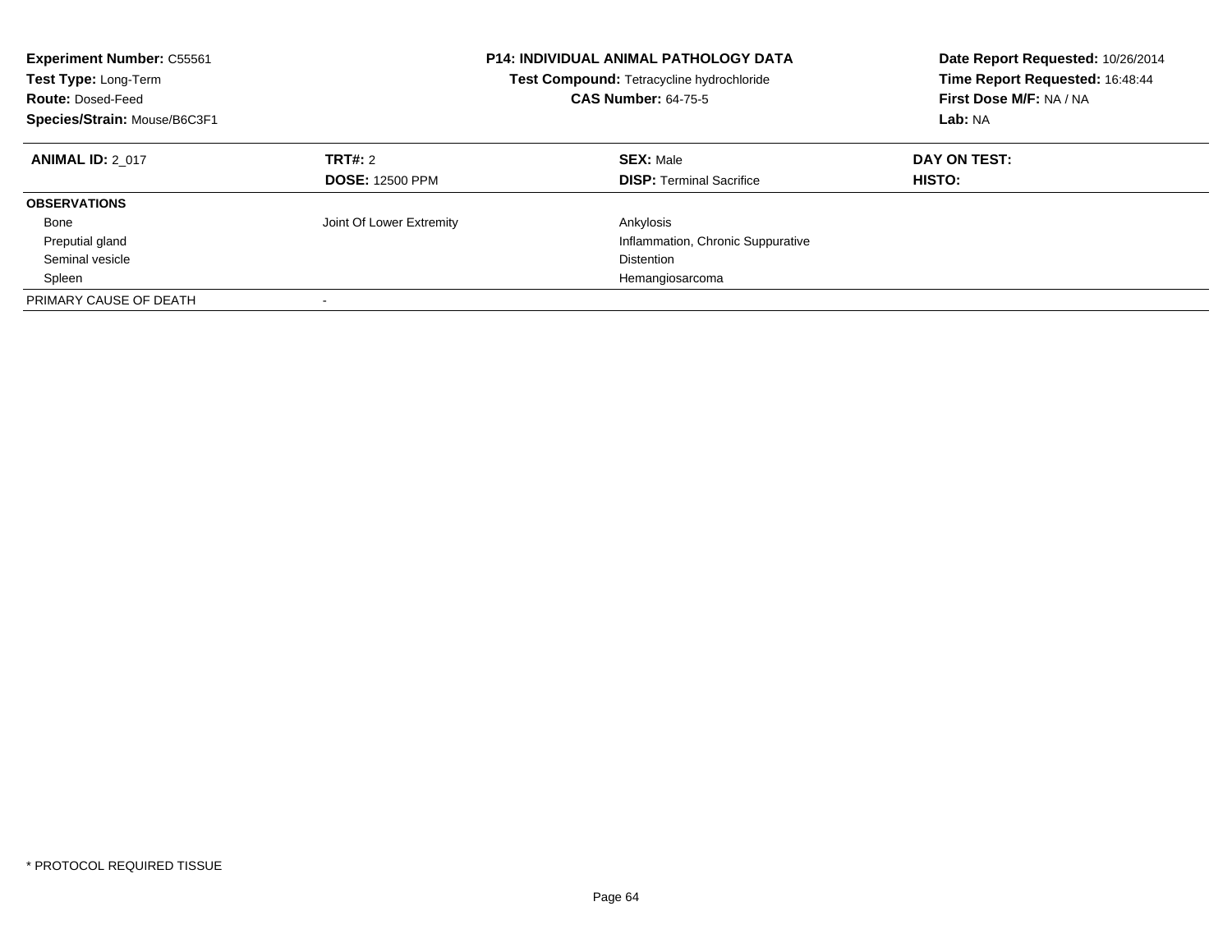**Experiment Number:** C55561
**Test Type:** Long-Term
**Route:** Dosed-Feed
**Species/Strain:** Mouse/B6C3F1

**P14: INDIVIDUAL ANIMAL PATHOLOGY DATA**
**Test Compound:** Tetracycline hydrochloride
**CAS Number:** 64-75-5

**Date Report Requested:** 10/26/2014
**Time Report Requested:** 16:48:44
**First Dose M/F:** NA / NA
**Lab:** NA

| **ANIMAL ID:** 2_017 | **TRT#:** 2<br>**DOSE:** 12500 PPM | **SEX:** Male<br>**DISP:** Terminal Sacrifice | **DAY ON TEST:**<br>**HISTO:** |
|---|---|---|---|
| **OBSERVATIONS** | | | |
| Bone | Joint Of Lower Extremity | Ankylosis | |
| Preputial gland | | Inflammation, Chronic Suppurative | |
| Seminal vesicle | | Distention | |
| Spleen | | Hemangiosarcoma | |
| PRIMARY CAUSE OF DEATH | - | | |

* PROTOCOL REQUIRED TISSUE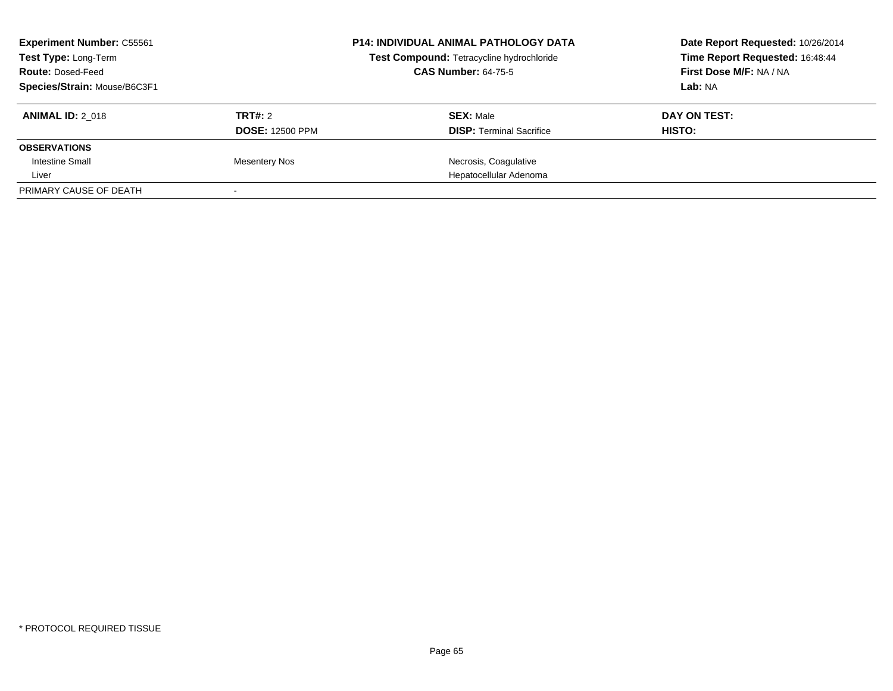| **Experiment Number:** C55561 | **P14: INDIVIDUAL ANIMAL PATHOLOGY DATA** | **Date Report Requested:** 10/26/2014 |
|---|---|---|
| **Test Type:** Long-Term | **Test Compound:** Tetracycline hydrochloride | **Time Report Requested:** 16:48:44 |
| **Route:** Dosed-Feed | **CAS Number:** 64-75-5 | **First Dose M/F:** NA / NA |
| **Species/Strain:** Mouse/B6C3F1 | | **Lab:** NA |

| **ANIMAL ID:** 2_018 | **TRT#:** 2 | **SEX:** Male | **DAY ON TEST:** |
|---|---|---|---|
| | **DOSE:** 12500 PPM | **DISP:** Terminal Sacrifice | **HISTO:** |
| **OBSERVATIONS** | | | |
| Intestine Small | Mesentery Nos | Necrosis, Coagulative | |
| Liver | | Hepatocellular Adenoma | |
| PRIMARY CAUSE OF DEATH | - | | |

* PROTOCOL REQUIRED TISSUE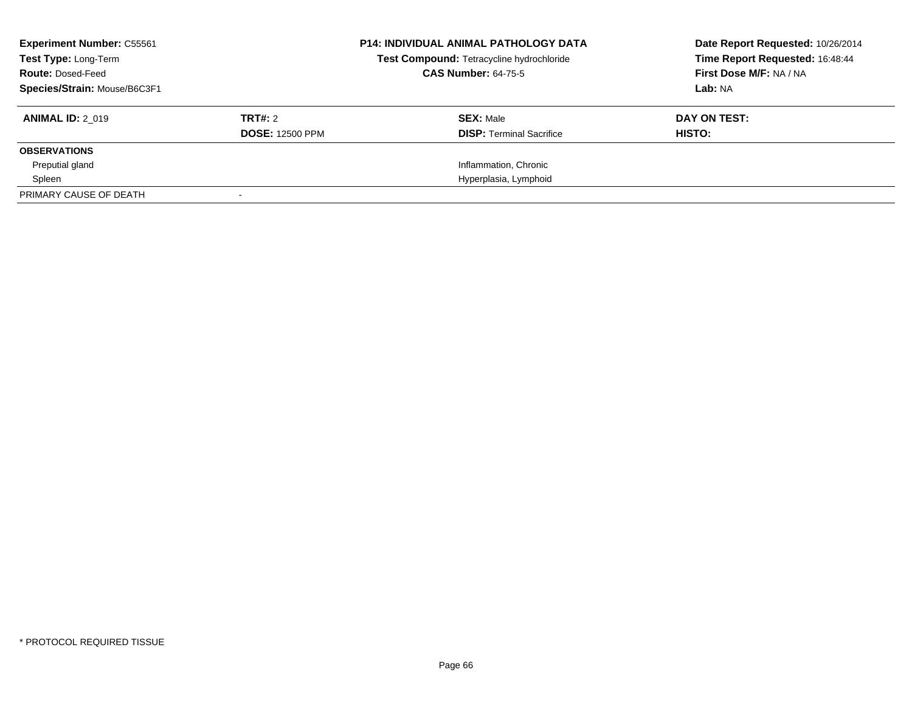**Experiment Number:** C55561
**Test Type:** Long-Term
**Route:** Dosed-Feed
**Species/Strain:** Mouse/B6C3F1

**P14: INDIVIDUAL ANIMAL PATHOLOGY DATA**
**Test Compound:** Tetracycline hydrochloride
**CAS Number:** 64-75-5

**Date Report Requested:** 10/26/2014
**Time Report Requested:** 16:48:44
**First Dose M/F:** NA / NA
**Lab:** NA

| **ANIMAL ID:** 2_019 | **TRT#:** 2 | **SEX:** Male | **DAY ON TEST:** |
|---|---|---|---|
| | **DOSE:** 12500 PPM | **DISP:** Terminal Sacrifice | **HISTO:** |
| **OBSERVATIONS** | | | |
| Preputial gland | | Inflammation, Chronic | |
| Spleen | | Hyperplasia, Lymphoid | |
| PRIMARY CAUSE OF DEATH | - | | |

* PROTOCOL REQUIRED TISSUE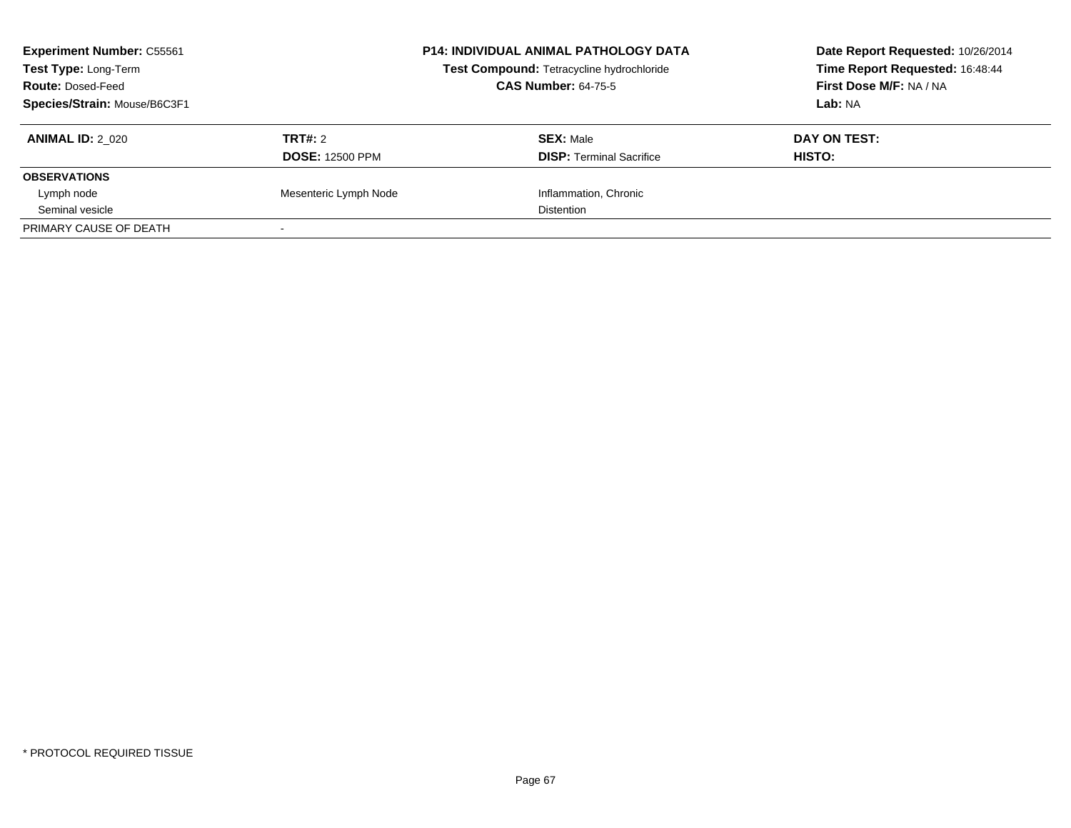**Experiment Number:** C55561
**Test Type:** Long-Term
**Route:** Dosed-Feed
**Species/Strain:** Mouse/B6C3F1

**P14: INDIVIDUAL ANIMAL PATHOLOGY DATA**
**Test Compound:** Tetracycline hydrochloride
**CAS Number:** 64-75-5

**Date Report Requested:** 10/26/2014
**Time Report Requested:** 16:48:44
**First Dose M/F:** NA / NA
**Lab:** NA

| **ANIMAL ID:** 2_020 | **TRT#:** 2 | **SEX:** Male | **DAY ON TEST:** |
|---|---|---|---|
| | **DOSE:** 12500 PPM | **DISP:** Terminal Sacrifice | **HISTO:** |
| **OBSERVATIONS** | | | |
| Lymph node | Mesenteric Lymph Node | Inflammation, Chronic | |
| Seminal vesicle | | Distention | |
| PRIMARY CAUSE OF DEATH | - | | |

* PROTOCOL REQUIRED TISSUE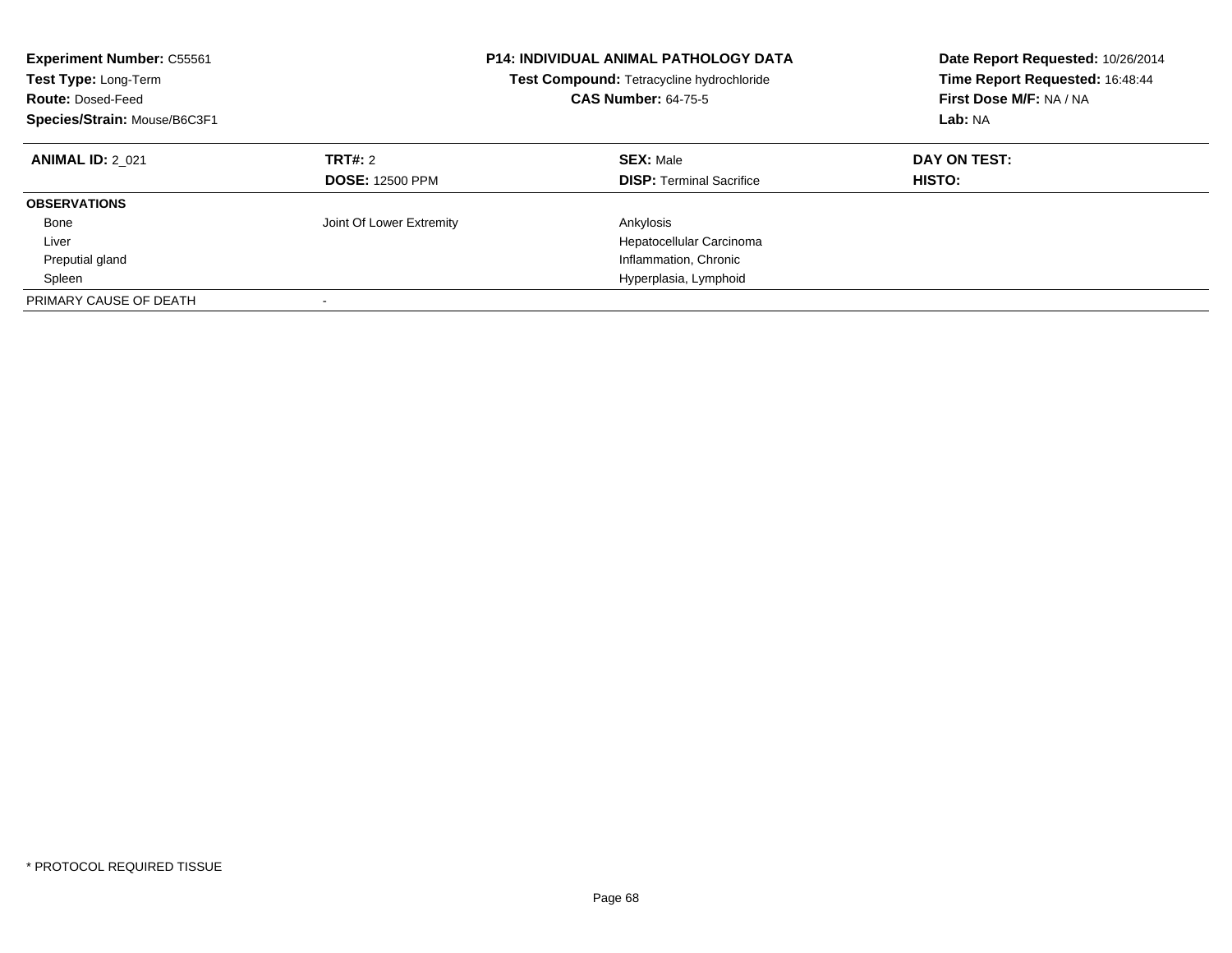**Experiment Number:** C55561
**Test Type:** Long-Term
**Route:** Dosed-Feed
**Species/Strain:** Mouse/B6C3F1

**P14: INDIVIDUAL ANIMAL PATHOLOGY DATA**
**Test Compound:** Tetracycline hydrochloride
**CAS Number:** 64-75-5

**Date Report Requested:** 10/26/2014
**Time Report Requested:** 16:48:44
**First Dose M/F:** NA / NA
**Lab:** NA

| **ANIMAL ID:** 2_021 | **TRT#:** 2<br>**DOSE:** 12500 PPM | **SEX:** Male<br>**DISP:** Terminal Sacrifice | **DAY ON TEST:**<br>**HISTO:** |
|---|---|---|---|
| **OBSERVATIONS** | | | |
| Bone | Joint Of Lower Extremity | Ankylosis | |
| Liver | | Hepatocellular Carcinoma | |
| Preputial gland | | Inflammation, Chronic | |
| Spleen | | Hyperplasia, Lymphoid | |
| PRIMARY CAUSE OF DEATH | - | | |

* PROTOCOL REQUIRED TISSUE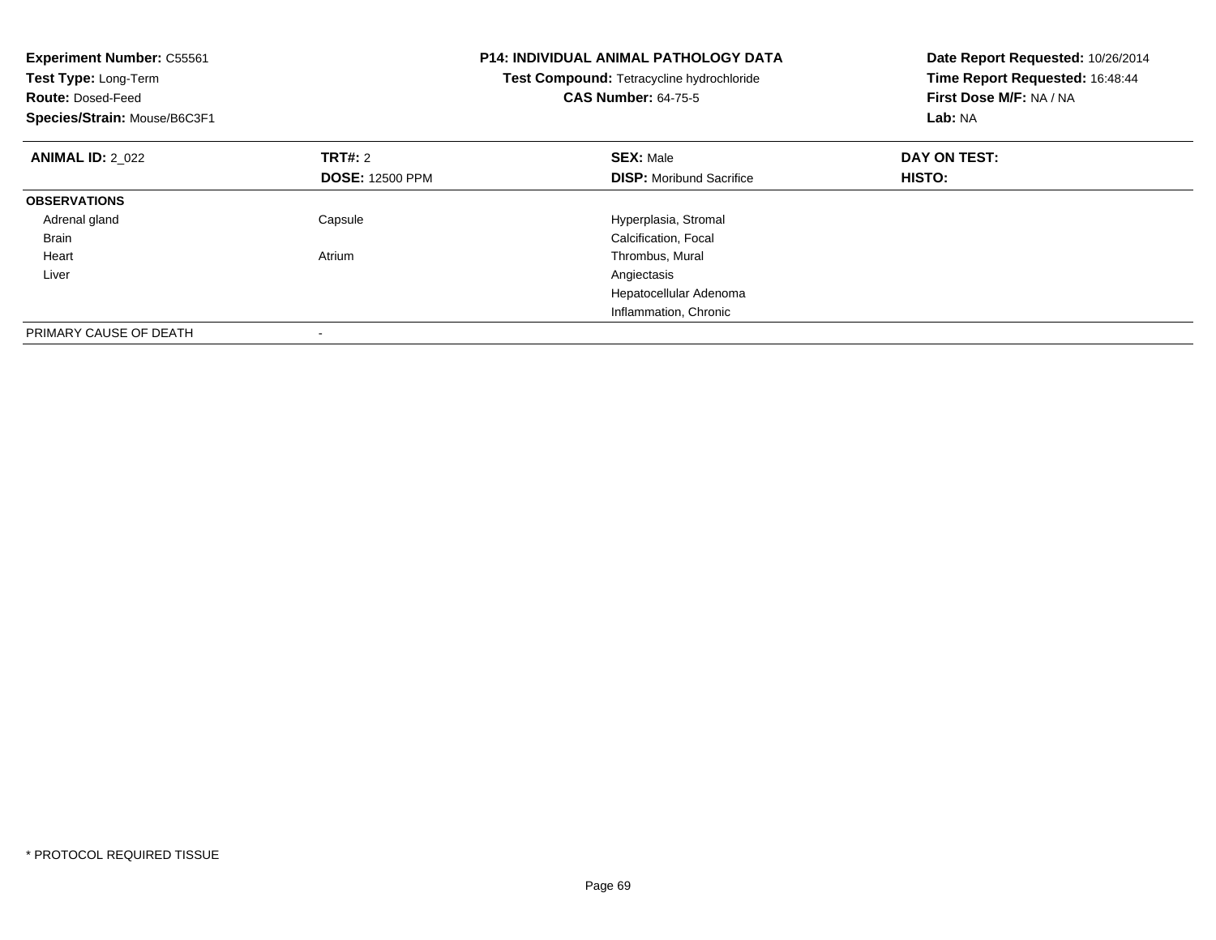**Experiment Number:** C55561
**Test Type:** Long-Term
**Route:** Dosed-Feed
**Species/Strain:** Mouse/B6C3F1

**P14: INDIVIDUAL ANIMAL PATHOLOGY DATA**
**Test Compound:** Tetracycline hydrochloride
**CAS Number:** 64-75-5

**Date Report Requested:** 10/26/2014
**Time Report Requested:** 16:48:44
**First Dose M/F:** NA / NA
**Lab:** NA

| **ANIMAL ID:** 2_022 | **TRT#:** 2 | **SEX:** Male | **DAY ON TEST:** |
|---|---|---|---|
| | **DOSE:** 12500 PPM | **DISP:** Moribund Sacrifice | **HISTO:** |
| **OBSERVATIONS** | | | |
| Adrenal gland | Capsule | Hyperplasia, Stromal | |
| Brain | | Calcification, Focal | |
| Heart | Atrium | Thrombus, Mural | |
| Liver | | Angiectasis | |
| | | Hepatocellular Adenoma | |
| | | Inflammation, Chronic | |
| PRIMARY CAUSE OF DEATH | - | | |

* PROTOCOL REQUIRED TISSUE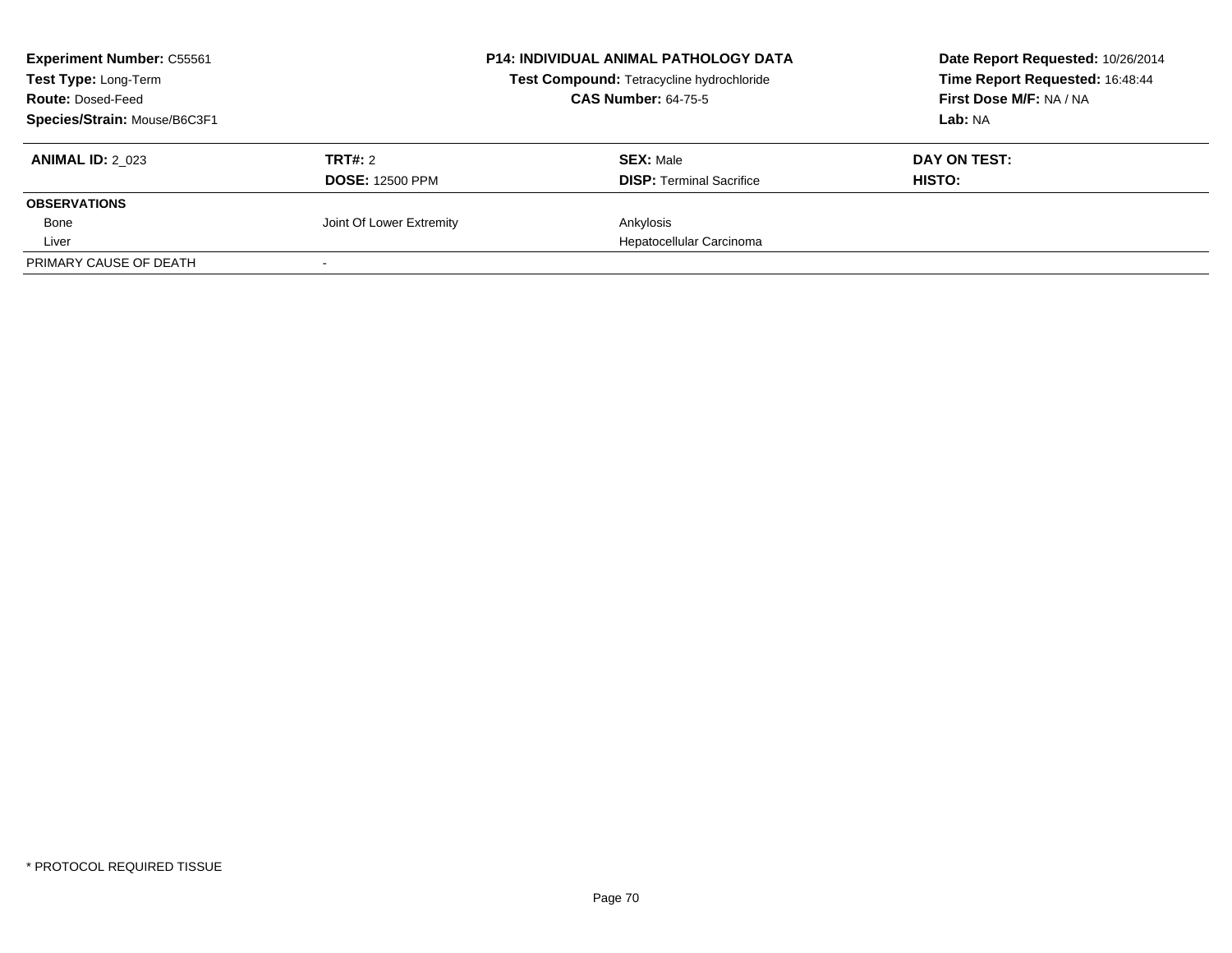**Experiment Number:** C55561
**Test Type:** Long-Term
**Route:** Dosed-Feed
**Species/Strain:** Mouse/B6C3F1

**P14: INDIVIDUAL ANIMAL PATHOLOGY DATA**
**Test Compound:** Tetracycline hydrochloride
**CAS Number:** 64-75-5

**Date Report Requested:** 10/26/2014
**Time Report Requested:** 16:48:44
**First Dose M/F:** NA / NA
**Lab:** NA

| **ANIMAL ID:** 2_023 | **TRT#:** 2 | **SEX:** Male | **DAY ON TEST:** |
|---|---|---|---|
| | **DOSE:** 12500 PPM | **DISP:** Terminal Sacrifice | **HISTO:** |
| **OBSERVATIONS** | | | |
| Bone | Joint Of Lower Extremity | Ankylosis | |
| Liver | | Hepatocellular Carcinoma | |
| PRIMARY CAUSE OF DEATH | - | | |

* PROTOCOL REQUIRED TISSUE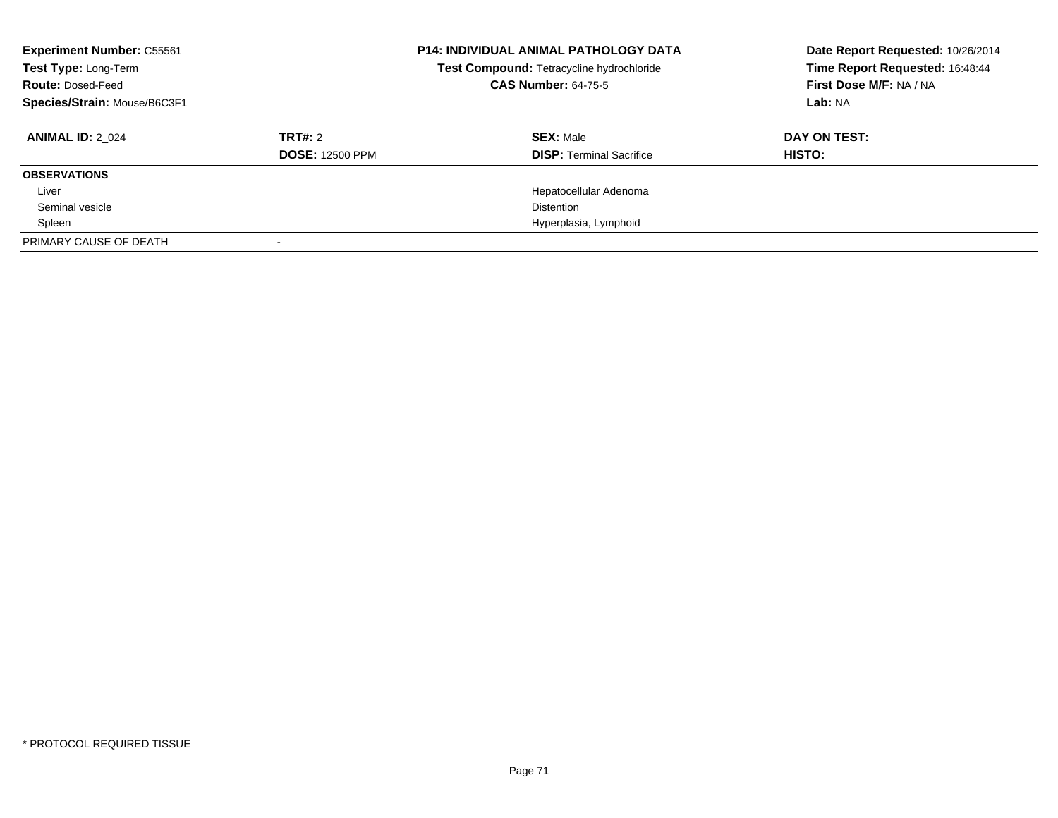**Experiment Number:** C55561
**Test Type:** Long-Term
**Route:** Dosed-Feed
**Species/Strain:** Mouse/B6C3F1

**P14: INDIVIDUAL ANIMAL PATHOLOGY DATA**
**Test Compound:** Tetracycline hydrochloride
**CAS Number:** 64-75-5

**Date Report Requested:** 10/26/2014
**Time Report Requested:** 16:48:44
**First Dose M/F:** NA / NA
**Lab:** NA

| **ANIMAL ID:** 2_024 | **TRT#:** 2 | **SEX:** Male | **DAY ON TEST:** |
|---|---|---|---|
| | **DOSE:** 12500 PPM | **DISP:** Terminal Sacrifice | **HISTO:** |
| **OBSERVATIONS** | | | |
| Liver | | Hepatocellular Adenoma | |
| Seminal vesicle | | Distention | |
| Spleen | | Hyperplasia, Lymphoid | |
| PRIMARY CAUSE OF DEATH | - | | |

* PROTOCOL REQUIRED TISSUE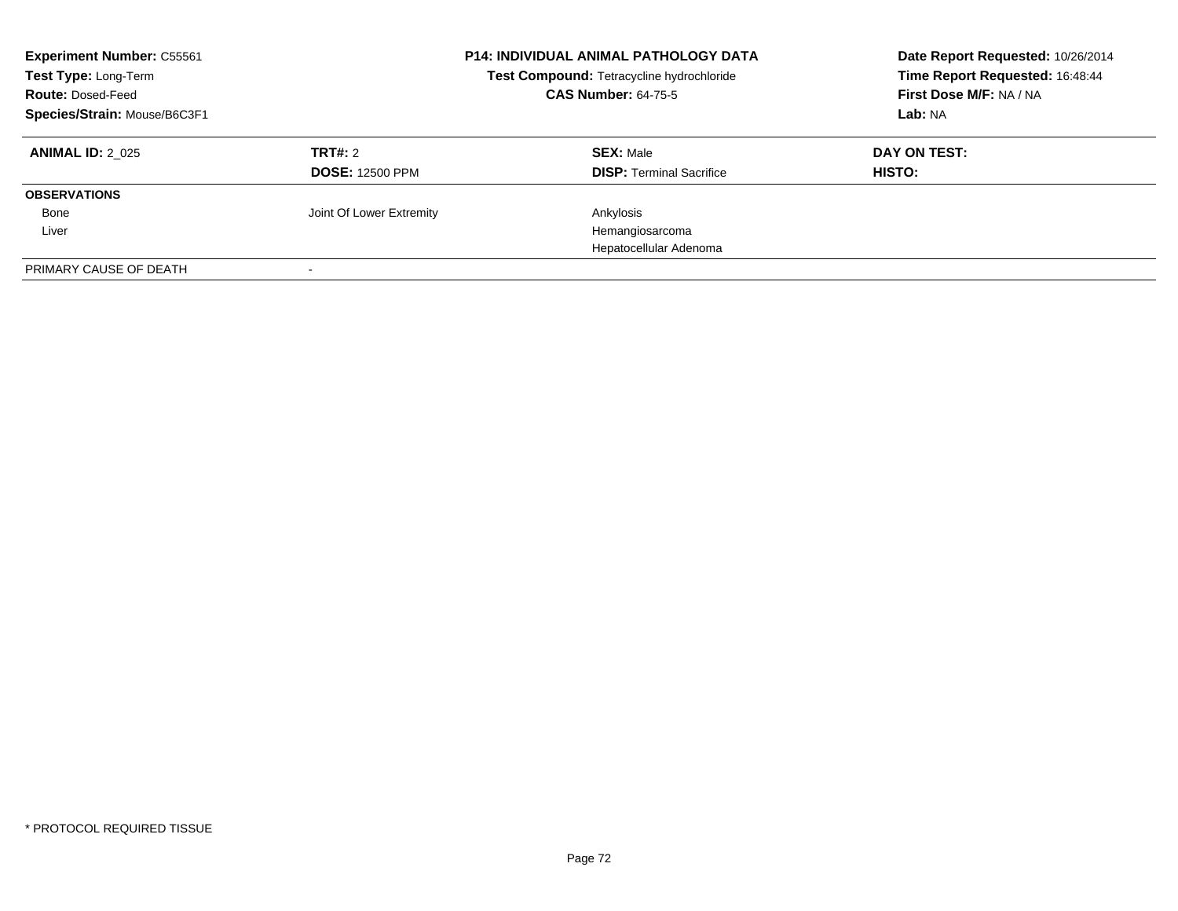**Experiment Number:** C55561
**Test Type:** Long-Term
**Route:** Dosed-Feed
**Species/Strain:** Mouse/B6C3F1

**P14: INDIVIDUAL ANIMAL PATHOLOGY DATA**
**Test Compound:** Tetracycline hydrochloride
**CAS Number:** 64-75-5

**Date Report Requested:** 10/26/2014
**Time Report Requested:** 16:48:44
**First Dose M/F:** NA / NA
**Lab:** NA

| **ANIMAL ID:** 2_025 | **TRT#:** 2 | **SEX:** Male | **DAY ON TEST:** |
|---|---|---|---|
| | **DOSE:** 12500 PPM | **DISP:** Terminal Sacrifice | **HISTO:** |
| **OBSERVATIONS** | | | |
| Bone | Joint Of Lower Extremity | Ankylosis | |
| Liver | | Hemangiosarcoma | |
| | | Hepatocellular Adenoma | |
| PRIMARY CAUSE OF DEATH | - | | |

* PROTOCOL REQUIRED TISSUE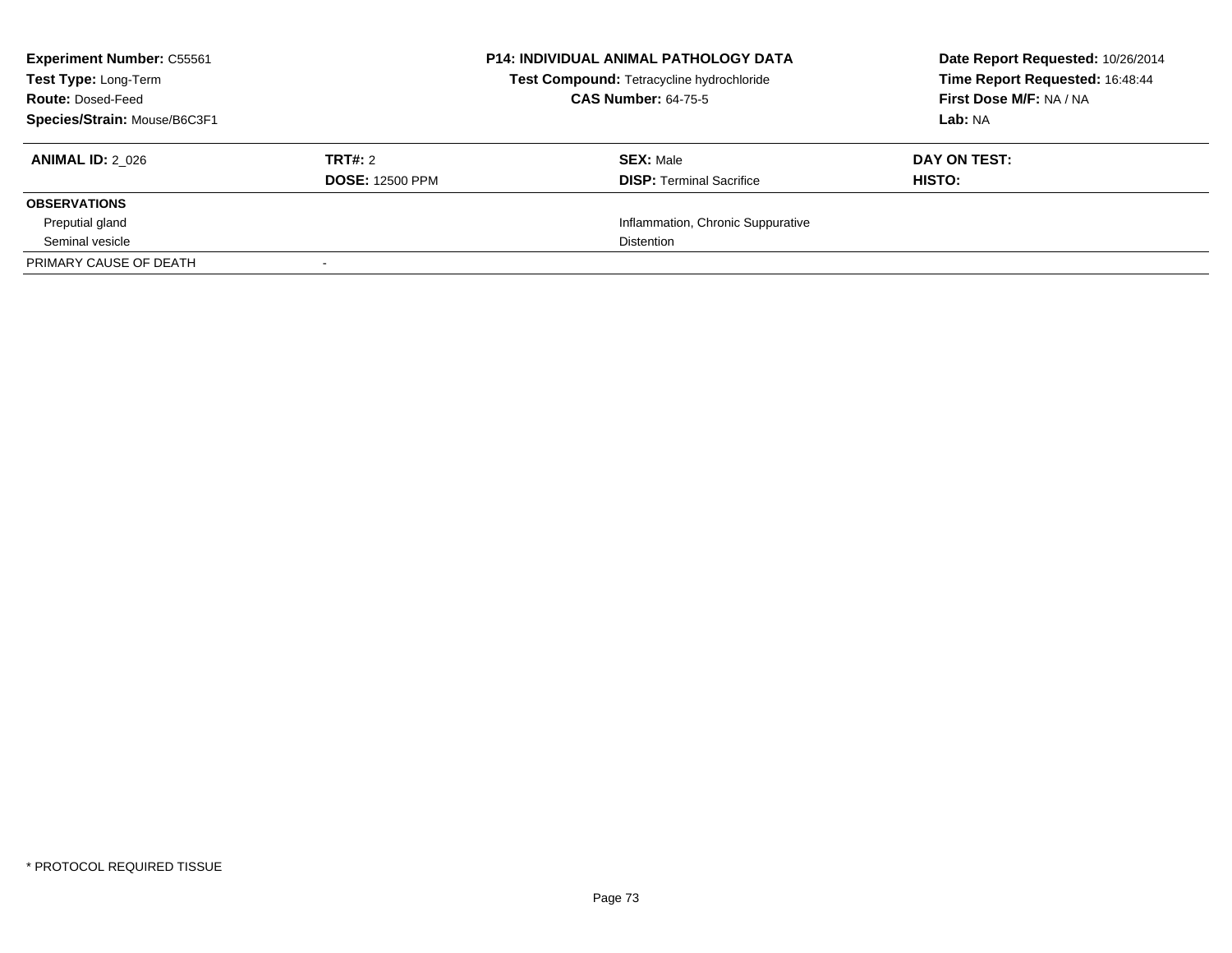**Experiment Number:** C55561
**Test Type:** Long-Term
**Route:** Dosed-Feed
**Species/Strain:** Mouse/B6C3F1

**P14: INDIVIDUAL ANIMAL PATHOLOGY DATA**
**Test Compound:** Tetracycline hydrochloride
**CAS Number:** 64-75-5

**Date Report Requested:** 10/26/2014
**Time Report Requested:** 16:48:44
**First Dose M/F:** NA / NA
**Lab:** NA

| **ANIMAL ID:** 2_026 | **TRT#:** 2 | **SEX:** Male | **DAY ON TEST:** |
|---|---|---|---|
| | **DOSE:** 12500 PPM | **DISP:** Terminal Sacrifice | **HISTO:** |
| **OBSERVATIONS** | | | |
| Preputial gland | | Inflammation, Chronic Suppurative | |
| Seminal vesicle | | Distention | |
| PRIMARY CAUSE OF DEATH | - | | |

\* PROTOCOL REQUIRED TISSUE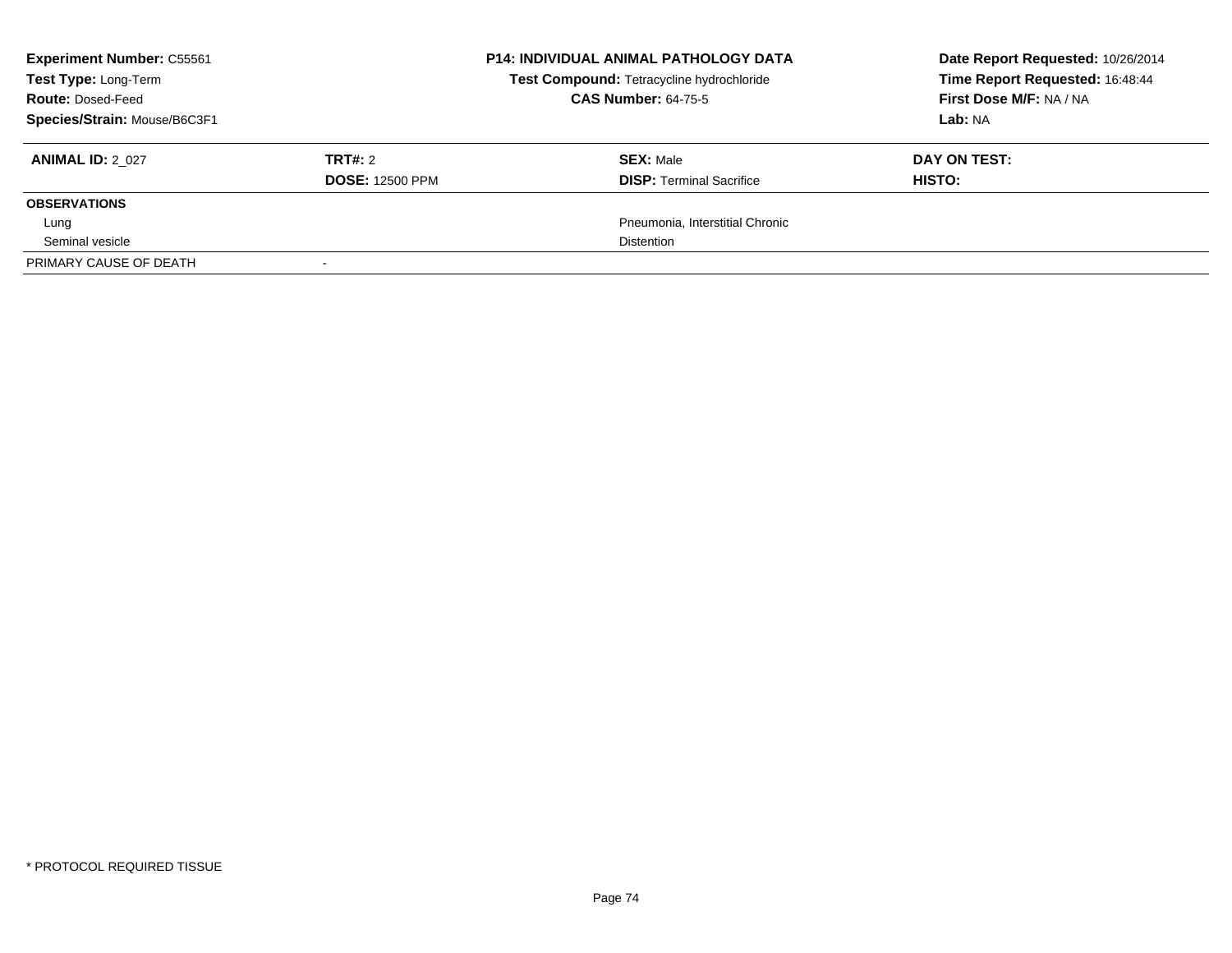**Experiment Number:** C55561
**Test Type:** Long-Term
**Route:** Dosed-Feed
**Species/Strain:** Mouse/B6C3F1

**P14: INDIVIDUAL ANIMAL PATHOLOGY DATA**
**Test Compound:** Tetracycline hydrochloride
**CAS Number:** 64-75-5

**Date Report Requested:** 10/26/2014
**Time Report Requested:** 16:48:44
**First Dose M/F:** NA / NA
**Lab:** NA

| **ANIMAL ID:** 2_027 | **TRT#:** 2 | **SEX:** Male | **DAY ON TEST:** |
|---|---|---|---|
| | **DOSE:** 12500 PPM | **DISP:** Terminal Sacrifice | **HISTO:** |
| **OBSERVATIONS** | | | |
| Lung | | Pneumonia, Interstitial Chronic | |
| Seminal vesicle | | Distention | |
| PRIMARY CAUSE OF DEATH | - | | |

* PROTOCOL REQUIRED TISSUE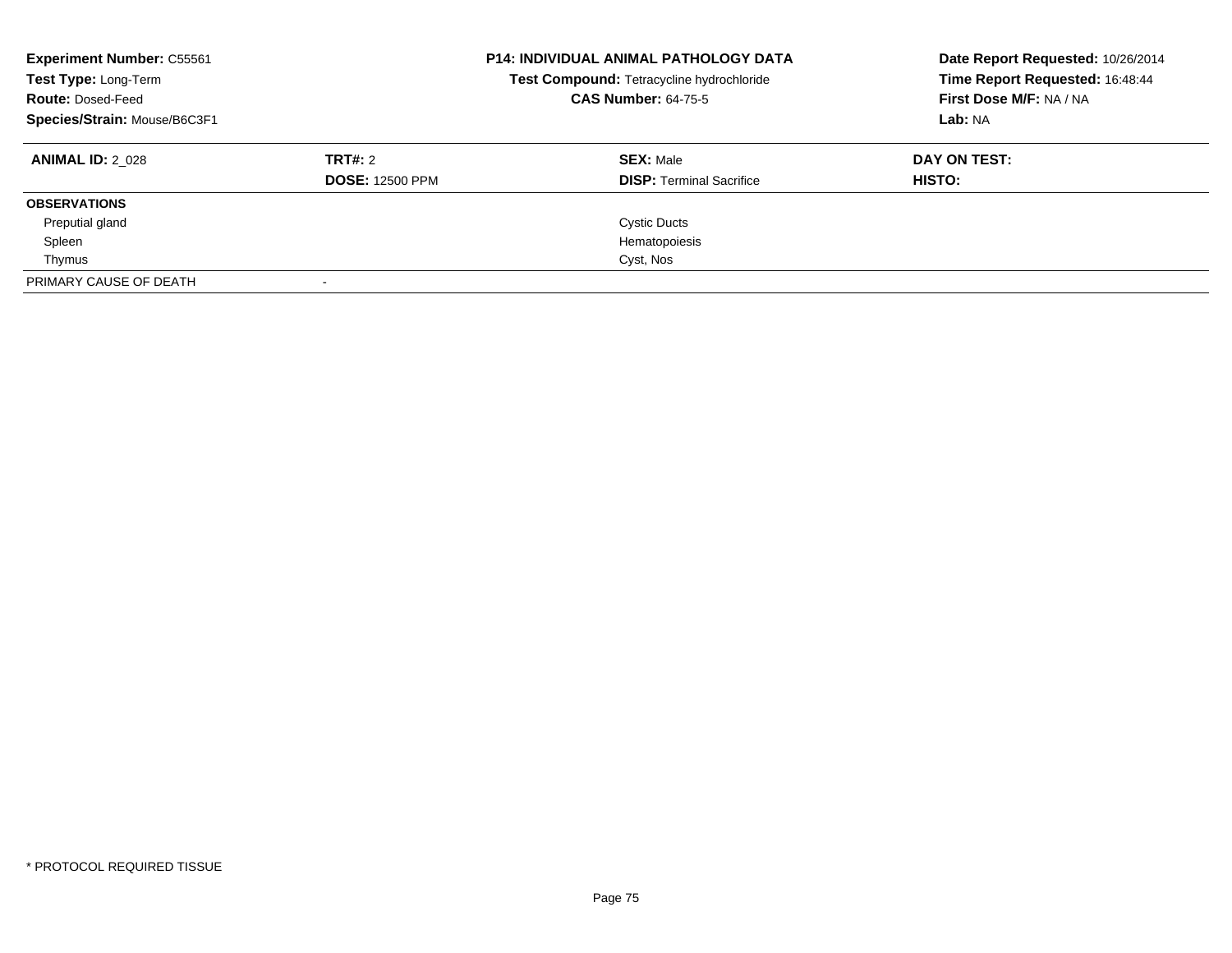**Experiment Number:** C55561
**Test Type:** Long-Term
**Route:** Dosed-Feed
**Species/Strain:** Mouse/B6C3F1

**P14: INDIVIDUAL ANIMAL PATHOLOGY DATA**
**Test Compound:** Tetracycline hydrochloride
**CAS Number:** 64-75-5

**Date Report Requested:** 10/26/2014
**Time Report Requested:** 16:48:44
**First Dose M/F:** NA / NA
**Lab:** NA

| **ANIMAL ID:** 2_028 | **TRT#:** 2 | **SEX:** Male | **DAY ON TEST:** |
|---|---|---|---|
| | **DOSE:** 12500 PPM | **DISP:** Terminal Sacrifice | **HISTO:** |
| **OBSERVATIONS** | | | |
| Preputial gland | | Cystic Ducts | |
| Spleen | | Hematopoiesis | |
| Thymus | | Cyst, Nos | |
| PRIMARY CAUSE OF DEATH | - | | |

\* PROTOCOL REQUIRED TISSUE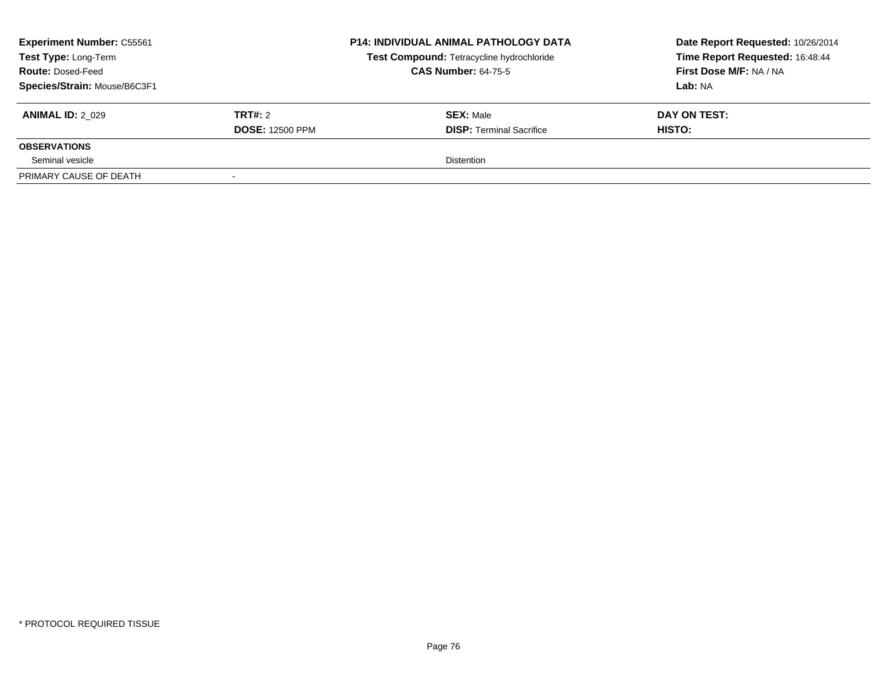| **Experiment Number:** C55561 | **P14: INDIVIDUAL ANIMAL PATHOLOGY DATA** | **Date Report Requested:** 10/26/2014 |
|---|---|---|
| **Test Type:** Long-Term | **Test Compound:** Tetracycline hydrochloride | **Time Report Requested:** 16:48:44 |
| **Route:** Dosed-Feed | **CAS Number:** 64-75-5 | **First Dose M/F:** NA / NA |
| **Species/Strain:** Mouse/B6C3F1 | | **Lab:** NA |

| **ANIMAL ID:** 2_029 | **TRT#:** 2 | **SEX:** Male | **DAY ON TEST:** |
|---|---|---|---|
| | **DOSE:** 12500 PPM | **DISP:** Terminal Sacrifice | **HISTO:** |
| **OBSERVATIONS** | | | |
| Seminal vesicle | | Distention | |
| PRIMARY CAUSE OF DEATH | - | | |

* PROTOCOL REQUIRED TISSUE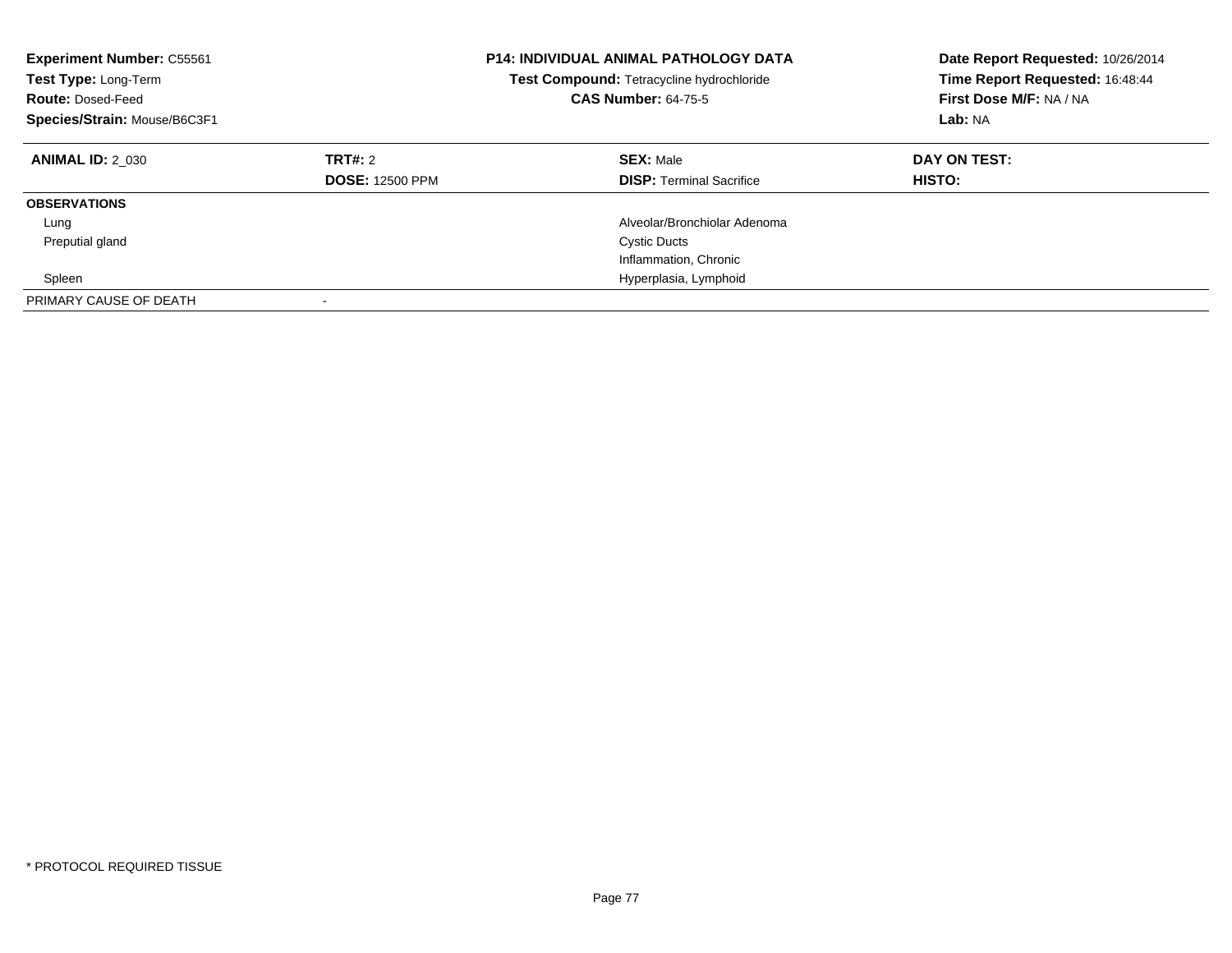**Experiment Number:** C55561
**Test Type:** Long-Term
**Route:** Dosed-Feed
**Species/Strain:** Mouse/B6C3F1

**P14: INDIVIDUAL ANIMAL PATHOLOGY DATA**
**Test Compound:** Tetracycline hydrochloride
**CAS Number:** 64-75-5

**Date Report Requested:** 10/26/2014
**Time Report Requested:** 16:48:44
**First Dose M/F:** NA / NA
**Lab:** NA

| **ANIMAL ID:** 2_030 | **TRT#:** 2 | **SEX:** Male | **DAY ON TEST:** |
|---|---|---|---|
| | **DOSE:** 12500 PPM | **DISP:** Terminal Sacrifice | **HISTO:** |
| **OBSERVATIONS** | | | |
| Lung | | Alveolar/Bronchiolar Adenoma | |
| Preputial gland | | Cystic Ducts | |
| | | Inflammation, Chronic | |
| Spleen | | Hyperplasia, Lymphoid | |
| PRIMARY CAUSE OF DEATH | - | | |

* PROTOCOL REQUIRED TISSUE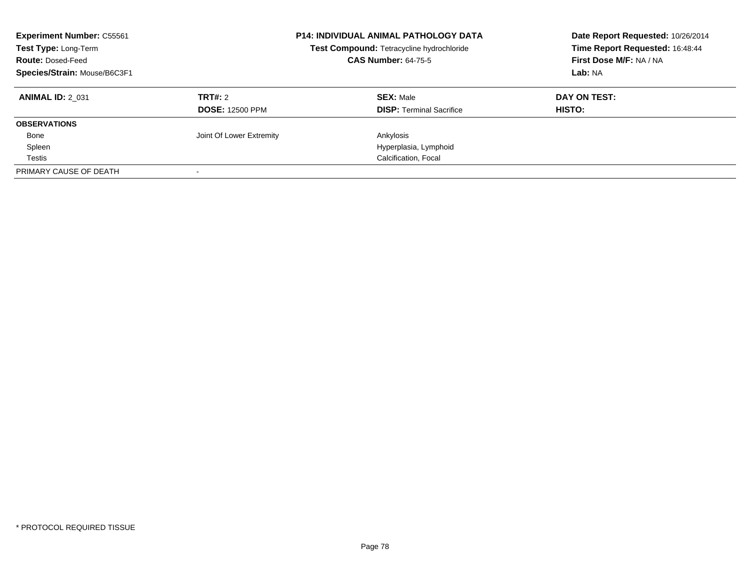**Experiment Number:** C55561
**Test Type:** Long-Term
**Route:** Dosed-Feed
**Species/Strain:** Mouse/B6C3F1

**P14: INDIVIDUAL ANIMAL PATHOLOGY DATA**
**Test Compound:** Tetracycline hydrochloride
**CAS Number:** 64-75-5

**Date Report Requested:** 10/26/2014
**Time Report Requested:** 16:48:44
**First Dose M/F:** NA / NA
**Lab:** NA

| **ANIMAL ID:** 2_031 | **TRT#:** 2<br>**DOSE:** 12500 PPM | **SEX:** Male<br>**DISP:** Terminal Sacrifice | **DAY ON TEST:**<br>**HISTO:** |
|---|---|---|---|
| **OBSERVATIONS** | | | |
| Bone | Joint Of Lower Extremity | Ankylosis | |
| Spleen | | Hyperplasia, Lymphoid | |
| Testis | | Calcification, Focal | |
| PRIMARY CAUSE OF DEATH | - | | |

\* PROTOCOL REQUIRED TISSUE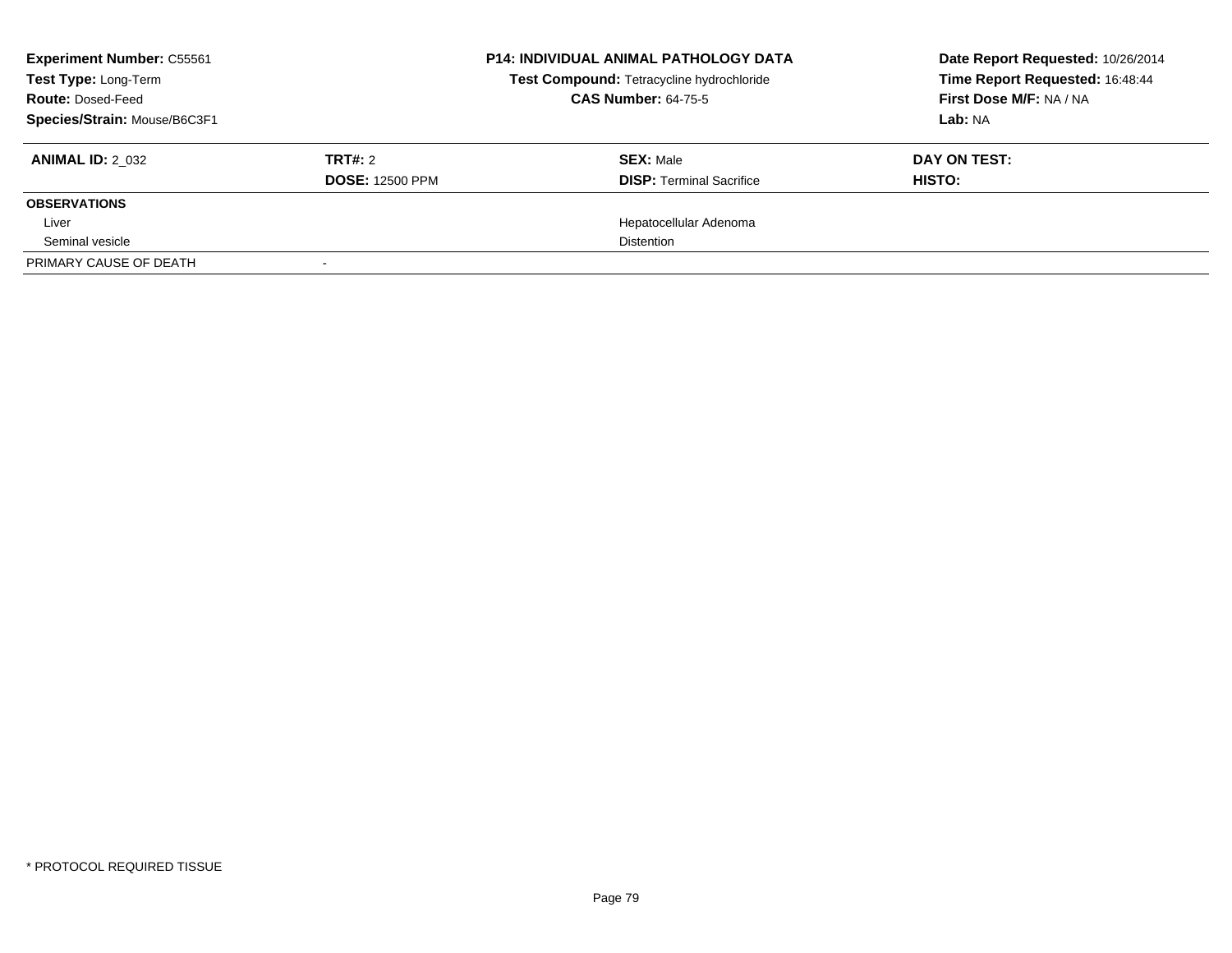**Experiment Number:** C55561
**Test Type:** Long-Term
**Route:** Dosed-Feed
**Species/Strain:** Mouse/B6C3F1

**P14: INDIVIDUAL ANIMAL PATHOLOGY DATA**
**Test Compound:** Tetracycline hydrochloride
**CAS Number:** 64-75-5

**Date Report Requested:** 10/26/2014
**Time Report Requested:** 16:48:44
**First Dose M/F:** NA / NA
**Lab:** NA

| **ANIMAL ID:** 2_032 | **TRT#:** 2 | **SEX:** Male | **DAY ON TEST:** |
|---|---|---|---|
| | **DOSE:** 12500 PPM | **DISP:** Terminal Sacrifice | **HISTO:** |
| **OBSERVATIONS** | | | |
| Liver | | Hepatocellular Adenoma | |
| Seminal vesicle | | Distention | |
| PRIMARY CAUSE OF DEATH | - | | |

\* PROTOCOL REQUIRED TISSUE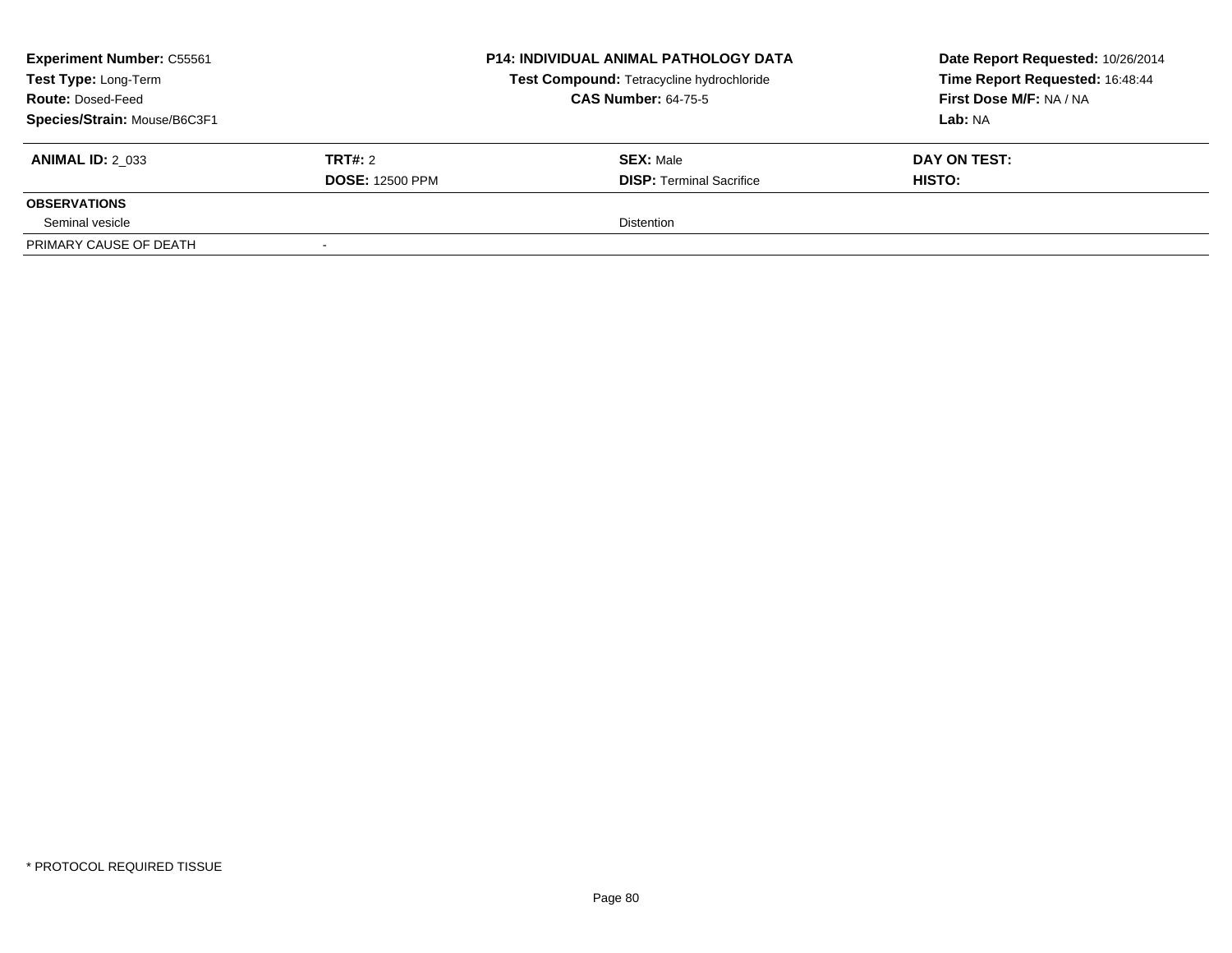| **Experiment Number:** C55561 | **P14: INDIVIDUAL ANIMAL PATHOLOGY DATA** | **Date Report Requested:** 10/26/2014 |
|---|---|---|
| **Test Type:** Long-Term | **Test Compound:** Tetracycline hydrochloride | **Time Report Requested:** 16:48:44 |
| **Route:** Dosed-Feed | **CAS Number:** 64-75-5 | **First Dose M/F:** NA / NA |
| **Species/Strain:** Mouse/B6C3F1 | | **Lab:** NA |

| **ANIMAL ID:** 2_033 | **TRT#:** 2 | **SEX:** Male | **DAY ON TEST:** |
|---|---|---|---|
| | **DOSE:** 12500 PPM | **DISP:** Terminal Sacrifice | **HISTO:** |
| **OBSERVATIONS** | | | |
| Seminal vesicle | | Distention | |
| PRIMARY CAUSE OF DEATH | - | | |

* PROTOCOL REQUIRED TISSUE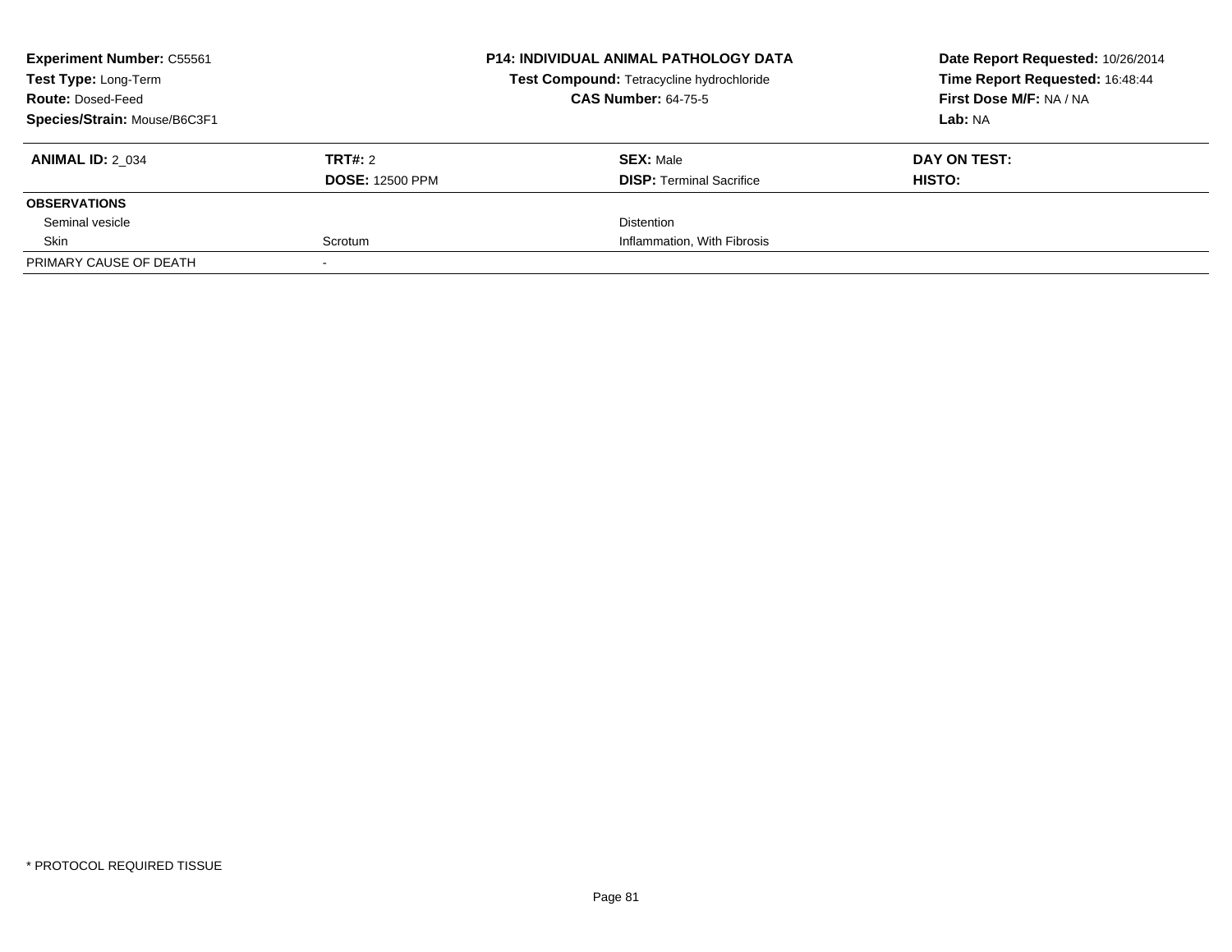**Experiment Number:** C55561
**Test Type:** Long-Term
**Route:** Dosed-Feed
**Species/Strain:** Mouse/B6C3F1

**P14: INDIVIDUAL ANIMAL PATHOLOGY DATA**
**Test Compound:** Tetracycline hydrochloride
**CAS Number:** 64-75-5

**Date Report Requested:** 10/26/2014
**Time Report Requested:** 16:48:44
**First Dose M/F:** NA / NA
**Lab:** NA

| **ANIMAL ID:** 2_034 | **TRT#:** 2 | **SEX:** Male | **DAY ON TEST:** |
|---|---|---|---|
| | **DOSE:** 12500 PPM | **DISP:** Terminal Sacrifice | **HISTO:** |
| **OBSERVATIONS** | | | |
| Seminal vesicle | | Distention | |
| Skin | Scrotum | Inflammation, With Fibrosis | |
| PRIMARY CAUSE OF DEATH | - | | |

\* PROTOCOL REQUIRED TISSUE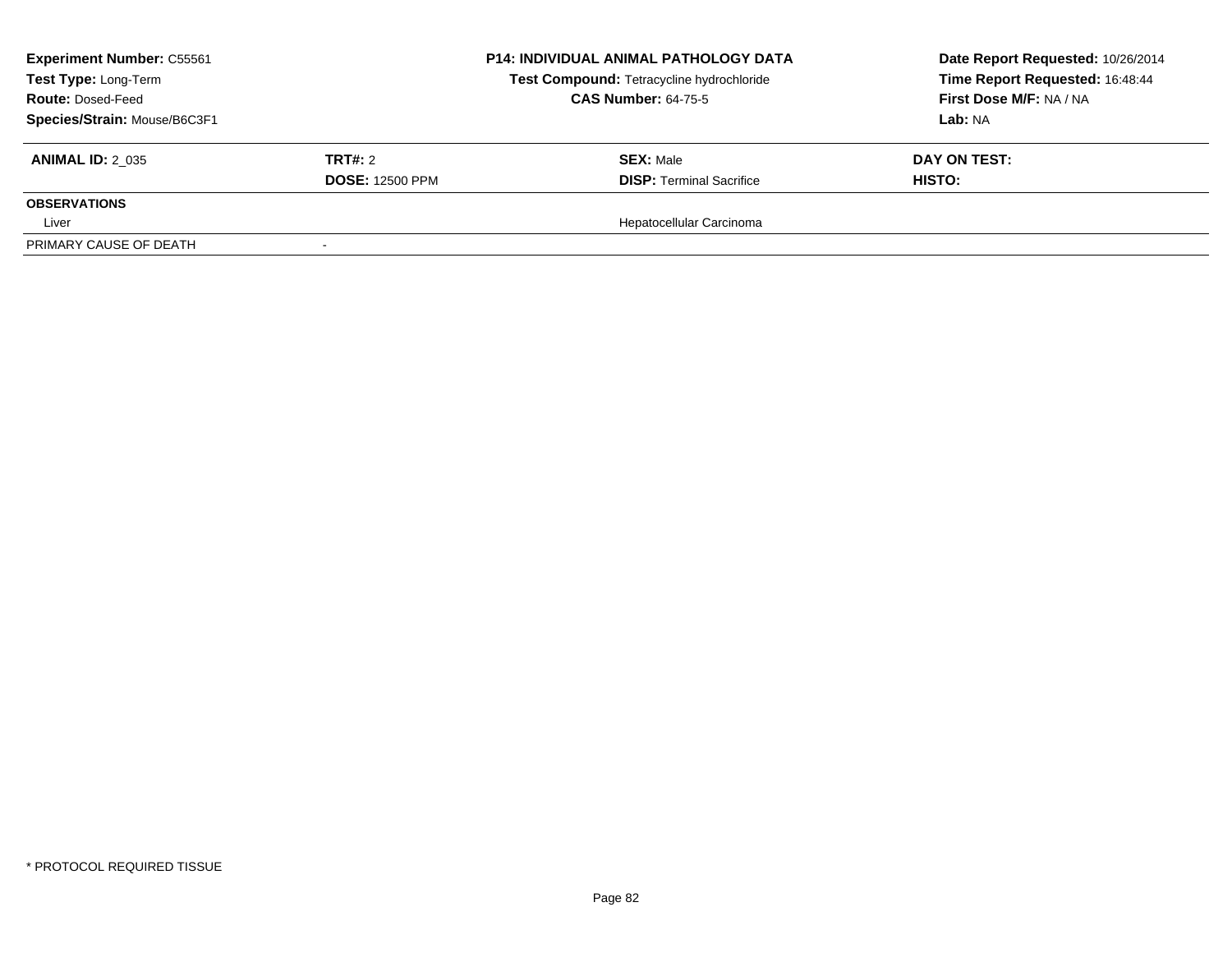**Experiment Number:** C55561
**Test Type:** Long-Term
**Route:** Dosed-Feed
**Species/Strain:** Mouse/B6C3F1

**P14: INDIVIDUAL ANIMAL PATHOLOGY DATA**
**Test Compound:** Tetracycline hydrochloride
**CAS Number:** 64-75-5

**Date Report Requested:** 10/26/2014
**Time Report Requested:** 16:48:44
**First Dose M/F:** NA / NA
**Lab:** NA

| **ANIMAL ID:** 2_035 | **TRT#:** 2 | **SEX:** Male | **DAY ON TEST:** |
|---|---|---|---|
| | **DOSE:** 12500 PPM | **DISP:** Terminal Sacrifice | **HISTO:** |
| **OBSERVATIONS** | | | |
| Liver | | Hepatocellular Carcinoma | |
| PRIMARY CAUSE OF DEATH | - | | |

* PROTOCOL REQUIRED TISSUE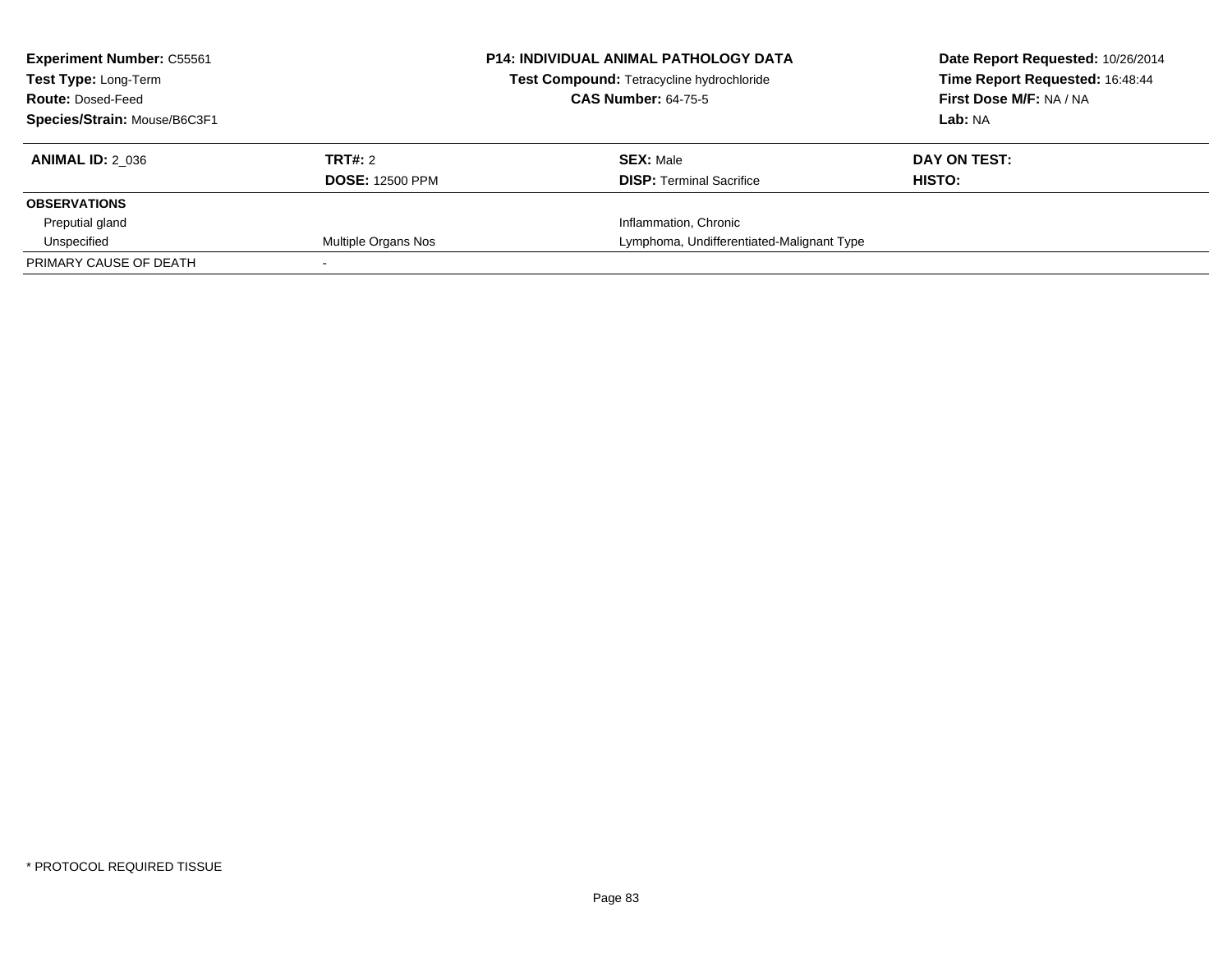| **Experiment Number:** C55561 | **P14: INDIVIDUAL ANIMAL PATHOLOGY DATA** | **Date Report Requested:** 10/26/2014 |
|---|---|---|
| **Test Type:** Long-Term | **Test Compound:** Tetracycline hydrochloride | **Time Report Requested:** 16:48:44 |
| **Route:** Dosed-Feed | **CAS Number:** 64-75-5 | **First Dose M/F:** NA / NA |
| **Species/Strain:** Mouse/B6C3F1 | | **Lab:** NA |

| **ANIMAL ID:** 2_036 | **TRT#:** 2 | **SEX:** Male | **DAY ON TEST:** |
|---|---|---|---|
| | **DOSE:** 12500 PPM | **DISP:** Terminal Sacrifice | **HISTO:** |
| **OBSERVATIONS** | | | |
| Preputial gland | | Inflammation, Chronic | |
| Unspecified | Multiple Organs Nos | Lymphoma, Undifferentiated-Malignant Type | |
| PRIMARY CAUSE OF DEATH | - | | |

* PROTOCOL REQUIRED TISSUE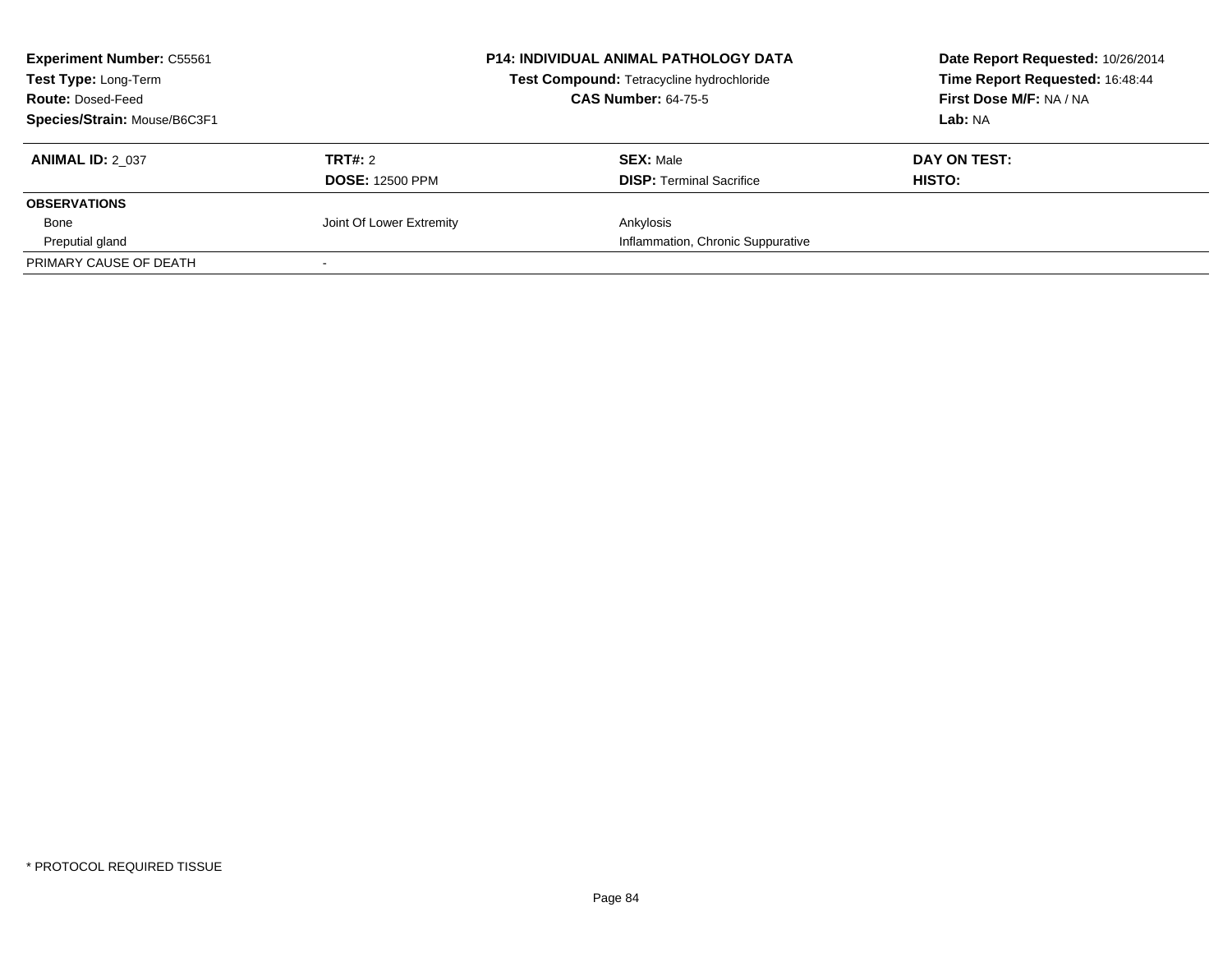| **Experiment Number:** C55561 | **P14: INDIVIDUAL ANIMAL PATHOLOGY DATA** | **Date Report Requested:** 10/26/2014 |
|---|---|---|
| **Test Type:** Long-Term | **Test Compound:** Tetracycline hydrochloride | **Time Report Requested:** 16:48:44 |
| **Route:** Dosed-Feed | **CAS Number:** 64-75-5 | **First Dose M/F:** NA / NA |
| **Species/Strain:** Mouse/B6C3F1 | | **Lab:** NA |

| **ANIMAL ID:** 2_037 | **TRT#:** 2 | **SEX:** Male | **DAY ON TEST:** |
|---|---|---|---|
| | **DOSE:** 12500 PPM | **DISP:** Terminal Sacrifice | **HISTO:** |
| **OBSERVATIONS** | | | |
| Bone | Joint Of Lower Extremity | Ankylosis | |
| Preputial gland | | Inflammation, Chronic Suppurative | |
| PRIMARY CAUSE OF DEATH | - | | |

\* PROTOCOL REQUIRED TISSUE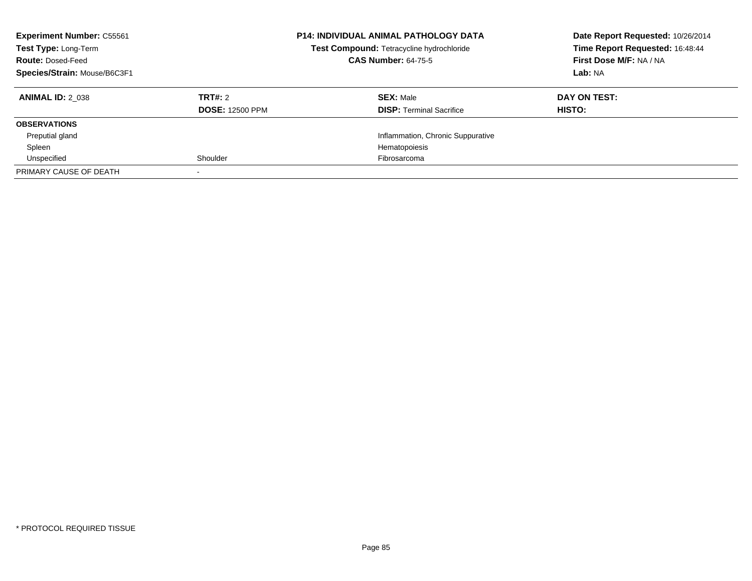**Experiment Number:** C55561
**Test Type:** Long-Term
**Route:** Dosed-Feed
**Species/Strain:** Mouse/B6C3F1

**P14: INDIVIDUAL ANIMAL PATHOLOGY DATA**
**Test Compound:** Tetracycline hydrochloride
**CAS Number:** 64-75-5

**Date Report Requested:** 10/26/2014
**Time Report Requested:** 16:48:44
**First Dose M/F:** NA / NA
**Lab:** NA

| **ANIMAL ID:** 2_038 | **TRT#:** 2 | **SEX:** Male | **DAY ON TEST:** |
|---|---|---|---|
| | **DOSE:** 12500 PPM | **DISP:** Terminal Sacrifice | **HISTO:** |
| **OBSERVATIONS** | | | |
| Preputial gland | | Inflammation, Chronic Suppurative | |
| Spleen | | Hematopoiesis | |
| Unspecified | Shoulder | Fibrosarcoma | |
| PRIMARY CAUSE OF DEATH | - | | |

* PROTOCOL REQUIRED TISSUE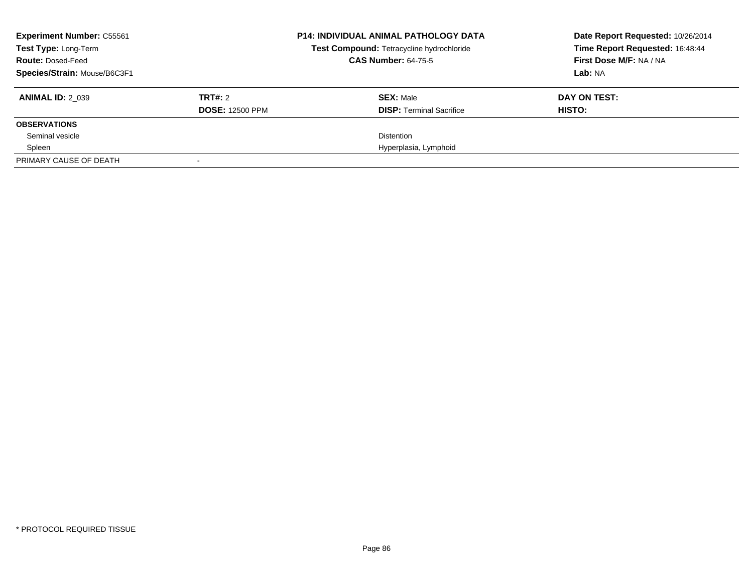**Experiment Number:** C55561
**Test Type:** Long-Term
**Route:** Dosed-Feed
**Species/Strain:** Mouse/B6C3F1

**P14: INDIVIDUAL ANIMAL PATHOLOGY DATA**
**Test Compound:** Tetracycline hydrochloride
**CAS Number:** 64-75-5

**Date Report Requested:** 10/26/2014
**Time Report Requested:** 16:48:44
**First Dose M/F:** NA / NA
**Lab:** NA

| **ANIMAL ID:** 2_039 | **TRT#:** 2 | **SEX:** Male | **DAY ON TEST:** |
|---|---|---|---|
| | **DOSE:** 12500 PPM | **DISP:** Terminal Sacrifice | **HISTO:** |
| **OBSERVATIONS** | | | |
| Seminal vesicle | | Distention | |
| Spleen | | Hyperplasia, Lymphoid | |
| PRIMARY CAUSE OF DEATH | - | | |

* PROTOCOL REQUIRED TISSUE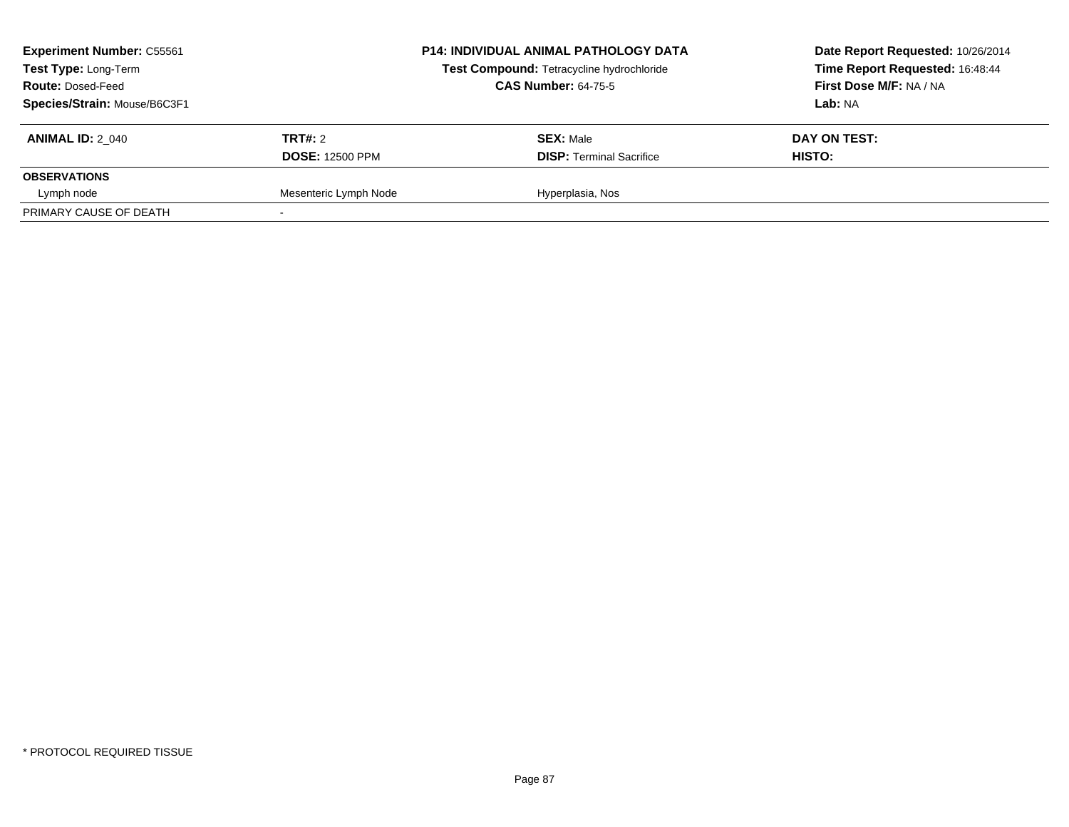**Experiment Number:** C55561
**Test Type:** Long-Term
**Route:** Dosed-Feed
**Species/Strain:** Mouse/B6C3F1

**P14: INDIVIDUAL ANIMAL PATHOLOGY DATA**
**Test Compound:** Tetracycline hydrochloride
**CAS Number:** 64-75-5

**Date Report Requested:** 10/26/2014
**Time Report Requested:** 16:48:44
**First Dose M/F:** NA / NA
**Lab:** NA

| **ANIMAL ID:** 2_040 | **TRT#:** 2 | **SEX:** Male | **DAY ON TEST:** |
|---|---|---|---|
| | **DOSE:** 12500 PPM | **DISP:** Terminal Sacrifice | **HISTO:** |
| **OBSERVATIONS** | | | |
| Lymph node | Mesenteric Lymph Node | Hyperplasia, Nos | |
| PRIMARY CAUSE OF DEATH | - | | |

* PROTOCOL REQUIRED TISSUE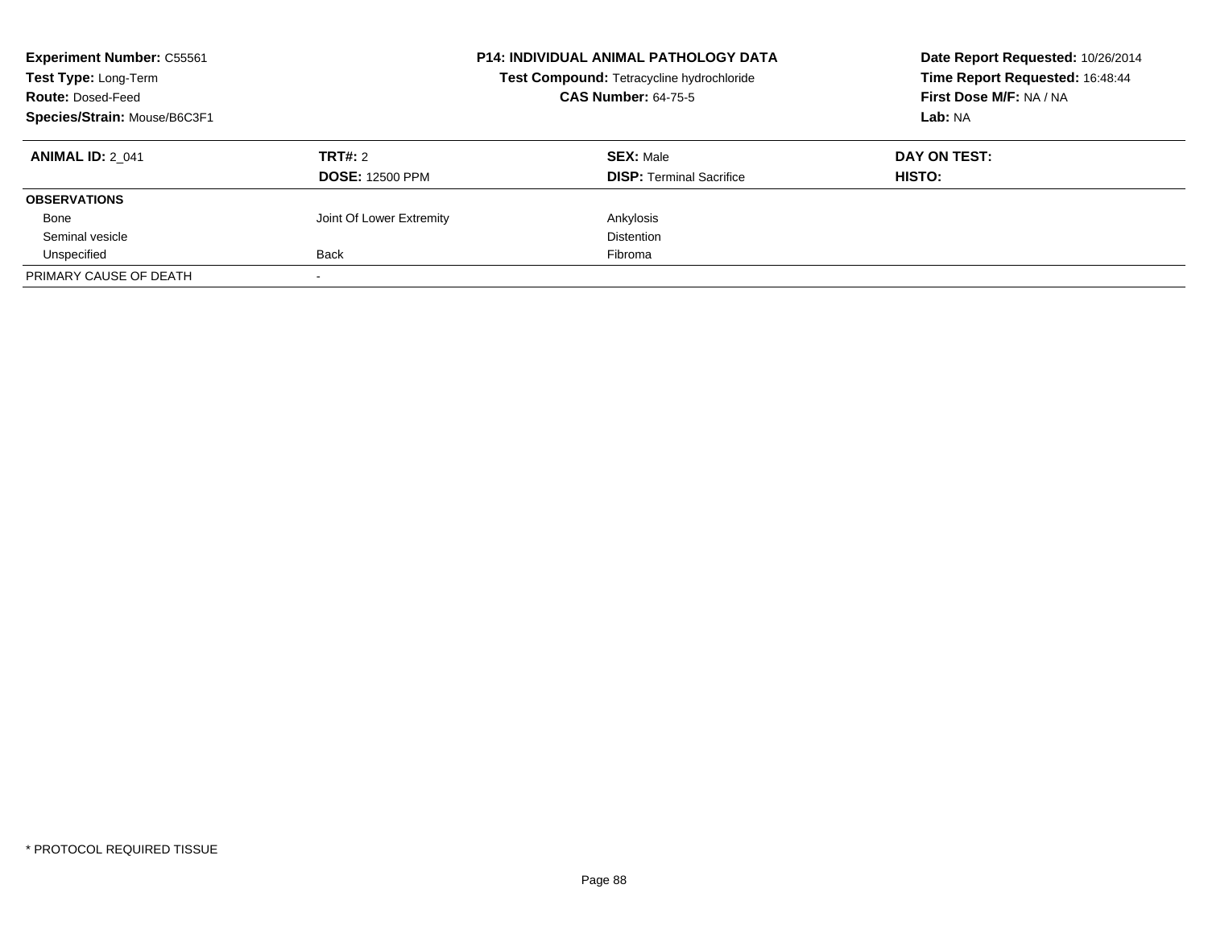**Experiment Number:** C55561
**Test Type:** Long-Term
**Route:** Dosed-Feed
**Species/Strain:** Mouse/B6C3F1

**P14: INDIVIDUAL ANIMAL PATHOLOGY DATA**
**Test Compound:** Tetracycline hydrochloride
**CAS Number:** 64-75-5

**Date Report Requested:** 10/26/2014
**Time Report Requested:** 16:48:44
**First Dose M/F:** NA / NA
**Lab:** NA

| **ANIMAL ID:** 2_041 | **TRT#:** 2 | **SEX:** Male | **DAY ON TEST:** |
|---|---|---|---|
| | **DOSE:** 12500 PPM | **DISP:** Terminal Sacrifice | **HISTO:** |
| **OBSERVATIONS** | | | |
| Bone | Joint Of Lower Extremity | Ankylosis | |
| Seminal vesicle | | Distention | |
| Unspecified | Back | Fibroma | |
| PRIMARY CAUSE OF DEATH | - | | |

* PROTOCOL REQUIRED TISSUE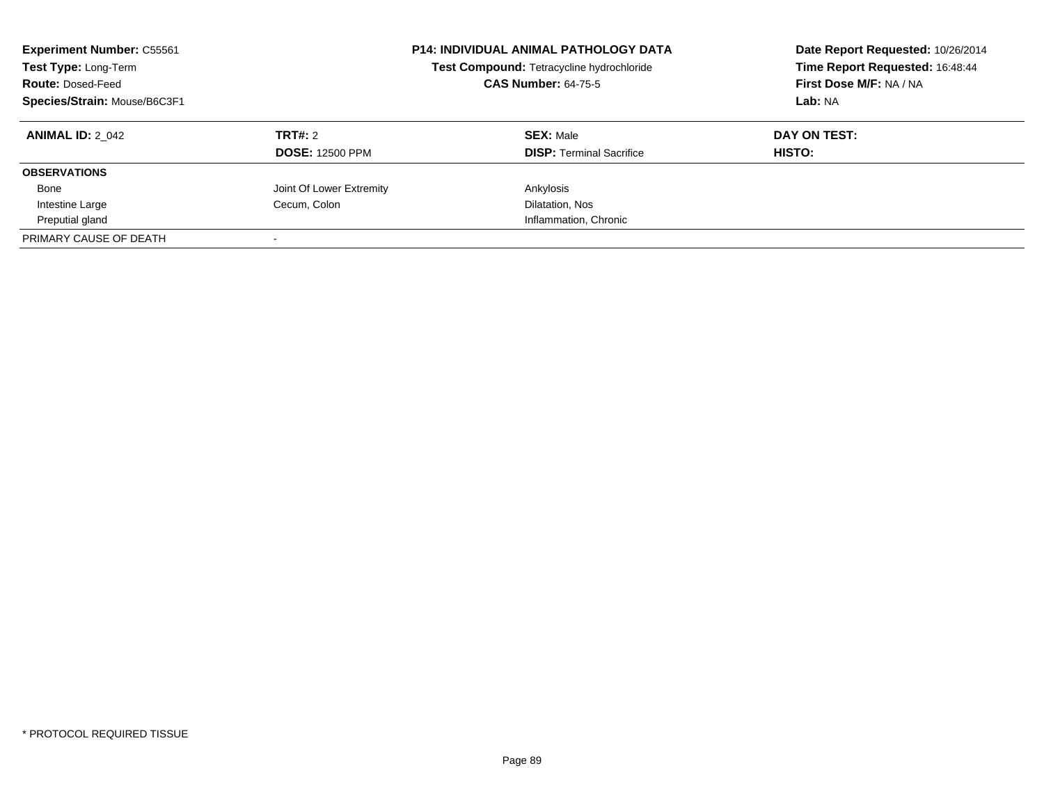**Experiment Number:** C55561
**Test Type:** Long-Term
**Route:** Dosed-Feed
**Species/Strain:** Mouse/B6C3F1

**P14: INDIVIDUAL ANIMAL PATHOLOGY DATA**
**Test Compound:** Tetracycline hydrochloride
**CAS Number:** 64-75-5

**Date Report Requested:** 10/26/2014
**Time Report Requested:** 16:48:44
**First Dose M/F:** NA / NA
**Lab:** NA

| **ANIMAL ID:** 2_042 | **TRT#:** 2 | **SEX:** Male | **DAY ON TEST:** |
|---|---|---|---|
| | **DOSE:** 12500 PPM | **DISP:** Terminal Sacrifice | **HISTO:** |
| **OBSERVATIONS** | | | |
| Bone | Joint Of Lower Extremity | Ankylosis | |
| Intestine Large | Cecum, Colon | Dilatation, Nos | |
| Preputial gland | | Inflammation, Chronic | |
| PRIMARY CAUSE OF DEATH | - | | |

* PROTOCOL REQUIRED TISSUE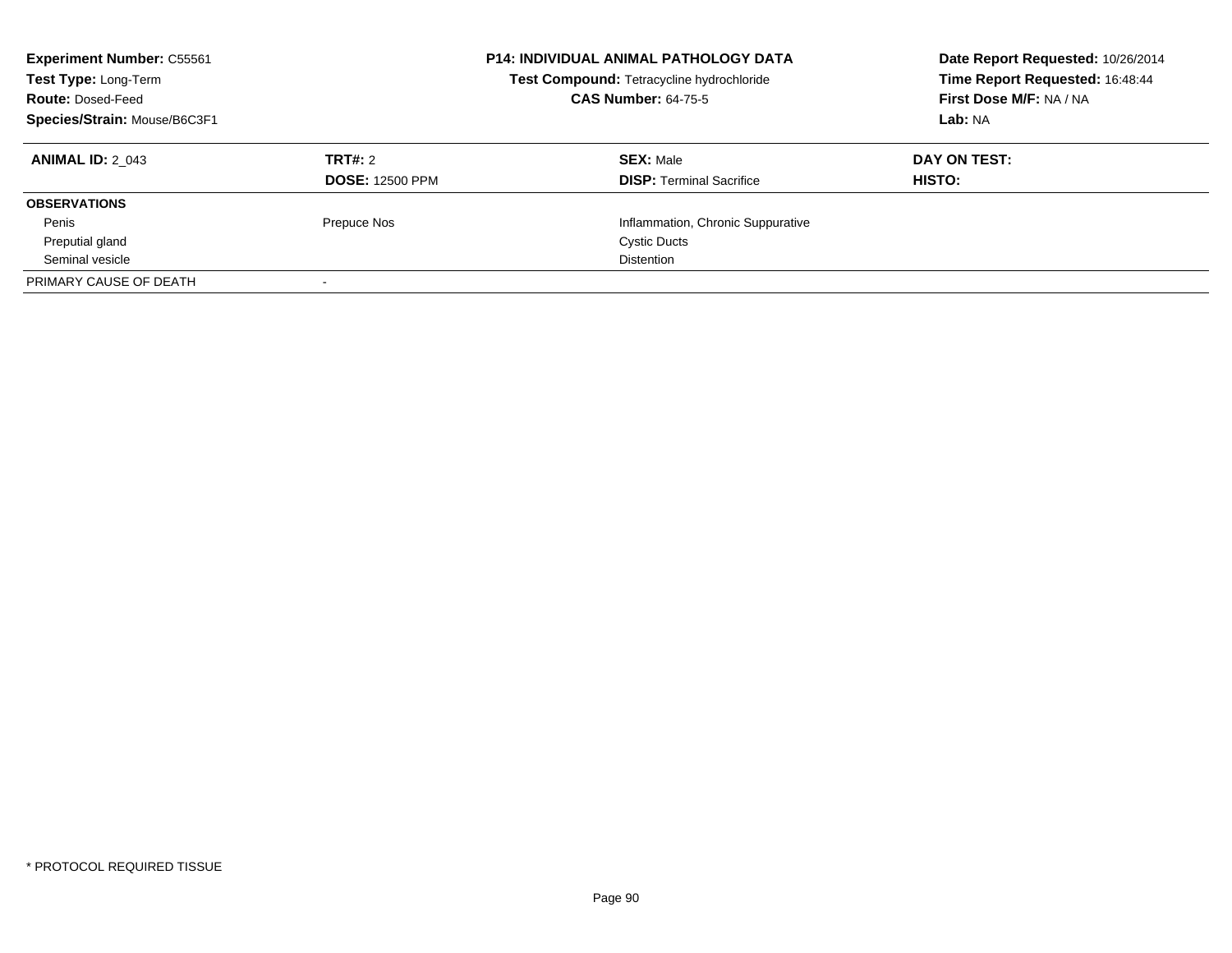**Experiment Number:** C55561
**Test Type:** Long-Term
**Route:** Dosed-Feed
**Species/Strain:** Mouse/B6C3F1

**P14: INDIVIDUAL ANIMAL PATHOLOGY DATA**
**Test Compound:** Tetracycline hydrochloride
**CAS Number:** 64-75-5

**Date Report Requested:** 10/26/2014
**Time Report Requested:** 16:48:44
**First Dose M/F:** NA / NA
**Lab:** NA

| **ANIMAL ID:** 2_043 | **TRT#:** 2 | **SEX:** Male | **DAY ON TEST:** |
|---|---|---|---|
| | **DOSE:** 12500 PPM | **DISP:** Terminal Sacrifice | **HISTO:** |
| **OBSERVATIONS** | | | |
| Penis | Prepuce Nos | Inflammation, Chronic Suppurative | |
| Preputial gland | | Cystic Ducts | |
| Seminal vesicle | | Distention | |
| PRIMARY CAUSE OF DEATH | - | | |

* PROTOCOL REQUIRED TISSUE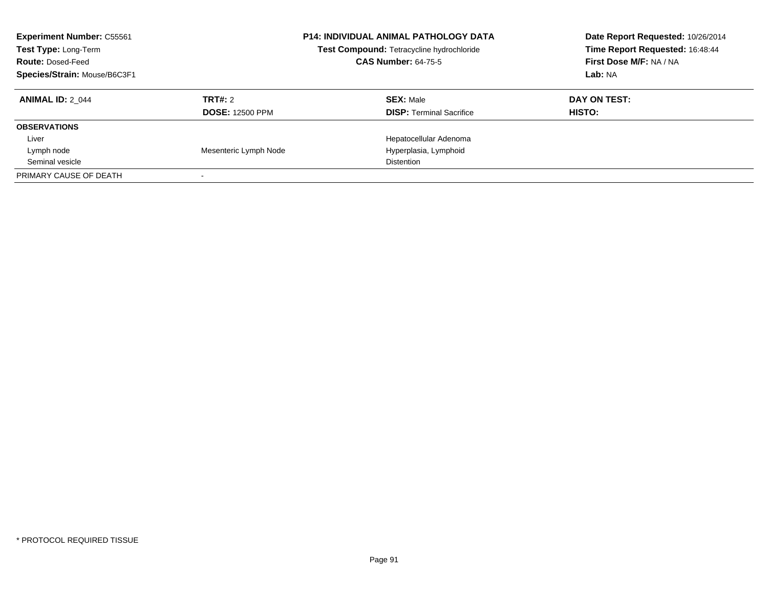**Experiment Number:** C55561
**Test Type:** Long-Term
**Route:** Dosed-Feed
**Species/Strain:** Mouse/B6C3F1

**P14: INDIVIDUAL ANIMAL PATHOLOGY DATA**
**Test Compound:** Tetracycline hydrochloride
**CAS Number:** 64-75-5

**Date Report Requested:** 10/26/2014
**Time Report Requested:** 16:48:44
**First Dose M/F:** NA / NA
**Lab:** NA

| **ANIMAL ID:** 2_044 | **TRT#:** 2 | **SEX:** Male | **DAY ON TEST:** |
|---|---|---|---|
| | **DOSE:** 12500 PPM | **DISP:** Terminal Sacrifice | **HISTO:** |
| **OBSERVATIONS** | | | |
| Liver | | Hepatocellular Adenoma | |
| Lymph node | Mesenteric Lymph Node | Hyperplasia, Lymphoid | |
| Seminal vesicle | | Distention | |
| PRIMARY CAUSE OF DEATH | - | | |

\* PROTOCOL REQUIRED TISSUE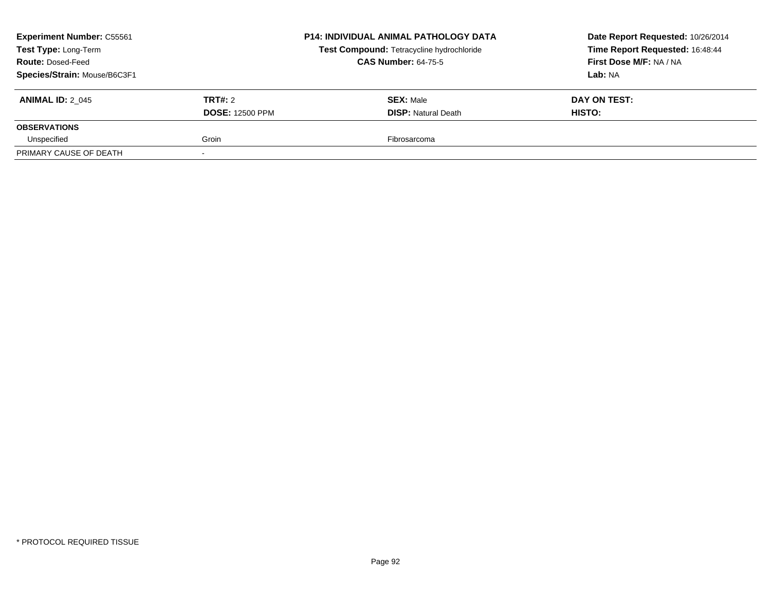| **Experiment Number:** C55561 | **P14: INDIVIDUAL ANIMAL PATHOLOGY DATA** | **Date Report Requested:** 10/26/2014 |
|---|---|---|
| **Test Type:** Long-Term | **Test Compound:** Tetracycline hydrochloride | **Time Report Requested:** 16:48:44 |
| **Route:** Dosed-Feed | **CAS Number:** 64-75-5 | **First Dose M/F:** NA / NA |
| **Species/Strain:** Mouse/B6C3F1 | | **Lab:** NA |

| **ANIMAL ID:** 2_045 | **TRT#:** 2 | **SEX:** Male | **DAY ON TEST:** |
|---|---|---|---|
| | **DOSE:** 12500 PPM | **DISP:** Natural Death | **HISTO:** |
| **OBSERVATIONS** | | | |
| Unspecified | Groin | Fibrosarcoma | |
| PRIMARY CAUSE OF DEATH | - | | |

* PROTOCOL REQUIRED TISSUE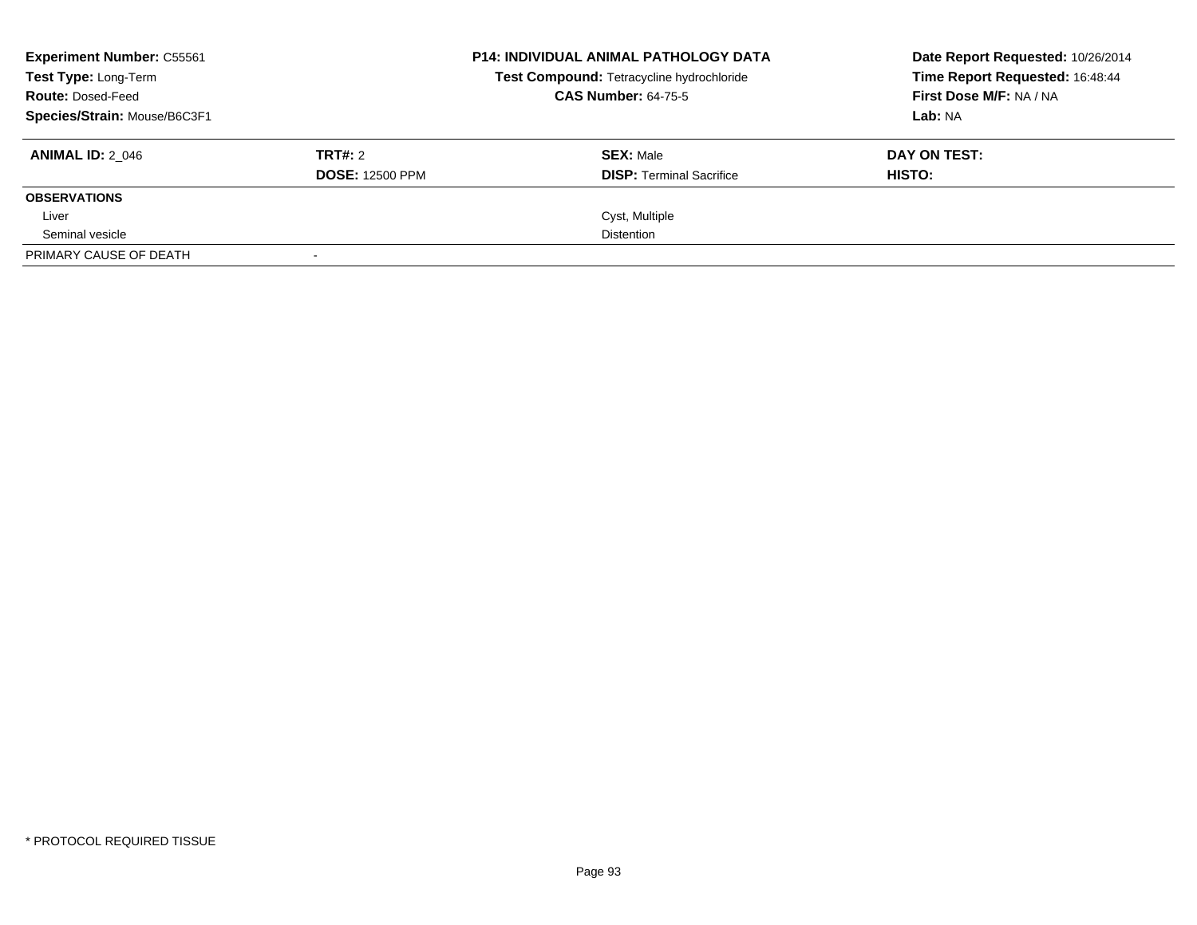**Experiment Number:** C55561
**Test Type:** Long-Term
**Route:** Dosed-Feed
**Species/Strain:** Mouse/B6C3F1

**P14: INDIVIDUAL ANIMAL PATHOLOGY DATA**
**Test Compound:** Tetracycline hydrochloride
**CAS Number:** 64-75-5

**Date Report Requested:** 10/26/2014
**Time Report Requested:** 16:48:44
**First Dose M/F:** NA / NA
**Lab:** NA

| **ANIMAL ID:** 2_046 | **TRT#:** 2 | **SEX:** Male | **DAY ON TEST:** |
|---|---|---|---|
| | **DOSE:** 12500 PPM | **DISP:** Terminal Sacrifice | **HISTO:** |
| **OBSERVATIONS** | | | |
| Liver | | Cyst, Multiple | |
| Seminal vesicle | | Distention | |
| PRIMARY CAUSE OF DEATH | - | | |

\* PROTOCOL REQUIRED TISSUE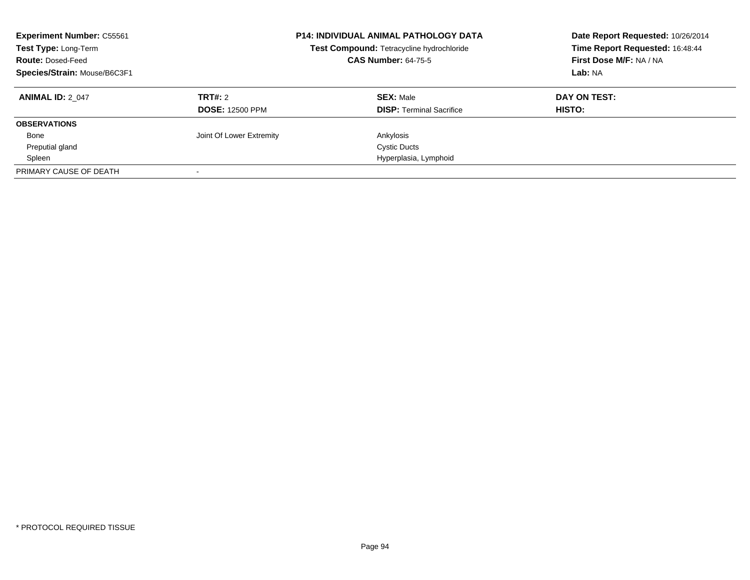**Experiment Number:** C55561
**Test Type:** Long-Term
**Route:** Dosed-Feed
**Species/Strain:** Mouse/B6C3F1

**P14: INDIVIDUAL ANIMAL PATHOLOGY DATA**
**Test Compound:** Tetracycline hydrochloride
**CAS Number:** 64-75-5

**Date Report Requested:** 10/26/2014
**Time Report Requested:** 16:48:44
**First Dose M/F:** NA / NA
**Lab:** NA

| **ANIMAL ID:** 2_047 | **TRT#:** 2 | **SEX:** Male | **DAY ON TEST:** |
|---|---|---|---|
| | **DOSE:** 12500 PPM | **DISP:** Terminal Sacrifice | **HISTO:** |
| **OBSERVATIONS** | | | |
| Bone | Joint Of Lower Extremity | Ankylosis | |
| Preputial gland | | Cystic Ducts | |
| Spleen | | Hyperplasia, Lymphoid | |
| PRIMARY CAUSE OF DEATH | - | | |

* PROTOCOL REQUIRED TISSUE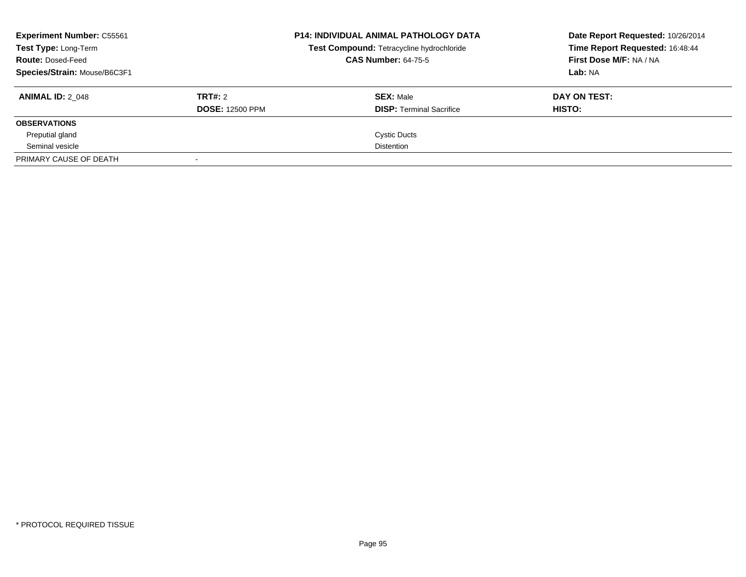**Experiment Number:** C55561
**Test Type:** Long-Term
**Route:** Dosed-Feed
**Species/Strain:** Mouse/B6C3F1

**P14: INDIVIDUAL ANIMAL PATHOLOGY DATA**
**Test Compound:** Tetracycline hydrochloride
**CAS Number:** 64-75-5

**Date Report Requested:** 10/26/2014
**Time Report Requested:** 16:48:44
**First Dose M/F:** NA / NA
**Lab:** NA

| **ANIMAL ID:** 2_048 | **TRT#:** 2<br>**DOSE:** 12500 PPM | **SEX:** Male<br>**DISP:** Terminal Sacrifice | **DAY ON TEST:**<br>**HISTO:** |
|---|---|---|---|
| **OBSERVATIONS** | | | |
| Preputial gland | | Cystic Ducts | |
| Seminal vesicle | | Distention | |
| PRIMARY CAUSE OF DEATH | - | | |

\* PROTOCOL REQUIRED TISSUE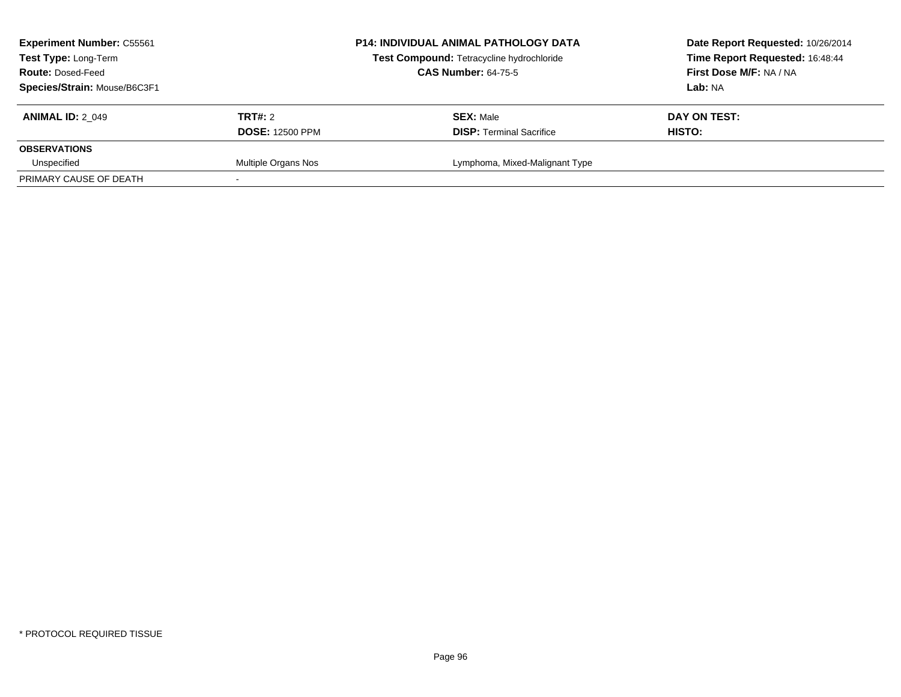| **Experiment Number:** C55561 | **P14: INDIVIDUAL ANIMAL PATHOLOGY DATA** | **Date Report Requested:** 10/26/2014 |
|---|---|---|
| **Test Type:** Long-Term | **Test Compound:** Tetracycline hydrochloride | **Time Report Requested:** 16:48:44 |
| **Route:** Dosed-Feed | **CAS Number:** 64-75-5 | **First Dose M/F:** NA / NA |
| **Species/Strain:** Mouse/B6C3F1 | | **Lab:** NA |

| **ANIMAL ID:** 2_049 | **TRT#:** 2 | **SEX:** Male | **DAY ON TEST:** |
|---|---|---|---|
| | **DOSE:** 12500 PPM | **DISP:** Terminal Sacrifice | **HISTO:** |
| **OBSERVATIONS** | | | |
| Unspecified | Multiple Organs Nos | Lymphoma, Mixed-Malignant Type | |
| PRIMARY CAUSE OF DEATH | - | | |

* PROTOCOL REQUIRED TISSUE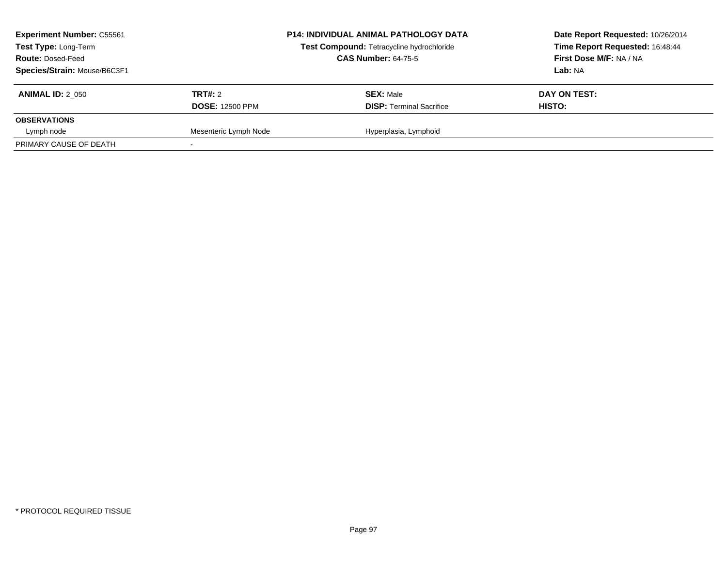**Experiment Number:** C55561
**Test Type:** Long-Term
**Route:** Dosed-Feed
**Species/Strain:** Mouse/B6C3F1

**P14: INDIVIDUAL ANIMAL PATHOLOGY DATA**
**Test Compound:** Tetracycline hydrochloride
**CAS Number:** 64-75-5

**Date Report Requested:** 10/26/2014
**Time Report Requested:** 16:48:44
**First Dose M/F:** NA / NA
**Lab:** NA

| **ANIMAL ID:** 2_050 | **TRT#:** 2 | **SEX:** Male | **DAY ON TEST:** |
|---|---|---|---|
| | **DOSE:** 12500 PPM | **DISP:** Terminal Sacrifice | **HISTO:** |
| **OBSERVATIONS** | | | |
| Lymph node | Mesenteric Lymph Node | Hyperplasia, Lymphoid | |
| PRIMARY CAUSE OF DEATH | - | | |

* PROTOCOL REQUIRED TISSUE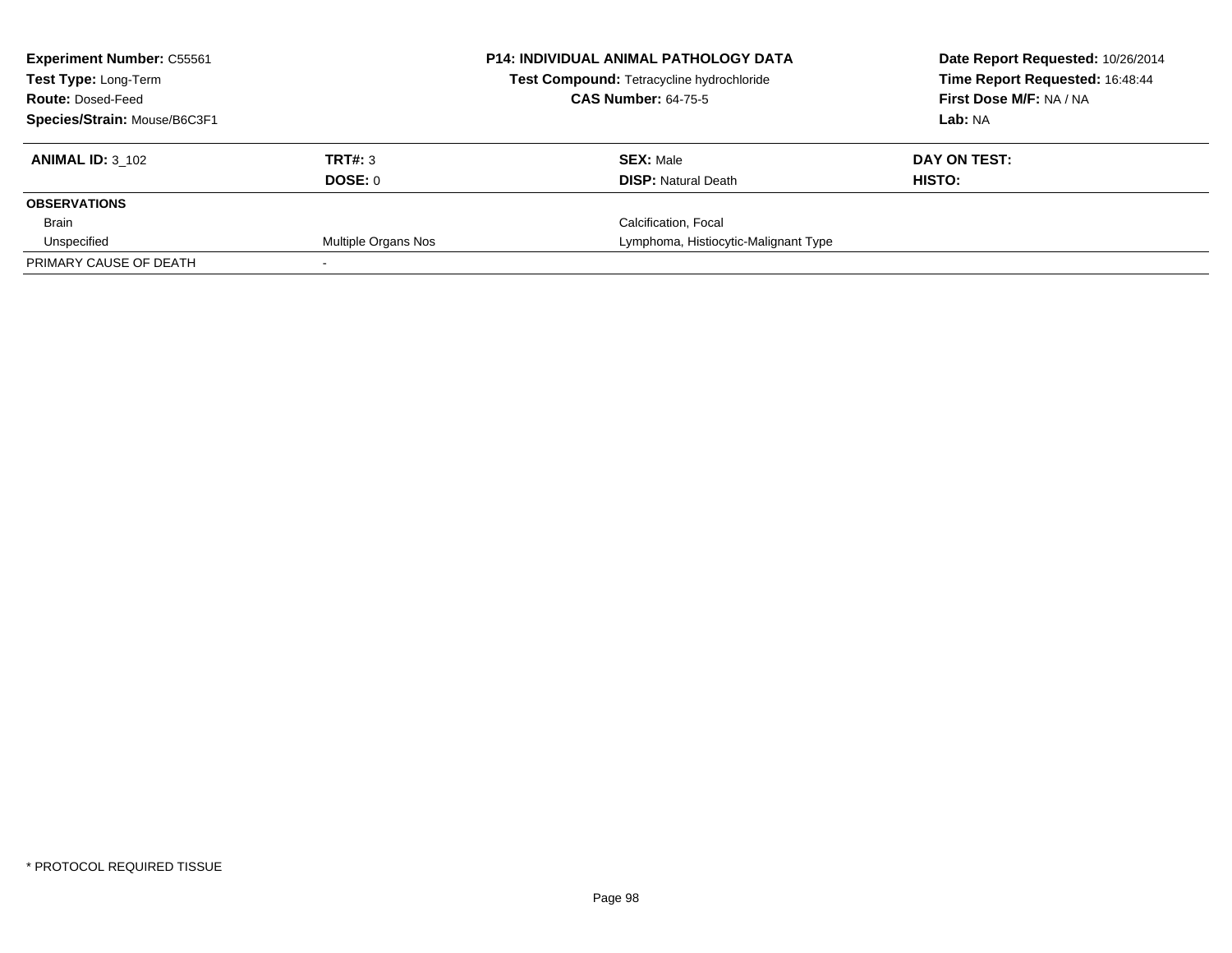| **Experiment Number:** C55561 | **P14: INDIVIDUAL ANIMAL PATHOLOGY DATA** | **Date Report Requested:** 10/26/2014 |
|---|---|---|
| **Test Type:** Long-Term | **Test Compound:** Tetracycline hydrochloride | **Time Report Requested:** 16:48:44 |
| **Route:** Dosed-Feed | **CAS Number:** 64-75-5 | **First Dose M/F:** NA / NA |
| **Species/Strain:** Mouse/B6C3F1 | | **Lab:** NA |

| **ANIMAL ID:** 3_102 | **TRT#:** 3 | **SEX:** Male | **DAY ON TEST:** |
|---|---|---|---|
| | **DOSE:** 0 | **DISP:** Natural Death | **HISTO:** |
| **OBSERVATIONS** | | | |
| Brain | | Calcification, Focal | |
| Unspecified | Multiple Organs Nos | Lymphoma, Histiocytic-Malignant Type | |
| PRIMARY CAUSE OF DEATH | - | | |

\* PROTOCOL REQUIRED TISSUE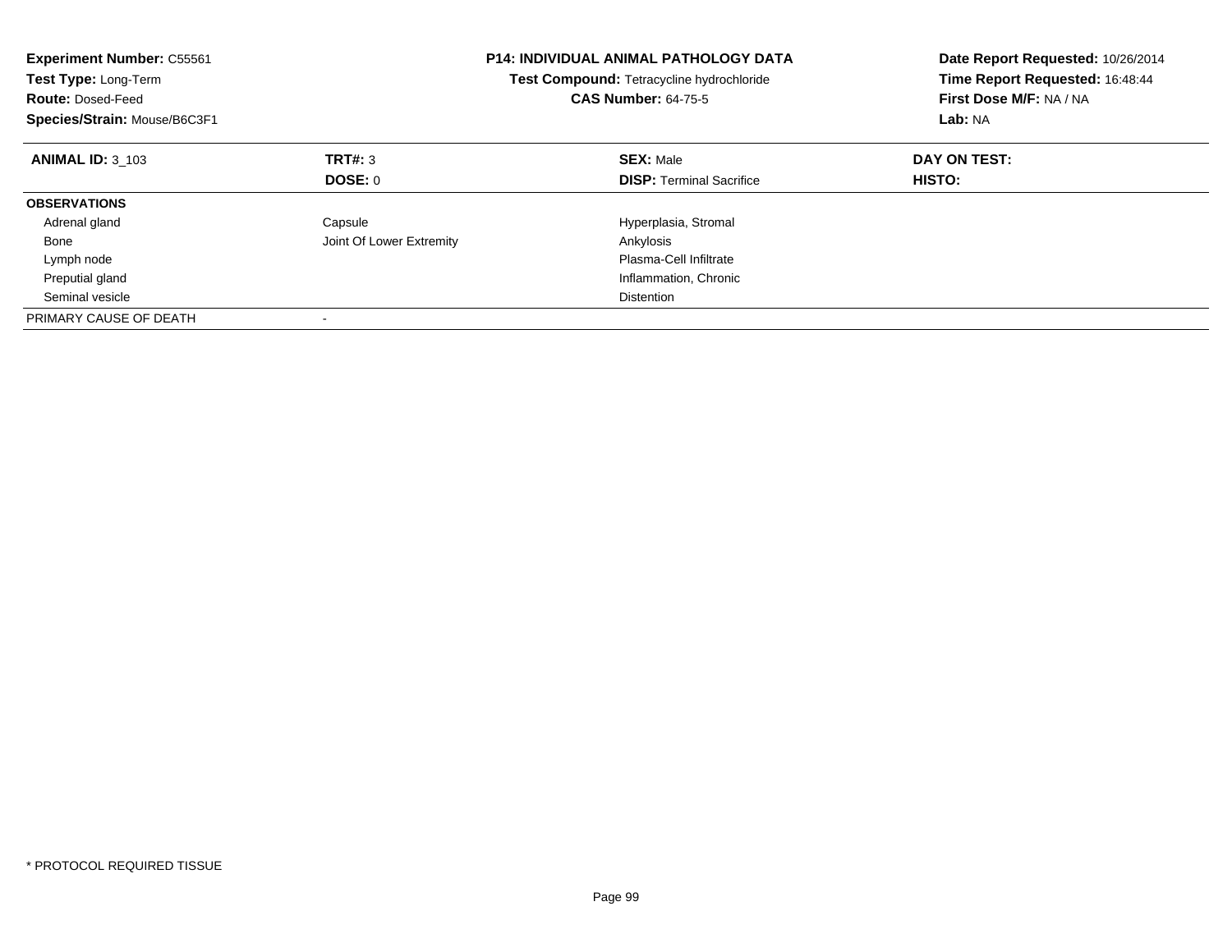**Experiment Number:** C55561
**Test Type:** Long-Term
**Route:** Dosed-Feed
**Species/Strain:** Mouse/B6C3F1

**P14: INDIVIDUAL ANIMAL PATHOLOGY DATA**
**Test Compound:** Tetracycline hydrochloride
**CAS Number:** 64-75-5

**Date Report Requested:** 10/26/2014
**Time Report Requested:** 16:48:44
**First Dose M/F:** NA / NA
**Lab:** NA

| **ANIMAL ID:** 3_103 | **TRT#:** 3 | **SEX:** Male | **DAY ON TEST:** |
|---|---|---|---|
| | **DOSE:** 0 | **DISP:** Terminal Sacrifice | **HISTO:** |
| **OBSERVATIONS** | | | |
| Adrenal gland | Capsule | Hyperplasia, Stromal | |
| Bone | Joint Of Lower Extremity | Ankylosis | |
| Lymph node | | Plasma-Cell Infiltrate | |
| Preputial gland | | Inflammation, Chronic | |
| Seminal vesicle | | Distention | |
| PRIMARY CAUSE OF DEATH | - | | |

* PROTOCOL REQUIRED TISSUE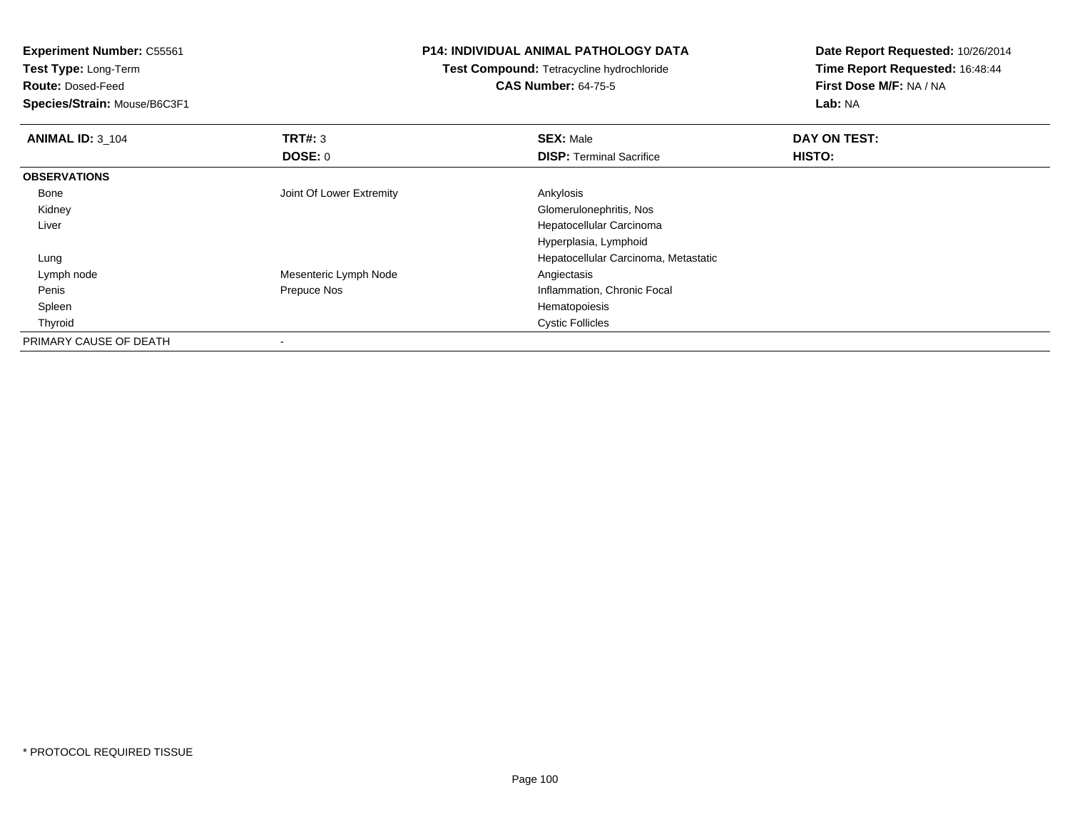**Experiment Number:** C55561
**Test Type:** Long-Term
**Route:** Dosed-Feed
**Species/Strain:** Mouse/B6C3F1

**P14: INDIVIDUAL ANIMAL PATHOLOGY DATA**
**Test Compound:** Tetracycline hydrochloride
**CAS Number:** 64-75-5

**Date Report Requested:** 10/26/2014
**Time Report Requested:** 16:48:44
**First Dose M/F:** NA / NA
**Lab:** NA

| **ANIMAL ID:** 3_104 | **TRT#:** 3 | **SEX:** Male | **DAY ON TEST:** |
|---|---|---|---|
| | **DOSE:** 0 | **DISP:** Terminal Sacrifice | **HISTO:** |
| **OBSERVATIONS** | | | |
| Bone | Joint Of Lower Extremity | Ankylosis | |
| Kidney | | Glomerulonephritis, Nos | |
| Liver | | Hepatocellular Carcinoma | |
| | | Hyperplasia, Lymphoid | |
| Lung | | Hepatocellular Carcinoma, Metastatic | |
| Lymph node | Mesenteric Lymph Node | Angiectasis | |
| Penis | Prepuce Nos | Inflammation, Chronic Focal | |
| Spleen | | Hematopoiesis | |
| Thyroid | | Cystic Follicles | |
| PRIMARY CAUSE OF DEATH | - | | |

* PROTOCOL REQUIRED TISSUE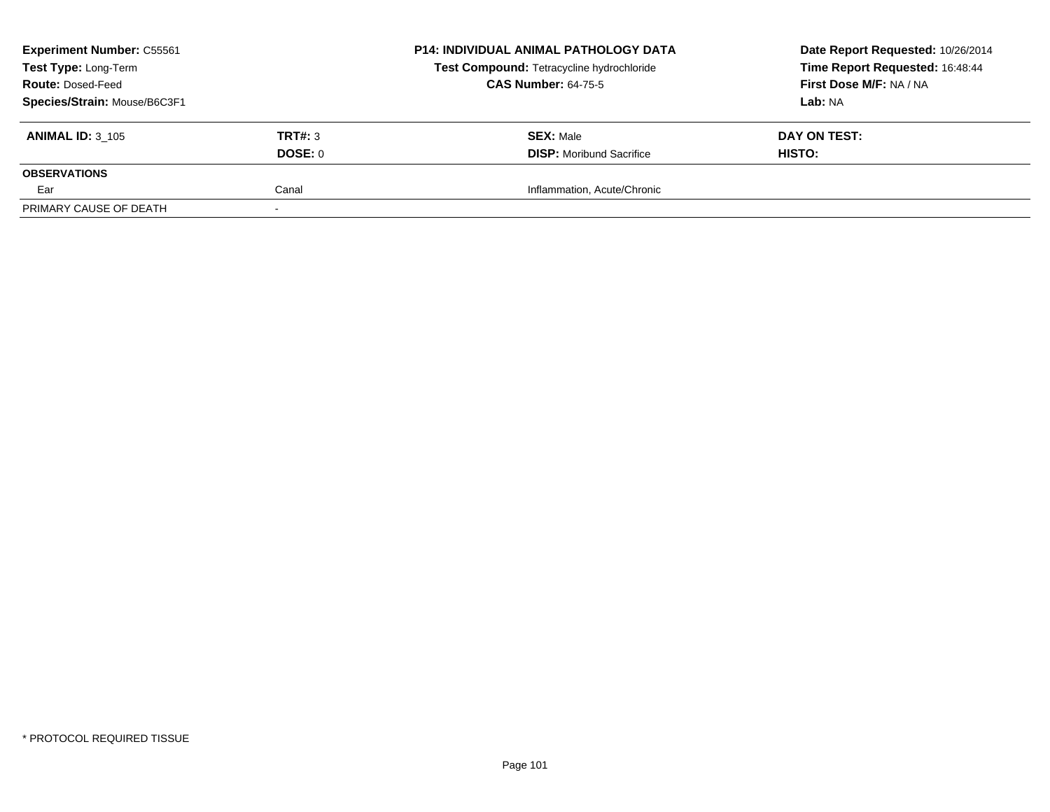**Experiment Number:** C55561
**Test Type:** Long-Term
**Route:** Dosed-Feed
**Species/Strain:** Mouse/B6C3F1

**P14: INDIVIDUAL ANIMAL PATHOLOGY DATA**
**Test Compound:** Tetracycline hydrochloride
**CAS Number:** 64-75-5

**Date Report Requested:** 10/26/2014
**Time Report Requested:** 16:48:44
**First Dose M/F:** NA / NA
**Lab:** NA

| **ANIMAL ID:** 3_105 | **TRT#:** 3 | **SEX:** Male | **DAY ON TEST:** |
|---|---|---|---|
| | **DOSE:** 0 | **DISP:** Moribund Sacrifice | **HISTO:** |
| **OBSERVATIONS** | | | |
| Ear | Canal | Inflammation, Acute/Chronic | |
| PRIMARY CAUSE OF DEATH | - | | |

* PROTOCOL REQUIRED TISSUE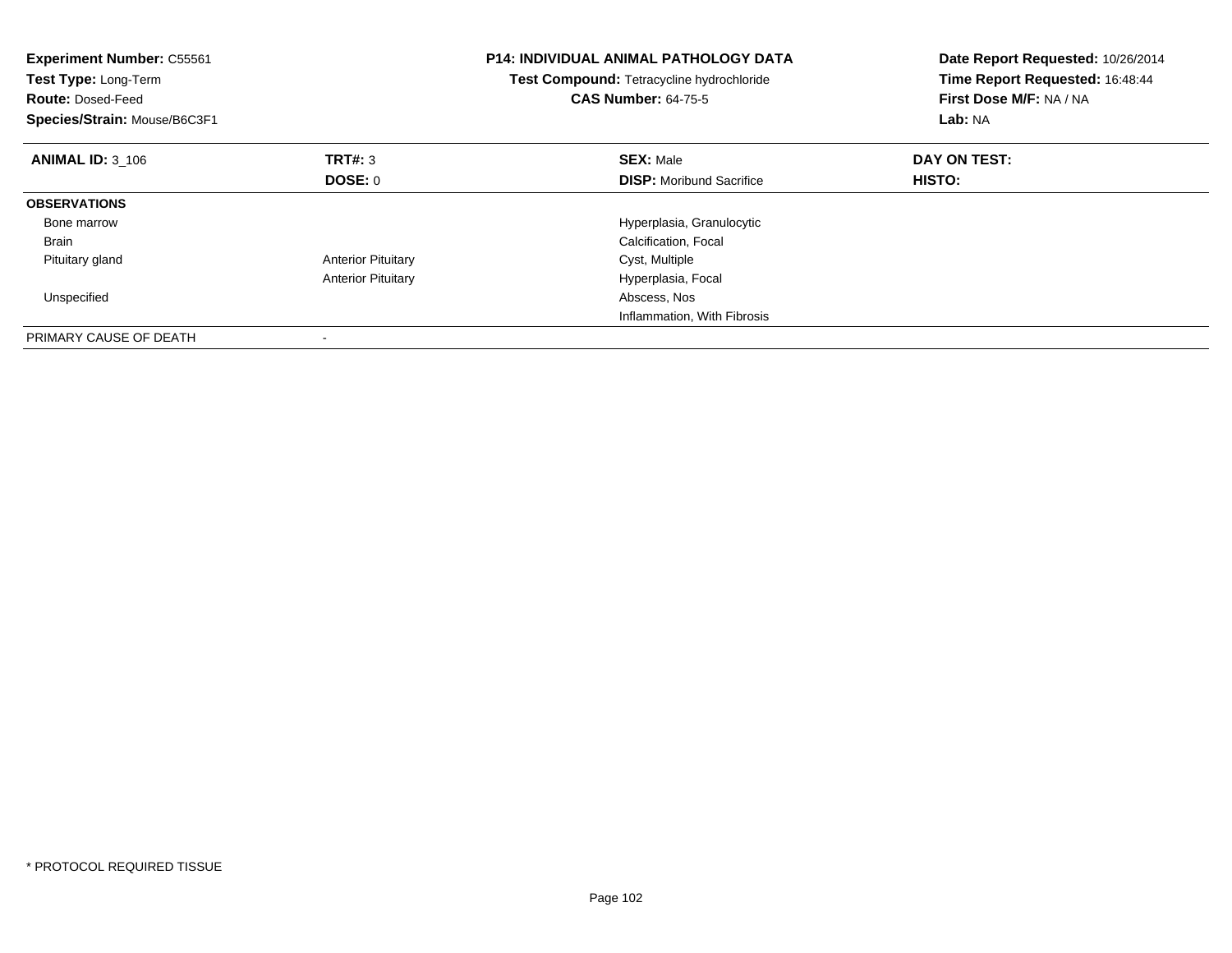**Experiment Number:** C55561
**Test Type:** Long-Term
**Route:** Dosed-Feed
**Species/Strain:** Mouse/B6C3F1

**P14: INDIVIDUAL ANIMAL PATHOLOGY DATA**
**Test Compound:** Tetracycline hydrochloride
**CAS Number:** 64-75-5

**Date Report Requested:** 10/26/2014
**Time Report Requested:** 16:48:44
**First Dose M/F:** NA / NA
**Lab:** NA

| **ANIMAL ID:** 3_106 | **TRT#:** 3 | **SEX:** Male | **DAY ON TEST:** |
|---|---|---|---|
| | **DOSE:** 0 | **DISP:** Moribund Sacrifice | **HISTO:** |
| **OBSERVATIONS** | | | |
| Bone marrow | | Hyperplasia, Granulocytic | |
| Brain | | Calcification, Focal | |
| Pituitary gland | Anterior Pituitary | Cyst, Multiple | |
| | Anterior Pituitary | Hyperplasia, Focal | |
| Unspecified | | Abscess, Nos | |
| | | Inflammation, With Fibrosis | |
| PRIMARY CAUSE OF DEATH | - | | |

* PROTOCOL REQUIRED TISSUE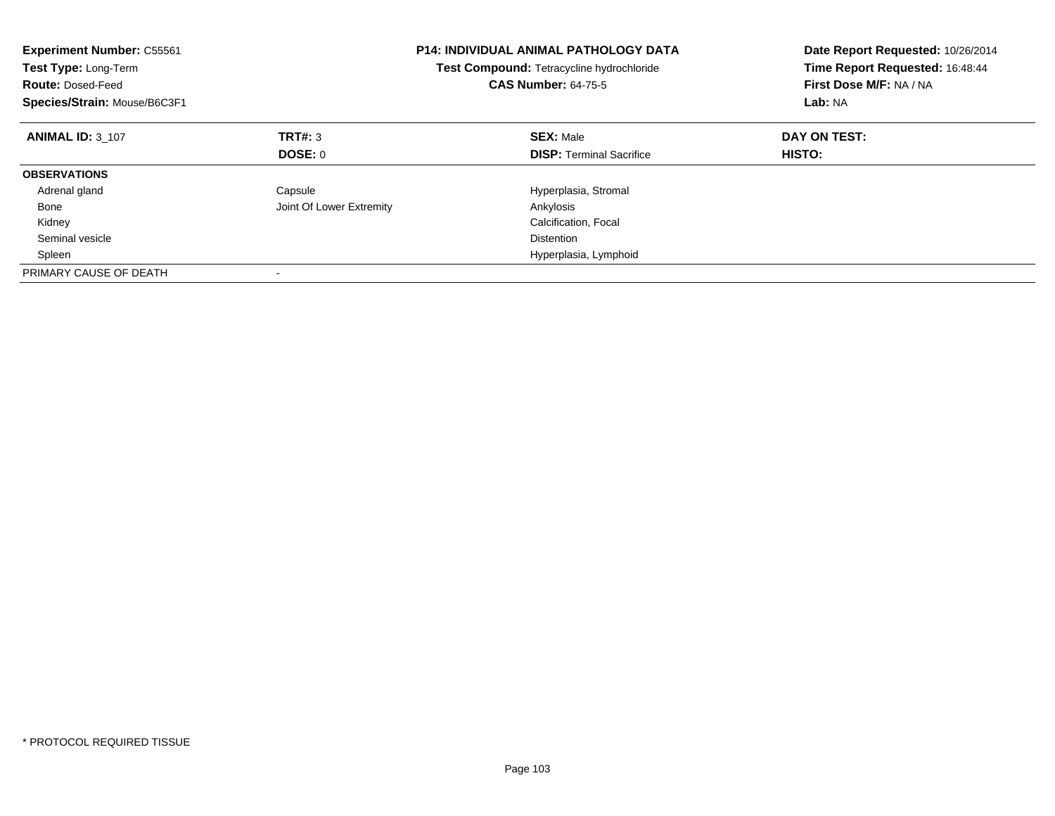**Experiment Number:** C55561
**Test Type:** Long-Term
**Route:** Dosed-Feed
**Species/Strain:** Mouse/B6C3F1

**P14: INDIVIDUAL ANIMAL PATHOLOGY DATA**
**Test Compound:** Tetracycline hydrochloride
**CAS Number:** 64-75-5

**Date Report Requested:** 10/26/2014
**Time Report Requested:** 16:48:44
**First Dose M/F:** NA / NA
**Lab:** NA

| **ANIMAL ID:** 3_107 | **TRT#:** 3 | **SEX:** Male | **DAY ON TEST:** |
|---|---|---|---|
| | **DOSE:** 0 | **DISP:** Terminal Sacrifice | **HISTO:** |
| **OBSERVATIONS** | | | |
| Adrenal gland | Capsule | Hyperplasia, Stromal | |
| Bone | Joint Of Lower Extremity | Ankylosis | |
| Kidney | | Calcification, Focal | |
| Seminal vesicle | | Distention | |
| Spleen | | Hyperplasia, Lymphoid | |
| PRIMARY CAUSE OF DEATH | - | | |

* PROTOCOL REQUIRED TISSUE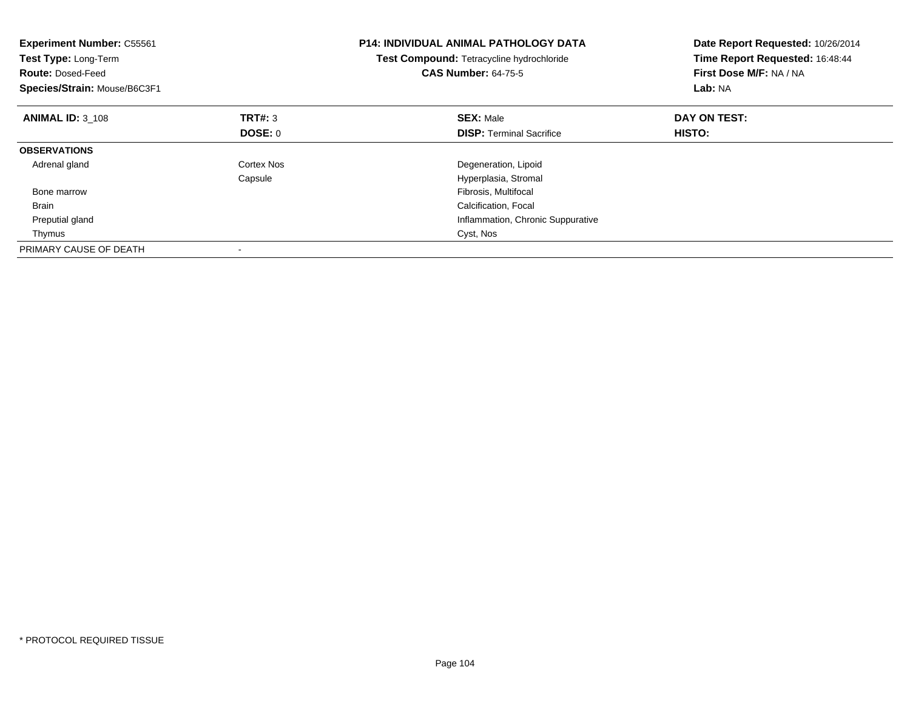**Experiment Number:** C55561
**Test Type:** Long-Term
**Route:** Dosed-Feed
**Species/Strain:** Mouse/B6C3F1

**P14: INDIVIDUAL ANIMAL PATHOLOGY DATA**
**Test Compound:** Tetracycline hydrochloride
**CAS Number:** 64-75-5

**Date Report Requested:** 10/26/2014
**Time Report Requested:** 16:48:44
**First Dose M/F:** NA / NA
**Lab:** NA

| **ANIMAL ID:** 3_108 | **TRT#:** 3 | **SEX:** Male | **DAY ON TEST:** |
|---|---|---|---|
| | **DOSE:** 0 | **DISP:** Terminal Sacrifice | **HISTO:** |
| **OBSERVATIONS** | | | |
| Adrenal gland | Cortex Nos | Degeneration, Lipoid | |
| | Capsule | Hyperplasia, Stromal | |
| Bone marrow | | Fibrosis, Multifocal | |
| Brain | | Calcification, Focal | |
| Preputial gland | | Inflammation, Chronic Suppurative | |
| Thymus | | Cyst, Nos | |
| PRIMARY CAUSE OF DEATH | - | | |

* PROTOCOL REQUIRED TISSUE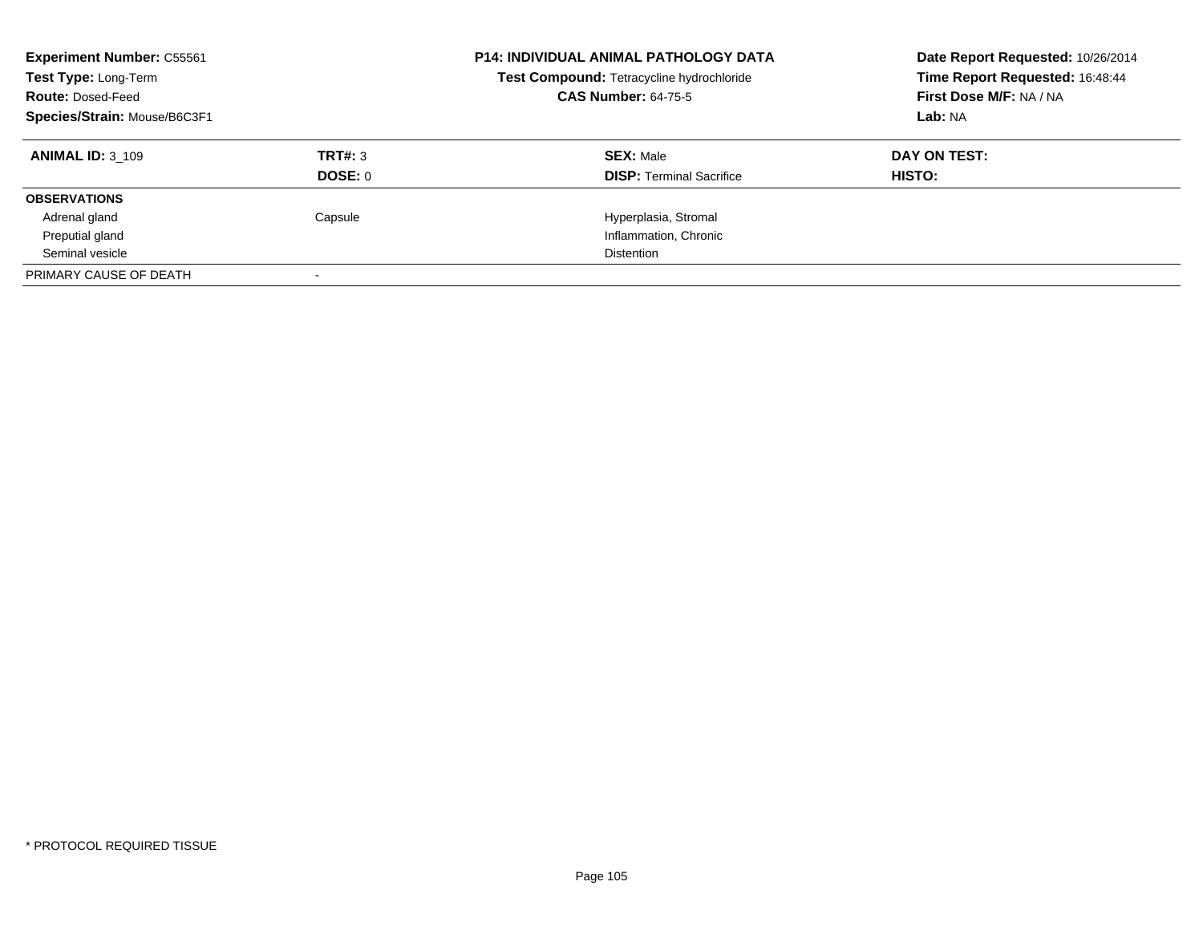**Experiment Number:** C55561
**Test Type:** Long-Term
**Route:** Dosed-Feed
**Species/Strain:** Mouse/B6C3F1

**P14: INDIVIDUAL ANIMAL PATHOLOGY DATA**
**Test Compound:** Tetracycline hydrochloride
**CAS Number:** 64-75-5

**Date Report Requested:** 10/26/2014
**Time Report Requested:** 16:48:44
**First Dose M/F:** NA / NA
**Lab:** NA

| **ANIMAL ID:** 3_109 | **TRT#:** 3 | **SEX:** Male | **DAY ON TEST:** |
|---|---|---|---|
| | **DOSE:** 0 | **DISP:** Terminal Sacrifice | **HISTO:** |
| **OBSERVATIONS** | | | |
| Adrenal gland | Capsule | Hyperplasia, Stromal | |
| Preputial gland | | Inflammation, Chronic | |
| Seminal vesicle | | Distention | |
| PRIMARY CAUSE OF DEATH | - | | |

* PROTOCOL REQUIRED TISSUE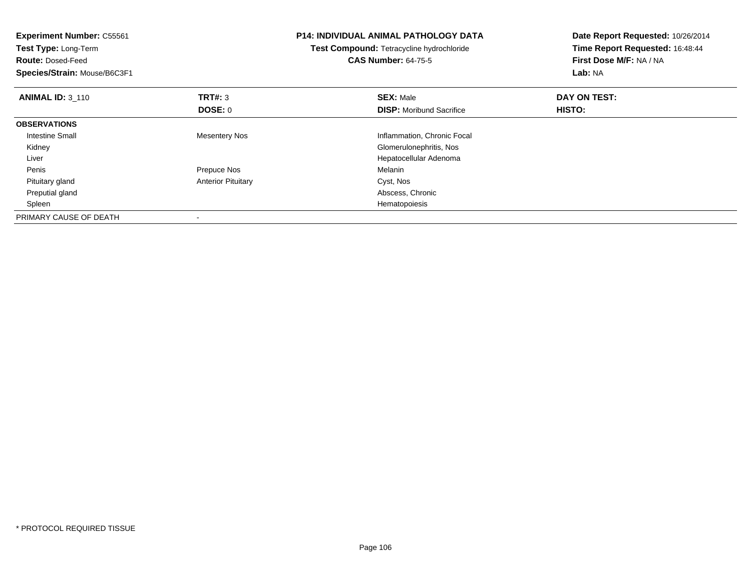**Experiment Number:** C55561
**Test Type:** Long-Term
**Route:** Dosed-Feed
**Species/Strain:** Mouse/B6C3F1

**P14: INDIVIDUAL ANIMAL PATHOLOGY DATA**
**Test Compound:** Tetracycline hydrochloride
**CAS Number:** 64-75-5

**Date Report Requested:** 10/26/2014
**Time Report Requested:** 16:48:44
**First Dose M/F:** NA / NA
**Lab:** NA

| **ANIMAL ID:** 3_110 | **TRT#:** 3 | **SEX:** Male | **DAY ON TEST:** |
|---|---|---|---|
| | **DOSE:** 0 | **DISP:** Moribund Sacrifice | **HISTO:** |
| **OBSERVATIONS** | | | |
| Intestine Small | Mesentery Nos | Inflammation, Chronic Focal | |
| Kidney | | Glomerulonephritis, Nos | |
| Liver | | Hepatocellular Adenoma | |
| Penis | Prepuce Nos | Melanin | |
| Pituitary gland | Anterior Pituitary | Cyst, Nos | |
| Preputial gland | | Abscess, Chronic | |
| Spleen | | Hematopoiesis | |
| PRIMARY CAUSE OF DEATH | - | | |

* PROTOCOL REQUIRED TISSUE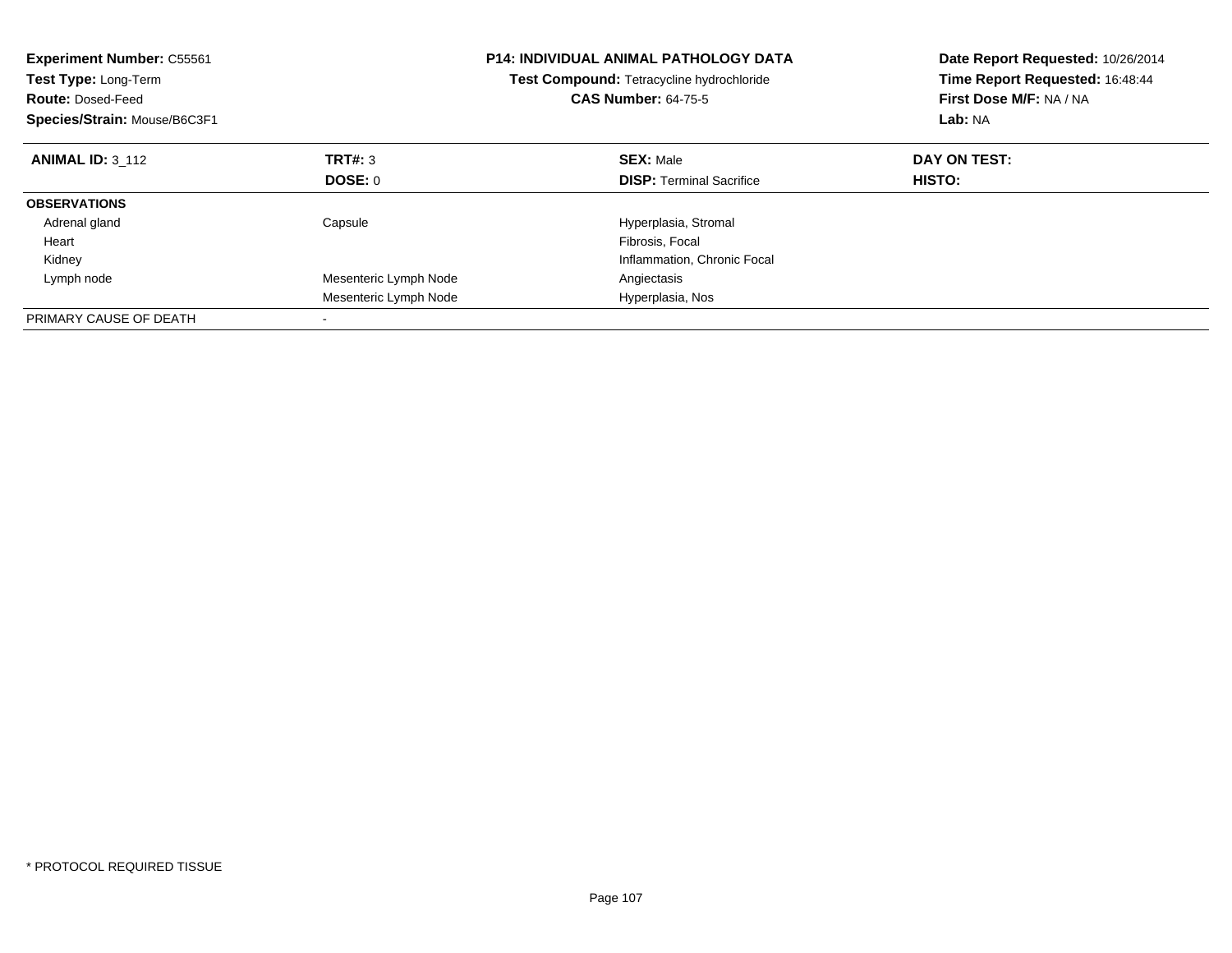**Experiment Number:** C55561
**Test Type:** Long-Term
**Route:** Dosed-Feed
**Species/Strain:** Mouse/B6C3F1

**P14: INDIVIDUAL ANIMAL PATHOLOGY DATA**
**Test Compound:** Tetracycline hydrochloride
**CAS Number:** 64-75-5

**Date Report Requested:** 10/26/2014
**Time Report Requested:** 16:48:44
**First Dose M/F:** NA / NA
**Lab:** NA

| **ANIMAL ID:** 3_112 | **TRT#:** 3 | **SEX:** Male | **DAY ON TEST:** |
|---|---|---|---|
| | **DOSE:** 0 | **DISP:** Terminal Sacrifice | **HISTO:** |
| **OBSERVATIONS** | | | |
| Adrenal gland | Capsule | Hyperplasia, Stromal | |
| Heart | | Fibrosis, Focal | |
| Kidney | | Inflammation, Chronic Focal | |
| Lymph node | Mesenteric Lymph Node | Angiectasis | |
| | Mesenteric Lymph Node | Hyperplasia, Nos | |
| PRIMARY CAUSE OF DEATH | - | | |

* PROTOCOL REQUIRED TISSUE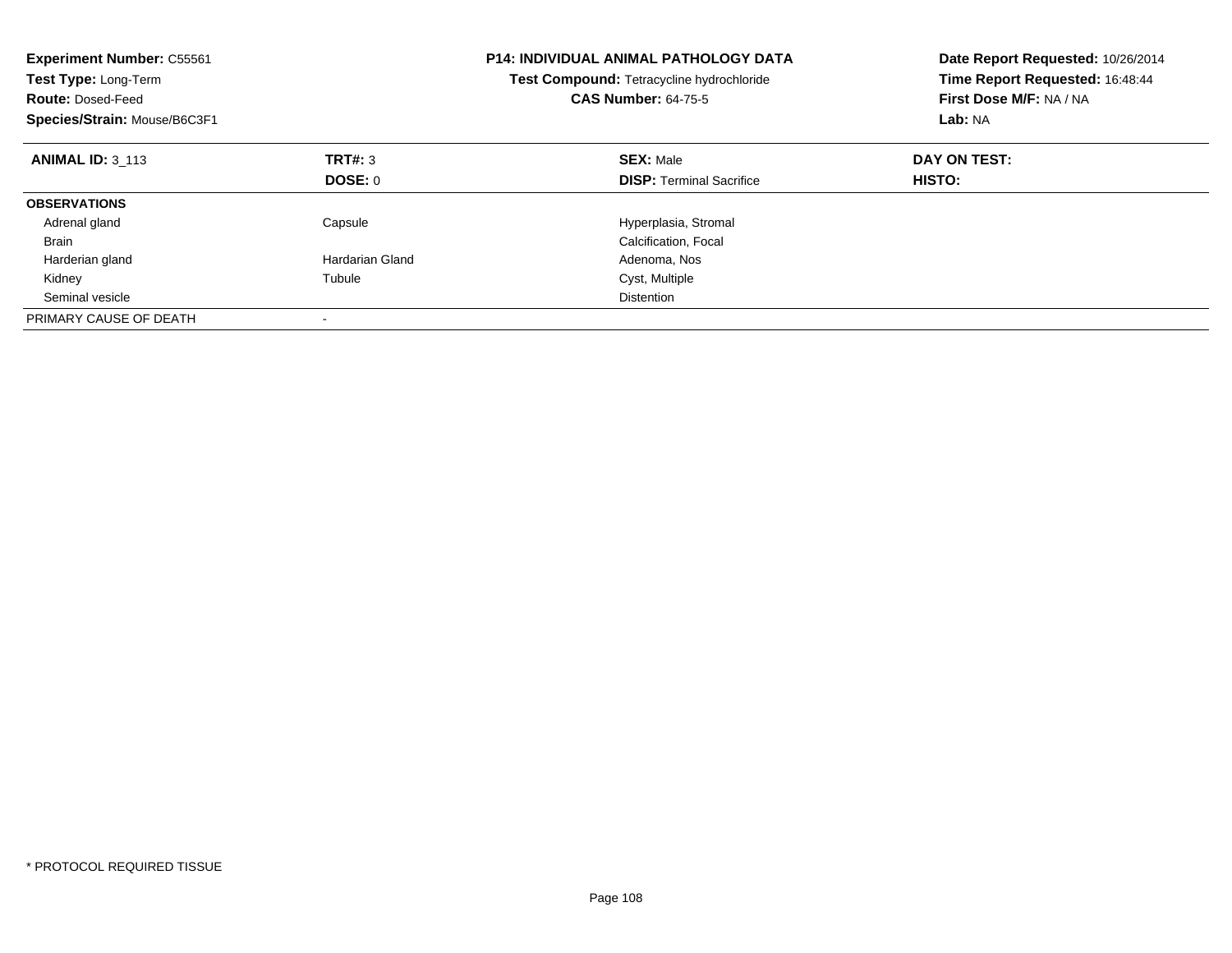**Experiment Number:** C55561
**Test Type:** Long-Term
**Route:** Dosed-Feed
**Species/Strain:** Mouse/B6C3F1

**P14: INDIVIDUAL ANIMAL PATHOLOGY DATA**
**Test Compound:** Tetracycline hydrochloride
**CAS Number:** 64-75-5

**Date Report Requested:** 10/26/2014
**Time Report Requested:** 16:48:44
**First Dose M/F:** NA / NA
**Lab:** NA

| **ANIMAL ID:** 3_113 | **TRT#:** 3 | **SEX:** Male | **DAY ON TEST:** |
|---|---|---|---|
| | **DOSE:** 0 | **DISP:** Terminal Sacrifice | **HISTO:** |
| **OBSERVATIONS** | | | |
| Adrenal gland | Capsule | Hyperplasia, Stromal | |
| Brain | | Calcification, Focal | |
| Harderian gland | Hardarian Gland | Adenoma, Nos | |
| Kidney | Tubule | Cyst, Multiple | |
| Seminal vesicle | | Distention | |
| PRIMARY CAUSE OF DEATH | - | | |

* PROTOCOL REQUIRED TISSUE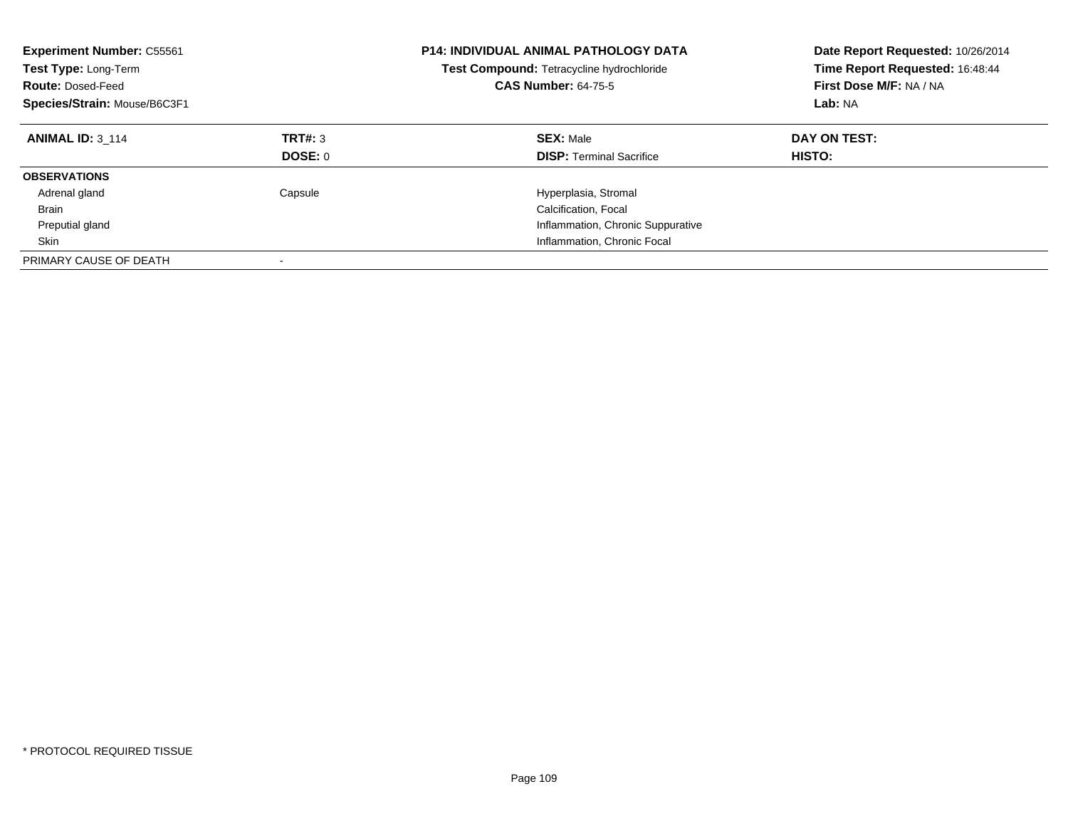**Experiment Number:** C55561
**Test Type:** Long-Term
**Route:** Dosed-Feed
**Species/Strain:** Mouse/B6C3F1

**P14: INDIVIDUAL ANIMAL PATHOLOGY DATA**
**Test Compound:** Tetracycline hydrochloride
**CAS Number:** 64-75-5

**Date Report Requested:** 10/26/2014
**Time Report Requested:** 16:48:44
**First Dose M/F:** NA / NA
**Lab:** NA

| **ANIMAL ID:** 3_114 | **TRT#:** 3 | **SEX:** Male | **DAY ON TEST:** |
|---|---|---|---|
| | **DOSE:** 0 | **DISP:** Terminal Sacrifice | **HISTO:** |
| **OBSERVATIONS** | | | |
| Adrenal gland | Capsule | Hyperplasia, Stromal | |
| Brain | | Calcification, Focal | |
| Preputial gland | | Inflammation, Chronic Suppurative | |
| Skin | | Inflammation, Chronic Focal | |
| PRIMARY CAUSE OF DEATH | - | | |

* PROTOCOL REQUIRED TISSUE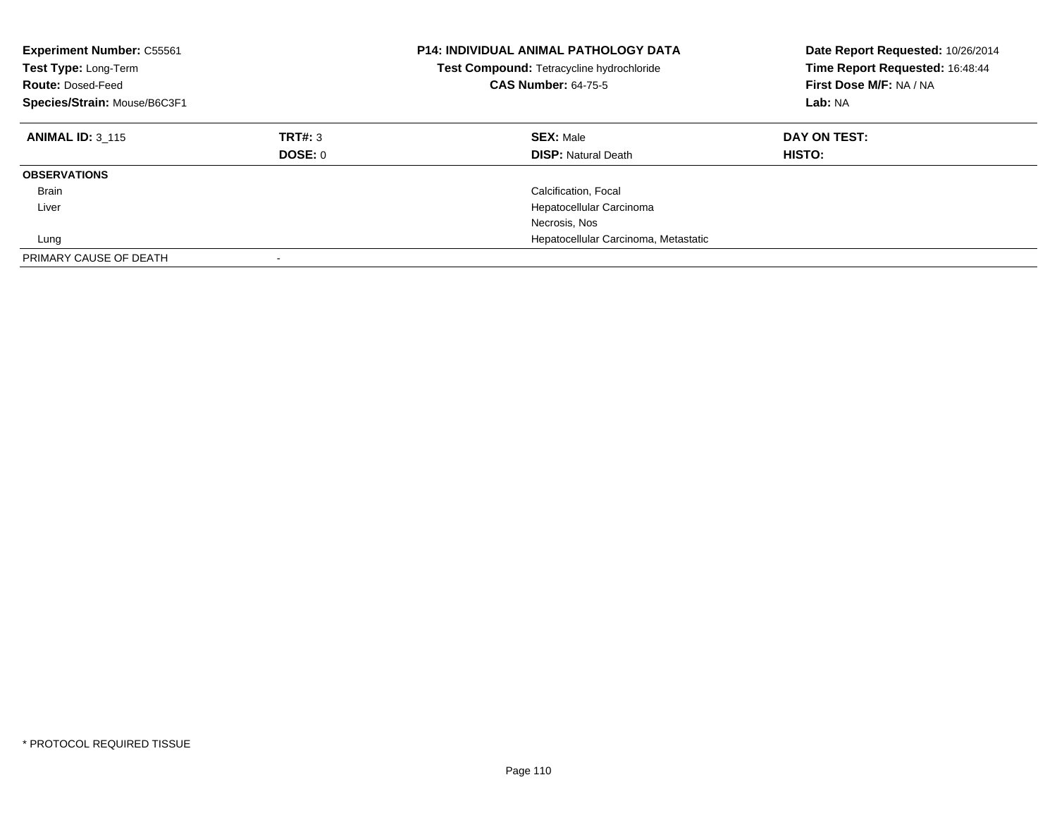**Experiment Number:** C55561
**Test Type:** Long-Term
**Route:** Dosed-Feed
**Species/Strain:** Mouse/B6C3F1

**P14: INDIVIDUAL ANIMAL PATHOLOGY DATA**
**Test Compound:** Tetracycline hydrochloride
**CAS Number:** 64-75-5

**Date Report Requested:** 10/26/2014
**Time Report Requested:** 16:48:44
**First Dose M/F:** NA / NA
**Lab:** NA

| **ANIMAL ID:** 3_115 | **TRT#:** 3 | **SEX:** Male | **DAY ON TEST:** |
|---|---|---|---|
| | **DOSE:** 0 | **DISP:** Natural Death | **HISTO:** |
| **OBSERVATIONS** | | | |
| Brain | | Calcification, Focal | |
| Liver | | Hepatocellular Carcinoma | |
| | | Necrosis, Nos | |
| Lung | | Hepatocellular Carcinoma, Metastatic | |
| PRIMARY CAUSE OF DEATH | - | | |

* PROTOCOL REQUIRED TISSUE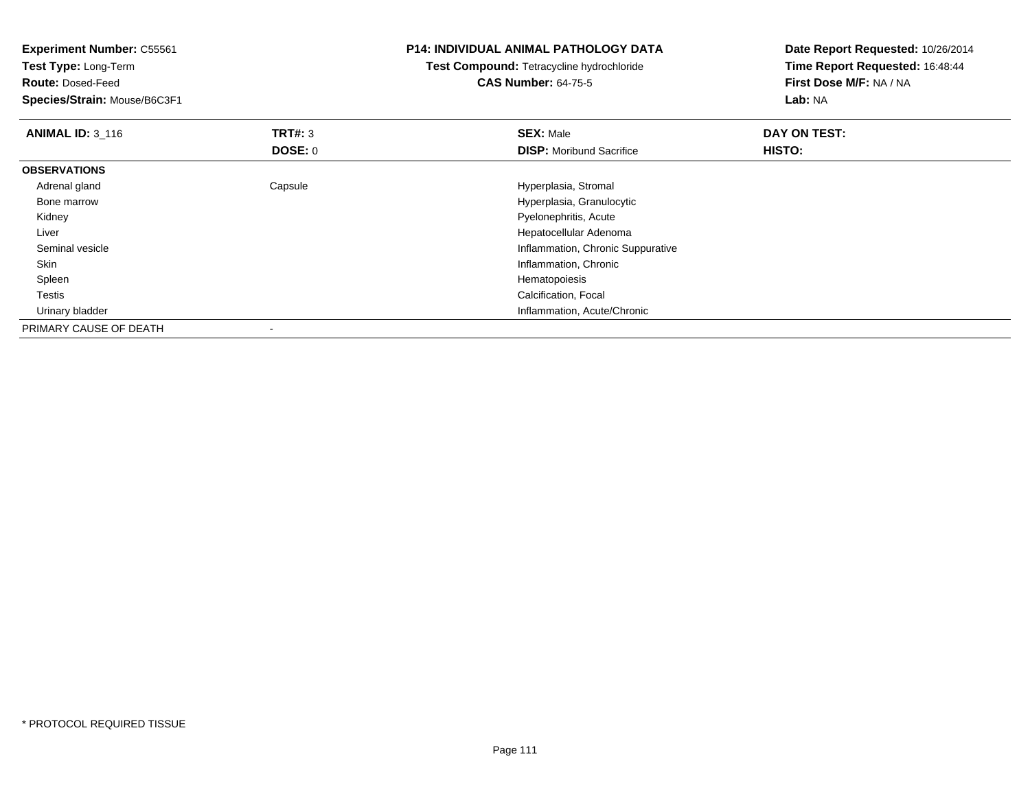**Experiment Number:** C55561
**Test Type:** Long-Term
**Route:** Dosed-Feed
**Species/Strain:** Mouse/B6C3F1

**P14: INDIVIDUAL ANIMAL PATHOLOGY DATA**
**Test Compound:** Tetracycline hydrochloride
**CAS Number:** 64-75-5

**Date Report Requested:** 10/26/2014
**Time Report Requested:** 16:48:44
**First Dose M/F:** NA / NA
**Lab:** NA

| **ANIMAL ID:** 3_116 | **TRT#:** 3 | **SEX:** Male | **DAY ON TEST:** |
|---|---|---|---|
| | **DOSE:** 0 | **DISP:** Moribund Sacrifice | **HISTO:** |
| **OBSERVATIONS** | | | |
| Adrenal gland | Capsule | Hyperplasia, Stromal | |
| Bone marrow | | Hyperplasia, Granulocytic | |
| Kidney | | Pyelonephritis, Acute | |
| Liver | | Hepatocellular Adenoma | |
| Seminal vesicle | | Inflammation, Chronic Suppurative | |
| Skin | | Inflammation, Chronic | |
| Spleen | | Hematopoiesis | |
| Testis | | Calcification, Focal | |
| Urinary bladder | | Inflammation, Acute/Chronic | |
| PRIMARY CAUSE OF DEATH | - | | |

\* PROTOCOL REQUIRED TISSUE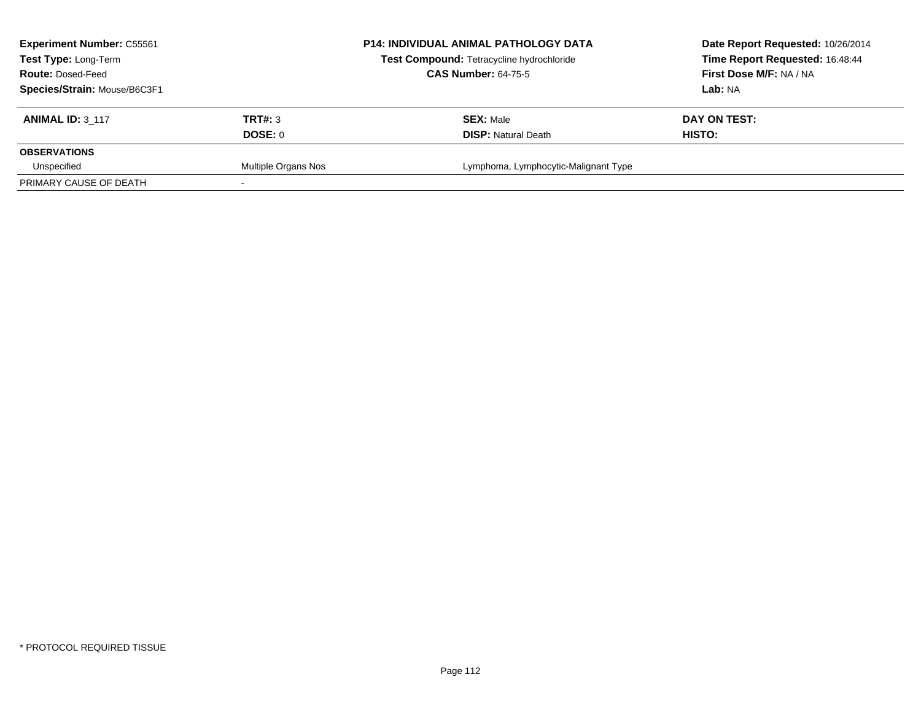**Experiment Number:** C55561
**Test Type:** Long-Term
**Route:** Dosed-Feed
**Species/Strain:** Mouse/B6C3F1

**P14: INDIVIDUAL ANIMAL PATHOLOGY DATA**
**Test Compound:** Tetracycline hydrochloride
**CAS Number:** 64-75-5

**Date Report Requested:** 10/26/2014
**Time Report Requested:** 16:48:44
**First Dose M/F:** NA / NA
**Lab:** NA

| **ANIMAL ID:** 3_117 | **TRT#:** 3 | **SEX:** Male | **DAY ON TEST:** |
|---|---|---|---|
| | **DOSE:** 0 | **DISP:** Natural Death | **HISTO:** |
| **OBSERVATIONS** | | | |
| Unspecified | Multiple Organs Nos | Lymphoma, Lymphocytic-Malignant Type | |
| PRIMARY CAUSE OF DEATH | - | | |

\* PROTOCOL REQUIRED TISSUE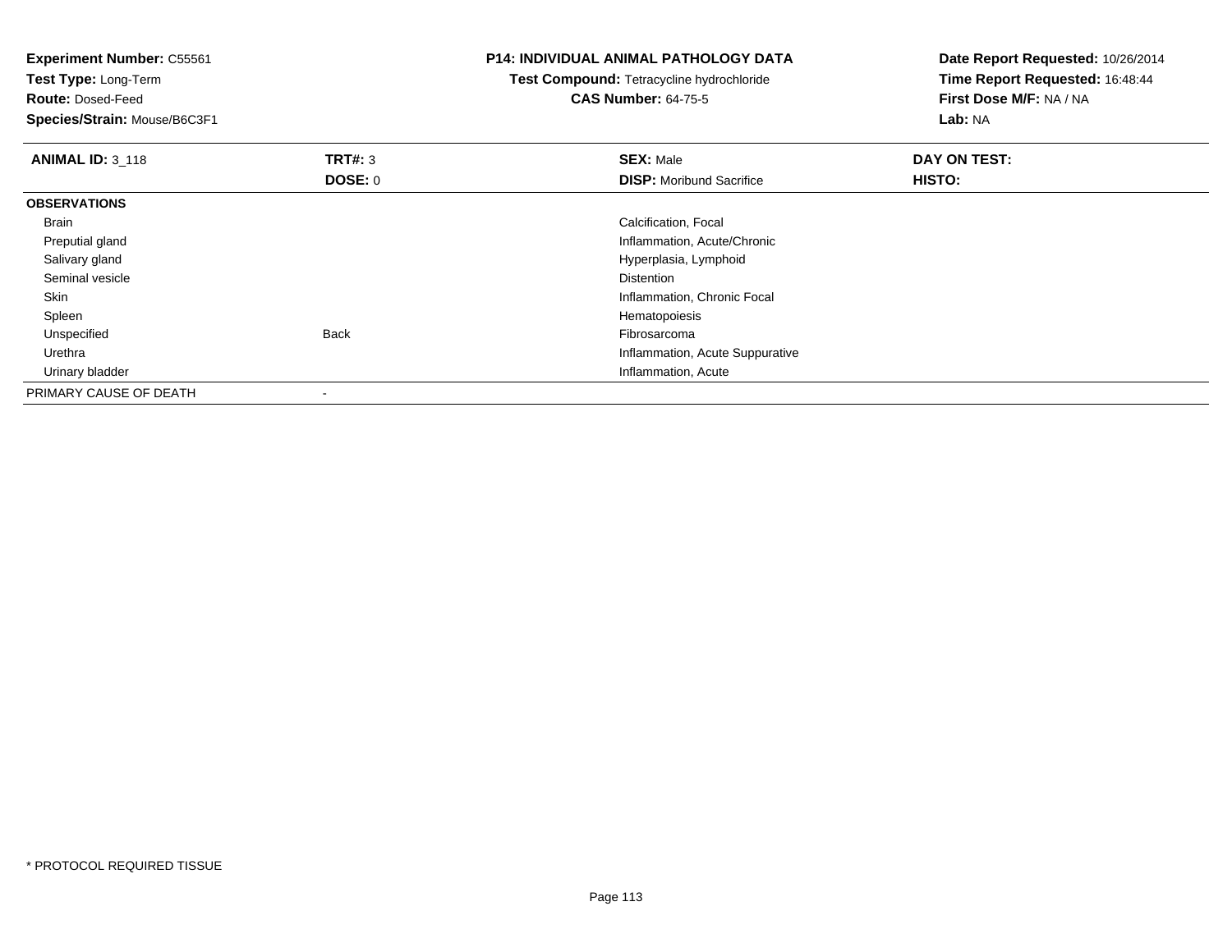**Experiment Number:** C55561
**Test Type:** Long-Term
**Route:** Dosed-Feed
**Species/Strain:** Mouse/B6C3F1

**P14: INDIVIDUAL ANIMAL PATHOLOGY DATA**
**Test Compound:** Tetracycline hydrochloride
**CAS Number:** 64-75-5

**Date Report Requested:** 10/26/2014
**Time Report Requested:** 16:48:44
**First Dose M/F:** NA / NA
**Lab:** NA

| **ANIMAL ID:** 3_118 | **TRT#:** 3 | **SEX:** Male | **DAY ON TEST:** |
|---|---|---|---|
| | **DOSE:** 0 | **DISP:** Moribund Sacrifice | **HISTO:** |
| **OBSERVATIONS** | | | |
| Brain | | Calcification, Focal | |
| Preputial gland | | Inflammation, Acute/Chronic | |
| Salivary gland | | Hyperplasia, Lymphoid | |
| Seminal vesicle | | Distention | |
| Skin | | Inflammation, Chronic Focal | |
| Spleen | | Hematopoiesis | |
| Unspecified | Back | Fibrosarcoma | |
| Urethra | | Inflammation, Acute Suppurative | |
| Urinary bladder | | Inflammation, Acute | |
| PRIMARY CAUSE OF DEATH | - | | |

* PROTOCOL REQUIRED TISSUE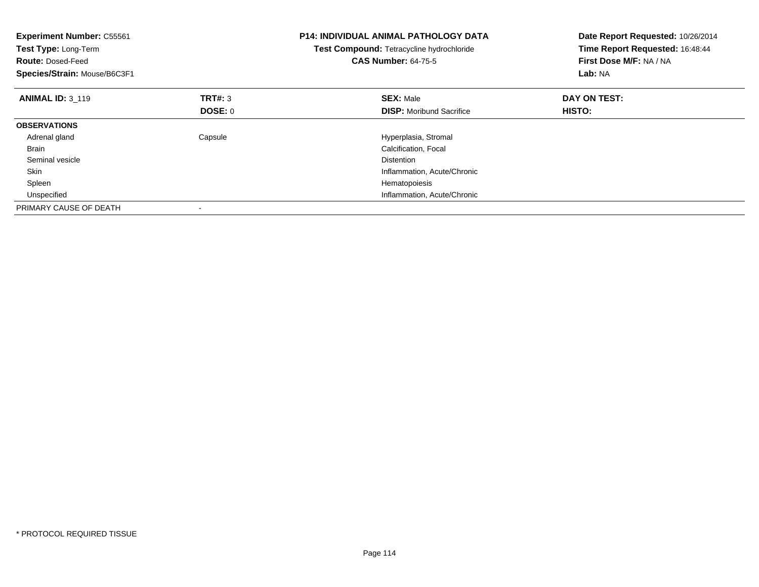**Experiment Number:** C55561
**Test Type:** Long-Term
**Route:** Dosed-Feed
**Species/Strain:** Mouse/B6C3F1

**P14: INDIVIDUAL ANIMAL PATHOLOGY DATA**
**Test Compound:** Tetracycline hydrochloride
**CAS Number:** 64-75-5

**Date Report Requested:** 10/26/2014
**Time Report Requested:** 16:48:44
**First Dose M/F:** NA / NA
**Lab:** NA

| **ANIMAL ID:** 3_119 | **TRT#:** 3 | **SEX:** Male | **DAY ON TEST:** |
|---|---|---|---|
| | **DOSE:** 0 | **DISP:** Moribund Sacrifice | **HISTO:** |
| **OBSERVATIONS** | | | |
| Adrenal gland | Capsule | Hyperplasia, Stromal | |
| Brain | | Calcification, Focal | |
| Seminal vesicle | | Distention | |
| Skin | | Inflammation, Acute/Chronic | |
| Spleen | | Hematopoiesis | |
| Unspecified | | Inflammation, Acute/Chronic | |
| PRIMARY CAUSE OF DEATH | - | | |

* PROTOCOL REQUIRED TISSUE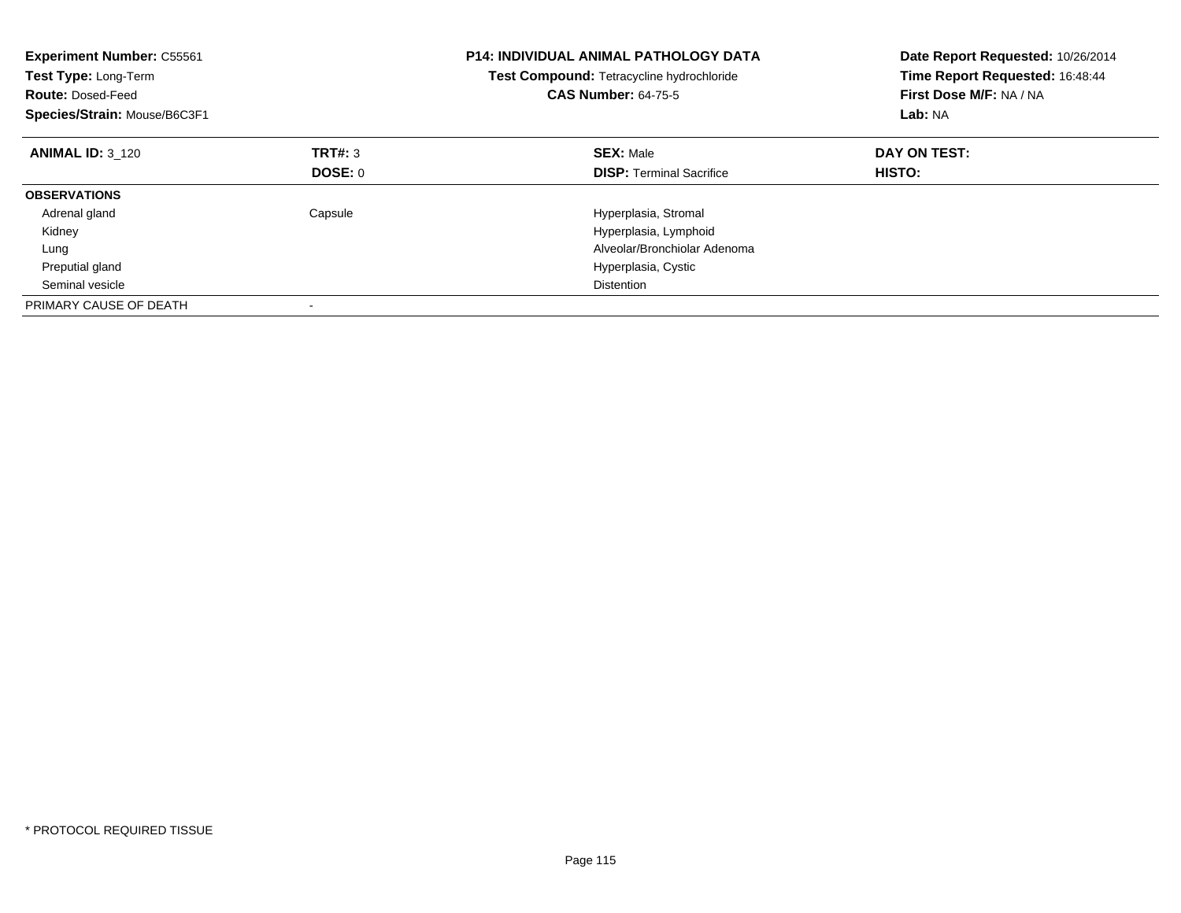**Experiment Number:** C55561
**Test Type:** Long-Term
**Route:** Dosed-Feed
**Species/Strain:** Mouse/B6C3F1

**P14: INDIVIDUAL ANIMAL PATHOLOGY DATA**
**Test Compound:** Tetracycline hydrochloride
**CAS Number:** 64-75-5

**Date Report Requested:** 10/26/2014
**Time Report Requested:** 16:48:44
**First Dose M/F:** NA / NA
**Lab:** NA

| **ANIMAL ID:** 3_120 | **TRT#:** 3 | **SEX:** Male | **DAY ON TEST:** |
|---|---|---|---|
| | **DOSE:** 0 | **DISP:** Terminal Sacrifice | **HISTO:** |
| **OBSERVATIONS** | | | |
| Adrenal gland | Capsule | Hyperplasia, Stromal | |
| Kidney | | Hyperplasia, Lymphoid | |
| Lung | | Alveolar/Bronchiolar Adenoma | |
| Preputial gland | | Hyperplasia, Cystic | |
| Seminal vesicle | | Distention | |
| PRIMARY CAUSE OF DEATH | - | | |

* PROTOCOL REQUIRED TISSUE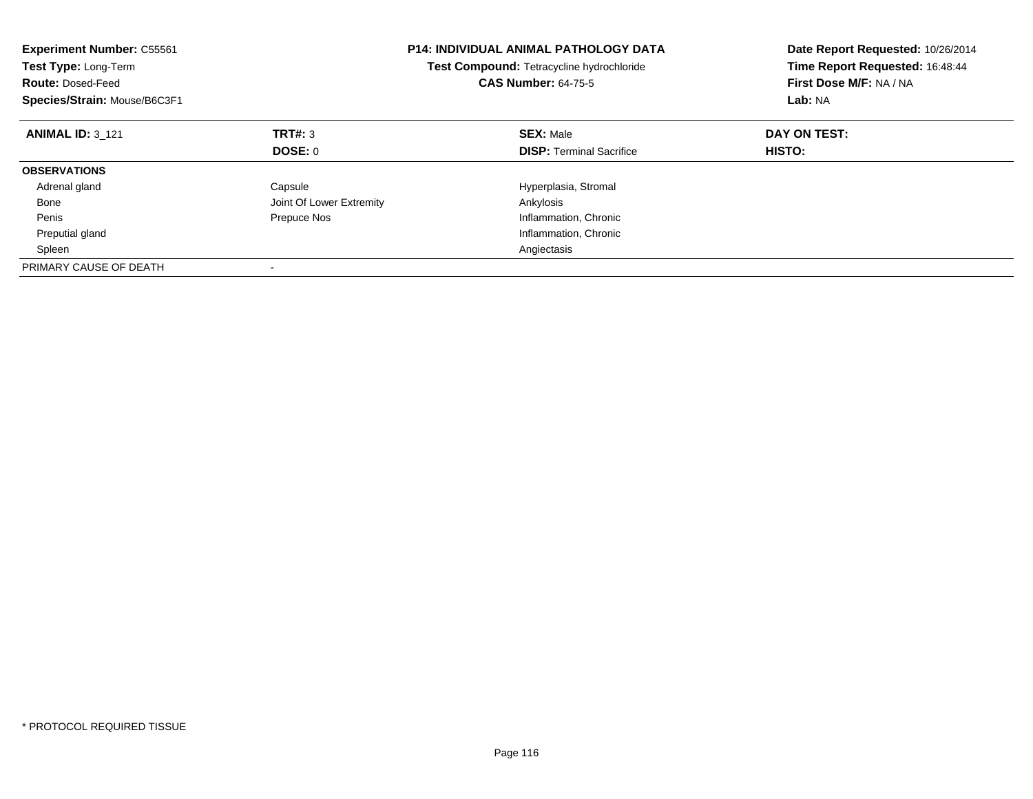**Experiment Number:** C55561
**Test Type:** Long-Term
**Route:** Dosed-Feed
**Species/Strain:** Mouse/B6C3F1

**P14: INDIVIDUAL ANIMAL PATHOLOGY DATA**
**Test Compound:** Tetracycline hydrochloride
**CAS Number:** 64-75-5

**Date Report Requested:** 10/26/2014
**Time Report Requested:** 16:48:44
**First Dose M/F:** NA / NA
**Lab:** NA

| **ANIMAL ID:** 3_121 | **TRT#:** 3 | **SEX:** Male | **DAY ON TEST:** |
|---|---|---|---|
| | **DOSE:** 0 | **DISP:** Terminal Sacrifice | **HISTO:** |
| **OBSERVATIONS** | | | |
| Adrenal gland | Capsule | Hyperplasia, Stromal | |
| Bone | Joint Of Lower Extremity | Ankylosis | |
| Penis | Prepuce Nos | Inflammation, Chronic | |
| Preputial gland | | Inflammation, Chronic | |
| Spleen | | Angiectasis | |
| PRIMARY CAUSE OF DEATH | - | | |

* PROTOCOL REQUIRED TISSUE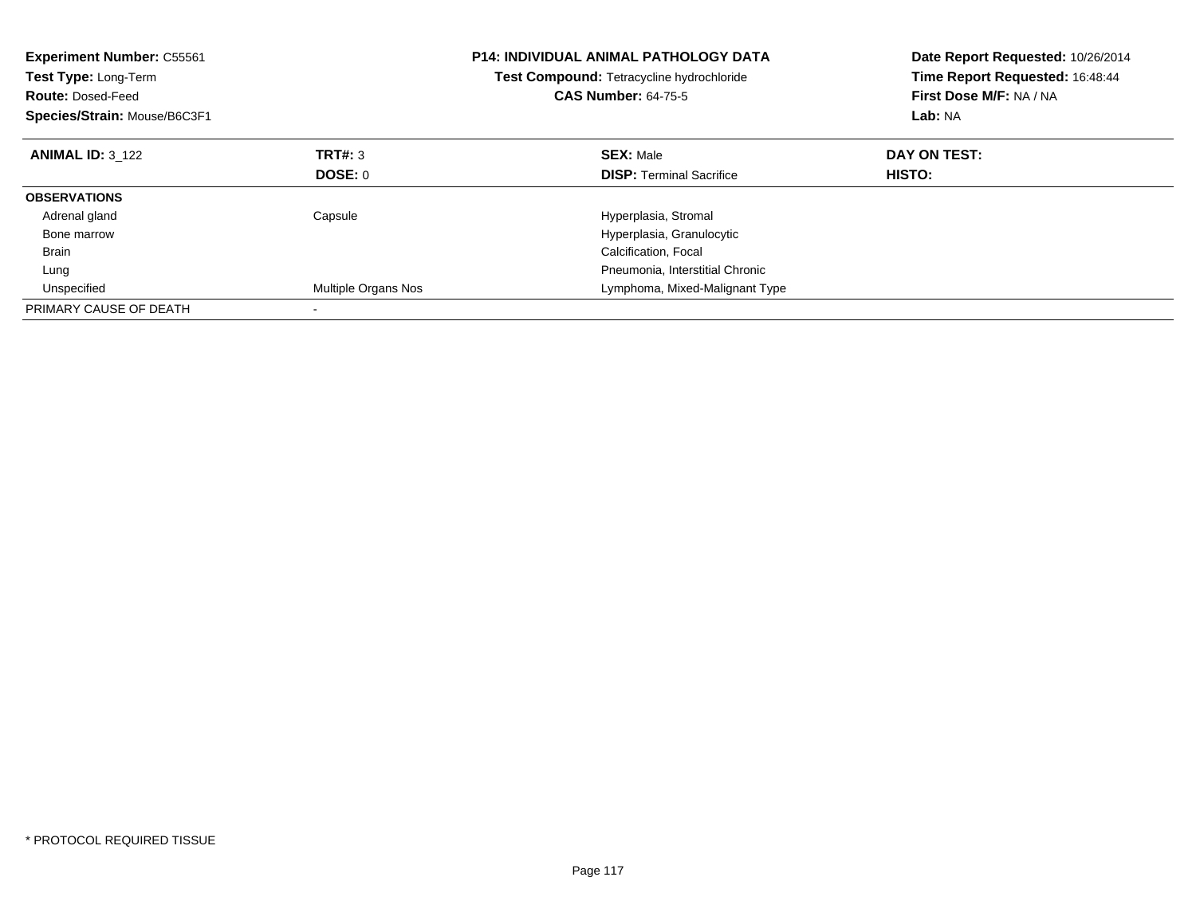**Experiment Number:** C55561
**Test Type:** Long-Term
**Route:** Dosed-Feed
**Species/Strain:** Mouse/B6C3F1

**P14: INDIVIDUAL ANIMAL PATHOLOGY DATA**
**Test Compound:** Tetracycline hydrochloride
**CAS Number:** 64-75-5

**Date Report Requested:** 10/26/2014
**Time Report Requested:** 16:48:44
**First Dose M/F:** NA / NA
**Lab:** NA

| **ANIMAL ID:** 3_122 | **TRT#:** 3 | **SEX:** Male | **DAY ON TEST:** |
|---|---|---|---|
| | **DOSE:** 0 | **DISP:** Terminal Sacrifice | **HISTO:** |
| **OBSERVATIONS** | | | |
| Adrenal gland | Capsule | Hyperplasia, Stromal | |
| Bone marrow | | Hyperplasia, Granulocytic | |
| Brain | | Calcification, Focal | |
| Lung | | Pneumonia, Interstitial Chronic | |
| Unspecified | Multiple Organs Nos | Lymphoma, Mixed-Malignant Type | |
| PRIMARY CAUSE OF DEATH | - | | |

* PROTOCOL REQUIRED TISSUE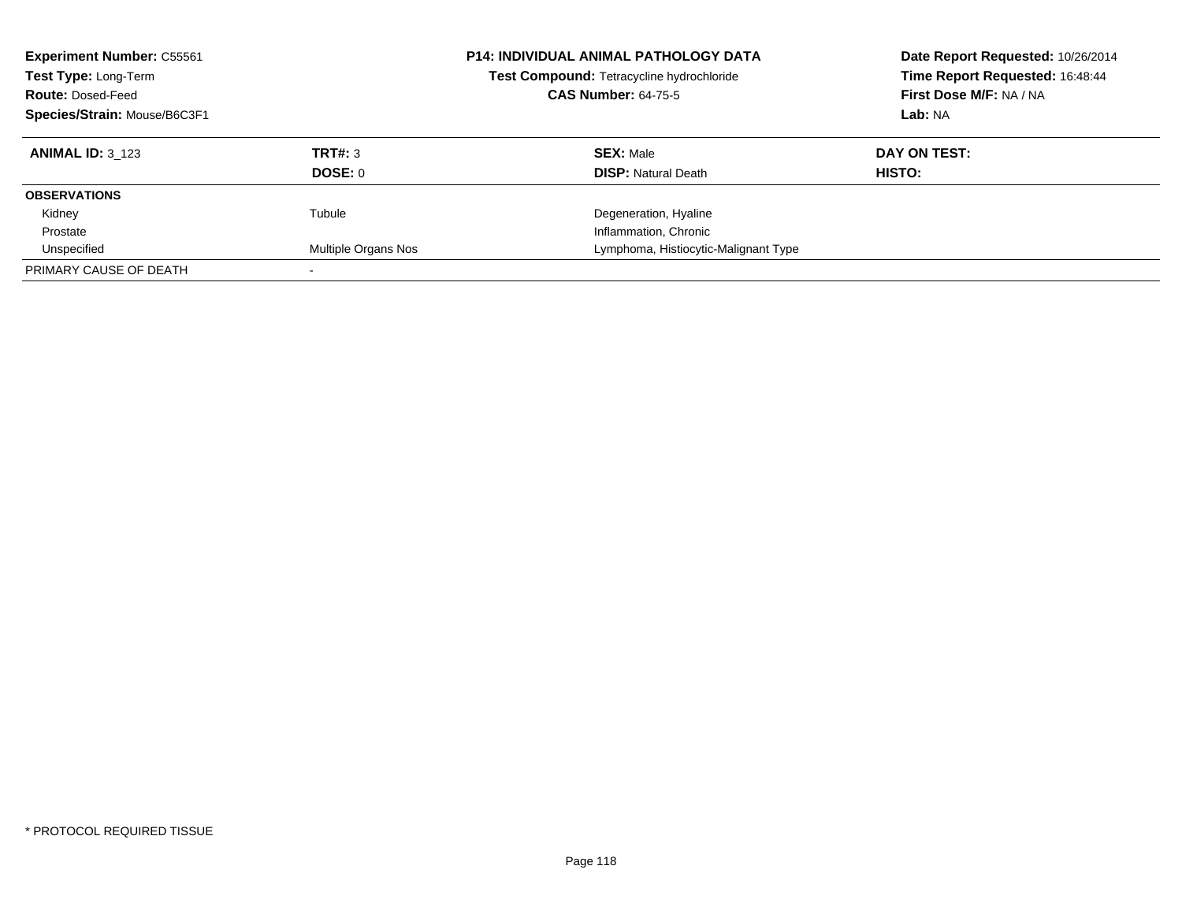**Experiment Number:** C55561
**Test Type:** Long-Term
**Route:** Dosed-Feed
**Species/Strain:** Mouse/B6C3F1

**P14: INDIVIDUAL ANIMAL PATHOLOGY DATA**
**Test Compound:** Tetracycline hydrochloride
**CAS Number:** 64-75-5

**Date Report Requested:** 10/26/2014
**Time Report Requested:** 16:48:44
**First Dose M/F:** NA / NA
**Lab:** NA

| **ANIMAL ID:** 3_123 | **TRT#:** 3 | **SEX:** Male | **DAY ON TEST:** |
|---|---|---|---|
| | **DOSE:** 0 | **DISP:** Natural Death | **HISTO:** |
| **OBSERVATIONS** | | | |
| Kidney | Tubule | Degeneration, Hyaline | |
| Prostate | | Inflammation, Chronic | |
| Unspecified | Multiple Organs Nos | Lymphoma, Histiocytic-Malignant Type | |
| PRIMARY CAUSE OF DEATH | - | | |

* PROTOCOL REQUIRED TISSUE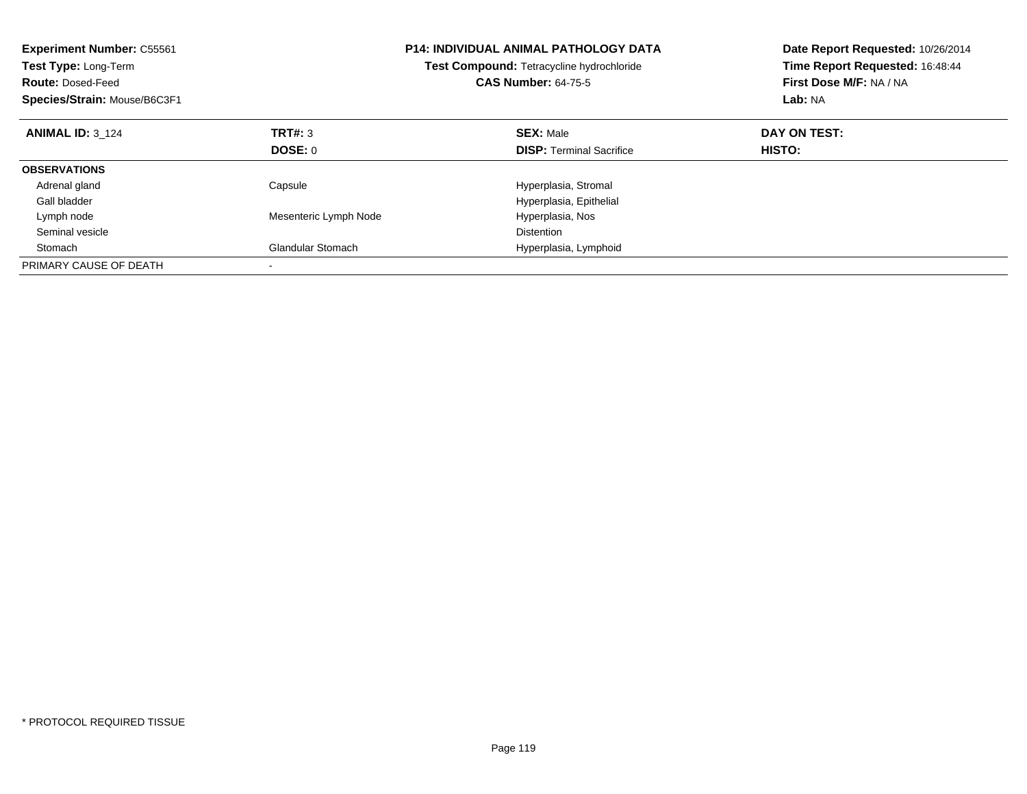**Experiment Number:** C55561
**Test Type:** Long-Term
**Route:** Dosed-Feed
**Species/Strain:** Mouse/B6C3F1

**P14: INDIVIDUAL ANIMAL PATHOLOGY DATA**
**Test Compound:** Tetracycline hydrochloride
**CAS Number:** 64-75-5

**Date Report Requested:** 10/26/2014
**Time Report Requested:** 16:48:44
**First Dose M/F:** NA / NA
**Lab:** NA

| **ANIMAL ID:** 3_124 | **TRT#:** 3 | **SEX:** Male | **DAY ON TEST:** |
|---|---|---|---|
| | **DOSE:** 0 | **DISP:** Terminal Sacrifice | **HISTO:** |
| **OBSERVATIONS** | | | |
| Adrenal gland | Capsule | Hyperplasia, Stromal | |
| Gall bladder | | Hyperplasia, Epithelial | |
| Lymph node | Mesenteric Lymph Node | Hyperplasia, Nos | |
| Seminal vesicle | | Distention | |
| Stomach | Glandular Stomach | Hyperplasia, Lymphoid | |
| PRIMARY CAUSE OF DEATH | - | | |

* PROTOCOL REQUIRED TISSUE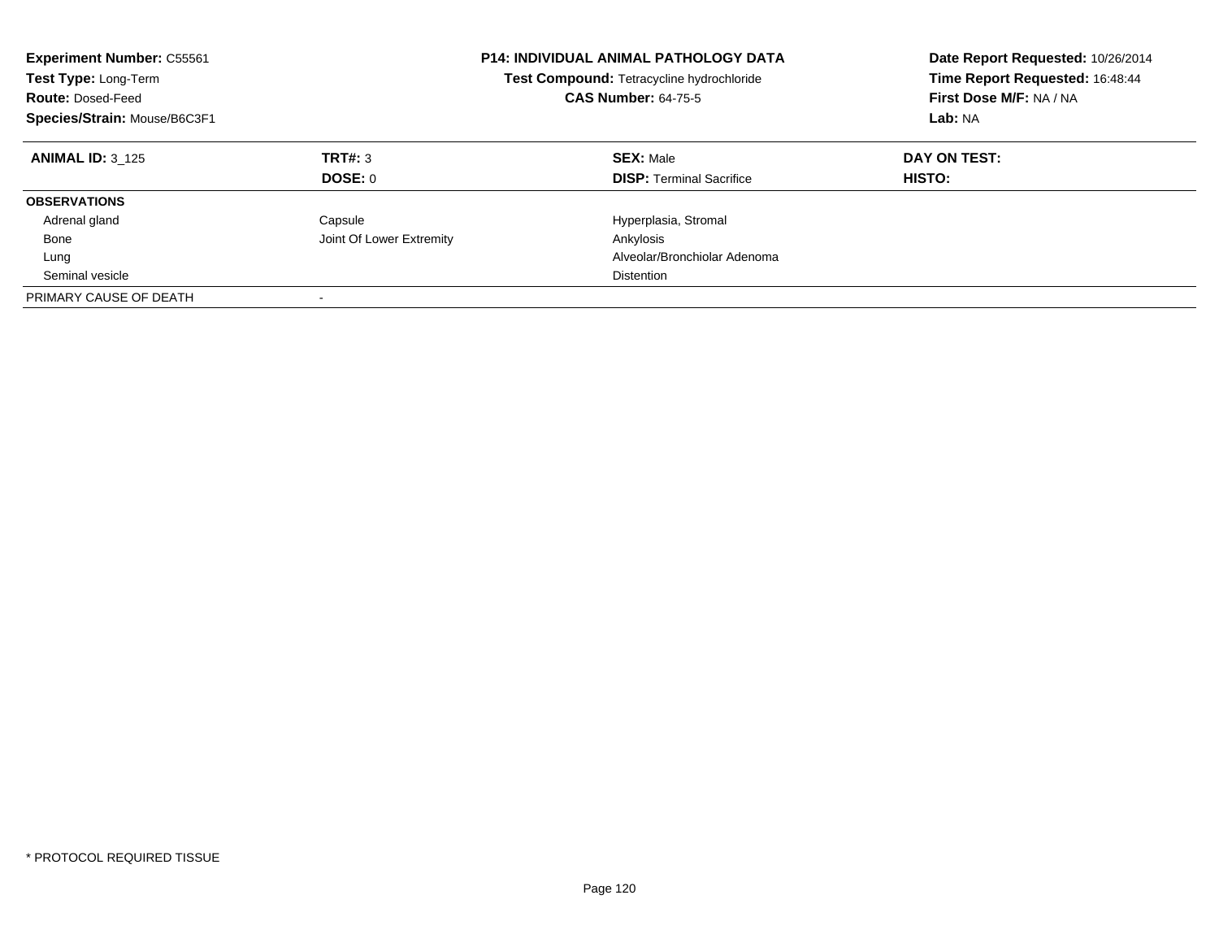**Experiment Number:** C55561
**Test Type:** Long-Term
**Route:** Dosed-Feed
**Species/Strain:** Mouse/B6C3F1

**P14: INDIVIDUAL ANIMAL PATHOLOGY DATA**
**Test Compound:** Tetracycline hydrochloride
**CAS Number:** 64-75-5

**Date Report Requested:** 10/26/2014
**Time Report Requested:** 16:48:44
**First Dose M/F:** NA / NA
**Lab:** NA

| **ANIMAL ID:** 3_125 | **TRT#:** 3 | **SEX:** Male | **DAY ON TEST:** |
|---|---|---|---|
| | **DOSE:** 0 | **DISP:** Terminal Sacrifice | **HISTO:** |
| **OBSERVATIONS** | | | |
| Adrenal gland | Capsule | Hyperplasia, Stromal | |
| Bone | Joint Of Lower Extremity | Ankylosis | |
| Lung | | Alveolar/Bronchiolar Adenoma | |
| Seminal vesicle | | Distention | |
| PRIMARY CAUSE OF DEATH | - | | |

* PROTOCOL REQUIRED TISSUE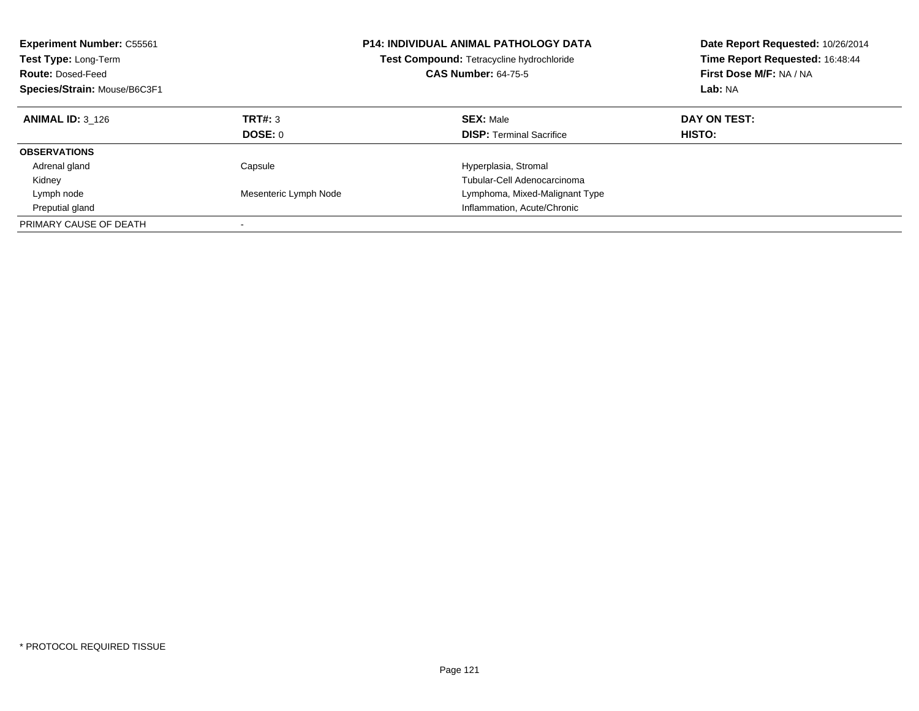**Experiment Number:** C55561
**Test Type:** Long-Term
**Route:** Dosed-Feed
**Species/Strain:** Mouse/B6C3F1

**P14: INDIVIDUAL ANIMAL PATHOLOGY DATA**
**Test Compound:** Tetracycline hydrochloride
**CAS Number:** 64-75-5

**Date Report Requested:** 10/26/2014
**Time Report Requested:** 16:48:44
**First Dose M/F:** NA / NA
**Lab:** NA

| **ANIMAL ID:** 3_126 | **TRT#:** 3 | **SEX:** Male | **DAY ON TEST:** |
|---|---|---|---|
| | **DOSE:** 0 | **DISP:** Terminal Sacrifice | **HISTO:** |
| **OBSERVATIONS** | | | |
| Adrenal gland | Capsule | Hyperplasia, Stromal | |
| Kidney | | Tubular-Cell Adenocarcinoma | |
| Lymph node | Mesenteric Lymph Node | Lymphoma, Mixed-Malignant Type | |
| Preputial gland | | Inflammation, Acute/Chronic | |
| PRIMARY CAUSE OF DEATH | - | | |

* PROTOCOL REQUIRED TISSUE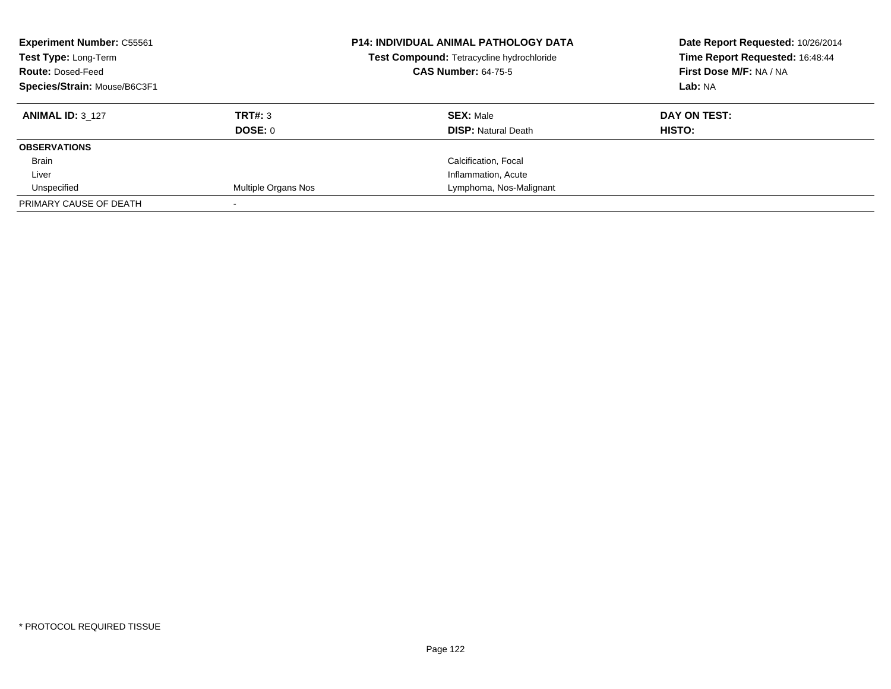**Experiment Number:** C55561
**Test Type:** Long-Term
**Route:** Dosed-Feed
**Species/Strain:** Mouse/B6C3F1

**P14: INDIVIDUAL ANIMAL PATHOLOGY DATA**
**Test Compound:** Tetracycline hydrochloride
**CAS Number:** 64-75-5

**Date Report Requested:** 10/26/2014
**Time Report Requested:** 16:48:44
**First Dose M/F:** NA / NA
**Lab:** NA

| **ANIMAL ID:** 3_127 | **TRT#:** 3 | **SEX:** Male | **DAY ON TEST:** |
|---|---|---|---|
| | **DOSE:** 0 | **DISP:** Natural Death | **HISTO:** |
| **OBSERVATIONS** | | | |
| Brain | | Calcification, Focal | |
| Liver | | Inflammation, Acute | |
| Unspecified | Multiple Organs Nos | Lymphoma, Nos-Malignant | |
| PRIMARY CAUSE OF DEATH | - | | |

* PROTOCOL REQUIRED TISSUE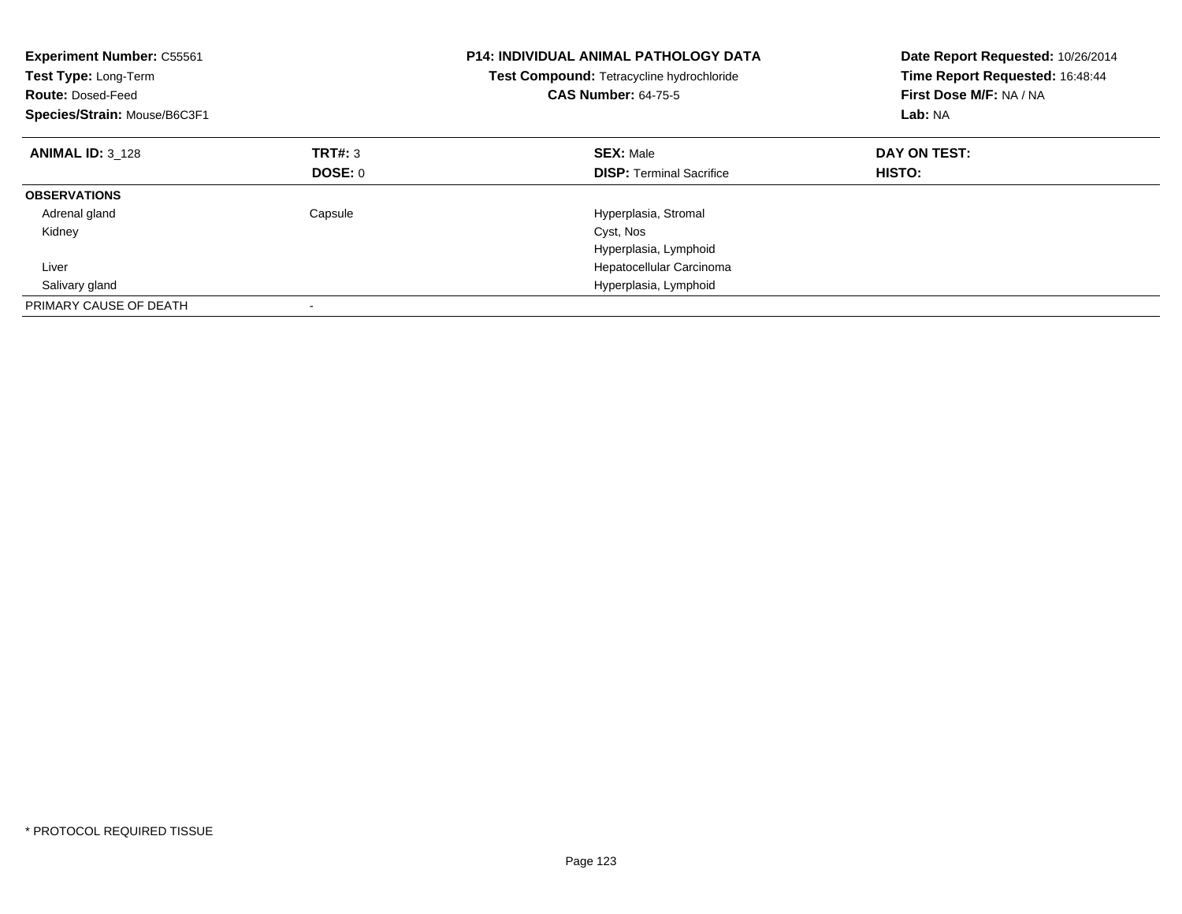**Experiment Number:** C55561
**Test Type:** Long-Term
**Route:** Dosed-Feed
**Species/Strain:** Mouse/B6C3F1

**P14: INDIVIDUAL ANIMAL PATHOLOGY DATA**
**Test Compound:** Tetracycline hydrochloride
**CAS Number:** 64-75-5

**Date Report Requested:** 10/26/2014
**Time Report Requested:** 16:48:44
**First Dose M/F:** NA / NA
**Lab:** NA

| **ANIMAL ID:** 3_128 | **TRT#:** 3 | **SEX:** Male | **DAY ON TEST:** |
|---|---|---|---|
| | **DOSE:** 0 | **DISP:** Terminal Sacrifice | **HISTO:** |
| **OBSERVATIONS** | | | |
| Adrenal gland | Capsule | Hyperplasia, Stromal | |
| Kidney | | Cyst, Nos | |
| | | Hyperplasia, Lymphoid | |
| Liver | | Hepatocellular Carcinoma | |
| Salivary gland | | Hyperplasia, Lymphoid | |
| PRIMARY CAUSE OF DEATH | - | | |

* PROTOCOL REQUIRED TISSUE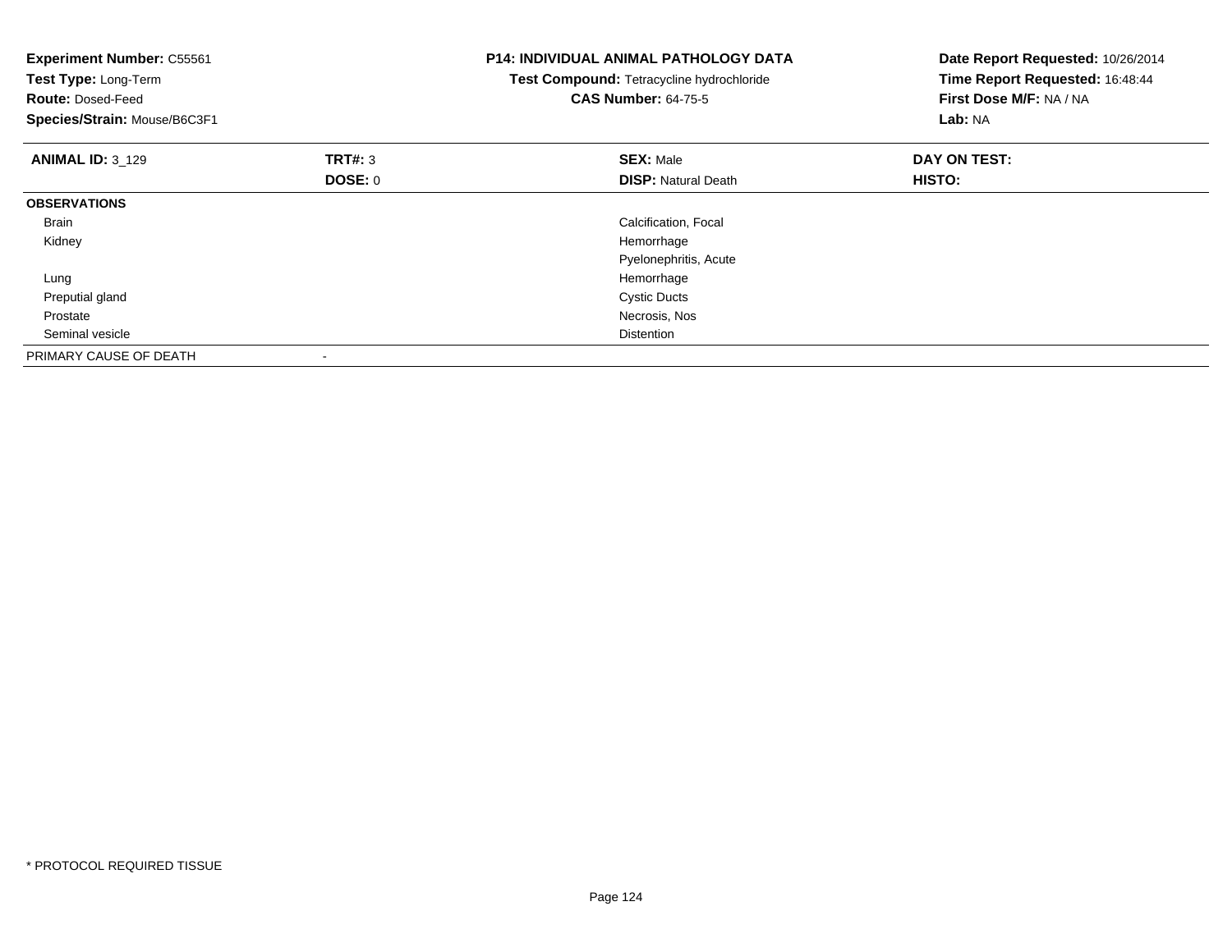**Experiment Number:** C55561
**Test Type:** Long-Term
**Route:** Dosed-Feed
**Species/Strain:** Mouse/B6C3F1

**P14: INDIVIDUAL ANIMAL PATHOLOGY DATA**
**Test Compound:** Tetracycline hydrochloride
**CAS Number:** 64-75-5

**Date Report Requested:** 10/26/2014
**Time Report Requested:** 16:48:44
**First Dose M/F:** NA / NA
**Lab:** NA

| **ANIMAL ID:** 3_129 | **TRT#:** 3 | **SEX:** Male | **DAY ON TEST:** |
|---|---|---|---|
| | **DOSE:** 0 | **DISP:** Natural Death | **HISTO:** |
| **OBSERVATIONS** | | | |
| Brain | | Calcification, Focal | |
| Kidney | | Hemorrhage | |
| | | Pyelonephritis, Acute | |
| Lung | | Hemorrhage | |
| Preputial gland | | Cystic Ducts | |
| Prostate | | Necrosis, Nos | |
| Seminal vesicle | | Distention | |
| PRIMARY CAUSE OF DEATH | - | | |

* PROTOCOL REQUIRED TISSUE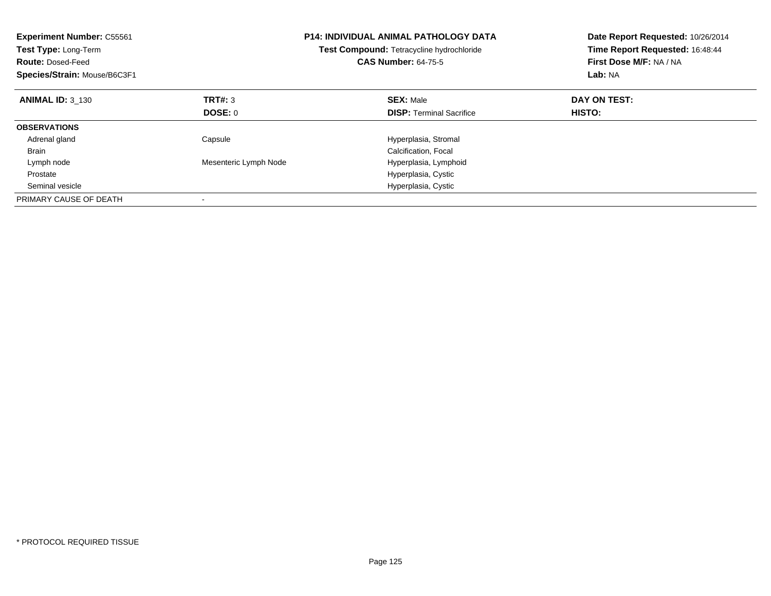**Experiment Number:** C55561
**Test Type:** Long-Term
**Route:** Dosed-Feed
**Species/Strain:** Mouse/B6C3F1

**P14: INDIVIDUAL ANIMAL PATHOLOGY DATA**
**Test Compound:** Tetracycline hydrochloride
**CAS Number:** 64-75-5

**Date Report Requested:** 10/26/2014
**Time Report Requested:** 16:48:44
**First Dose M/F:** NA / NA
**Lab:** NA

| **ANIMAL ID:** 3_130 | **TRT#:** 3 | **SEX:** Male | **DAY ON TEST:** |
|---|---|---|---|
| | **DOSE:** 0 | **DISP:** Terminal Sacrifice | **HISTO:** |
| **OBSERVATIONS** | | | |
| Adrenal gland | Capsule | Hyperplasia, Stromal | |
| Brain | | Calcification, Focal | |
| Lymph node | Mesenteric Lymph Node | Hyperplasia, Lymphoid | |
| Prostate | | Hyperplasia, Cystic | |
| Seminal vesicle | | Hyperplasia, Cystic | |
| PRIMARY CAUSE OF DEATH | - | | |

* PROTOCOL REQUIRED TISSUE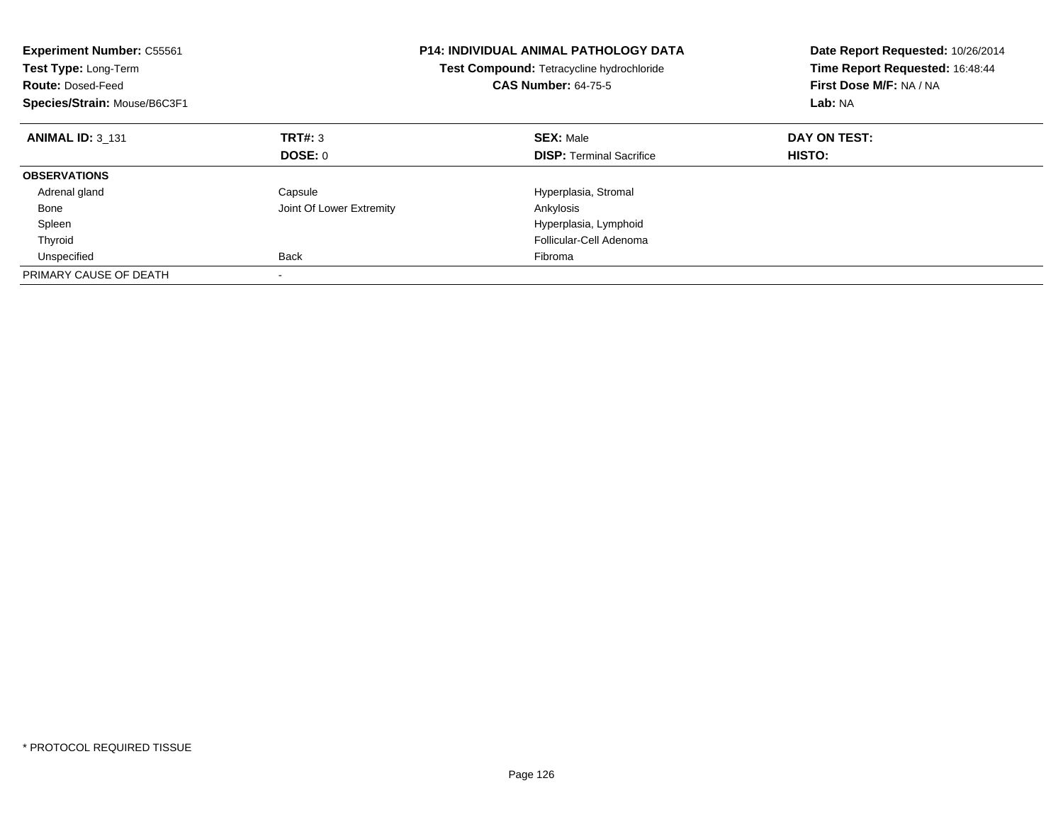**Experiment Number:** C55561
**Test Type:** Long-Term
**Route:** Dosed-Feed
**Species/Strain:** Mouse/B6C3F1

**P14: INDIVIDUAL ANIMAL PATHOLOGY DATA**
**Test Compound:** Tetracycline hydrochloride
**CAS Number:** 64-75-5

**Date Report Requested:** 10/26/2014
**Time Report Requested:** 16:48:44
**First Dose M/F:** NA / NA
**Lab:** NA

| **ANIMAL ID:** 3_131 | **TRT#:** 3 | **SEX:** Male | **DAY ON TEST:** |
|---|---|---|---|
| | **DOSE:** 0 | **DISP:** Terminal Sacrifice | **HISTO:** |
| **OBSERVATIONS** | | | |
| Adrenal gland | Capsule | Hyperplasia, Stromal | |
| Bone | Joint Of Lower Extremity | Ankylosis | |
| Spleen | | Hyperplasia, Lymphoid | |
| Thyroid | | Follicular-Cell Adenoma | |
| Unspecified | Back | Fibroma | |
| PRIMARY CAUSE OF DEATH | - | | |

* PROTOCOL REQUIRED TISSUE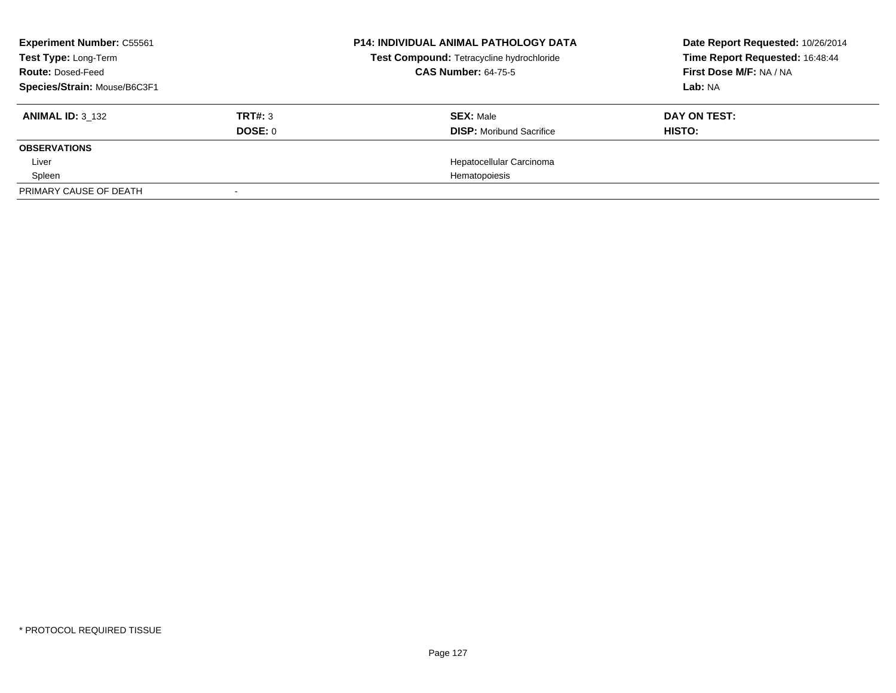**Experiment Number:** C55561
**Test Type:** Long-Term
**Route:** Dosed-Feed
**Species/Strain:** Mouse/B6C3F1

**P14: INDIVIDUAL ANIMAL PATHOLOGY DATA**
**Test Compound:** Tetracycline hydrochloride
**CAS Number:** 64-75-5

**Date Report Requested:** 10/26/2014
**Time Report Requested:** 16:48:44
**First Dose M/F:** NA / NA
**Lab:** NA

| **ANIMAL ID:** 3_132 | **TRT#:** 3 | **SEX:** Male | **DAY ON TEST:** |
|---|---|---|---|
| | **DOSE:** 0 | **DISP:** Moribund Sacrifice | **HISTO:** |
| **OBSERVATIONS** | | | |
| Liver | | Hepatocellular Carcinoma | |
| Spleen | | Hematopoiesis | |
| PRIMARY CAUSE OF DEATH | - | | |

* PROTOCOL REQUIRED TISSUE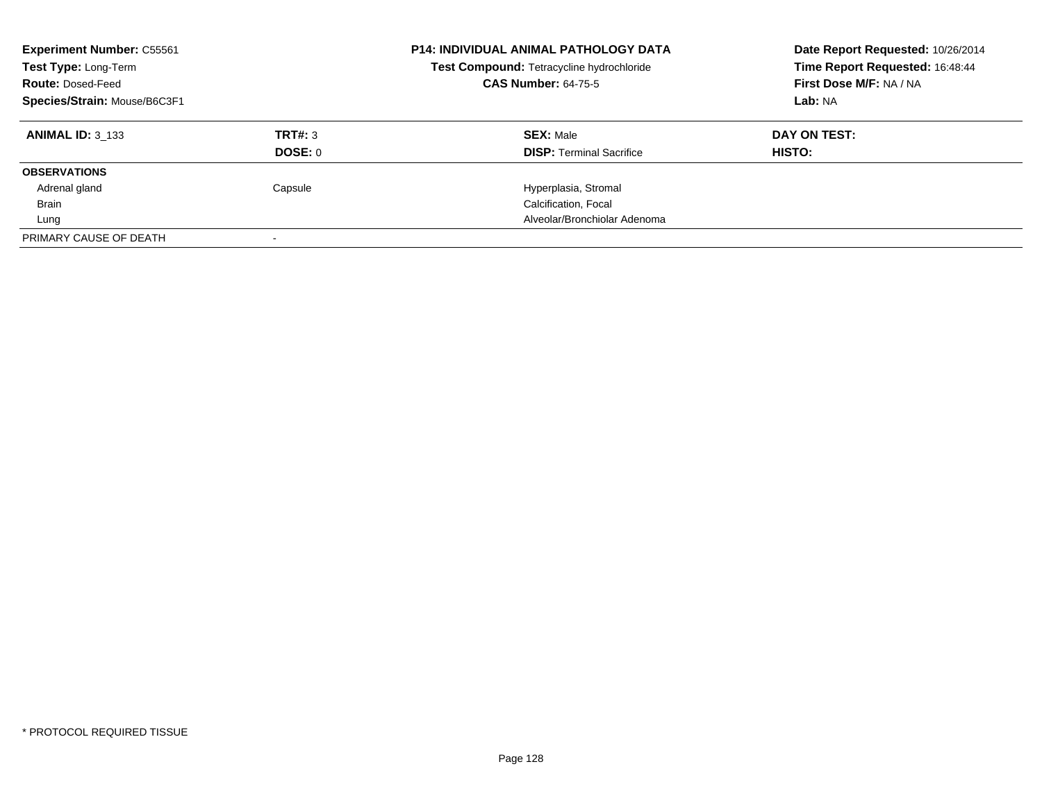**Experiment Number:** C55561
**Test Type:** Long-Term
**Route:** Dosed-Feed
**Species/Strain:** Mouse/B6C3F1

**P14: INDIVIDUAL ANIMAL PATHOLOGY DATA**
**Test Compound:** Tetracycline hydrochloride
**CAS Number:** 64-75-5

**Date Report Requested:** 10/26/2014
**Time Report Requested:** 16:48:44
**First Dose M/F:** NA / NA
**Lab:** NA

| **ANIMAL ID:** 3_133 | **TRT#:** 3 | **SEX:** Male | **DAY ON TEST:** |
|---|---|---|---|
| | **DOSE:** 0 | **DISP:** Terminal Sacrifice | **HISTO:** |
| **OBSERVATIONS** | | | |
| Adrenal gland | Capsule | Hyperplasia, Stromal | |
| Brain | | Calcification, Focal | |
| Lung | | Alveolar/Bronchiolar Adenoma | |
| PRIMARY CAUSE OF DEATH | - | | |

* PROTOCOL REQUIRED TISSUE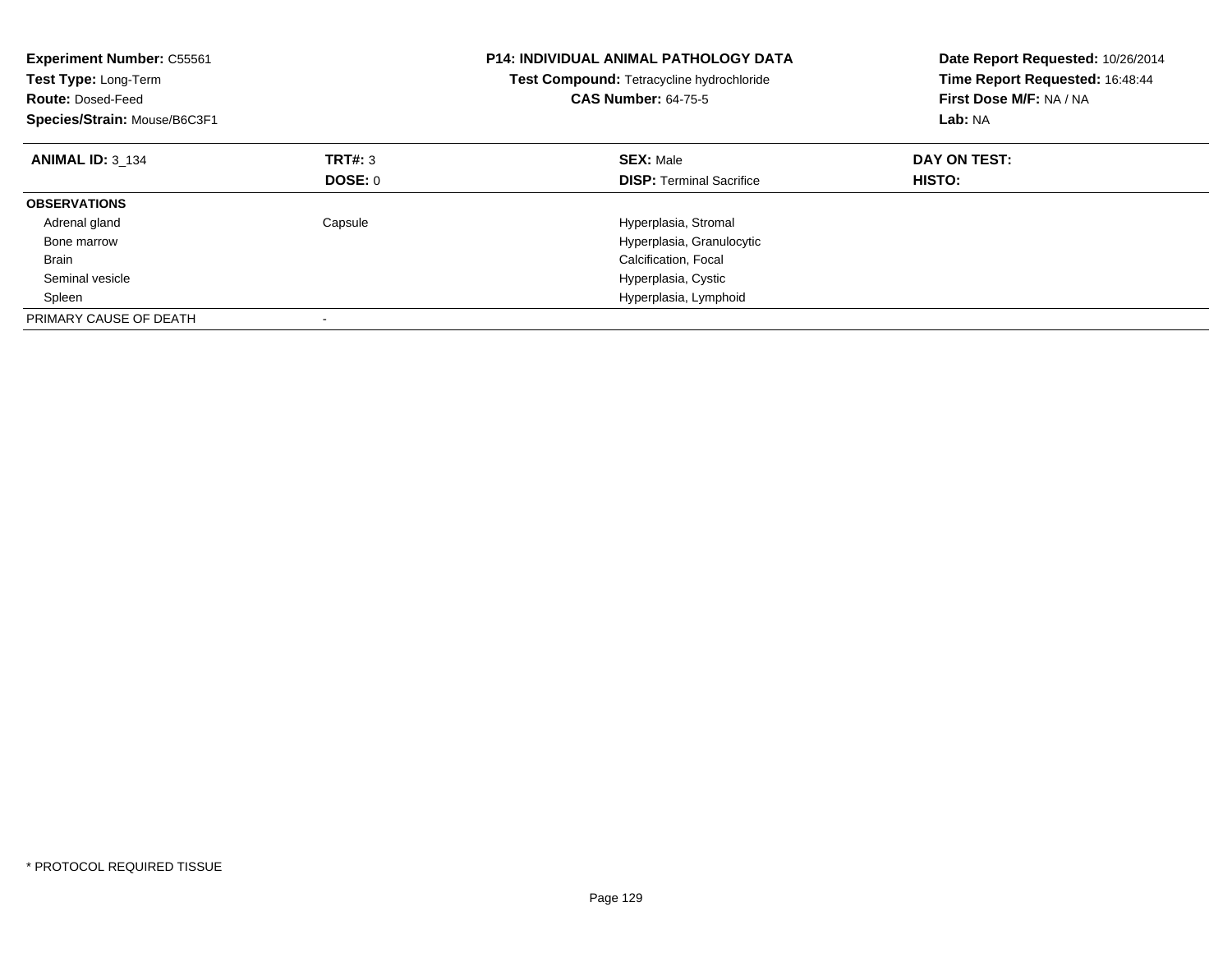**Experiment Number:** C55561
**Test Type:** Long-Term
**Route:** Dosed-Feed
**Species/Strain:** Mouse/B6C3F1

**P14: INDIVIDUAL ANIMAL PATHOLOGY DATA**
**Test Compound:** Tetracycline hydrochloride
**CAS Number:** 64-75-5

**Date Report Requested:** 10/26/2014
**Time Report Requested:** 16:48:44
**First Dose M/F:** NA / NA
**Lab:** NA

| **ANIMAL ID:** 3_134 | **TRT#:** 3 | **SEX:** Male | **DAY ON TEST:** |
|---|---|---|---|
| | **DOSE:** 0 | **DISP:** Terminal Sacrifice | **HISTO:** |
| **OBSERVATIONS** | | | |
| Adrenal gland | Capsule | Hyperplasia, Stromal | |
| Bone marrow | | Hyperplasia, Granulocytic | |
| Brain | | Calcification, Focal | |
| Seminal vesicle | | Hyperplasia, Cystic | |
| Spleen | | Hyperplasia, Lymphoid | |
| PRIMARY CAUSE OF DEATH | - | | |

* PROTOCOL REQUIRED TISSUE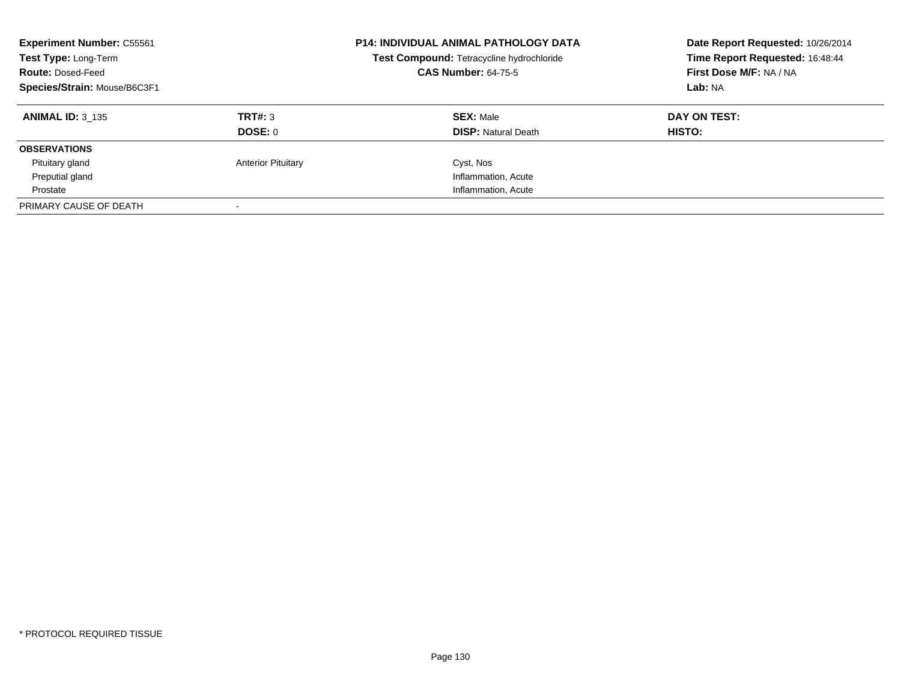**Experiment Number:** C55561
**Test Type:** Long-Term
**Route:** Dosed-Feed
**Species/Strain:** Mouse/B6C3F1

**P14: INDIVIDUAL ANIMAL PATHOLOGY DATA**
**Test Compound:** Tetracycline hydrochloride
**CAS Number:** 64-75-5

**Date Report Requested:** 10/26/2014
**Time Report Requested:** 16:48:44
**First Dose M/F:** NA / NA
**Lab:** NA

| **ANIMAL ID:** 3_135 | **TRT#:** 3 | **SEX:** Male | **DAY ON TEST:** |
|---|---|---|---|
| | **DOSE:** 0 | **DISP:** Natural Death | **HISTO:** |
| **OBSERVATIONS** | | | |
| Pituitary gland | Anterior Pituitary | Cyst, Nos | |
| Preputial gland | | Inflammation, Acute | |
| Prostate | | Inflammation, Acute | |
| PRIMARY CAUSE OF DEATH | - | | |

* PROTOCOL REQUIRED TISSUE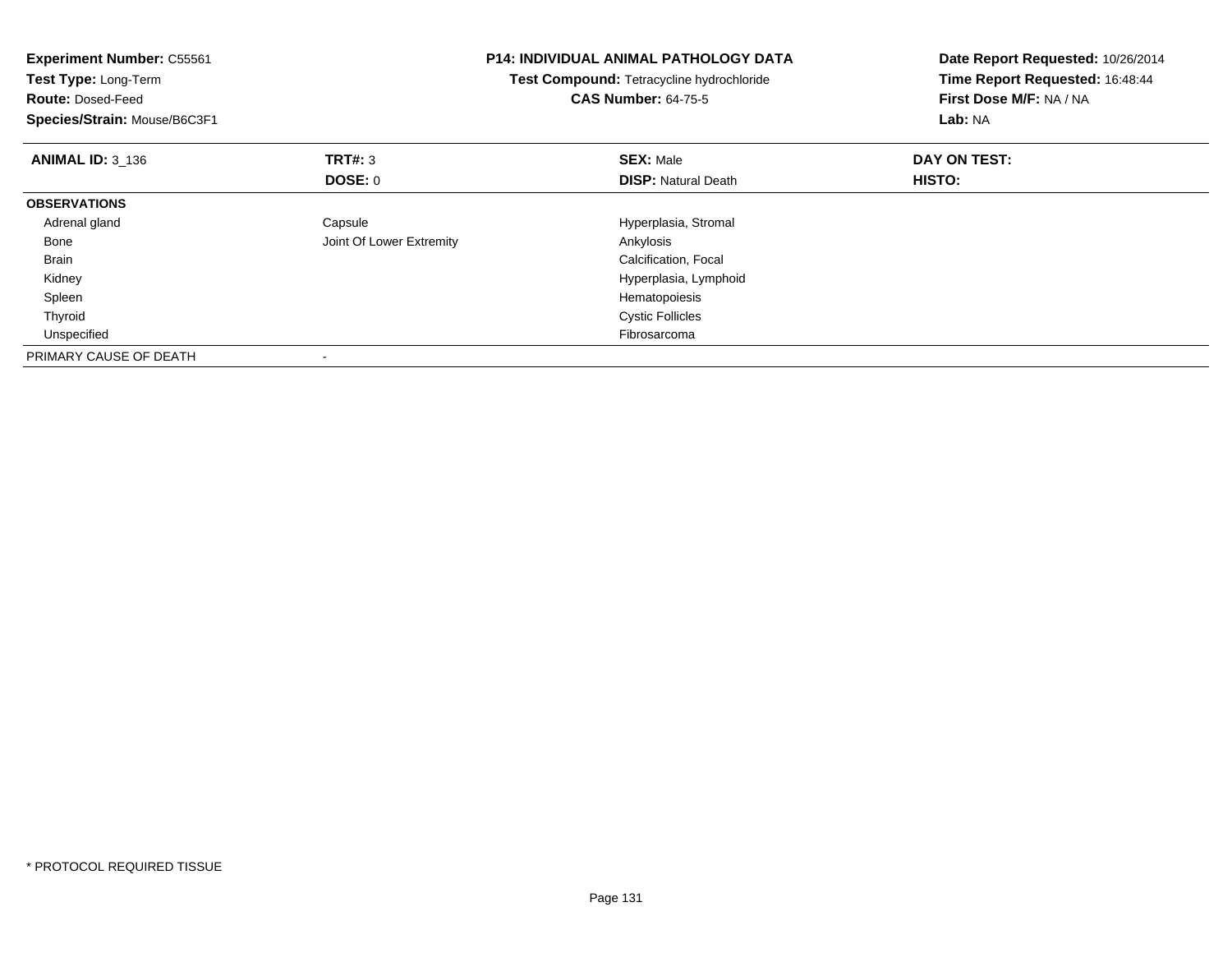**Experiment Number:** C55561
**Test Type:** Long-Term
**Route:** Dosed-Feed
**Species/Strain:** Mouse/B6C3F1

**P14: INDIVIDUAL ANIMAL PATHOLOGY DATA**
**Test Compound:** Tetracycline hydrochloride
**CAS Number:** 64-75-5

**Date Report Requested:** 10/26/2014
**Time Report Requested:** 16:48:44
**First Dose M/F:** NA / NA
**Lab:** NA

| **ANIMAL ID:** 3_136 | **TRT#:** 3 | **SEX:** Male | **DAY ON TEST:** |
|---|---|---|---|
| | **DOSE:** 0 | **DISP:** Natural Death | **HISTO:** |
| **OBSERVATIONS** | | | |
| Adrenal gland | Capsule | Hyperplasia, Stromal | |
| Bone | Joint Of Lower Extremity | Ankylosis | |
| Brain | | Calcification, Focal | |
| Kidney | | Hyperplasia, Lymphoid | |
| Spleen | | Hematopoiesis | |
| Thyroid | | Cystic Follicles | |
| Unspecified | | Fibrosarcoma | |
| PRIMARY CAUSE OF DEATH | - | | |

* PROTOCOL REQUIRED TISSUE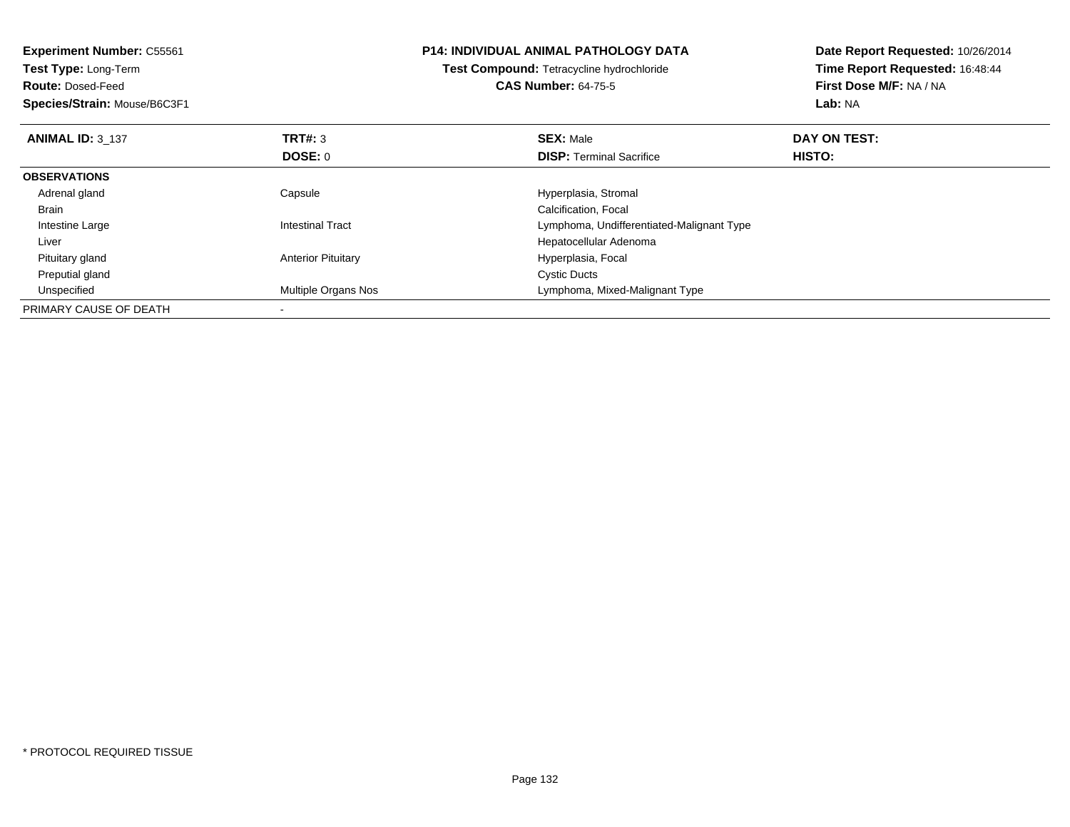**Experiment Number:** C55561
**Test Type:** Long-Term
**Route:** Dosed-Feed
**Species/Strain:** Mouse/B6C3F1

**P14: INDIVIDUAL ANIMAL PATHOLOGY DATA**
**Test Compound:** Tetracycline hydrochloride
**CAS Number:** 64-75-5

**Date Report Requested:** 10/26/2014
**Time Report Requested:** 16:48:44
**First Dose M/F:** NA / NA
**Lab:** NA

| **ANIMAL ID:** 3_137 | **TRT#:** 3<br>**DOSE:** 0 | **SEX:** Male<br>**DISP:** Terminal Sacrifice | **DAY ON TEST:**<br>**HISTO:** |
|---|---|---|---|
| **OBSERVATIONS** | | | |
| Adrenal gland | Capsule | Hyperplasia, Stromal | |
| Brain | | Calcification, Focal | |
| Intestine Large | Intestinal Tract | Lymphoma, Undifferentiated-Malignant Type | |
| Liver | | Hepatocellular Adenoma | |
| Pituitary gland | Anterior Pituitary | Hyperplasia, Focal | |
| Preputial gland | | Cystic Ducts | |
| Unspecified | Multiple Organs Nos | Lymphoma, Mixed-Malignant Type | |
| PRIMARY CAUSE OF DEATH | - | | |

* PROTOCOL REQUIRED TISSUE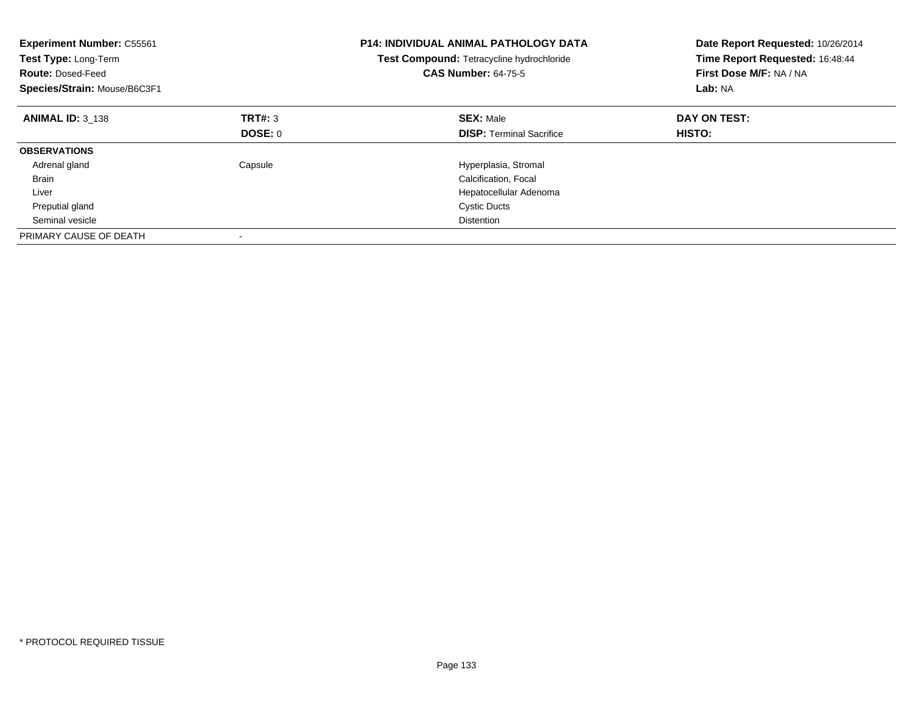**Experiment Number:** C55561
**Test Type:** Long-Term
**Route:** Dosed-Feed
**Species/Strain:** Mouse/B6C3F1

**P14: INDIVIDUAL ANIMAL PATHOLOGY DATA**
**Test Compound:** Tetracycline hydrochloride
**CAS Number:** 64-75-5

**Date Report Requested:** 10/26/2014
**Time Report Requested:** 16:48:44
**First Dose M/F:** NA / NA
**Lab:** NA

| **ANIMAL ID:** 3_138 | **TRT#:** 3<br>**DOSE:** 0 | **SEX:** Male<br>**DISP:** Terminal Sacrifice | **DAY ON TEST:**<br>**HISTO:** |
|---|---|---|---|
| **OBSERVATIONS** | | | |
| Adrenal gland | Capsule | Hyperplasia, Stromal | |
| Brain | | Calcification, Focal | |
| Liver | | Hepatocellular Adenoma | |
| Preputial gland | | Cystic Ducts | |
| Seminal vesicle | | Distention | |
| PRIMARY CAUSE OF DEATH | - | | |

\* PROTOCOL REQUIRED TISSUE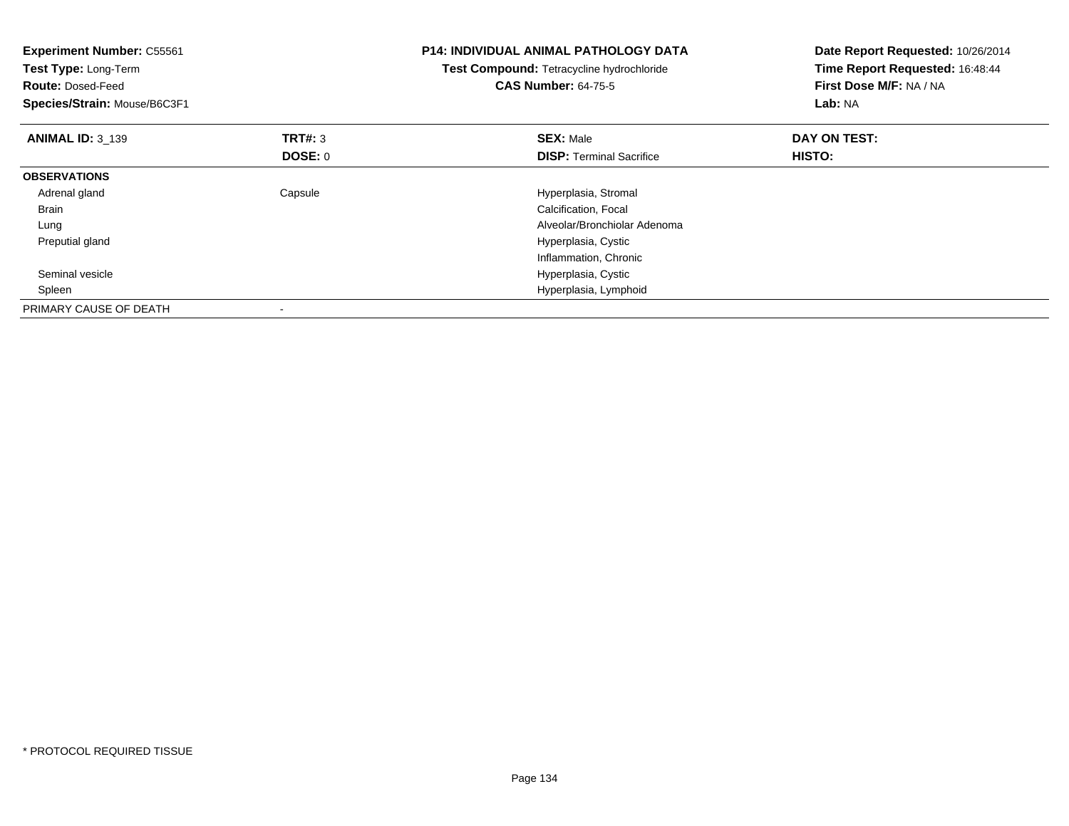**Experiment Number:** C55561
**Test Type:** Long-Term
**Route:** Dosed-Feed
**Species/Strain:** Mouse/B6C3F1

**P14: INDIVIDUAL ANIMAL PATHOLOGY DATA**
**Test Compound:** Tetracycline hydrochloride
**CAS Number:** 64-75-5

**Date Report Requested:** 10/26/2014
**Time Report Requested:** 16:48:44
**First Dose M/F:** NA / NA
**Lab:** NA

| **ANIMAL ID:** 3_139 | **TRT#:** 3 | **SEX:** Male | **DAY ON TEST:** |
|---|---|---|---|
| | **DOSE:** 0 | **DISP:** Terminal Sacrifice | **HISTO:** |
| **OBSERVATIONS** | | | |
| Adrenal gland | Capsule | Hyperplasia, Stromal | |
| Brain | | Calcification, Focal | |
| Lung | | Alveolar/Bronchiolar Adenoma | |
| Preputial gland | | Hyperplasia, Cystic | |
| | | Inflammation, Chronic | |
| Seminal vesicle | | Hyperplasia, Cystic | |
| Spleen | | Hyperplasia, Lymphoid | |
| PRIMARY CAUSE OF DEATH | - | | |

* PROTOCOL REQUIRED TISSUE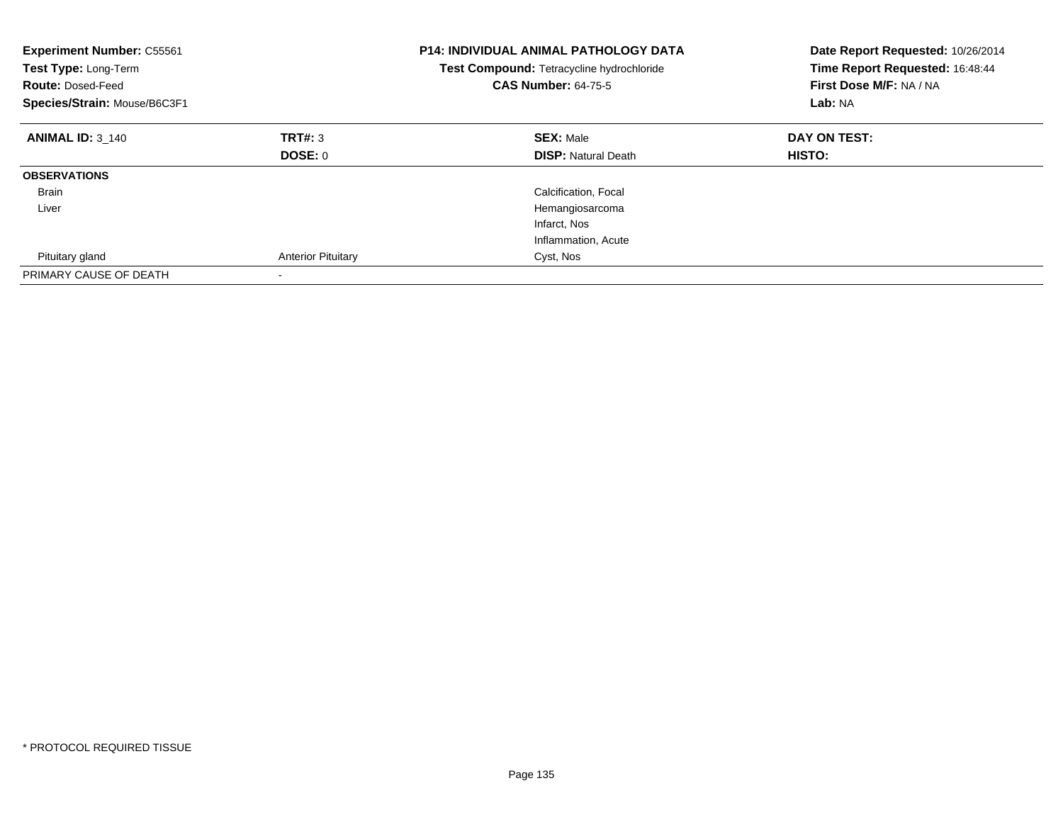**Experiment Number:** C55561
**Test Type:** Long-Term
**Route:** Dosed-Feed
**Species/Strain:** Mouse/B6C3F1

**P14: INDIVIDUAL ANIMAL PATHOLOGY DATA**
**Test Compound:** Tetracycline hydrochloride
**CAS Number:** 64-75-5

**Date Report Requested:** 10/26/2014
**Time Report Requested:** 16:48:44
**First Dose M/F:** NA / NA
**Lab:** NA

| **ANIMAL ID:** 3_140 | **TRT#:** 3 | **SEX:** Male | **DAY ON TEST:** |
|---|---|---|---|
| | **DOSE:** 0 | **DISP:** Natural Death | **HISTO:** |
| **OBSERVATIONS** | | | |
| Brain | | Calcification, Focal | |
| Liver | | Hemangiosarcoma | |
| | | Infarct, Nos | |
| | | Inflammation, Acute | |
| Pituitary gland | Anterior Pituitary | Cyst, Nos | |
| PRIMARY CAUSE OF DEATH | - | | |

* PROTOCOL REQUIRED TISSUE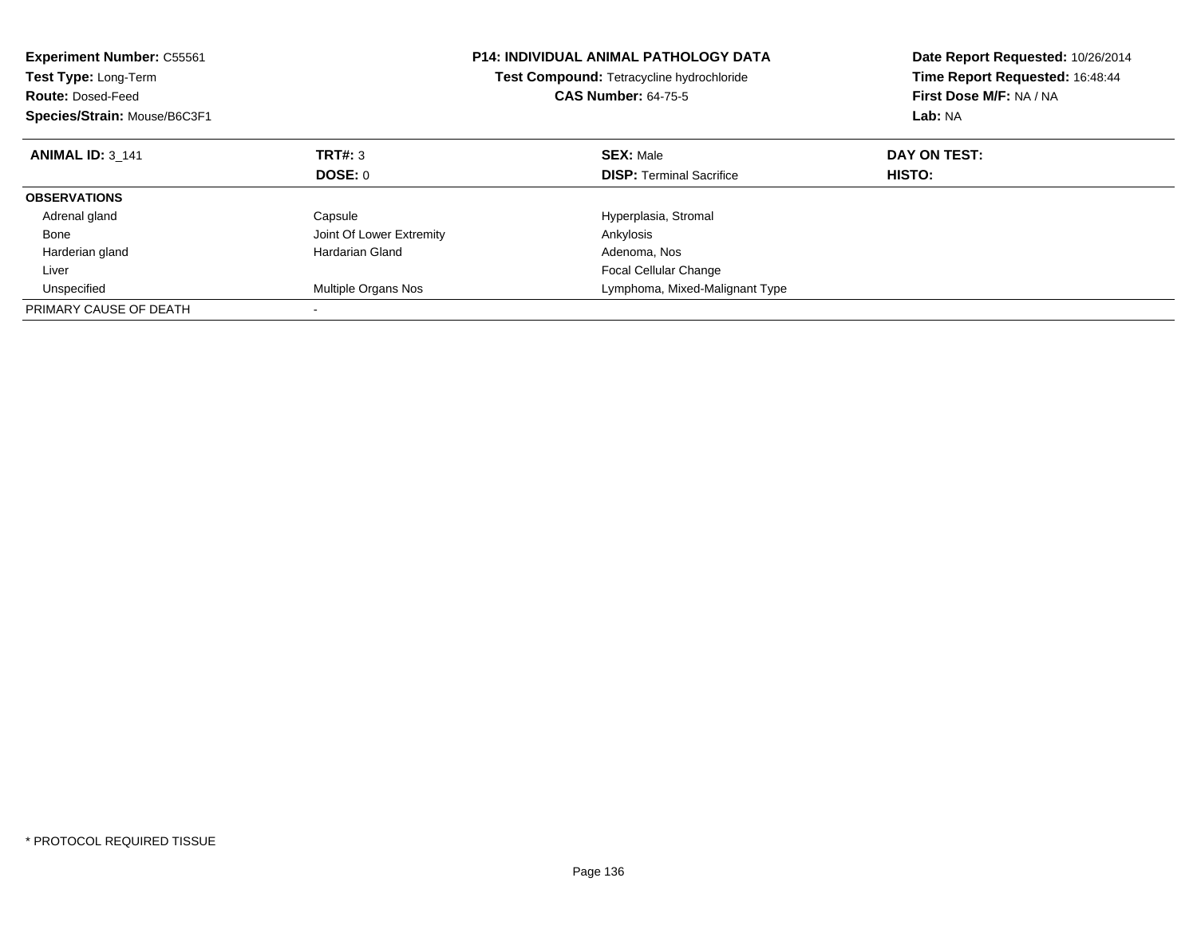**Experiment Number:** C55561
**Test Type:** Long-Term
**Route:** Dosed-Feed
**Species/Strain:** Mouse/B6C3F1

**P14: INDIVIDUAL ANIMAL PATHOLOGY DATA**
**Test Compound:** Tetracycline hydrochloride
**CAS Number:** 64-75-5

**Date Report Requested:** 10/26/2014
**Time Report Requested:** 16:48:44
**First Dose M/F:** NA / NA
**Lab:** NA

| **ANIMAL ID:** 3_141 | **TRT#:** 3 | **SEX:** Male | **DAY ON TEST:** |
|---|---|---|---|
| | **DOSE:** 0 | **DISP:** Terminal Sacrifice | **HISTO:** |
| **OBSERVATIONS** | | | |
| Adrenal gland | Capsule | Hyperplasia, Stromal | |
| Bone | Joint Of Lower Extremity | Ankylosis | |
| Harderian gland | Hardarian Gland | Adenoma, Nos | |
| Liver | | Focal Cellular Change | |
| Unspecified | Multiple Organs Nos | Lymphoma, Mixed-Malignant Type | |
| PRIMARY CAUSE OF DEATH | - | | |

* PROTOCOL REQUIRED TISSUE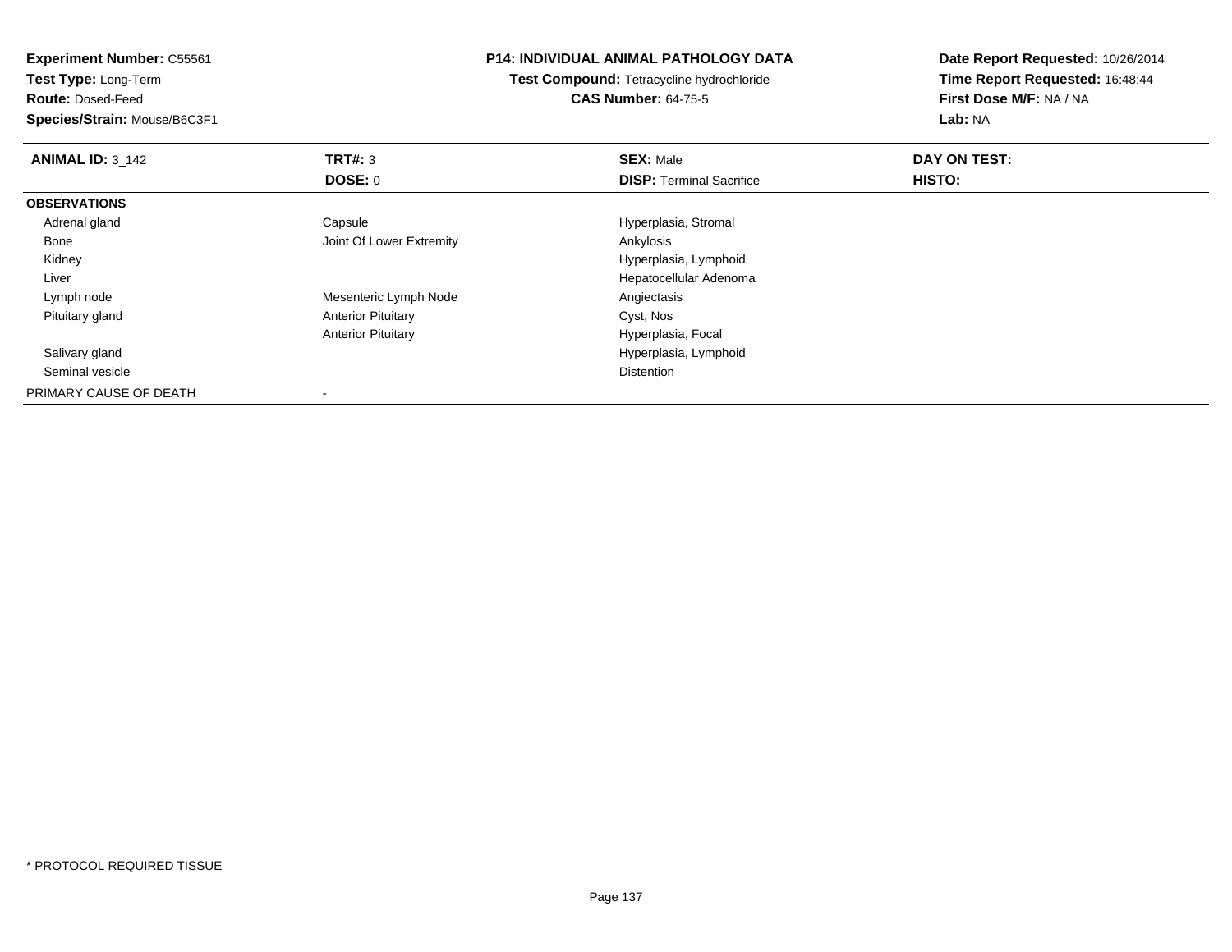**Experiment Number:** C55561
**Test Type:** Long-Term
**Route:** Dosed-Feed
**Species/Strain:** Mouse/B6C3F1

**P14: INDIVIDUAL ANIMAL PATHOLOGY DATA**
**Test Compound:** Tetracycline hydrochloride
**CAS Number:** 64-75-5

**Date Report Requested:** 10/26/2014
**Time Report Requested:** 16:48:44
**First Dose M/F:** NA / NA
**Lab:** NA

| **ANIMAL ID:** 3_142 | **TRT#:** 3 | **SEX:** Male | **DAY ON TEST:** |
|---|---|---|---|
| | **DOSE:** 0 | **DISP:** Terminal Sacrifice | **HISTO:** |
| **OBSERVATIONS** | | | |
| Adrenal gland | Capsule | Hyperplasia, Stromal | |
| Bone | Joint Of Lower Extremity | Ankylosis | |
| Kidney | | Hyperplasia, Lymphoid | |
| Liver | | Hepatocellular Adenoma | |
| Lymph node | Mesenteric Lymph Node | Angiectasis | |
| Pituitary gland | Anterior Pituitary | Cyst, Nos | |
| | Anterior Pituitary | Hyperplasia, Focal | |
| Salivary gland | | Hyperplasia, Lymphoid | |
| Seminal vesicle | | Distention | |
| PRIMARY CAUSE OF DEATH | - | | |

* PROTOCOL REQUIRED TISSUE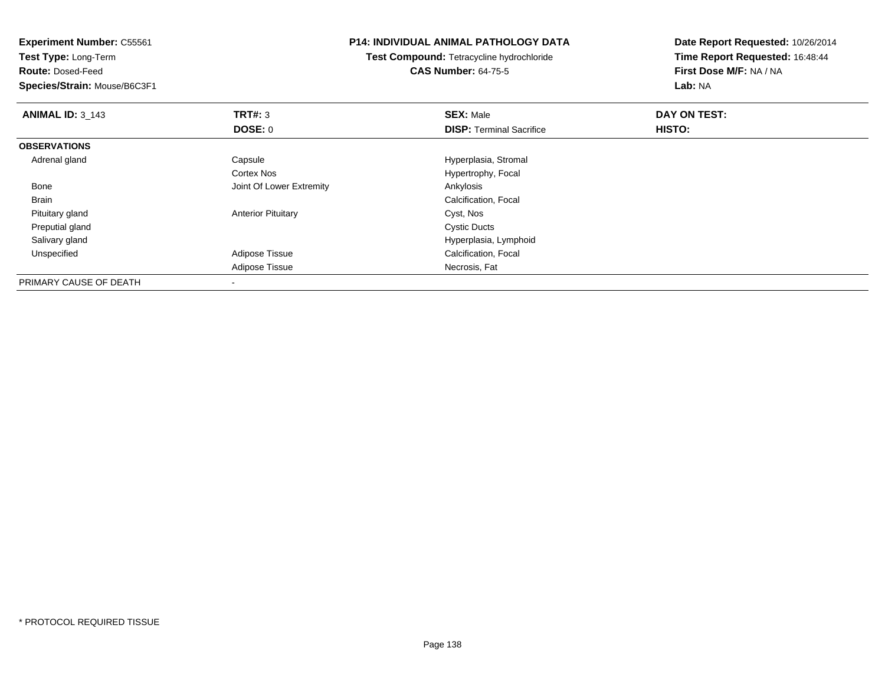**Experiment Number:** C55561
**Test Type:** Long-Term
**Route:** Dosed-Feed
**Species/Strain:** Mouse/B6C3F1

**P14: INDIVIDUAL ANIMAL PATHOLOGY DATA**
**Test Compound:** Tetracycline hydrochloride
**CAS Number:** 64-75-5

**Date Report Requested:** 10/26/2014
**Time Report Requested:** 16:48:44
**First Dose M/F:** NA / NA
**Lab:** NA

| **ANIMAL ID:** 3_143 | **TRT#:** 3 | **SEX:** Male | **DAY ON TEST:** |
|---|---|---|---|
| | **DOSE:** 0 | **DISP:** Terminal Sacrifice | **HISTO:** |
| **OBSERVATIONS** | | | |
| Adrenal gland | Capsule | Hyperplasia, Stromal | |
| | Cortex Nos | Hypertrophy, Focal | |
| Bone | Joint Of Lower Extremity | Ankylosis | |
| Brain | | Calcification, Focal | |
| Pituitary gland | Anterior Pituitary | Cyst, Nos | |
| Preputial gland | | Cystic Ducts | |
| Salivary gland | | Hyperplasia, Lymphoid | |
| Unspecified | Adipose Tissue | Calcification, Focal | |
| | Adipose Tissue | Necrosis, Fat | |
| PRIMARY CAUSE OF DEATH | - | | |

* PROTOCOL REQUIRED TISSUE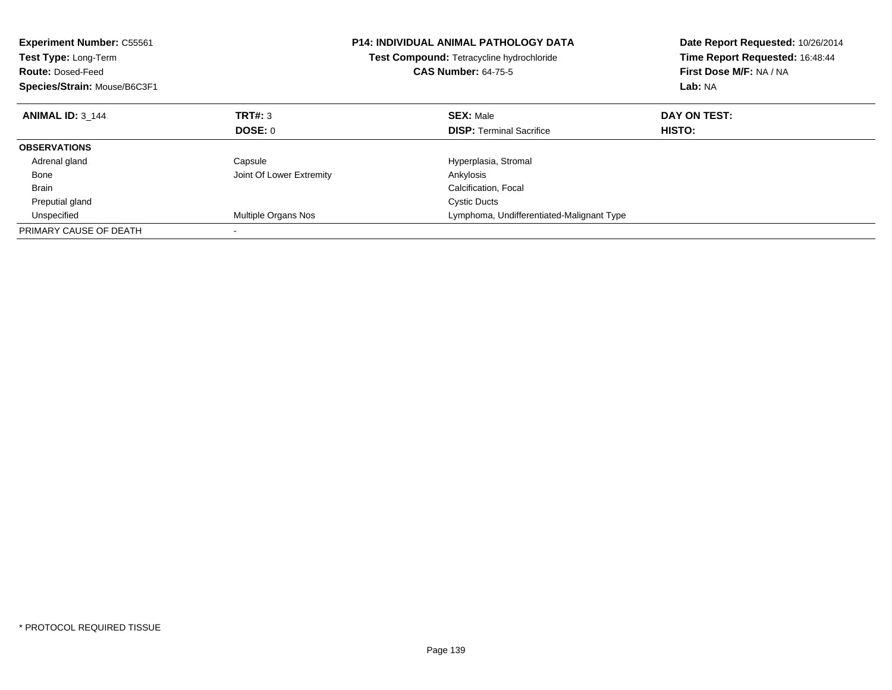**Experiment Number:** C55561
**Test Type:** Long-Term
**Route:** Dosed-Feed
**Species/Strain:** Mouse/B6C3F1

**P14: INDIVIDUAL ANIMAL PATHOLOGY DATA**
**Test Compound:** Tetracycline hydrochloride
**CAS Number:** 64-75-5

**Date Report Requested:** 10/26/2014
**Time Report Requested:** 16:48:44
**First Dose M/F:** NA / NA
**Lab:** NA

| **ANIMAL ID:** 3_144 | **TRT#:** 3 | **SEX:** Male | **DAY ON TEST:** |
|---|---|---|---|
| | **DOSE:** 0 | **DISP:** Terminal Sacrifice | **HISTO:** |
| **OBSERVATIONS** | | | |
| Adrenal gland | Capsule | Hyperplasia, Stromal | |
| Bone | Joint Of Lower Extremity | Ankylosis | |
| Brain | | Calcification, Focal | |
| Preputial gland | | Cystic Ducts | |
| Unspecified | Multiple Organs Nos | Lymphoma, Undifferentiated-Malignant Type | |
| PRIMARY CAUSE OF DEATH | - | | |

\* PROTOCOL REQUIRED TISSUE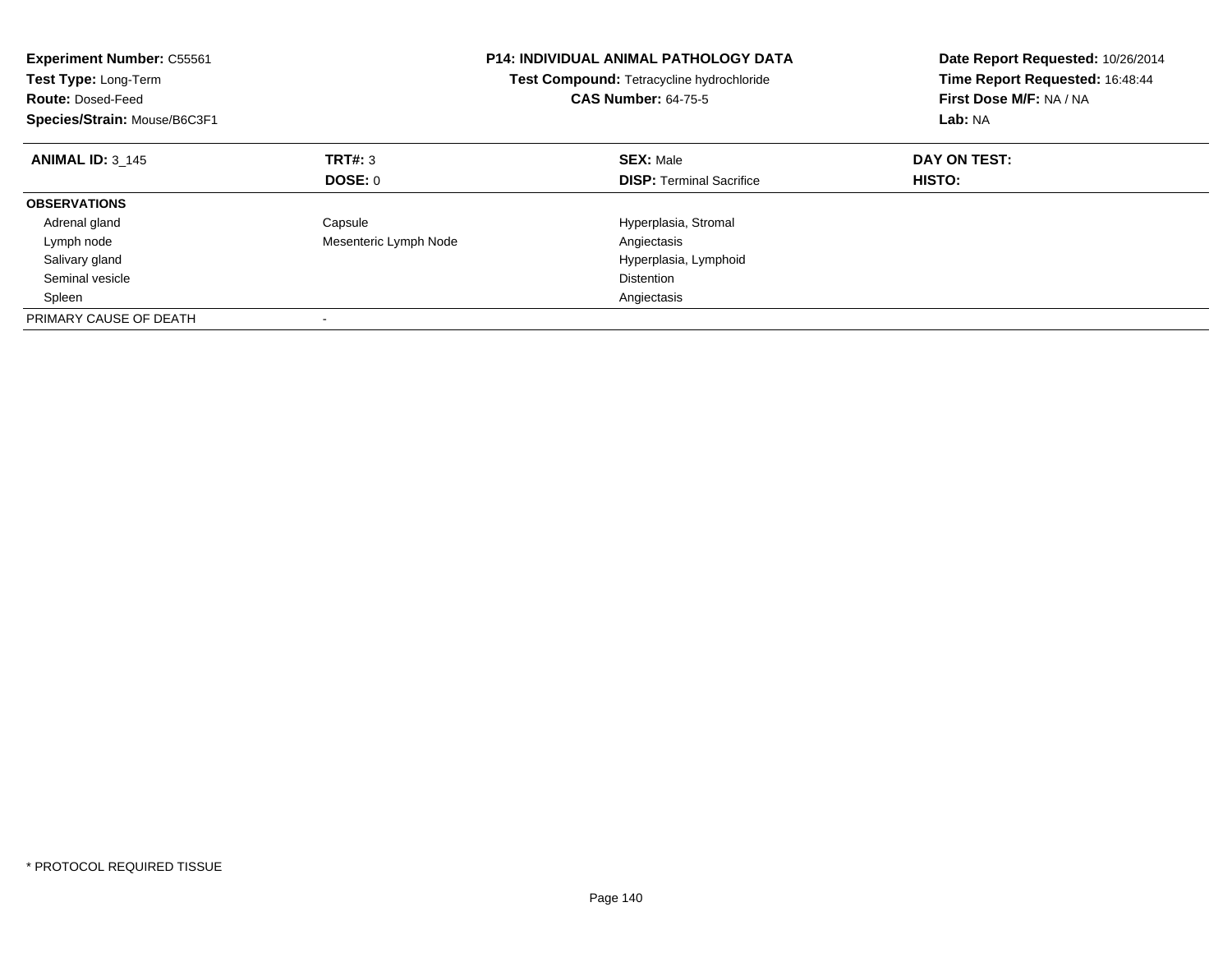**Experiment Number:** C55561
**Test Type:** Long-Term
**Route:** Dosed-Feed
**Species/Strain:** Mouse/B6C3F1

**P14: INDIVIDUAL ANIMAL PATHOLOGY DATA**
**Test Compound:** Tetracycline hydrochloride
**CAS Number:** 64-75-5

**Date Report Requested:** 10/26/2014
**Time Report Requested:** 16:48:44
**First Dose M/F:** NA / NA
**Lab:** NA

| **ANIMAL ID:** 3_145 | **TRT#:** 3 | **SEX:** Male | **DAY ON TEST:** |
|---|---|---|---|
| | **DOSE:** 0 | **DISP:** Terminal Sacrifice | **HISTO:** |
| **OBSERVATIONS** | | | |
| Adrenal gland | Capsule | Hyperplasia, Stromal | |
| Lymph node | Mesenteric Lymph Node | Angiectasis | |
| Salivary gland | | Hyperplasia, Lymphoid | |
| Seminal vesicle | | Distention | |
| Spleen | | Angiectasis | |
| PRIMARY CAUSE OF DEATH | - | | |

* PROTOCOL REQUIRED TISSUE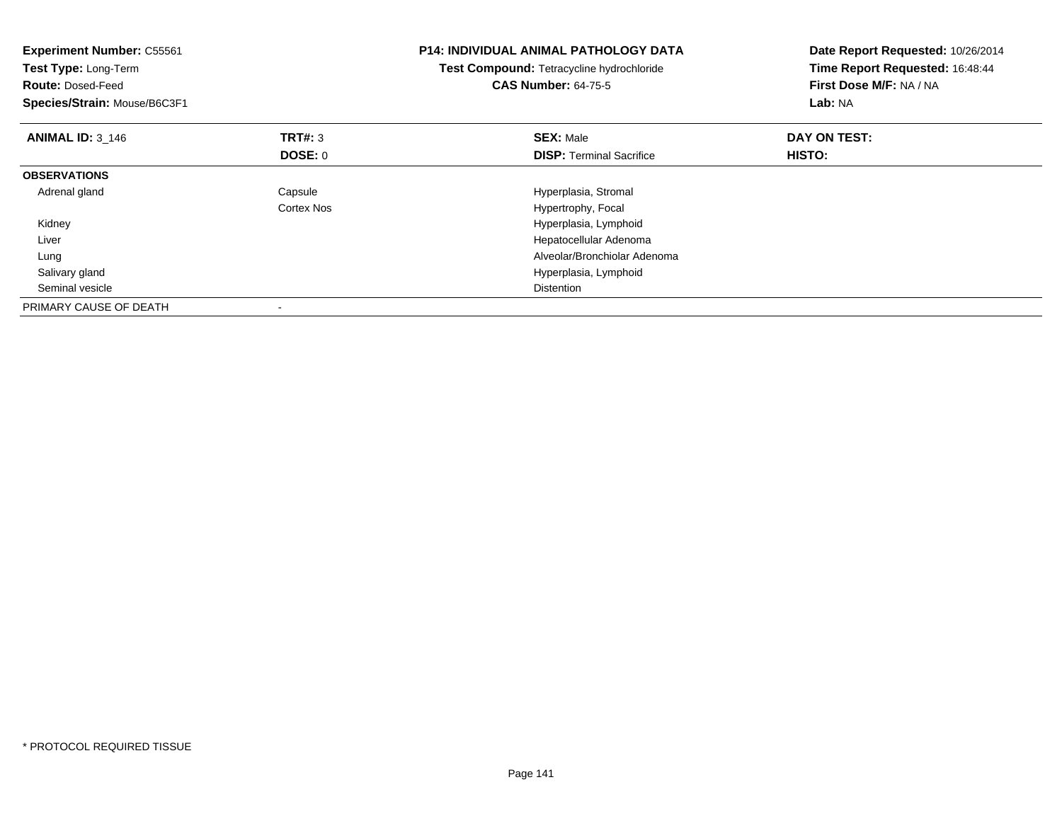**Experiment Number:** C55561
**Test Type:** Long-Term
**Route:** Dosed-Feed
**Species/Strain:** Mouse/B6C3F1

**P14: INDIVIDUAL ANIMAL PATHOLOGY DATA**
**Test Compound:** Tetracycline hydrochloride
**CAS Number:** 64-75-5

**Date Report Requested:** 10/26/2014
**Time Report Requested:** 16:48:44
**First Dose M/F:** NA / NA
**Lab:** NA

| **ANIMAL ID:** 3_146 | **TRT#:** 3 | **SEX:** Male | **DAY ON TEST:** |
|---|---|---|---|
| | **DOSE:** 0 | **DISP:** Terminal Sacrifice | **HISTO:** |
| **OBSERVATIONS** | | | |
| Adrenal gland | Capsule | Hyperplasia, Stromal | |
| | Cortex Nos | Hypertrophy, Focal | |
| Kidney | | Hyperplasia, Lymphoid | |
| Liver | | Hepatocellular Adenoma | |
| Lung | | Alveolar/Bronchiolar Adenoma | |
| Salivary gland | | Hyperplasia, Lymphoid | |
| Seminal vesicle | | Distention | |
| PRIMARY CAUSE OF DEATH | - | | |

* PROTOCOL REQUIRED TISSUE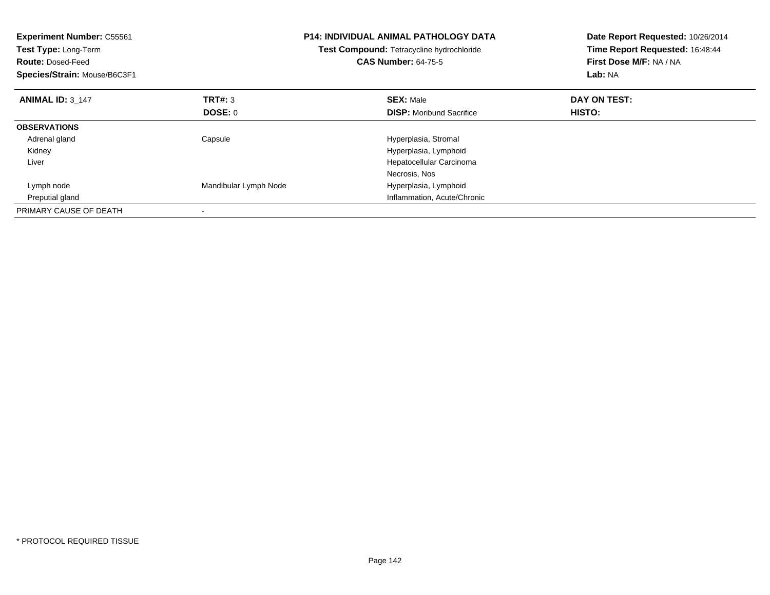**Experiment Number:** C55561
**Test Type:** Long-Term
**Route:** Dosed-Feed
**Species/Strain:** Mouse/B6C3F1

**P14: INDIVIDUAL ANIMAL PATHOLOGY DATA**
**Test Compound:** Tetracycline hydrochloride
**CAS Number:** 64-75-5

**Date Report Requested:** 10/26/2014
**Time Report Requested:** 16:48:44
**First Dose M/F:** NA / NA
**Lab:** NA

| **ANIMAL ID:** 3_147 | **TRT#:** 3 | **SEX:** Male | **DAY ON TEST:** |
|---|---|---|---|
| | **DOSE:** 0 | **DISP:** Moribund Sacrifice | **HISTO:** |
| **OBSERVATIONS** | | | |
| Adrenal gland | Capsule | Hyperplasia, Stromal | |
| Kidney | | Hyperplasia, Lymphoid | |
| Liver | | Hepatocellular Carcinoma | |
| | | Necrosis, Nos | |
| Lymph node | Mandibular Lymph Node | Hyperplasia, Lymphoid | |
| Preputial gland | | Inflammation, Acute/Chronic | |
| PRIMARY CAUSE OF DEATH | - | | |

* PROTOCOL REQUIRED TISSUE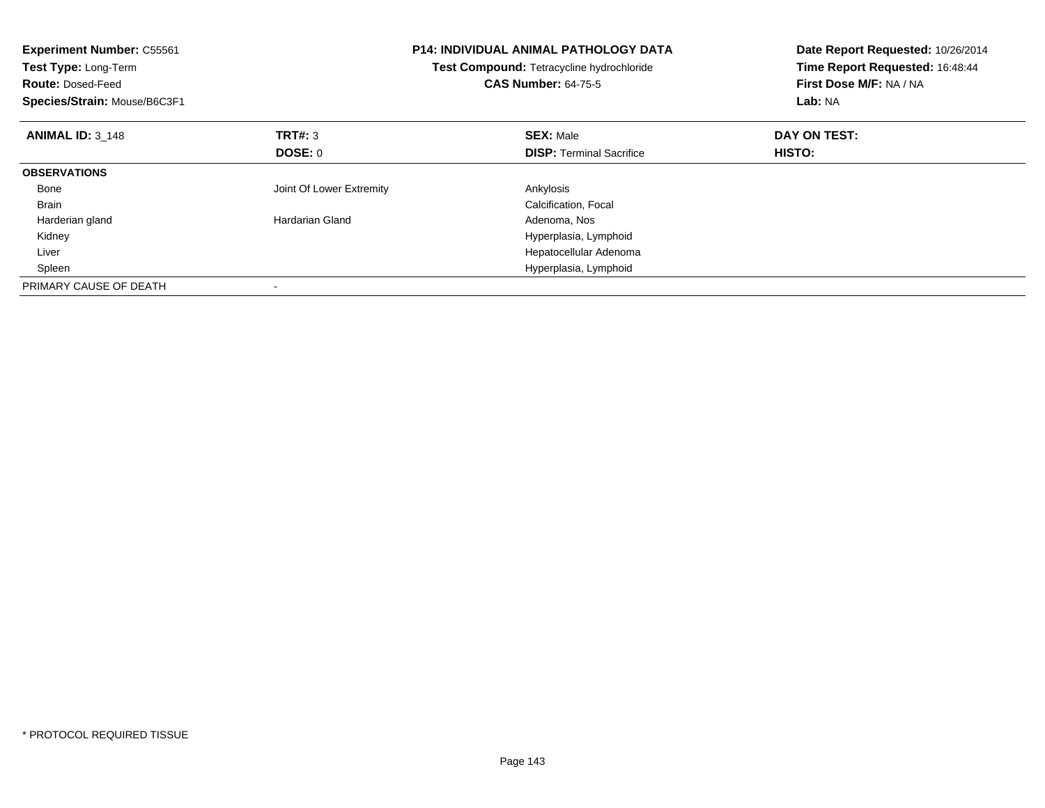**Experiment Number:** C55561
**Test Type:** Long-Term
**Route:** Dosed-Feed
**Species/Strain:** Mouse/B6C3F1

**P14: INDIVIDUAL ANIMAL PATHOLOGY DATA**
**Test Compound:** Tetracycline hydrochloride
**CAS Number:** 64-75-5

**Date Report Requested:** 10/26/2014
**Time Report Requested:** 16:48:44
**First Dose M/F:** NA / NA
**Lab:** NA

| **ANIMAL ID:** 3_148 | **TRT#:** 3 | **SEX:** Male | **DAY ON TEST:** |
|---|---|---|---|
| | **DOSE:** 0 | **DISP:** Terminal Sacrifice | **HISTO:** |
| **OBSERVATIONS** | | | |
| Bone | Joint Of Lower Extremity | Ankylosis | |
| Brain | | Calcification, Focal | |
| Harderian gland | Hardarian Gland | Adenoma, Nos | |
| Kidney | | Hyperplasia, Lymphoid | |
| Liver | | Hepatocellular Adenoma | |
| Spleen | | Hyperplasia, Lymphoid | |
| PRIMARY CAUSE OF DEATH | - | | |

* PROTOCOL REQUIRED TISSUE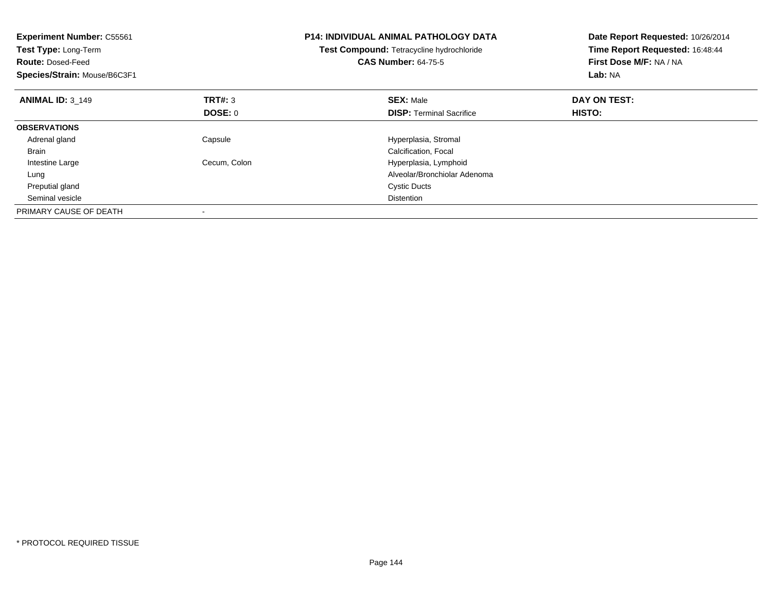**Experiment Number:** C55561
**Test Type:** Long-Term
**Route:** Dosed-Feed
**Species/Strain:** Mouse/B6C3F1

**P14: INDIVIDUAL ANIMAL PATHOLOGY DATA**
**Test Compound:** Tetracycline hydrochloride
**CAS Number:** 64-75-5

**Date Report Requested:** 10/26/2014
**Time Report Requested:** 16:48:44
**First Dose M/F:** NA / NA
**Lab:** NA

| **ANIMAL ID:** 3_149 | **TRT#:** 3 | **SEX:** Male | **DAY ON TEST:** |
|---|---|---|---|
| | **DOSE:** 0 | **DISP:** Terminal Sacrifice | **HISTO:** |
| **OBSERVATIONS** | | | |
| Adrenal gland | Capsule | Hyperplasia, Stromal | |
| Brain | | Calcification, Focal | |
| Intestine Large | Cecum, Colon | Hyperplasia, Lymphoid | |
| Lung | | Alveolar/Bronchiolar Adenoma | |
| Preputial gland | | Cystic Ducts | |
| Seminal vesicle | | Distention | |
| PRIMARY CAUSE OF DEATH | - | | |

* PROTOCOL REQUIRED TISSUE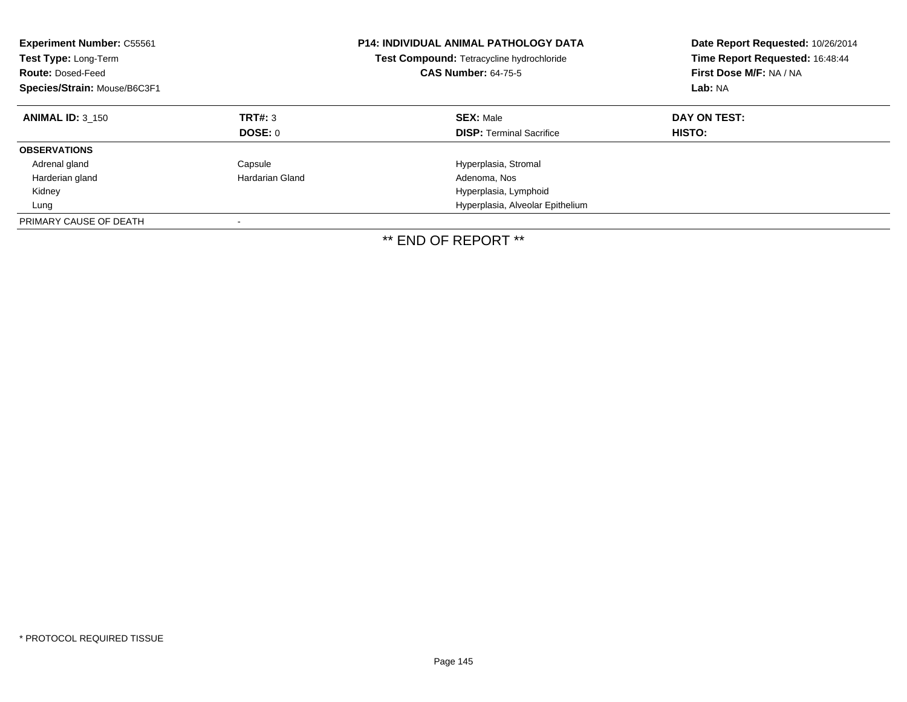**Experiment Number:** C55561
**Test Type:** Long-Term
**Route:** Dosed-Feed
**Species/Strain:** Mouse/B6C3F1

**P14: INDIVIDUAL ANIMAL PATHOLOGY DATA**
**Test Compound:** Tetracycline hydrochloride
**CAS Number:** 64-75-5

**Date Report Requested:** 10/26/2014
**Time Report Requested:** 16:48:44
**First Dose M/F:** NA / NA
**Lab:** NA

| **ANIMAL ID:** 3_150 | **TRT#:** 3 | **SEX:** Male | **DAY ON TEST:** |
|---|---|---|---|
| | **DOSE:** 0 | **DISP:** Terminal Sacrifice | **HISTO:** |
| **OBSERVATIONS** | | | |
| Adrenal gland | Capsule | Hyperplasia, Stromal | |
| Harderian gland | Hardarian Gland | Adenoma, Nos | |
| Kidney | | Hyperplasia, Lymphoid | |
| Lung | | Hyperplasia, Alveolar Epithelium | |
| PRIMARY CAUSE OF DEATH | - | | |

** END OF REPORT **

* PROTOCOL REQUIRED TISSUE